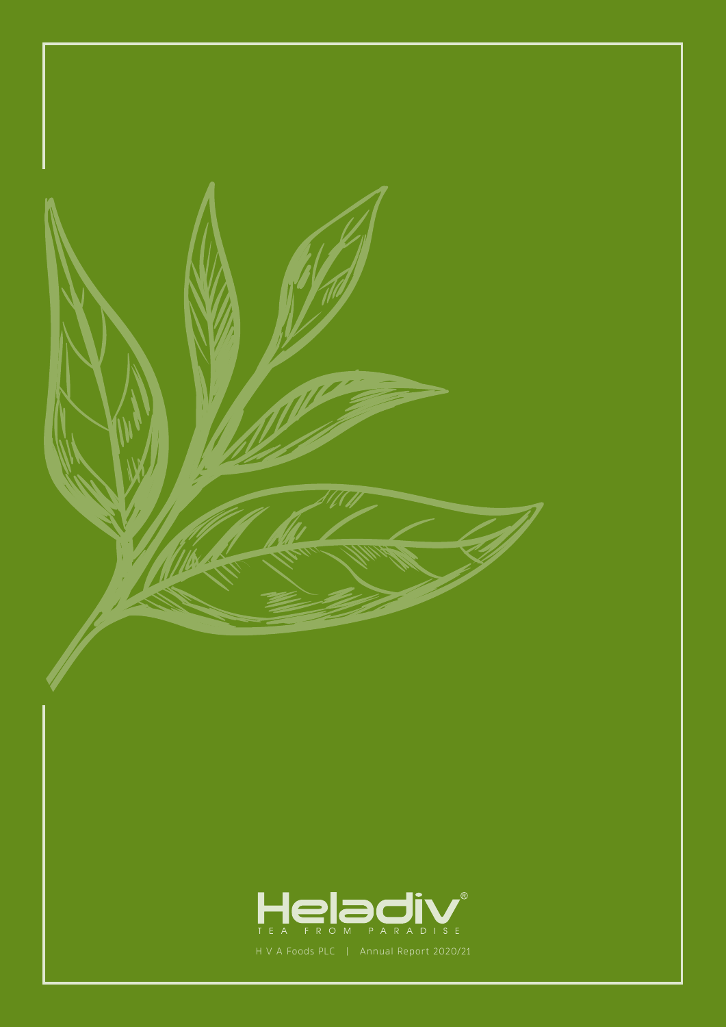Heladiv®

TEA FROM PARADISE

H V A Foods PLC | Annual Report 2020/21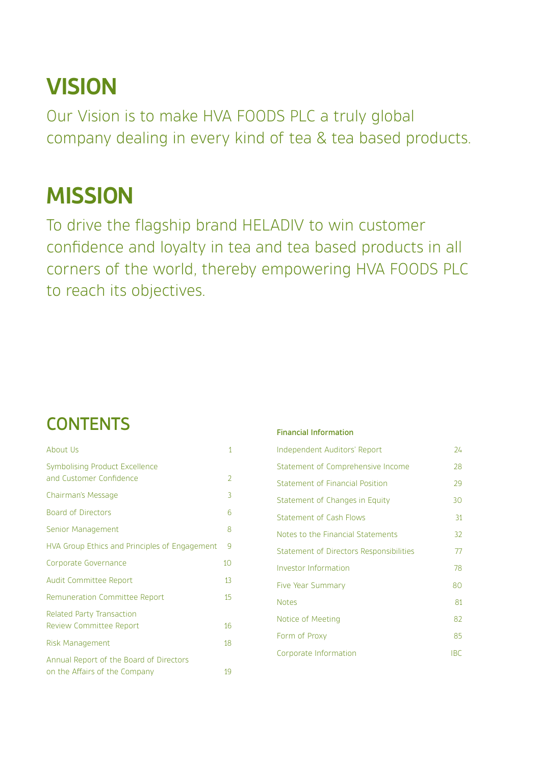# VISION

Our Vision is to make HVA FOODS PLC a truly global company dealing in every kind of tea & tea based products.

# MISSION

To drive the flagship brand HELADIV to win customer confidence and loyalty in tea and tea based products in all corners of the world, thereby empowering HVA FOODS PLC to reach its objectives.

## CONTENTS

| | |
|---|---|
| About Us | 1 |
| Symbolising Product Excellence and Customer Confidence | 2 |
| Chairman's Message | 3 |
| Board of Directors | 6 |
| Senior Management | 8 |
| HVA Group Ethics and Principles of Engagement | 9 |
| Corporate Governance | 10 |
| Audit Committee Report | 13 |
| Remuneration Committee Report | 15 |
| Related Party Transaction Review Committee Report | 16 |
| Risk Management | 18 |
| Annual Report of the Board of Directors on the Affairs of the Company | 19 |

**Financial Information**

| | |
|---|---|
| Independent Auditors' Report | 24 |
| Statement of Comprehensive Income | 28 |
| Statement of Financial Position | 29 |
| Statement of Changes in Equity | 30 |
| Statement of Cash Flows | 31 |
| Notes to the Financial Statements | 32 |
| Statement of Directors Responsibilities | 77 |
| Investor Information | 78 |
| Five Year Summary | 80 |
| Notes | 81 |
| Notice of Meeting | 82 |
| Form of Proxy | 85 |
| Corporate Information | IBC |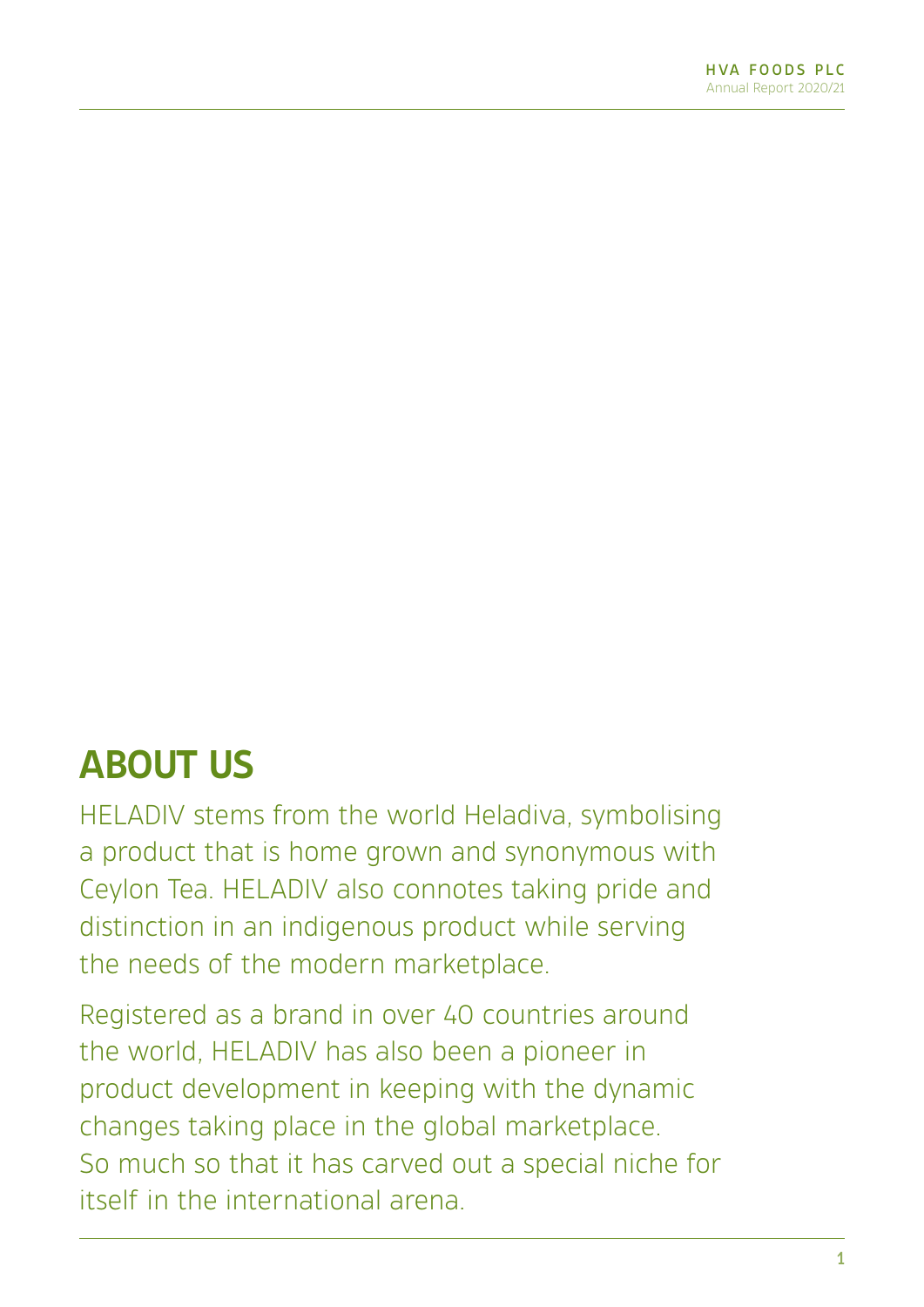# ABOUT US

HELADIV stems from the world Heladiva, symbolising a product that is home grown and synonymous with Ceylon Tea. HELADIV also connotes taking pride and distinction in an indigenous product while serving the needs of the modern marketplace.

Registered as a brand in over 40 countries around the world, HELADIV has also been a pioneer in product development in keeping with the dynamic changes taking place in the global marketplace. So much so that it has carved out a special niche for itself in the international arena.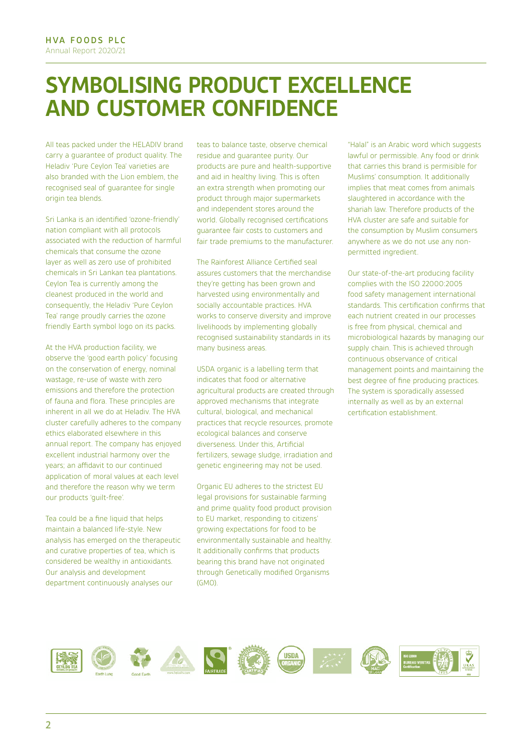# SYMBOLISING PRODUCT EXCELLENCE AND CUSTOMER CONFIDENCE

All teas packed under the HELADIV brand carry a guarantee of product quality. The Heladiv 'Pure Ceylon Tea' varieties are also branded with the Lion emblem, the recognised seal of guarantee for single origin tea blends.

Sri Lanka is an identified 'ozone-friendly' nation compliant with all protocols associated with the reduction of harmful chemicals that consume the ozone layer as well as zero use of prohibited chemicals in Sri Lankan tea plantations. Ceylon Tea is currently among the cleanest produced in the world and consequently, the Heladiv 'Pure Ceylon Tea' range proudly carries the ozone friendly Earth symbol logo on its packs.

At the HVA production facility, we observe the 'good earth policy' focusing on the conservation of energy, nominal wastage, re-use of waste with zero emissions and therefore the protection of fauna and flora. These principles are inherent in all we do at Heladiv. The HVA cluster carefully adheres to the company ethics elaborated elsewhere in this annual report. The company has enjoyed excellent industrial harmony over the years; an affidavit to our continued application of moral values at each level and therefore the reason why we term our products 'guilt-free'.

Tea could be a fine liquid that helps maintain a balanced life-style. New analysis has emerged on the therapeutic and curative properties of tea, which is considered be wealthy in antioxidants. Our analysis and development department continuously analyses our teas to balance taste, observe chemical residue and guarantee purity. Our products are pure and health-supportive and aid in healthy living. This is often an extra strength when promoting our product through major supermarkets and independent stores around the world. Globally recognised certifications guarantee fair costs to customers and fair trade premiums to the manufacturer.

The Rainforest Alliance Certified seal assures customers that the merchandise they're getting has been grown and harvested using environmentally and socially accountable practices. HVA works to conserve diversity and improve livelihoods by implementing globally recognised sustainability standards in its many business areas.

USDA organic is a labelling term that indicates that food or alternative agricultural products are created through approved mechanisms that integrate cultural, biological, and mechanical practices that recycle resources, promote ecological balances and conserve diverseness. Under this, Artificial fertilizers, sewage sludge, irradiation and genetic engineering may not be used.

Organic EU adheres to the strictest EU legal provisions for sustainable farming and prime quality food product provision to EU market, responding to citizens' growing expectations for food to be environmentally sustainable and healthy. It additionally confirms that products bearing this brand have not originated through Genetically modified Organisms (GMO).

"Halal" is an Arabic word which suggests lawful or permissible. Any food or drink that carries this brand is permisible for Muslims' consumption. It additionally implies that meat comes from animals slaughtered in accordance with the shariah law. Therefore products of the HVA cluster are safe and suitable for the consumption by Muslim consumers anywhere as we do not use any non-permitted ingredient.

Our state-of-the-art producing facility complies with the ISO 22000:2005 food safety management international standards. This certification confirms that each nutrient created in our processes is free from physical, chemical and microbiological hazards by managing our supply chain. This is achieved through continuous observance of critical management points and maintaining the best degree of fine producing practices. The system is sporadically assessed internally as well as by an external certification establishment.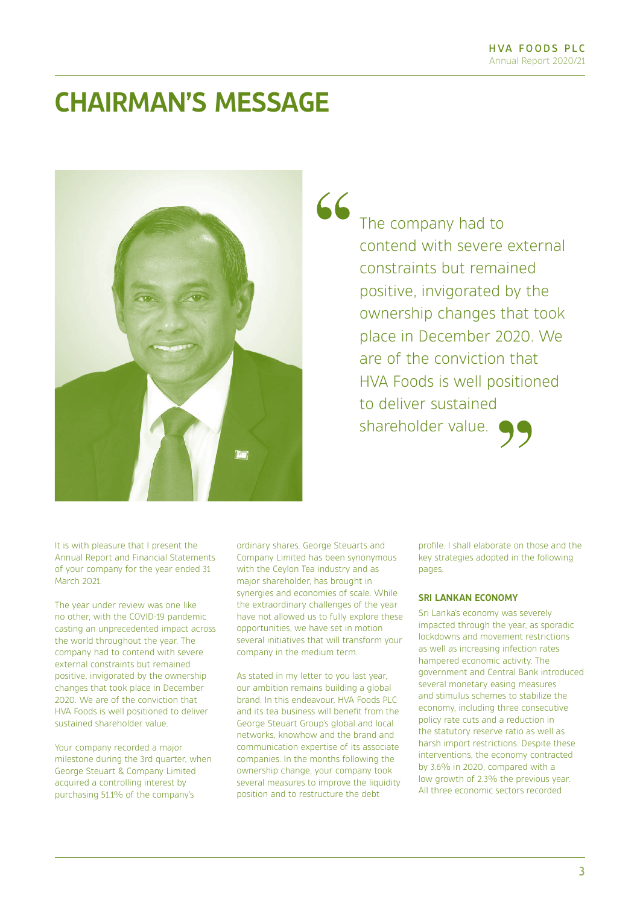# CHAIRMAN'S MESSAGE

> The company had to contend with severe external constraints but remained positive, invigorated by the ownership changes that took place in December 2020. We are of the conviction that HVA Foods is well positioned to deliver sustained shareholder value.

It is with pleasure that I present the Annual Report and Financial Statements of your company for the year ended 31 March 2021.

The year under review was one like no other, with the COVID-19 pandemic casting an unprecedented impact across the world throughout the year. The company had to contend with severe external constraints but remained positive, invigorated by the ownership changes that took place in December 2020. We are of the conviction that HVA Foods is well positioned to deliver sustained shareholder value.

Your company recorded a major milestone during the 3rd quarter, when George Steuart & Company Limited acquired a controlling interest by purchasing 51.1% of the company's ordinary shares. George Steuarts and Company Limited has been synonymous with the Ceylon Tea industry and as major shareholder, has brought in synergies and economies of scale. While the extraordinary challenges of the year have not allowed us to fully explore these opportunities, we have set in motion several initiatives that will transform your company in the medium term.

As stated in my letter to you last year, our ambition remains building a global brand. In this endeavour, HVA Foods PLC and its tea business will benefit from the George Steuart Group's global and local networks, knowhow and the brand and communication expertise of its associate companies. In the months following the ownership change, your company took several measures to improve the liquidity position and to restructure the debt profile. I shall elaborate on those and the key strategies adopted in the following pages.

## SRI LANKAN ECONOMY

Sri Lanka's economy was severely impacted through the year, as sporadic lockdowns and movement restrictions as well as increasing infection rates hampered economic activity. The government and Central Bank introduced several monetary easing measures and stimulus schemes to stabilize the economy, including three consecutive policy rate cuts and a reduction in the statutory reserve ratio as well as harsh import restrictions. Despite these interventions, the economy contracted by 3.6% in 2020, compared with a low growth of 2.3% the previous year. All three economic sectors recorded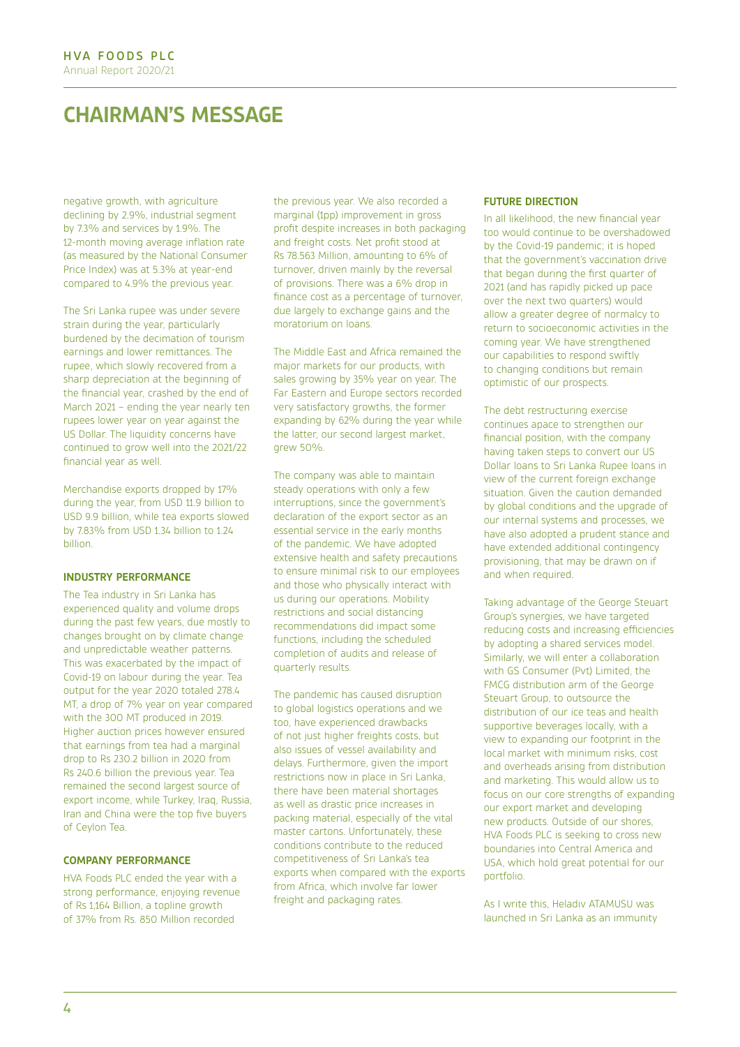# CHAIRMAN'S MESSAGE

negative growth, with agriculture declining by 2.9%, industrial segment by 7.3% and services by 1.9%. The 12-month moving average inflation rate (as measured by the National Consumer Price Index) was at 5.3% at year-end compared to 4.9% the previous year.

The Sri Lanka rupee was under severe strain during the year, particularly burdened by the decimation of tourism earnings and lower remittances. The rupee, which slowly recovered from a sharp depreciation at the beginning of the financial year, crashed by the end of March 2021 – ending the year nearly ten rupees lower year on year against the US Dollar. The liquidity concerns have continued to grow well into the 2021/22 financial year as well.

Merchandise exports dropped by 17% during the year, from USD 11.9 billion to USD 9.9 billion, while tea exports slowed by 7.83% from USD 1.34 billion to 1.24 billion.

### INDUSTRY PERFORMANCE

The Tea industry in Sri Lanka has experienced quality and volume drops during the past few years, due mostly to changes brought on by climate change and unpredictable weather patterns. This was exacerbated by the impact of Covid-19 on labour during the year. Tea output for the year 2020 totaled 278.4 MT, a drop of 7% year on year compared with the 300 MT produced in 2019. Higher auction prices however ensured that earnings from tea had a marginal drop to Rs 230.2 billion in 2020 from Rs 240.6 billion the previous year. Tea remained the second largest source of export income, while Turkey, Iraq, Russia, Iran and China were the top five buyers of Ceylon Tea.

### COMPANY PERFORMANCE

HVA Foods PLC ended the year with a strong performance, enjoying revenue of Rs 1,164 Billion, a topline growth of 37% from Rs. 850 Million recorded the previous year. We also recorded a marginal (1pp) improvement in gross profit despite increases in both packaging and freight costs. Net profit stood at Rs 78.563 Million, amounting to 6% of turnover, driven mainly by the reversal of provisions. There was a 6% drop in finance cost as a percentage of turnover, due largely to exchange gains and the moratorium on loans.

The Middle East and Africa remained the major markets for our products, with sales growing by 35% year on year. The Far Eastern and Europe sectors recorded very satisfactory growths, the former expanding by 62% during the year while the latter, our second largest market, grew 50%.

The company was able to maintain steady operations with only a few interruptions, since the government's declaration of the export sector as an essential service in the early months of the pandemic. We have adopted extensive health and safety precautions to ensure minimal risk to our employees and those who physically interact with us during our operations. Mobility restrictions and social distancing recommendations did impact some functions, including the scheduled completion of audits and release of quarterly results.

The pandemic has caused disruption to global logistics operations and we too, have experienced drawbacks of not just higher freights costs, but also issues of vessel availability and delays. Furthermore, given the import restrictions now in place in Sri Lanka, there have been material shortages as well as drastic price increases in packing material, especially of the vital master cartons. Unfortunately, these conditions contribute to the reduced competitiveness of Sri Lanka's tea exports when compared with the exports from Africa, which involve far lower freight and packaging rates.

### FUTURE DIRECTION

In all likelihood, the new financial year too would continue to be overshadowed by the Covid-19 pandemic; it is hoped that the government's vaccination drive that began during the first quarter of 2021 (and has rapidly picked up pace over the next two quarters) would allow a greater degree of normalcy to return to socioeconomic activities in the coming year. We have strengthened our capabilities to respond swiftly to changing conditions but remain optimistic of our prospects.

The debt restructuring exercise continues apace to strengthen our financial position, with the company having taken steps to convert our US Dollar loans to Sri Lanka Rupee loans in view of the current foreign exchange situation. Given the caution demanded by global conditions and the upgrade of our internal systems and processes, we have also adopted a prudent stance and have extended additional contingency provisioning, that may be drawn on if and when required.

Taking advantage of the George Steuart Group's synergies, we have targeted reducing costs and increasing efficiencies by adopting a shared services model. Similarly, we will enter a collaboration with GS Consumer (Pvt) Limited, the FMCG distribution arm of the George Steuart Group, to outsource the distribution of our ice teas and health supportive beverages locally, with a view to expanding our footprint in the local market with minimum risks, cost and overheads arising from distribution and marketing. This would allow us to focus on our core strengths of expanding our export market and developing new products. Outside of our shores, HVA Foods PLC is seeking to cross new boundaries into Central America and USA, which hold great potential for our portfolio.

As I write this, Heladiv ATAMUSU was launched in Sri Lanka as an immunity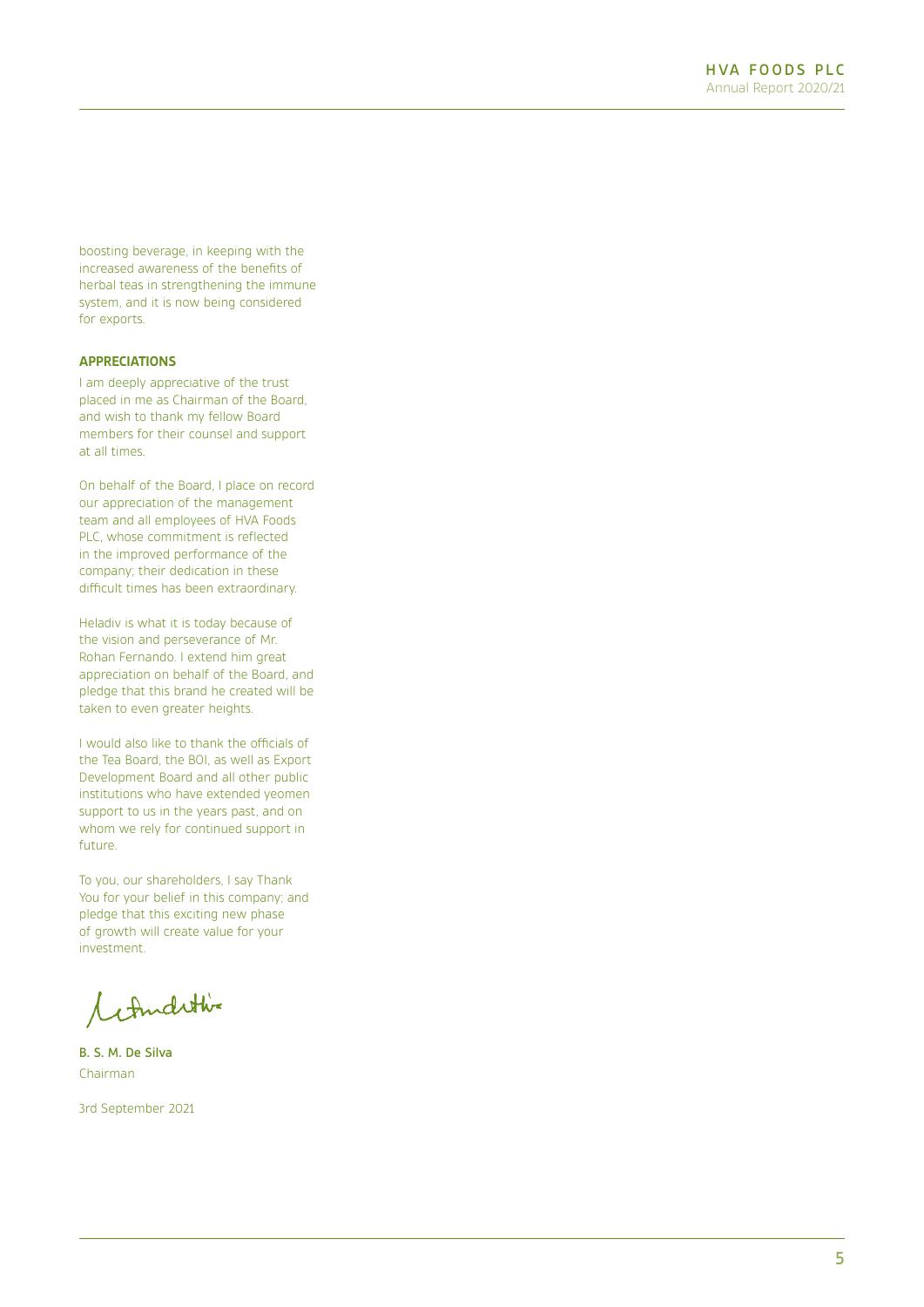boosting beverage, in keeping with the increased awareness of the benefits of herbal teas in strengthening the immune system, and it is now being considered for exports.

**APPRECIATIONS**

I am deeply appreciative of the trust placed in me as Chairman of the Board, and wish to thank my fellow Board members for their counsel and support at all times.

On behalf of the Board, I place on record our appreciation of the management team and all employees of HVA Foods PLC, whose commitment is reflected in the improved performance of the company; their dedication in these difficult times has been extraordinary.

Heladiv is what it is today because of the vision and perseverance of Mr. Rohan Fernando. I extend him great appreciation on behalf of the Board, and pledge that this brand he created will be taken to even greater heights.

I would also like to thank the officials of the Tea Board, the BOI, as well as Export Development Board and all other public institutions who have extended yeomen support to us in the years past, and on whom we rely for continued support in future.

To you, our shareholders, I say Thank You for your belief in this company; and pledge that this exciting new phase of growth will create value for your investment.

**B. S. M. De Silva**
Chairman

3rd September 2021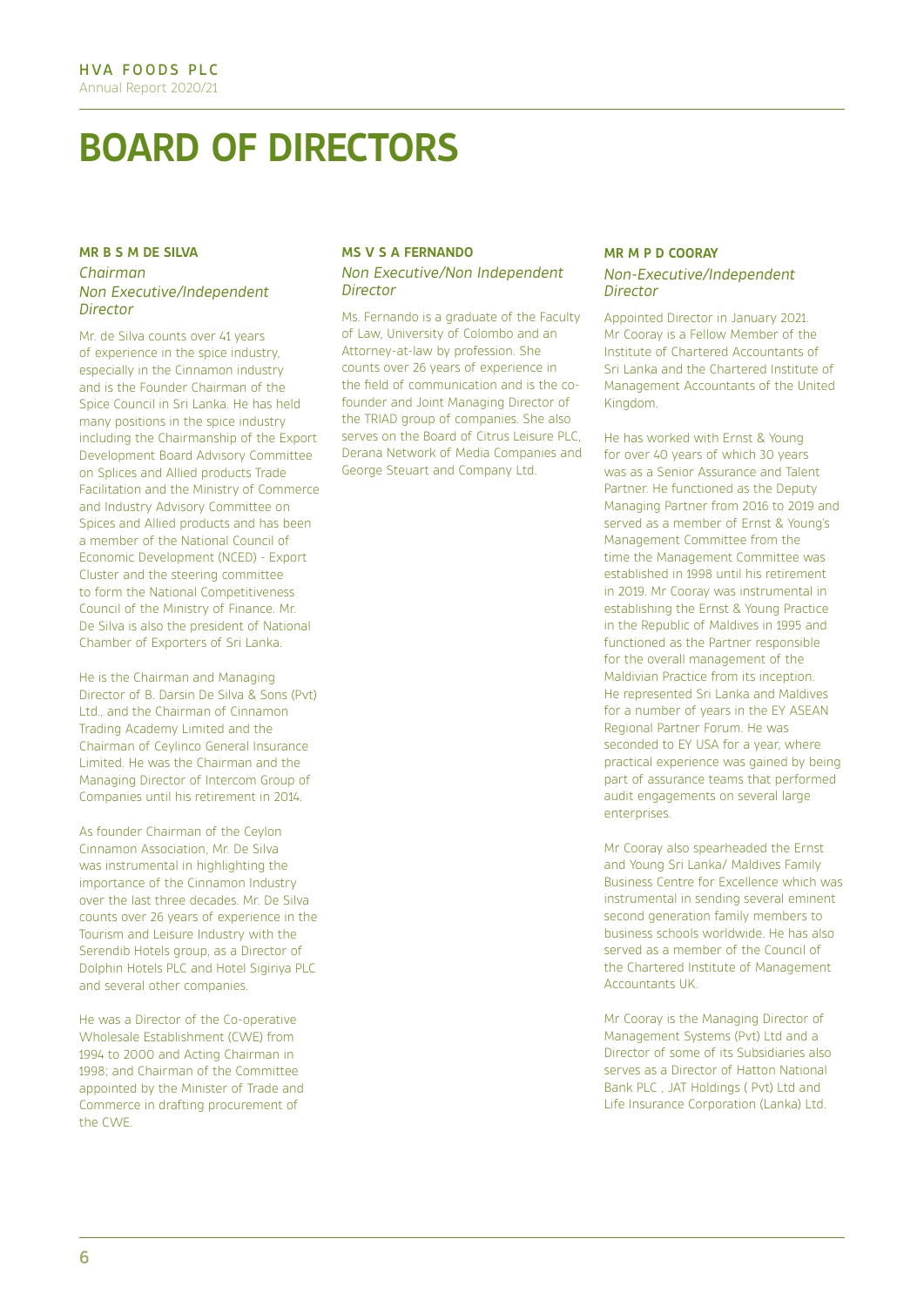# BOARD OF DIRECTORS

**MR B S M DE SILVA**

*Chairman*
*Non Executive/Independent Director*

Mr. de Silva counts over 41 years of experience in the spice industry, especially in the Cinnamon industry and is the Founder Chairman of the Spice Council in Sri Lanka. He has held many positions in the spice industry including the Chairmanship of the Export Development Board Advisory Committee on Splices and Allied products Trade Facilitation and the Ministry of Commerce and Industry Advisory Committee on Spices and Allied products and has been a member of the National Council of Economic Development (NCED) - Export Cluster and the steering committee to form the National Competitiveness Council of the Ministry of Finance. Mr. De Silva is also the president of National Chamber of Exporters of Sri Lanka.

He is the Chairman and Managing Director of B. Darsin De Silva & Sons (Pvt) Ltd., and the Chairman of Cinnamon Trading Academy Limited and the Chairman of Ceylinco General Insurance Limited. He was the Chairman and the Managing Director of Intercom Group of Companies until his retirement in 2014.

As founder Chairman of the Ceylon Cinnamon Association, Mr. De Silva was instrumental in highlighting the importance of the Cinnamon Industry over the last three decades. Mr. De Silva counts over 26 years of experience in the Tourism and Leisure Industry with the Serendib Hotels group, as a Director of Dolphin Hotels PLC and Hotel Sigiriya PLC and several other companies.

He was a Director of the Co-operative Wholesale Establishment (CWE) from 1994 to 2000 and Acting Chairman in 1998; and Chairman of the Committee appointed by the Minister of Trade and Commerce in drafting procurement of the CWE.

**MS V S A FERNANDO**

*Non Executive/Non Independent Director*

Ms. Fernando is a graduate of the Faculty of Law, University of Colombo and an Attorney-at-law by profession. She counts over 26 years of experience in the field of communication and is the co-founder and Joint Managing Director of the TRIAD group of companies. She also serves on the Board of Citrus Leisure PLC, Derana Network of Media Companies and George Steuart and Company Ltd.

**MR M P D COORAY**

*Non-Executive/Independent Director*

Appointed Director in January 2021. Mr Cooray is a Fellow Member of the Institute of Chartered Accountants of Sri Lanka and the Chartered Institute of Management Accountants of the United Kingdom.

He has worked with Ernst & Young for over 40 years of which 30 years was as a Senior Assurance and Talent Partner. He functioned as the Deputy Managing Partner from 2016 to 2019 and served as a member of Ernst & Young's Management Committee from the time the Management Committee was established in 1998 until his retirement in 2019. Mr Cooray was instrumental in establishing the Ernst & Young Practice in the Republic of Maldives in 1995 and functioned as the Partner responsible for the overall management of the Maldivian Practice from its inception. He represented Sri Lanka and Maldives for a number of years in the EY ASEAN Regional Partner Forum. He was seconded to EY USA for a year, where practical experience was gained by being part of assurance teams that performed audit engagements on several large enterprises.

Mr Cooray also spearheaded the Ernst and Young Sri Lanka/ Maldives Family Business Centre for Excellence which was instrumental in sending several eminent second generation family members to business schools worldwide. He has also served as a member of the Council of the Chartered Institute of Management Accountants UK.

Mr Cooray is the Managing Director of Management Systems (Pvt) Ltd and a Director of some of its Subsidiaries also serves as a Director of Hatton National Bank PLC , JAT Holdings ( Pvt) Ltd and Life Insurance Corporation (Lanka) Ltd.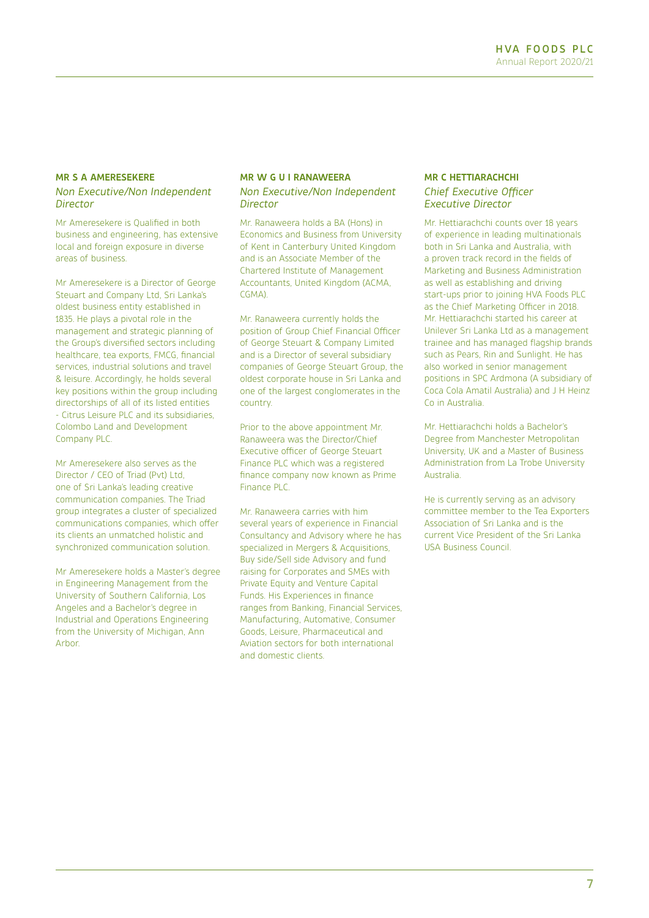## MR S A AMERESEKERE

*Non Executive/Non Independent Director*

Mr Ameresekere is Qualified in both business and engineering, has extensive local and foreign exposure in diverse areas of business.

Mr Ameresekere is a Director of George Steuart and Company Ltd, Sri Lanka's oldest business entity established in 1835. He plays a pivotal role in the management and strategic planning of the Group's diversified sectors including healthcare, tea exports, FMCG, financial services, industrial solutions and travel & leisure. Accordingly, he holds several key positions within the group including directorships of all of its listed entities - Citrus Leisure PLC and its subsidiaries, Colombo Land and Development Company PLC.

Mr Ameresekere also serves as the Director / CEO of Triad (Pvt) Ltd, one of Sri Lanka's leading creative communication companies. The Triad group integrates a cluster of specialized communications companies, which offer its clients an unmatched holistic and synchronized communication solution.

Mr Ameresekere holds a Master's degree in Engineering Management from the University of Southern California, Los Angeles and a Bachelor's degree in Industrial and Operations Engineering from the University of Michigan, Ann Arbor.

## MR W G U I RANAWEERA

*Non Executive/Non Independent Director*

Mr. Ranaweera holds a BA (Hons) in Economics and Business from University of Kent in Canterbury United Kingdom and is an Associate Member of the Chartered Institute of Management Accountants, United Kingdom (ACMA, CGMA).

Mr. Ranaweera currently holds the position of Group Chief Financial Officer of George Steuart & Company Limited and is a Director of several subsidiary companies of George Steuart Group, the oldest corporate house in Sri Lanka and one of the largest conglomerates in the country.

Prior to the above appointment Mr. Ranaweera was the Director/Chief Executive officer of George Steuart Finance PLC which was a registered finance company now known as Prime Finance PLC.

Mr. Ranaweera carries with him several years of experience in Financial Consultancy and Advisory where he has specialized in Mergers & Acquisitions, Buy side/Sell side Advisory and fund raising for Corporates and SMEs with Private Equity and Venture Capital Funds. His Experiences in finance ranges from Banking, Financial Services, Manufacturing, Automative, Consumer Goods, Leisure, Pharmaceutical and Aviation sectors for both international and domestic clients.

## MR C HETTIARACHCHI

*Chief Executive Officer Executive Director*

Mr. Hettiarachchi counts over 18 years of experience in leading multinationals both in Sri Lanka and Australia, with a proven track record in the fields of Marketing and Business Administration as well as establishing and driving start-ups prior to joining HVA Foods PLC as the Chief Marketing Officer in 2018. Mr. Hettiarachchi started his career at Unilever Sri Lanka Ltd as a management trainee and has managed flagship brands such as Pears, Rin and Sunlight. He has also worked in senior management positions in SPC Ardmona (A subsidiary of Coca Cola Amatil Australia) and J H Heinz Co in Australia.

Mr. Hettiarachchi holds a Bachelor's Degree from Manchester Metropolitan University, UK and a Master of Business Administration from La Trobe University Australia.

He is currently serving as an advisory committee member to the Tea Exporters Association of Sri Lanka and is the current Vice President of the Sri Lanka USA Business Council.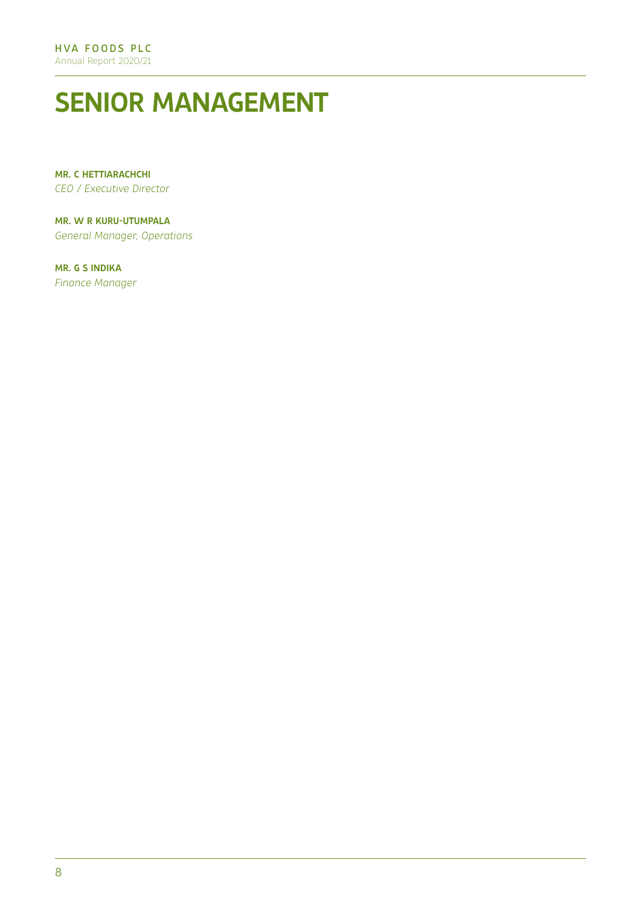# SENIOR MANAGEMENT

**MR. C HETTIARACHCHI**
*CEO / Executive Director*

**MR. W R KURU-UTUMPALA**
*General Manager, Operations*

**MR. G S INDIKA**
*Finance Manager*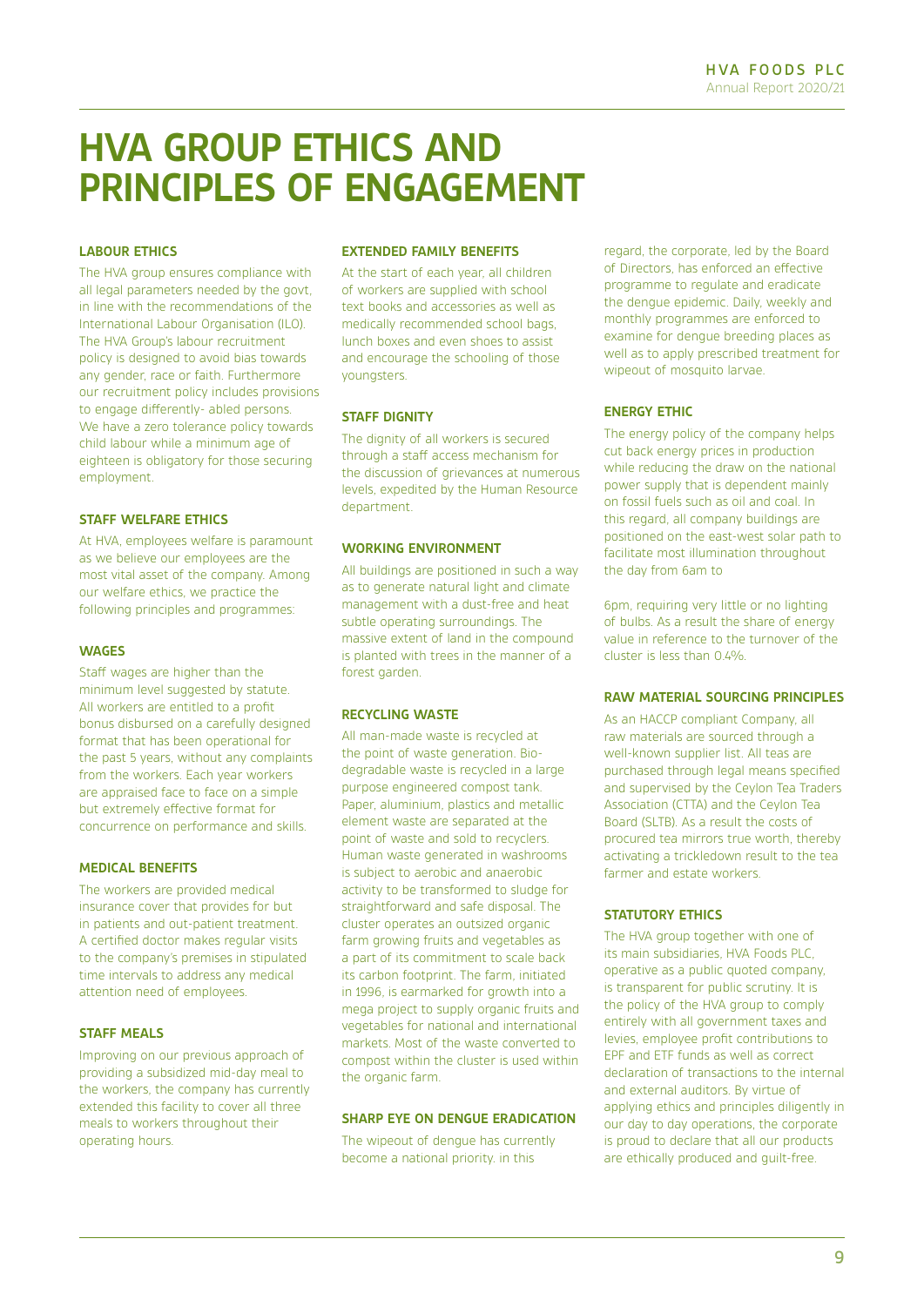# HVA GROUP ETHICS AND PRINCIPLES OF ENGAGEMENT

### LABOUR ETHICS

The HVA group ensures compliance with all legal parameters needed by the govt, in line with the recommendations of the International Labour Organisation (ILO). The HVA Group's labour recruitment policy is designed to avoid bias towards any gender, race or faith. Furthermore our recruitment policy includes provisions to engage differently- abled persons. We have a zero tolerance policy towards child labour while a minimum age of eighteen is obligatory for those securing employment.

### STAFF WELFARE ETHICS

At HVA, employees welfare is paramount as we believe our employees are the most vital asset of the company. Among our welfare ethics, we practice the following principles and programmes:

### WAGES

Staff wages are higher than the minimum level suggested by statute. All workers are entitled to a profit bonus disbursed on a carefully designed format that has been operational for the past 5 years, without any complaints from the workers. Each year workers are appraised face to face on a simple but extremely effective format for concurrence on performance and skills.

### MEDICAL BENEFITS

The workers are provided medical insurance cover that provides for but in patients and out-patient treatment. A certified doctor makes regular visits to the company's premises in stipulated time intervals to address any medical attention need of employees.

### STAFF MEALS

Improving on our previous approach of providing a subsidized mid-day meal to the workers, the company has currently extended this facility to cover all three meals to workers throughout their operating hours.

### EXTENDED FAMILY BENEFITS

At the start of each year, all children of workers are supplied with school text books and accessories as well as medically recommended school bags, lunch boxes and even shoes to assist and encourage the schooling of those youngsters.

### STAFF DIGNITY

The dignity of all workers is secured through a staff access mechanism for the discussion of grievances at numerous levels, expedited by the Human Resource department.

### WORKING ENVIRONMENT

All buildings are positioned in such a way as to generate natural light and climate management with a dust-free and heat subtle operating surroundings. The massive extent of land in the compound is planted with trees in the manner of a forest garden.

### RECYCLING WASTE

All man-made waste is recycled at the point of waste generation. Bio-degradable waste is recycled in a large purpose engineered compost tank. Paper, aluminium, plastics and metallic element waste are separated at the point of waste and sold to recyclers. Human waste generated in washrooms is subject to aerobic and anaerobic activity to be transformed to sludge for straightforward and safe disposal. The cluster operates an outsized organic farm growing fruits and vegetables as a part of its commitment to scale back its carbon footprint. The farm, initiated in 1996, is earmarked for growth into a mega project to supply organic fruits and vegetables for national and international markets. Most of the waste converted to compost within the cluster is used within the organic farm.

### SHARP EYE ON DENGUE ERADICATION

The wipeout of dengue has currently become a national priority. in this regard, the corporate, led by the Board of Directors, has enforced an effective programme to regulate and eradicate the dengue epidemic. Daily, weekly and monthly programmes are enforced to examine for dengue breeding places as well as to apply prescribed treatment for wipeout of mosquito larvae.

### ENERGY ETHIC

The energy policy of the company helps cut back energy prices in production while reducing the draw on the national power supply that is dependent mainly on fossil fuels such as oil and coal. In this regard, all company buildings are positioned on the east-west solar path to facilitate most illumination throughout the day from 6am to 6pm, requiring very little or no lighting of bulbs. As a result the share of energy value in reference to the turnover of the cluster is less than 0.4%.

### RAW MATERIAL SOURCING PRINCIPLES

As an HACCP compliant Company, all raw materials are sourced through a well-known supplier list. All teas are purchased through legal means specified and supervised by the Ceylon Tea Traders Association (CTTA) and the Ceylon Tea Board (SLTB). As a result the costs of procured tea mirrors true worth, thereby activating a trickledown result to the tea farmer and estate workers.

### STATUTORY ETHICS

The HVA group together with one of its main subsidiaries, HVA Foods PLC, operative as a public quoted company, is transparent for public scrutiny. It is the policy of the HVA group to comply entirely with all government taxes and levies, employee profit contributions to EPF and ETF funds as well as correct declaration of transactions to the internal and external auditors. By virtue of applying ethics and principles diligently in our day to day operations, the corporate is proud to declare that all our products are ethically produced and guilt-free.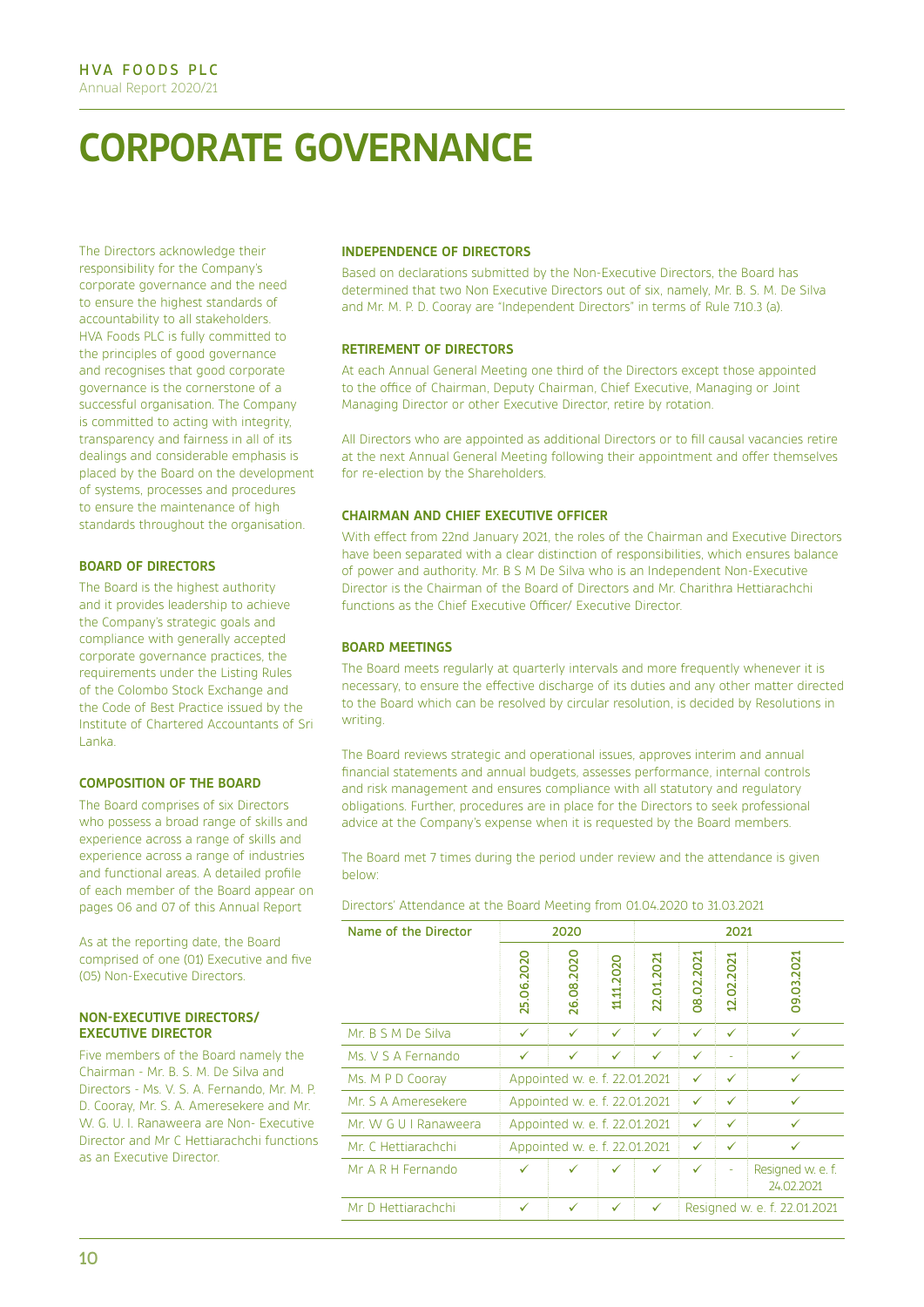// HVA FOODS PLC Annual Report 2020/21 header omitted

# CORPORATE GOVERNANCE

The Directors acknowledge their responsibility for the Company's corporate governance and the need to ensure the highest standards of accountability to all stakeholders. HVA Foods PLC is fully committed to the principles of good governance and recognises that good corporate governance is the cornerstone of a successful organisation. The Company is committed to acting with integrity, transparency and fairness in all of its dealings and considerable emphasis is placed by the Board on the development of systems, processes and procedures to ensure the maintenance of high standards throughout the organisation.

### BOARD OF DIRECTORS

The Board is the highest authority and it provides leadership to achieve the Company's strategic goals and compliance with generally accepted corporate governance practices, the requirements under the Listing Rules of the Colombo Stock Exchange and the Code of Best Practice issued by the Institute of Chartered Accountants of Sri Lanka.

### COMPOSITION OF THE BOARD

The Board comprises of six Directors who possess a broad range of skills and experience across a range of skills and experience across a range of industries and functional areas. A detailed profile of each member of the Board appear on pages 06 and 07 of this Annual Report

As at the reporting date, the Board comprised of one (01) Executive and five (05) Non-Executive Directors.

### NON-EXECUTIVE DIRECTORS/ EXECUTIVE DIRECTOR

Five members of the Board namely the Chairman - Mr. B. S. M. De Silva and Directors - Ms. V. S. A. Fernando, Mr. M. P. D. Cooray, Mr. S. A. Ameresekere and Mr. W. G. U. I. Ranaweera are Non- Executive Director and Mr C Hettiarachchi functions as an Executive Director.

### INDEPENDENCE OF DIRECTORS

Based on declarations submitted by the Non-Executive Directors, the Board has determined that two Non Executive Directors out of six, namely, Mr. B. S. M. De Silva and Mr. M. P. D. Cooray are "Independent Directors" in terms of Rule 7.10.3 (a).

### RETIREMENT OF DIRECTORS

At each Annual General Meeting one third of the Directors except those appointed to the office of Chairman, Deputy Chairman, Chief Executive, Managing or Joint Managing Director or other Executive Director, retire by rotation.

All Directors who are appointed as additional Directors or to fill causal vacancies retire at the next Annual General Meeting following their appointment and offer themselves for re-election by the Shareholders.

### CHAIRMAN AND CHIEF EXECUTIVE OFFICER

With effect from 22nd January 2021, the roles of the Chairman and Executive Directors have been separated with a clear distinction of responsibilities, which ensures balance of power and authority. Mr. B S M De Silva who is an Independent Non-Executive Director is the Chairman of the Board of Directors and Mr. Charithra Hettiarachchi functions as the Chief Executive Officer/ Executive Director.

### BOARD MEETINGS

The Board meets regularly at quarterly intervals and more frequently whenever it is necessary, to ensure the effective discharge of its duties and any other matter directed to the Board which can be resolved by circular resolution, is decided by Resolutions in writing.

The Board reviews strategic and operational issues, approves interim and annual financial statements and annual budgets, assesses performance, internal controls and risk management and ensures compliance with all statutory and regulatory obligations. Further, procedures are in place for the Directors to seek professional advice at the Company's expense when it is requested by the Board members.

The Board met 7 times during the period under review and the attendance is given below:

Directors' Attendance at the Board Meeting from 01.04.2020 to 31.03.2021

| Name of the Director | 2020 | | | 2021 | | | |
|---|---|---|---|---|---|---|---|
| | 25.06.2020 | 26.08.2020 | 11.11.2020 | 22.01.2021 | 08.02.2021 | 12.02.2021 | 09.03.2021 |
| Mr. B S M De Silva | ✓ | ✓ | ✓ | ✓ | ✓ | ✓ | ✓ |
| Ms. V S A Fernando | ✓ | ✓ | ✓ | ✓ | ✓ | - | ✓ |
| Ms. M P D Cooray | Appointed w. e. f. 22.01.2021 | | | | ✓ | ✓ | ✓ |
| Mr. S A Ameresekere | Appointed w. e. f. 22.01.2021 | | | | ✓ | ✓ | ✓ |
| Mr. W G U I Ranaweera | Appointed w. e. f. 22.01.2021 | | | | ✓ | ✓ | ✓ |
| Mr. C Hettiarachchi | Appointed w. e. f. 22.01.2021 | | | | ✓ | ✓ | ✓ |
| Mr A R H Fernando | ✓ | ✓ | ✓ | ✓ | ✓ | - | Resigned w. e. f. 24.02.2021 |
| Mr D Hettiarachchi | ✓ | ✓ | ✓ | ✓ | Resigned w. e. f. 22.01.2021 | | |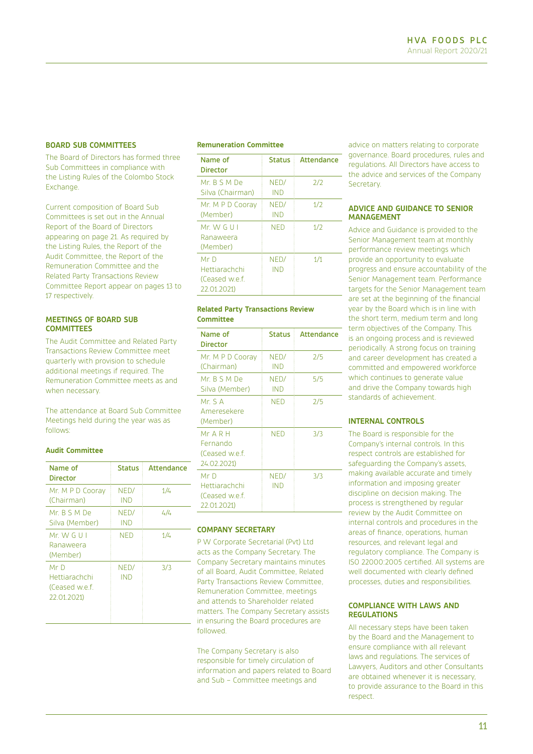## BOARD SUB COMMITTEES

The Board of Directors has formed three Sub Committees in compliance with the Listing Rules of the Colombo Stock Exchange.

Current composition of Board Sub Committees is set out in the Annual Report of the Board of Directors appearing on page 21. As required by the Listing Rules, the Report of the Audit Committee, the Report of the Remuneration Committee and the Related Party Transactions Review Committee Report appear on pages 13 to 17 respectively.

## MEETINGS OF BOARD SUB COMMITTEES

The Audit Committee and Related Party Transactions Review Committee meet quarterly with provision to schedule additional meetings if required. The Remuneration Committee meets as and when necessary.

The attendance at Board Sub Committee Meetings held during the year was as follows:

### Audit Committee

| Name of Director | Status | Attendance |
|---|---|---|
| Mr. M P D Cooray (Chairman) | NED/ IND | 1/4 |
| Mr. B S M De Silva (Member) | NED/ IND | 4/4 |
| Mr. W G U I Ranaweera (Member) | NED | 1/4 |
| Mr D Hettiarachchi (Ceased w.e.f. 22.01.2021) | NED/ IND | 3/3 |

### Remuneration Committee

| Name of Director | Status | Attendance |
|---|---|---|
| Mr. B S M De Silva (Chairman) | NED/ IND | 2/2 |
| Mr. M P D Cooray (Member) | NED/ IND | 1/2 |
| Mr. W G U I Ranaweera (Member) | NED | 1/2 |
| Mr D Hettiarachchi (Ceased w.e.f. 22.01.2021) | NED/ IND | 1/1 |

### Related Party Transactions Review Committee

| Name of Director | Status | Attendance |
|---|---|---|
| Mr. M P D Cooray (Chairman) | NED/ IND | 2/5 |
| Mr. B S M De Silva (Member) | NED/ IND | 5/5 |
| Mr. S A Ameresekere (Member) | NED | 2/5 |
| Mr A R H Fernando (Ceased w.e.f. 24.02.2021) | NED | 3/3 |
| Mr D Hettiarachchi (Ceased w.e.f. 22.01.2021) | NED/ IND | 3/3 |

## COMPANY SECRETARY

P W Corporate Secretarial (Pvt) Ltd acts as the Company Secretary. The Company Secretary maintains minutes of all Board, Audit Committee, Related Party Transactions Review Committee, Remuneration Committee, meetings and attends to Shareholder related matters. The Company Secretary assists in ensuring the Board procedures are followed.

The Company Secretary is also responsible for timely circulation of information and papers related to Board and Sub – Committee meetings and advice on matters relating to corporate governance. Board procedures, rules and regulations. All Directors have access to the advice and services of the Company Secretary.

## ADVICE AND GUIDANCE TO SENIOR MANAGEMENT

Advice and Guidance is provided to the Senior Management team at monthly performance review meetings which provide an opportunity to evaluate progress and ensure accountability of the Senior Management team. Performance targets for the Senior Management team are set at the beginning of the financial year by the Board which is in line with the short term, medium term and long term objectives of the Company. This is an ongoing process and is reviewed periodically. A strong focus on training and career development has created a committed and empowered workforce which continues to generate value and drive the Company towards high standards of achievement.

## INTERNAL CONTROLS

The Board is responsible for the Company's internal controls. In this respect controls are established for safeguarding the Company's assets, making available accurate and timely information and imposing greater discipline on decision making. The process is strengthened by regular review by the Audit Committee on internal controls and procedures in the areas of finance, operations, human resources, and relevant legal and regulatory compliance. The Company is ISO 22000:2005 certified. All systems are well documented with clearly defined processes, duties and responsibilities.

## COMPLIANCE WITH LAWS AND REGULATIONS

All necessary steps have been taken by the Board and the Management to ensure compliance with all relevant laws and regulations. The services of Lawyers, Auditors and other Consultants are obtained whenever it is necessary, to provide assurance to the Board in this respect.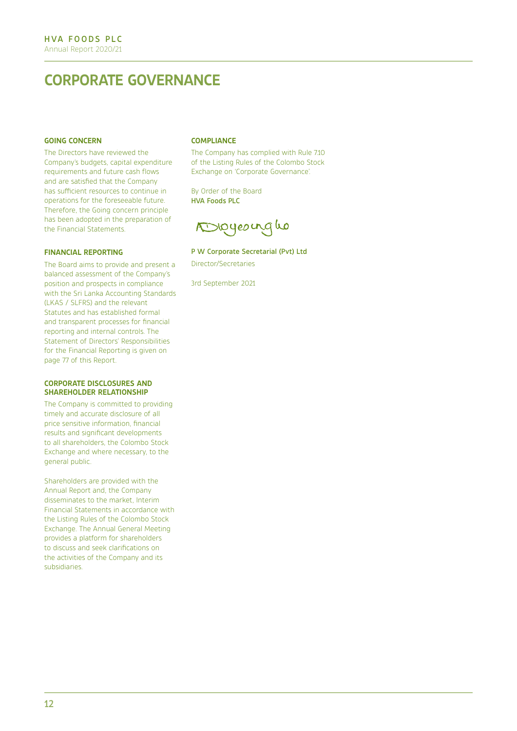# CORPORATE GOVERNANCE

### GOING CONCERN

The Directors have reviewed the Company's budgets, capital expenditure requirements and future cash flows and are satisfied that the Company has sufficient resources to continue in operations for the foreseeable future. Therefore, the Going concern principle has been adopted in the preparation of the Financial Statements.

### FINANCIAL REPORTING

The Board aims to provide and present a balanced assessment of the Company's position and prospects in compliance with the Sri Lanka Accounting Standards (LKAS / SLFRS) and the relevant Statutes and has established formal and transparent processes for financial reporting and internal controls. The Statement of Directors' Responsibilities for the Financial Reporting is given on page 77 of this Report.

### CORPORATE DISCLOSURES AND SHAREHOLDER RELATIONSHIP

The Company is committed to providing timely and accurate disclosure of all price sensitive information, financial results and significant developments to all shareholders, the Colombo Stock Exchange and where necessary, to the general public.

Shareholders are provided with the Annual Report and, the Company disseminates to the market, Interim Financial Statements in accordance with the Listing Rules of the Colombo Stock Exchange. The Annual General Meeting provides a platform for shareholders to discuss and seek clarifications on the activities of the Company and its subsidiaries.

### COMPLIANCE

The Company has complied with Rule 7.10 of the Listing Rules of the Colombo Stock Exchange on 'Corporate Governance'.

By Order of the Board
**HVA Foods PLC**

**P W Corporate Secretarial (Pvt) Ltd**
Director/Secretaries

3rd September 2021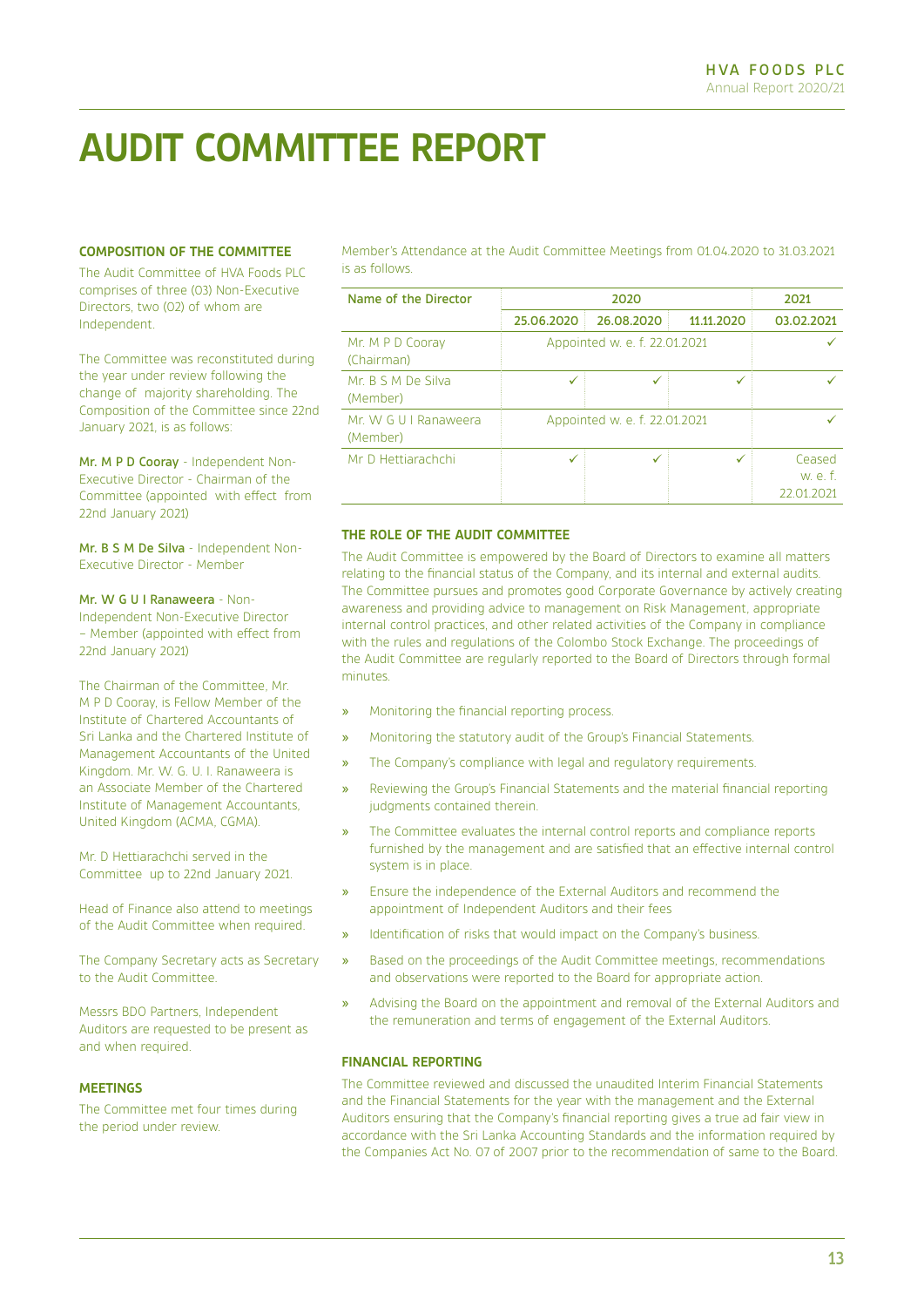# AUDIT COMMITTEE REPORT

### COMPOSITION OF THE COMMITTEE

The Audit Committee of HVA Foods PLC comprises of three (03) Non-Executive Directors, two (02) of whom are Independent.

The Committee was reconstituted during the year under review following the change of majority shareholding. The Composition of the Committee since 22nd January 2021, is as follows:

**Mr. M P D Cooray** - Independent Non-Executive Director - Chairman of the Committee (appointed with effect from 22nd January 2021)

**Mr. B S M De Silva** - Independent Non-Executive Director - Member

**Mr. W G U I Ranaweera** - Non-Independent Non-Executive Director – Member (appointed with effect from 22nd January 2021)

The Chairman of the Committee, Mr. M P D Cooray, is Fellow Member of the Institute of Chartered Accountants of Sri Lanka and the Chartered Institute of Management Accountants of the United Kingdom. Mr. W. G. U. I. Ranaweera is an Associate Member of the Chartered Institute of Management Accountants, United Kingdom (ACMA, CGMA).

Mr. D Hettiarachchi served in the Committee up to 22nd January 2021.

Head of Finance also attend to meetings of the Audit Committee when required.

The Company Secretary acts as Secretary to the Audit Committee.

Messrs BDO Partners, Independent Auditors are requested to be present as and when required.

### MEETINGS

The Committee met four times during the period under review.

Member's Attendance at the Audit Committee Meetings from 01.04.2020 to 31.03.2021 is as follows.

| Name of the Director | 2020 | | | 2021 |
|---|---|---|---|---|
| | 25.06.2020 | 26.08.2020 | 11.11.2020 | 03.02.2021 |
| Mr. M P D Cooray (Chairman) | Appointed w. e. f. 22.01.2021 | | | ✓ |
| Mr. B S M De Silva (Member) | ✓ | ✓ | ✓ | ✓ |
| Mr. W G U I Ranaweera (Member) | Appointed w. e. f. 22.01.2021 | | | ✓ |
| Mr D Hettiarachchi | ✓ | ✓ | ✓ | Ceased w. e. f. 22.01.2021 |

### THE ROLE OF THE AUDIT COMMITTEE

The Audit Committee is empowered by the Board of Directors to examine all matters relating to the financial status of the Company, and its internal and external audits. The Committee pursues and promotes good Corporate Governance by actively creating awareness and providing advice to management on Risk Management, appropriate internal control practices, and other related activities of the Company in compliance with the rules and regulations of the Colombo Stock Exchange. The proceedings of the Audit Committee are regularly reported to the Board of Directors through formal minutes.

- Monitoring the financial reporting process.
- Monitoring the statutory audit of the Group's Financial Statements.
- The Company's compliance with legal and regulatory requirements.
- Reviewing the Group's Financial Statements and the material financial reporting judgments contained therein.
- The Committee evaluates the internal control reports and compliance reports furnished by the management and are satisfied that an effective internal control system is in place.
- Ensure the independence of the External Auditors and recommend the appointment of Independent Auditors and their fees
- Identification of risks that would impact on the Company's business.
- Based on the proceedings of the Audit Committee meetings, recommendations and observations were reported to the Board for appropriate action.
- Advising the Board on the appointment and removal of the External Auditors and the remuneration and terms of engagement of the External Auditors.

### FINANCIAL REPORTING

The Committee reviewed and discussed the unaudited Interim Financial Statements and the Financial Statements for the year with the management and the External Auditors ensuring that the Company's financial reporting gives a true ad fair view in accordance with the Sri Lanka Accounting Standards and the information required by the Companies Act No. 07 of 2007 prior to the recommendation of same to the Board.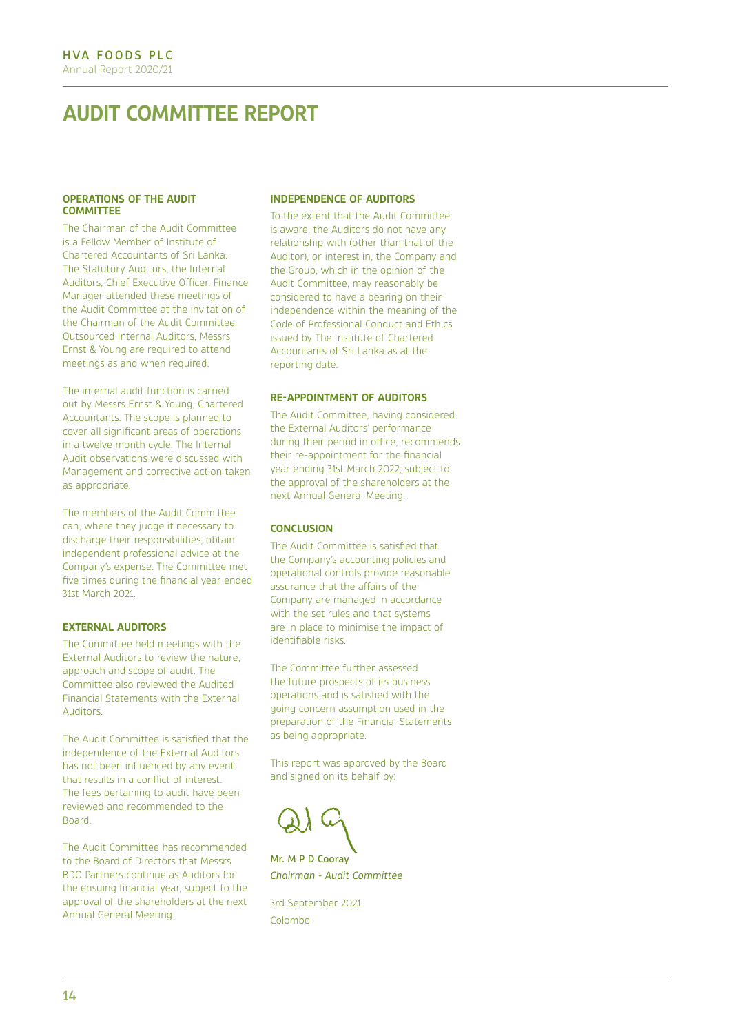# AUDIT COMMITTEE REPORT

### OPERATIONS OF THE AUDIT COMMITTEE

The Chairman of the Audit Committee is a Fellow Member of Institute of Chartered Accountants of Sri Lanka. The Statutory Auditors, the Internal Auditors, Chief Executive Officer, Finance Manager attended these meetings of the Audit Committee at the invitation of the Chairman of the Audit Committee. Outsourced Internal Auditors, Messrs Ernst & Young are required to attend meetings as and when required.

The internal audit function is carried out by Messrs Ernst & Young, Chartered Accountants. The scope is planned to cover all significant areas of operations in a twelve month cycle. The Internal Audit observations were discussed with Management and corrective action taken as appropriate.

The members of the Audit Committee can, where they judge it necessary to discharge their responsibilities, obtain independent professional advice at the Company's expense. The Committee met five times during the financial year ended 31st March 2021.

### EXTERNAL AUDITORS

The Committee held meetings with the External Auditors to review the nature, approach and scope of audit. The Committee also reviewed the Audited Financial Statements with the External Auditors.

The Audit Committee is satisfied that the independence of the External Auditors has not been influenced by any event that results in a conflict of interest. The fees pertaining to audit have been reviewed and recommended to the Board.

The Audit Committee has recommended to the Board of Directors that Messrs BDO Partners continue as Auditors for the ensuing financial year, subject to the approval of the shareholders at the next Annual General Meeting.

### INDEPENDENCE OF AUDITORS

To the extent that the Audit Committee is aware, the Auditors do not have any relationship with (other than that of the Auditor), or interest in, the Company and the Group, which in the opinion of the Audit Committee, may reasonably be considered to have a bearing on their independence within the meaning of the Code of Professional Conduct and Ethics issued by The Institute of Chartered Accountants of Sri Lanka as at the reporting date.

### RE-APPOINTMENT OF AUDITORS

The Audit Committee, having considered the External Auditors' performance during their period in office, recommends their re-appointment for the financial year ending 31st March 2022, subject to the approval of the shareholders at the next Annual General Meeting.

### CONCLUSION

The Audit Committee is satisfied that the Company's accounting policies and operational controls provide reasonable assurance that the affairs of the Company are managed in accordance with the set rules and that systems are in place to minimise the impact of identifiable risks.

The Committee further assessed the future prospects of its business operations and is satisfied with the going concern assumption used in the preparation of the Financial Statements as being appropriate.

This report was approved by the Board and signed on its behalf by:

Mr. M P D Cooray
*Chairman - Audit Committee*

3rd September 2021
Colombo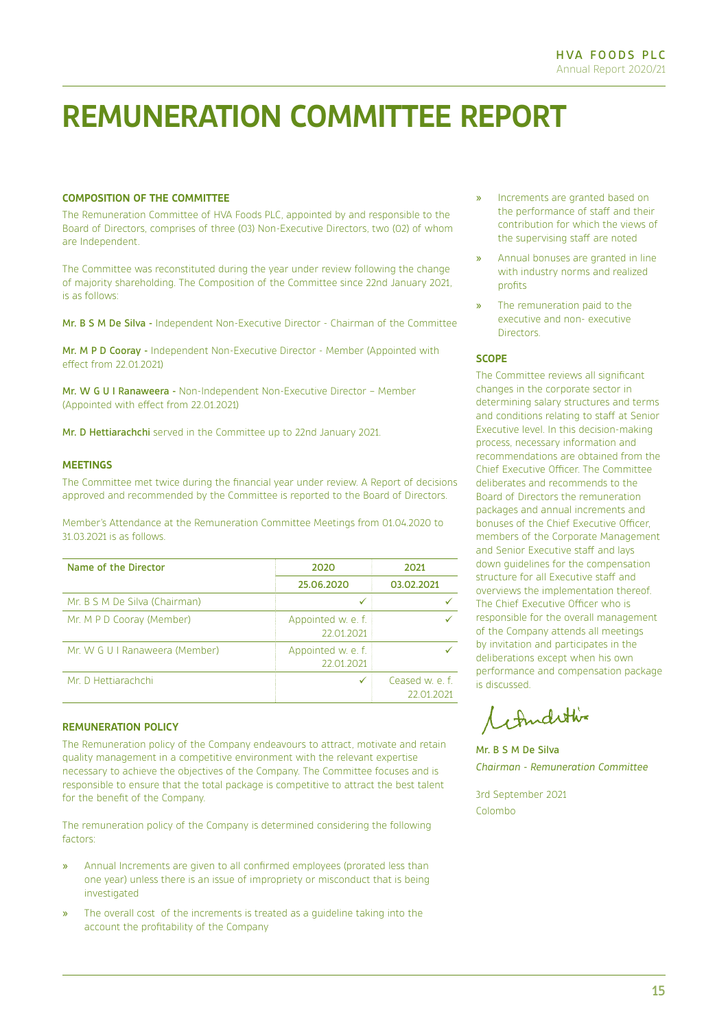# REMUNERATION COMMITTEE REPORT

### COMPOSITION OF THE COMMITTEE

The Remuneration Committee of HVA Foods PLC, appointed by and responsible to the Board of Directors, comprises of three (03) Non-Executive Directors, two (02) of whom are Independent.

The Committee was reconstituted during the year under review following the change of majority shareholding. The Composition of the Committee since 22nd January 2021, is as follows:

**Mr. B S M De Silva -** Independent Non-Executive Director - Chairman of the Committee

**Mr. M P D Cooray -** Independent Non-Executive Director - Member (Appointed with effect from 22.01.2021)

**Mr. W G U I Ranaweera -** Non-Independent Non-Executive Director – Member (Appointed with effect from 22.01.2021)

**Mr. D Hettiarachchi** served in the Committee up to 22nd January 2021.

### MEETINGS

The Committee met twice during the financial year under review. A Report of decisions approved and recommended by the Committee is reported to the Board of Directors.

Member's Attendance at the Remuneration Committee Meetings from 01.04.2020 to 31.03.2021 is as follows.

| Name of the Director | 2020 | 2021 |
|---|---|---|
| | 25.06.2020 | 03.02.2021 |
| Mr. B S M De Silva (Chairman) | ✓ | ✓ |
| Mr. M P D Cooray (Member) | Appointed w. e. f. 22.01.2021 | ✓ |
| Mr. W G U I Ranaweera (Member) | Appointed w. e. f. 22.01.2021 | ✓ |
| Mr. D Hettiarachchi | ✓ | Ceased w. e. f. 22.01.2021 |

### REMUNERATION POLICY

The Remuneration policy of the Company endeavours to attract, motivate and retain quality management in a competitive environment with the relevant expertise necessary to achieve the objectives of the Company. The Committee focuses and is responsible to ensure that the total package is competitive to attract the best talent for the benefit of the Company.

The remuneration policy of the Company is determined considering the following factors:

- Annual Increments are given to all confirmed employees (prorated less than one year) unless there is an issue of impropriety or misconduct that is being investigated
- The overall cost of the increments is treated as a guideline taking into the account the profitability of the Company
- Increments are granted based on the performance of staff and their contribution for which the views of the supervising staff are noted
- Annual bonuses are granted in line with industry norms and realized profits
- The remuneration paid to the executive and non- executive Directors.

### SCOPE

The Committee reviews all significant changes in the corporate sector in determining salary structures and terms and conditions relating to staff at Senior Executive level. In this decision-making process, necessary information and recommendations are obtained from the Chief Executive Officer. The Committee deliberates and recommends to the Board of Directors the remuneration packages and annual increments and bonuses of the Chief Executive Officer, members of the Corporate Management and Senior Executive staff and lays down guidelines for the compensation structure for all Executive staff and overviews the implementation thereof. The Chief Executive Officer who is responsible for the overall management of the Company attends all meetings by invitation and participates in the deliberations except when his own performance and compensation package is discussed.

**Mr. B S M De Silva**
*Chairman - Remuneration Committee*

3rd September 2021
Colombo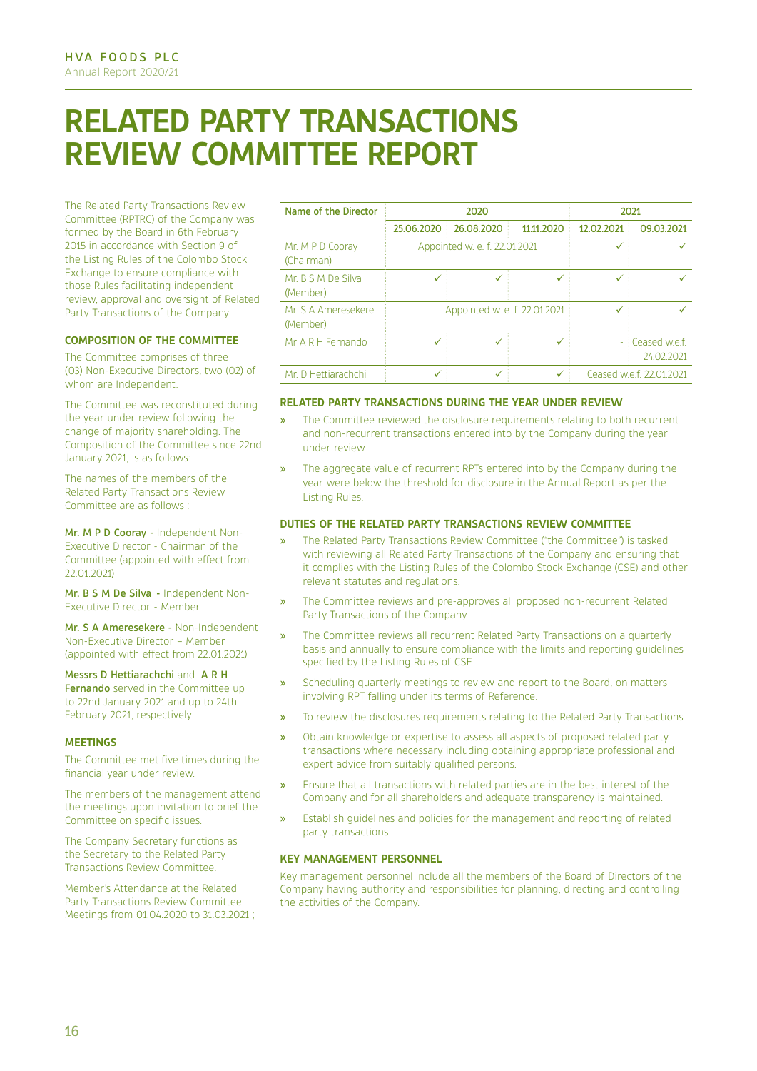# RELATED PARTY TRANSACTIONS REVIEW COMMITTEE REPORT

The Related Party Transactions Review Committee (RPTRC) of the Company was formed by the Board in 6th February 2015 in accordance with Section 9 of the Listing Rules of the Colombo Stock Exchange to ensure compliance with those Rules facilitating independent review, approval and oversight of Related Party Transactions of the Company.

### COMPOSITION OF THE COMMITTEE

The Committee comprises of three (03) Non-Executive Directors, two (02) of whom are Independent.

The Committee was reconstituted during the year under review following the change of majority shareholding. The Composition of the Committee since 22nd January 2021, is as follows:

The names of the members of the Related Party Transactions Review Committee are as follows :

**Mr. M P D Cooray** - Independent Non-Executive Director - Chairman of the Committee (appointed with effect from 22.01.2021)

**Mr. B S M De Silva** - Independent Non-Executive Director - Member

**Mr. S A Ameresekere** - Non-Independent Non-Executive Director – Member (appointed with effect from 22.01.2021)

**Messrs D Hettiarachchi** and **A R H Fernando** served in the Committee up to 22nd January 2021 and up to 24th February 2021, respectively.

### MEETINGS

The Committee met five times during the financial year under review.

The members of the management attend the meetings upon invitation to brief the Committee on specific issues.

The Company Secretary functions as the Secretary to the Related Party Transactions Review Committee.

Member's Attendance at the Related Party Transactions Review Committee Meetings from 01.04.2020 to 31.03.2021 ;

| Name of the Director | 2020 | | | 2021 | |
|---|---|---|---|---|---|
| | 25.06.2020 | 26.08.2020 | 11.11.2020 | 12.02.2021 | 09.03.2021 |
| Mr. M P D Cooray (Chairman) | Appointed w. e. f. 22.01.2021 | | | ✓ | ✓ |
| Mr. B S M De Silva (Member) | ✓ | ✓ | ✓ | ✓ | ✓ |
| Mr. S A Ameresekere (Member) | Appointed w. e. f. 22.01.2021 | | | ✓ | ✓ |
| Mr A R H Fernando | ✓ | ✓ | ✓ | - | Ceased w.e.f. 24.02.2021 |
| Mr. D Hettiarachchi | ✓ | ✓ | ✓ | Ceased w.e.f. 22.01.2021 | |

### RELATED PARTY TRANSACTIONS DURING THE YEAR UNDER REVIEW

- The Committee reviewed the disclosure requirements relating to both recurrent and non-recurrent transactions entered into by the Company during the year under review.
- The aggregate value of recurrent RPTs entered into by the Company during the year were below the threshold for disclosure in the Annual Report as per the Listing Rules.

### DUTIES OF THE RELATED PARTY TRANSACTIONS REVIEW COMMITTEE

- The Related Party Transactions Review Committee ("the Committee") is tasked with reviewing all Related Party Transactions of the Company and ensuring that it complies with the Listing Rules of the Colombo Stock Exchange (CSE) and other relevant statutes and regulations.
- The Committee reviews and pre-approves all proposed non-recurrent Related Party Transactions of the Company.
- The Committee reviews all recurrent Related Party Transactions on a quarterly basis and annually to ensure compliance with the limits and reporting guidelines specified by the Listing Rules of CSE.
- Scheduling quarterly meetings to review and report to the Board, on matters involving RPT falling under its terms of Reference.
- To review the disclosures requirements relating to the Related Party Transactions.
- Obtain knowledge or expertise to assess all aspects of proposed related party transactions where necessary including obtaining appropriate professional and expert advice from suitably qualified persons.
- Ensure that all transactions with related parties are in the best interest of the Company and for all shareholders and adequate transparency is maintained.
- Establish guidelines and policies for the management and reporting of related party transactions.

### KEY MANAGEMENT PERSONNEL

Key management personnel include all the members of the Board of Directors of the Company having authority and responsibilities for planning, directing and controlling the activities of the Company.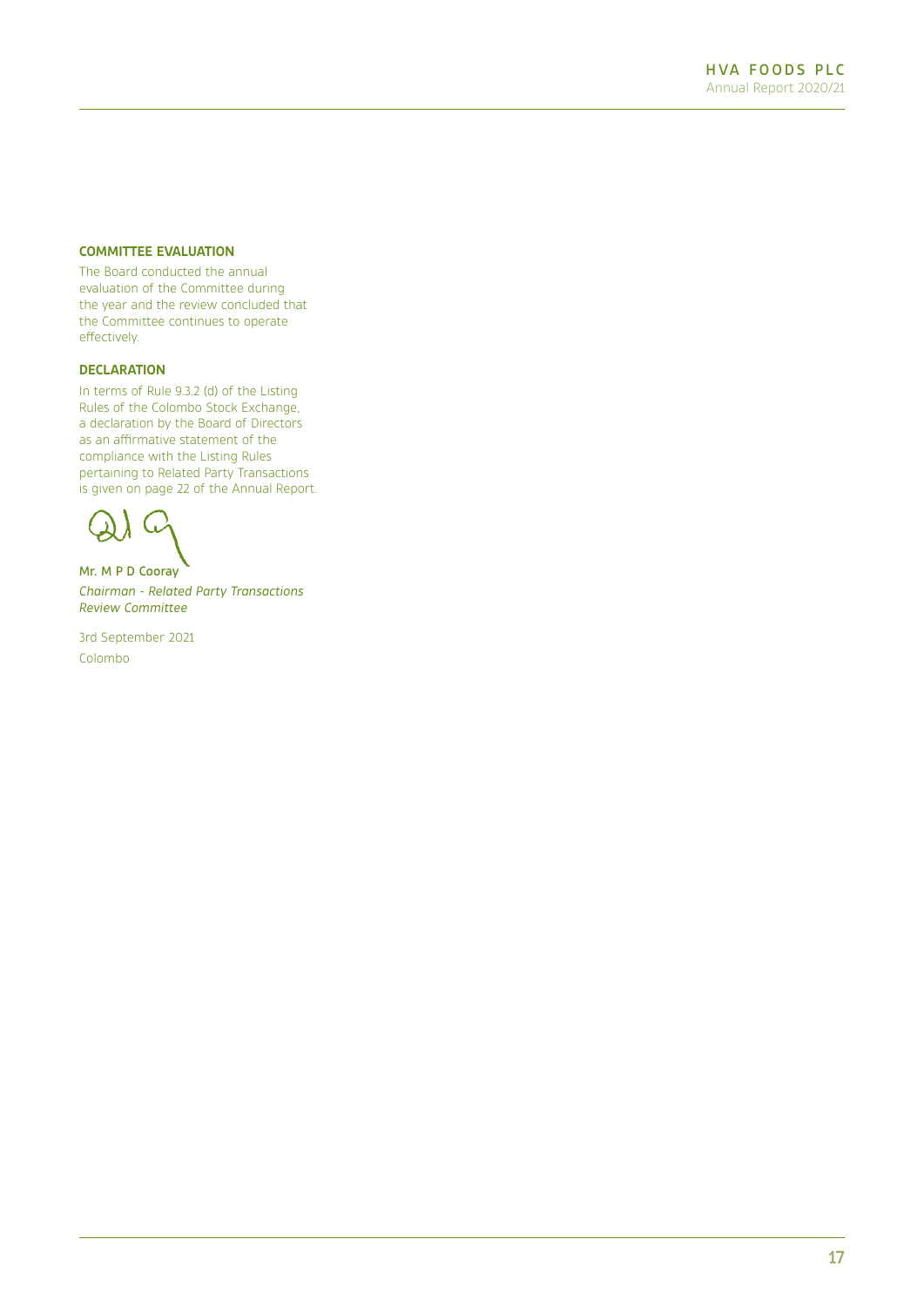### COMMITTEE EVALUATION

The Board conducted the annual evaluation of the Committee during the year and the review concluded that the Committee continues to operate effectively.

### DECLARATION

In terms of Rule 9.3.2 (d) of the Listing Rules of the Colombo Stock Exchange, a declaration by the Board of Directors as an affirmative statement of the compliance with the Listing Rules pertaining to Related Party Transactions is given on page 22 of the Annual Report.

**Mr. M P D Cooray**
*Chairman - Related Party Transactions Review Committee*

3rd September 2021
Colombo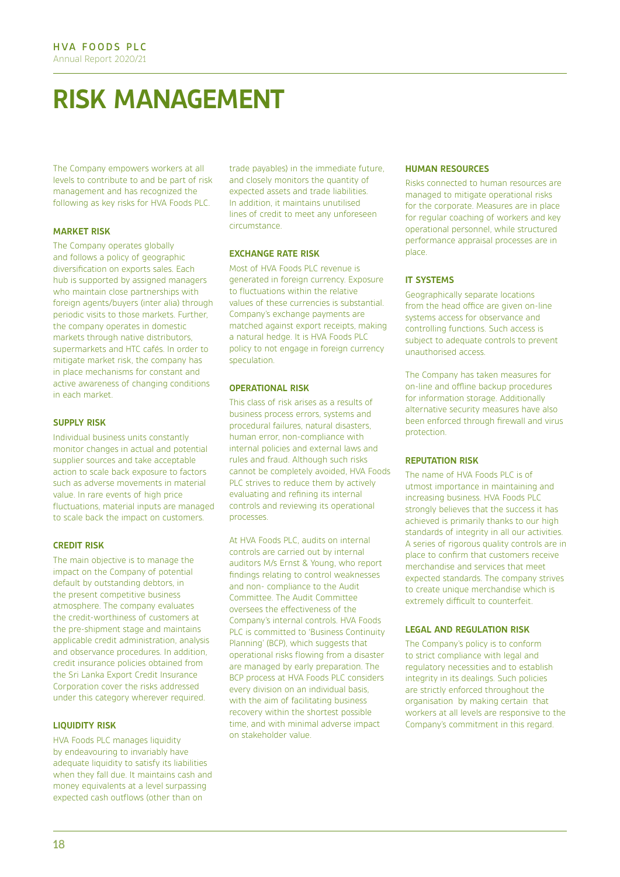# RISK MANAGEMENT

The Company empowers workers at all levels to contribute to and be part of risk management and has recognized the following as key risks for HVA Foods PLC.

## MARKET RISK

The Company operates globally and follows a policy of geographic diversification on exports sales. Each hub is supported by assigned managers who maintain close partnerships with foreign agents/buyers (inter alia) through periodic visits to those markets. Further, the company operates in domestic markets through native distributors, supermarkets and HTC cafés. In order to mitigate market risk, the company has in place mechanisms for constant and active awareness of changing conditions in each market.

## SUPPLY RISK

Individual business units constantly monitor changes in actual and potential supplier sources and take acceptable action to scale back exposure to factors such as adverse movements in material value. In rare events of high price fluctuations, material inputs are managed to scale back the impact on customers.

## CREDIT RISK

The main objective is to manage the impact on the Company of potential default by outstanding debtors, in the present competitive business atmosphere. The company evaluates the credit-worthiness of customers at the pre-shipment stage and maintains applicable credit administration, analysis and observance procedures. In addition, credit insurance policies obtained from the Sri Lanka Export Credit Insurance Corporation cover the risks addressed under this category wherever required.

## LIQUIDITY RISK

HVA Foods PLC manages liquidity by endeavouring to invariably have adequate liquidity to satisfy its liabilities when they fall due. It maintains cash and money equivalents at a level surpassing expected cash outflows (other than on trade payables) in the immediate future, and closely monitors the quantity of expected assets and trade liabilities. In addition, it maintains unutilised lines of credit to meet any unforeseen circumstance.

## EXCHANGE RATE RISK

Most of HVA Foods PLC revenue is generated in foreign currency. Exposure to fluctuations within the relative values of these currencies is substantial. Company's exchange payments are matched against export receipts, making a natural hedge. It is HVA Foods PLC policy to not engage in foreign currency speculation.

## OPERATIONAL RISK

This class of risk arises as a results of business process errors, systems and procedural failures, natural disasters, human error, non-compliance with internal policies and external laws and rules and fraud. Although such risks cannot be completely avoided, HVA Foods PLC strives to reduce them by actively evaluating and refining its internal controls and reviewing its operational processes.

At HVA Foods PLC, audits on internal controls are carried out by internal auditors M/s Ernst & Young, who report findings relating to control weaknesses and non- compliance to the Audit Committee. The Audit Committee oversees the effectiveness of the Company's internal controls. HVA Foods PLC is committed to 'Business Continuity Planning' (BCP), which suggests that operational risks flowing from a disaster are managed by early preparation. The BCP process at HVA Foods PLC considers every division on an individual basis, with the aim of facilitating business recovery within the shortest possible time, and with minimal adverse impact on stakeholder value.

## HUMAN RESOURCES

Risks connected to human resources are managed to mitigate operational risks for the corporate. Measures are in place for regular coaching of workers and key operational personnel, while structured performance appraisal processes are in place.

## IT SYSTEMS

Geographically separate locations from the head office are given on-line systems access for observance and controlling functions. Such access is subject to adequate controls to prevent unauthorised access.

The Company has taken measures for on-line and offline backup procedures for information storage. Additionally alternative security measures have also been enforced through firewall and virus protection.

## REPUTATION RISK

The name of HVA Foods PLC is of utmost importance in maintaining and increasing business. HVA Foods PLC strongly believes that the success it has achieved is primarily thanks to our high standards of integrity in all our activities. A series of rigorous quality controls are in place to confirm that customers receive merchandise and services that meet expected standards. The company strives to create unique merchandise which is extremely difficult to counterfeit.

## LEGAL AND REGULATION RISK

The Company's policy is to conform to strict compliance with legal and regulatory necessities and to establish integrity in its dealings. Such policies are strictly enforced throughout the organisation by making certain that workers at all levels are responsive to the Company's commitment in this regard.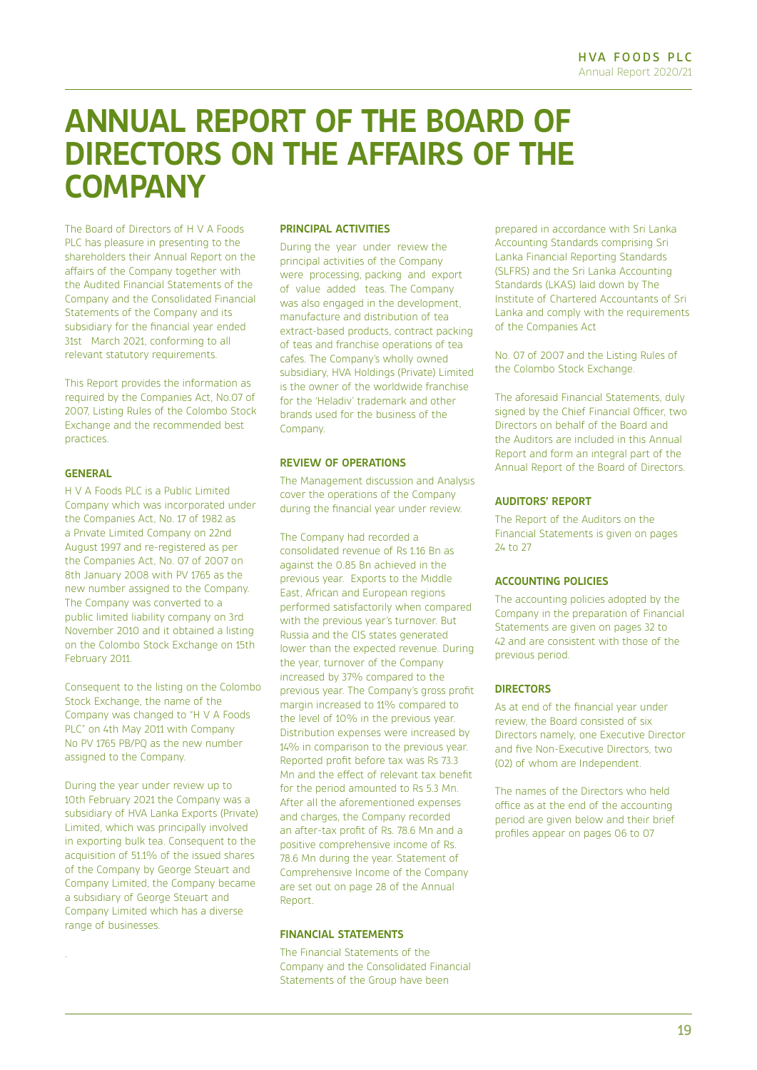# ANNUAL REPORT OF THE BOARD OF DIRECTORS ON THE AFFAIRS OF THE COMPANY

The Board of Directors of H V A Foods PLC has pleasure in presenting to the shareholders their Annual Report on the affairs of the Company together with the Audited Financial Statements of the Company and the Consolidated Financial Statements of the Company and its subsidiary for the financial year ended 31st March 2021, conforming to all relevant statutory requirements.

This Report provides the information as required by the Companies Act, No.07 of 2007, Listing Rules of the Colombo Stock Exchange and the recommended best practices.

### GENERAL

H V A Foods PLC is a Public Limited Company which was incorporated under the Companies Act, No. 17 of 1982 as a Private Limited Company on 22nd August 1997 and re-registered as per the Companies Act, No. 07 of 2007 on 8th January 2008 with PV 1765 as the new number assigned to the Company. The Company was converted to a public limited liability company on 3rd November 2010 and it obtained a listing on the Colombo Stock Exchange on 15th February 2011.

Consequent to the listing on the Colombo Stock Exchange, the name of the Company was changed to "H V A Foods PLC" on 4th May 2011 with Company No PV 1765 PB/PQ as the new number assigned to the Company.

During the year under review up to 10th February 2021 the Company was a subsidiary of HVA Lanka Exports (Private) Limited, which was principally involved in exporting bulk tea. Consequent to the acquisition of 51.1% of the issued shares of the Company by George Steuart and Company Limited, the Company became a subsidiary of George Steuart and Company Limited which has a diverse range of businesses.

### PRINCIPAL ACTIVITIES

During the year under review the principal activities of the Company were processing, packing and export of value added teas. The Company was also engaged in the development, manufacture and distribution of tea extract-based products, contract packing of teas and franchise operations of tea cafes. The Company's wholly owned subsidiary, HVA Holdings (Private) Limited is the owner of the worldwide franchise for the 'Heladiv' trademark and other brands used for the business of the Company.

### REVIEW OF OPERATIONS

The Management discussion and Analysis cover the operations of the Company during the financial year under review.

The Company had recorded a consolidated revenue of Rs 1.16 Bn as against the 0.85 Bn achieved in the previous year. Exports to the Middle East, African and European regions performed satisfactorily when compared with the previous year's turnover. But Russia and the CIS states generated lower than the expected revenue. During the year, turnover of the Company increased by 37% compared to the previous year. The Company's gross profit margin increased to 11% compared to the level of 10% in the previous year. Distribution expenses were increased by 14% in comparison to the previous year. Reported profit before tax was Rs 73.3 Mn and the effect of relevant tax benefit for the period amounted to Rs 5.3 Mn. After all the aforementioned expenses and charges, the Company recorded an after-tax profit of Rs. 78.6 Mn and a positive comprehensive income of Rs. 78.6 Mn during the year. Statement of Comprehensive Income of the Company are set out on page 28 of the Annual Report.

### FINANCIAL STATEMENTS

The Financial Statements of the Company and the Consolidated Financial Statements of the Group have been prepared in accordance with Sri Lanka Accounting Standards comprising Sri Lanka Financial Reporting Standards (SLFRS) and the Sri Lanka Accounting Standards (LKAS) laid down by The Institute of Chartered Accountants of Sri Lanka and comply with the requirements of the Companies Act

No. 07 of 2007 and the Listing Rules of the Colombo Stock Exchange.

The aforesaid Financial Statements, duly signed by the Chief Financial Officer, two Directors on behalf of the Board and the Auditors are included in this Annual Report and form an integral part of the Annual Report of the Board of Directors.

### AUDITORS' REPORT

The Report of the Auditors on the Financial Statements is given on pages 24 to 27

### ACCOUNTING POLICIES

The accounting policies adopted by the Company in the preparation of Financial Statements are given on pages 32 to 42 and are consistent with those of the previous period.

### DIRECTORS

As at end of the financial year under review, the Board consisted of six Directors namely, one Executive Director and five Non-Executive Directors, two (02) of whom are Independent.

The names of the Directors who held office as at the end of the accounting period are given below and their brief profiles appear on pages 06 to 07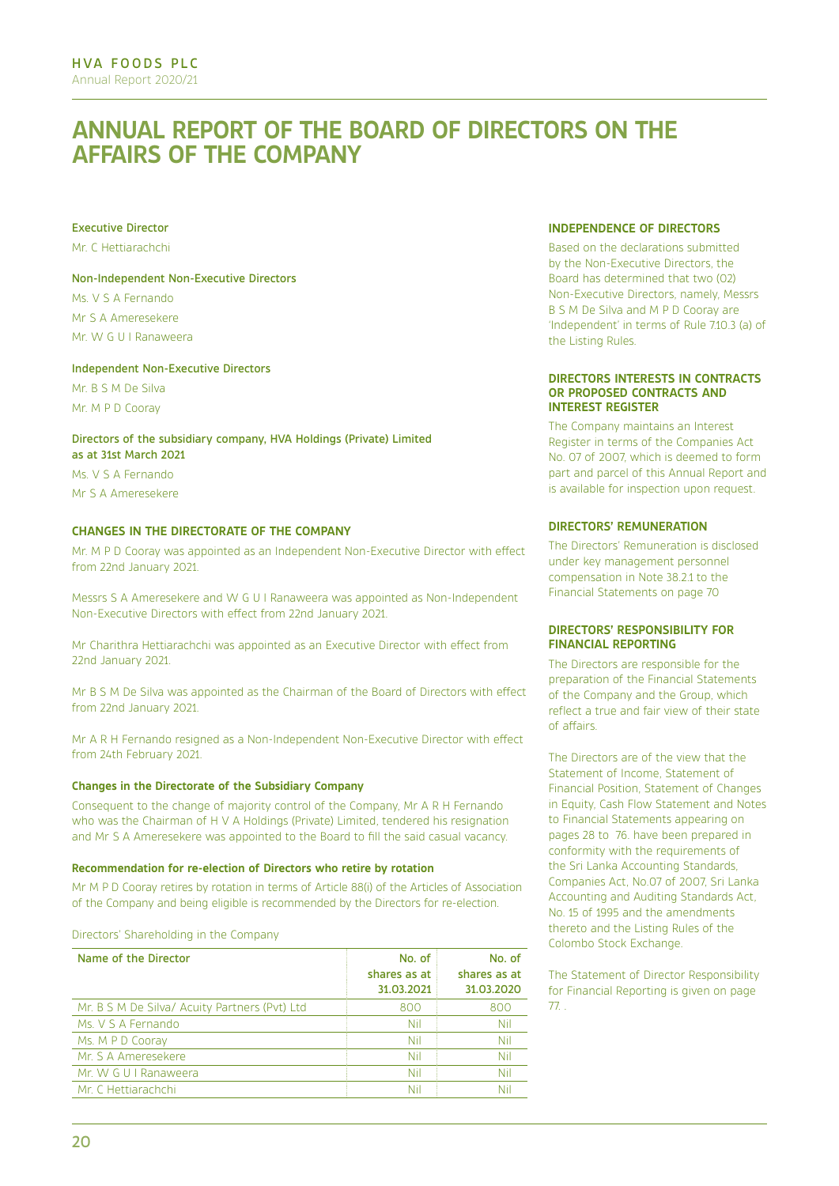# ANNUAL REPORT OF THE BOARD OF DIRECTORS ON THE AFFAIRS OF THE COMPANY

**Executive Director**

Mr. C Hettiarachchi

**Non-Independent Non-Executive Directors**

Ms. V S A Fernando

Mr S A Ameresekere

Mr. W G U I Ranaweera

**Independent Non-Executive Directors**

Mr. B S M De Silva

Mr. M P D Cooray

**Directors of the subsidiary company, HVA Holdings (Private) Limited as at 31st March 2021**

Ms. V S A Fernando

Mr S A Ameresekere

## CHANGES IN THE DIRECTORATE OF THE COMPANY

Mr. M P D Cooray was appointed as an Independent Non-Executive Director with effect from 22nd January 2021.

Messrs S A Ameresekere and W G U I Ranaweera was appointed as Non-Independent Non-Executive Directors with effect from 22nd January 2021.

Mr Charithra Hettiarachchi was appointed as an Executive Director with effect from 22nd January 2021.

Mr B S M De Silva was appointed as the Chairman of the Board of Directors with effect from 22nd January 2021.

Mr A R H Fernando resigned as a Non-Independent Non-Executive Director with effect from 24th February 2021.

### Changes in the Directorate of the Subsidiary Company

Consequent to the change of majority control of the Company, Mr A R H Fernando who was the Chairman of H V A Holdings (Private) Limited, tendered his resignation and Mr S A Ameresekere was appointed to the Board to fill the said casual vacancy.

### Recommendation for re-election of Directors who retire by rotation

Mr M P D Cooray retires by rotation in terms of Article 88(i) of the Articles of Association of the Company and being eligible is recommended by the Directors for re-election.

Directors' Shareholding in the Company

| Name of the Director | No. of shares as at 31.03.2021 | No. of shares as at 31.03.2020 |
|---|---|---|
| Mr. B S M De Silva/ Acuity Partners (Pvt) Ltd | 800 | 800 |
| Ms. V S A Fernando | Nil | Nil |
| Ms. M P D Cooray | Nil | Nil |
| Mr. S A Ameresekere | Nil | Nil |
| Mr. W G U I Ranaweera | Nil | Nil |
| Mr. C Hettiarachchi | Nil | Nil |

## INDEPENDENCE OF DIRECTORS

Based on the declarations submitted by the Non-Executive Directors, the Board has determined that two (02) Non-Executive Directors, namely, Messrs B S M De Silva and M P D Cooray are 'Independent' in terms of Rule 7.10.3 (a) of the Listing Rules.

## DIRECTORS INTERESTS IN CONTRACTS OR PROPOSED CONTRACTS AND INTEREST REGISTER

The Company maintains an Interest Register in terms of the Companies Act No. 07 of 2007, which is deemed to form part and parcel of this Annual Report and is available for inspection upon request.

## DIRECTORS' REMUNERATION

The Directors' Remuneration is disclosed under key management personnel compensation in Note 38.2.1 to the Financial Statements on page 70

## DIRECTORS' RESPONSIBILITY FOR FINANCIAL REPORTING

The Directors are responsible for the preparation of the Financial Statements of the Company and the Group, which reflect a true and fair view of their state of affairs.

The Directors are of the view that the Statement of Income, Statement of Financial Position, Statement of Changes in Equity, Cash Flow Statement and Notes to Financial Statements appearing on pages 28 to 76. have been prepared in conformity with the requirements of the Sri Lanka Accounting Standards, Companies Act, No.07 of 2007, Sri Lanka Accounting and Auditing Standards Act, No. 15 of 1995 and the amendments thereto and the Listing Rules of the Colombo Stock Exchange.

The Statement of Director Responsibility for Financial Reporting is given on page 77. .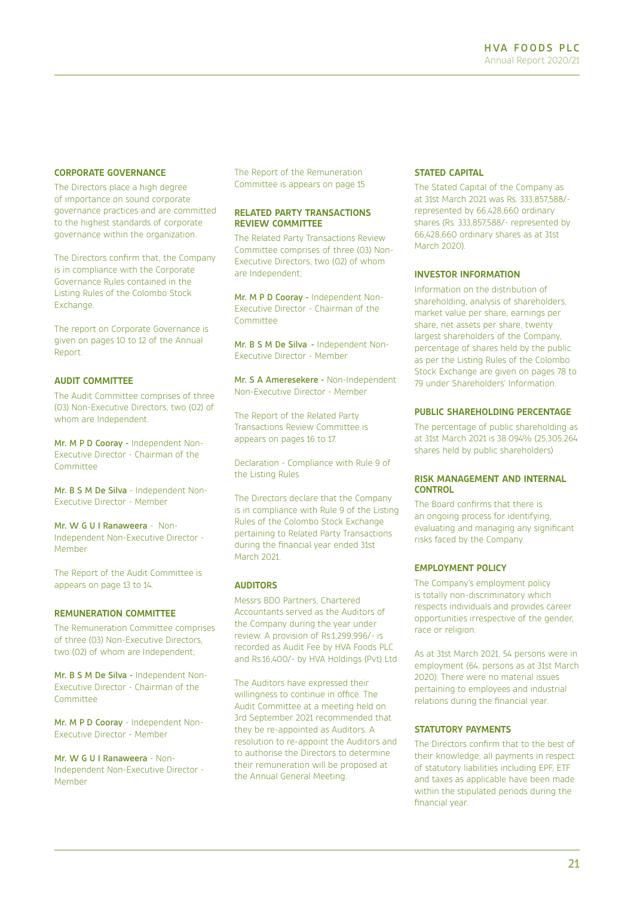## CORPORATE GOVERNANCE

The Directors place a high degree of importance on sound corporate governance practices and are committed to the highest standards of corporate governance within the organization.

The Directors confirm that, the Company is in compliance with the Corporate Governance Rules contained in the Listing Rules of the Colombo Stock Exchange.

The report on Corporate Governance is given on pages 10 to 12 of the Annual Report.

## AUDIT COMMITTEE

The Audit Committee comprises of three (03) Non-Executive Directors, two (02) of whom are Independent.

**Mr. M P D Cooray** - Independent Non-Executive Director - Chairman of the Committee

**Mr. B S M De Silva** - Independent Non-Executive Director - Member

**Mr. W G U I Ranaweera** - Non-Independent Non-Executive Director - Member

The Report of the Audit Committee is appears on page 13 to 14.

## REMUNERATION COMMITTEE

The Remuneration Committee comprises of three (03) Non-Executive Directors, two (02) of whom are Independent;

**Mr. B S M De Silva** - Independent Non-Executive Director - Chairman of the Committee

**Mr. M P D Cooray** - Independent Non-Executive Director - Member

**Mr. W G U I Ranaweera** - Non-Independent Non-Executive Director - Member

The Report of the Remuneration Committee is appears on page 15

## RELATED PARTY TRANSACTIONS REVIEW COMMITTEE

The Related Party Transactions Review Committee comprises of three (03) Non-Executive Directors, two (02) of whom are Independent;

**Mr. M P D Cooray** - Independent Non-Executive Director - Chairman of the Committee

**Mr. B S M De Silva** - Independent Non-Executive Director - Member

**Mr. S A Ameresekere** - Non-Independent Non-Executive Director - Member

The Report of the Related Party Transactions Review Committee is appears on pages 16 to 17.

Declaration - Compliance with Rule 9 of the Listing Rules

The Directors declare that the Company is in compliance with Rule 9 of the Listing Rules of the Colombo Stock Exchange pertaining to Related Party Transactions during the financial year ended 31st March 2021.

## AUDITORS

Messrs BDO Partners, Chartered Accountants served as the Auditors of the Company during the year under review. A provision of Rs.1,299,996/- is recorded as Audit Fee by HVA Foods PLC and Rs.16,400/- by HVA Holdings (Pvt) Ltd

The Auditors have expressed their willingness to continue in office. The Audit Committee at a meeting held on 3rd September 2021 recommended that they be re-appointed as Auditors. A resolution to re-appoint the Auditors and to authorise the Directors to determine their remuneration will be proposed at the Annual General Meeting.

## STATED CAPITAL

The Stated Capital of the Company as at 31st March 2021 was Rs. 333,857,588/- represented by 66,428,660 ordinary shares (Rs. 333,857,588/- represented by 66,428,660 ordinary shares as at 31st March 2020).

## INVESTOR INFORMATION

Information on the distribution of shareholding, analysis of shareholders, market value per share, earnings per share, net assets per share, twenty largest shareholders of the Company, percentage of shares held by the public as per the Listing Rules of the Colombo Stock Exchange are given on pages 78 to 79 under Shareholders' Information.

## PUBLIC SHAREHOLDING PERCENTAGE

The percentage of public shareholding as at 31st March 2021 is 38.094% (25,305,264 shares held by public shareholders)

## RISK MANAGEMENT AND INTERNAL CONTROL

The Board confirms that there is an ongoing process for identifying, evaluating and managing any significant risks faced by the Company.

## EMPLOYMENT POLICY

The Company's employment policy is totally non-discriminatory which respects individuals and provides career opportunities irrespective of the gender, race or religion.

As at 31st March 2021, 54 persons were in employment (64. persons as at 31st March 2020). There were no material issues pertaining to employees and industrial relations during the financial year.

## STATUTORY PAYMENTS

The Directors confirm that to the best of their knowledge, all payments in respect of statutory liabilities including EPF, ETF and taxes as applicable have been made within the stipulated periods during the financial year.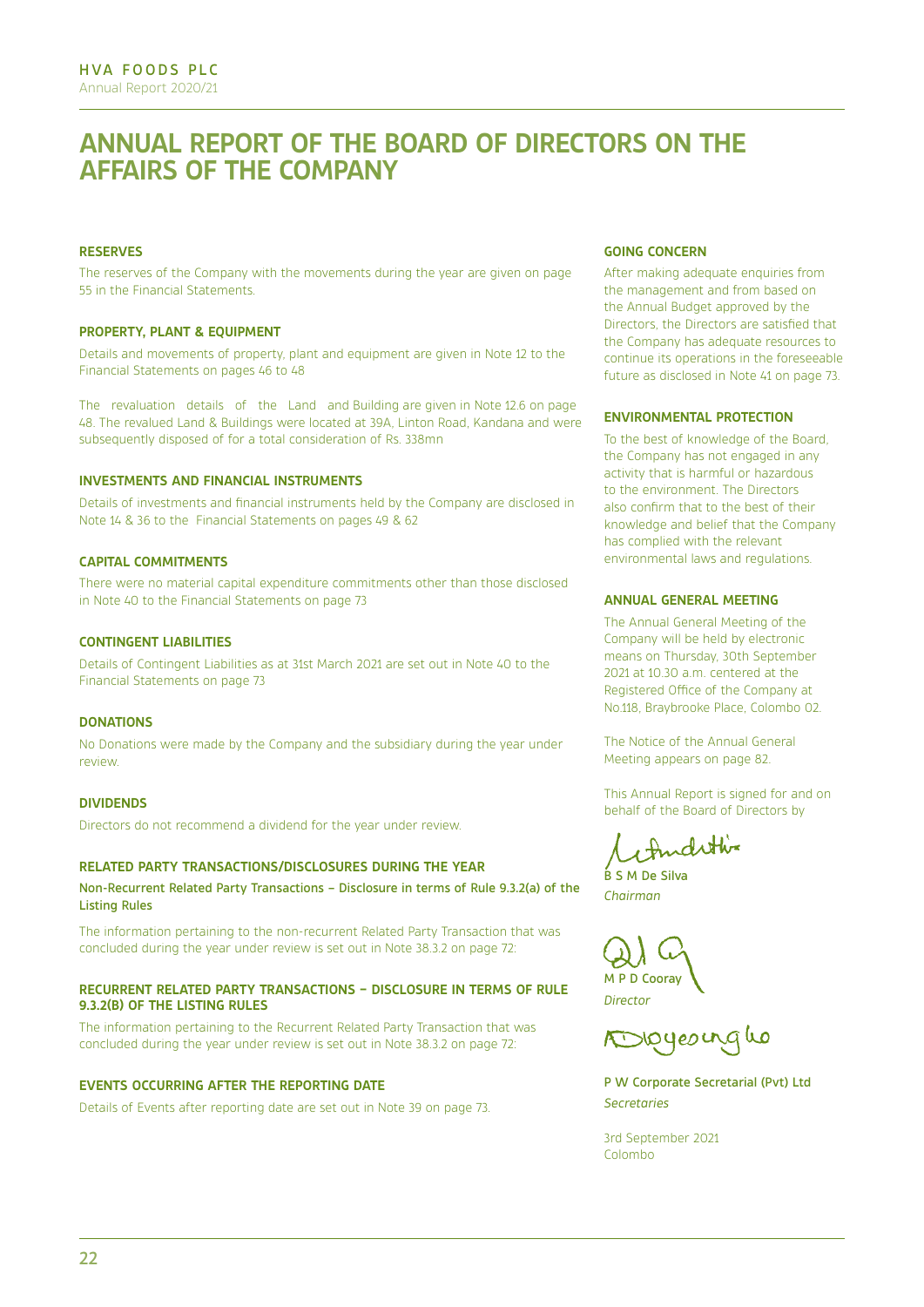# ANNUAL REPORT OF THE BOARD OF DIRECTORS ON THE AFFAIRS OF THE COMPANY

### RESERVES

The reserves of the Company with the movements during the year are given on page 55 in the Financial Statements.

### PROPERTY, PLANT & EQUIPMENT

Details and movements of property, plant and equipment are given in Note 12 to the Financial Statements on pages 46 to 48

The revaluation details of the Land and Building are given in Note 12.6 on page 48. The revalued Land & Buildings were located at 39A, Linton Road, Kandana and were subsequently disposed of for a total consideration of Rs. 338mn

### INVESTMENTS AND FINANCIAL INSTRUMENTS

Details of investments and financial instruments held by the Company are disclosed in Note 14 & 36 to the Financial Statements on pages 49 & 62

### CAPITAL COMMITMENTS

There were no material capital expenditure commitments other than those disclosed in Note 40 to the Financial Statements on page 73

### CONTINGENT LIABILITIES

Details of Contingent Liabilities as at 31st March 2021 are set out in Note 40 to the Financial Statements on page 73

### DONATIONS

No Donations were made by the Company and the subsidiary during the year under review.

### DIVIDENDS

Directors do not recommend a dividend for the year under review.

### RELATED PARTY TRANSACTIONS/DISCLOSURES DURING THE YEAR

**Non-Recurrent Related Party Transactions – Disclosure in terms of Rule 9.3.2(a) of the Listing Rules**

The information pertaining to the non-recurrent Related Party Transaction that was concluded during the year under review is set out in Note 38.3.2 on page 72:

### RECURRENT RELATED PARTY TRANSACTIONS – DISCLOSURE IN TERMS OF RULE 9.3.2(B) OF THE LISTING RULES

The information pertaining to the Recurrent Related Party Transaction that was concluded during the year under review is set out in Note 38.3.2 on page 72:

### EVENTS OCCURRING AFTER THE REPORTING DATE

Details of Events after reporting date are set out in Note 39 on page 73.

### GOING CONCERN

After making adequate enquiries from the management and from based on the Annual Budget approved by the Directors, the Directors are satisfied that the Company has adequate resources to continue its operations in the foreseeable future as disclosed in Note 41 on page 73.

### ENVIRONMENTAL PROTECTION

To the best of knowledge of the Board, the Company has not engaged in any activity that is harmful or hazardous to the environment. The Directors also confirm that to the best of their knowledge and belief that the Company has complied with the relevant environmental laws and regulations.

### ANNUAL GENERAL MEETING

The Annual General Meeting of the Company will be held by electronic means on Thursday, 30th September 2021 at 10.30 a.m. centered at the Registered Office of the Company at No.118, Braybrooke Place, Colombo 02.

The Notice of the Annual General Meeting appears on page 82.

This Annual Report is signed for and on behalf of the Board of Directors by

B S M De Silva
*Chairman*

M P D Cooray
*Director*

P W Corporate Secretarial (Pvt) Ltd
*Secretaries*

3rd September 2021
Colombo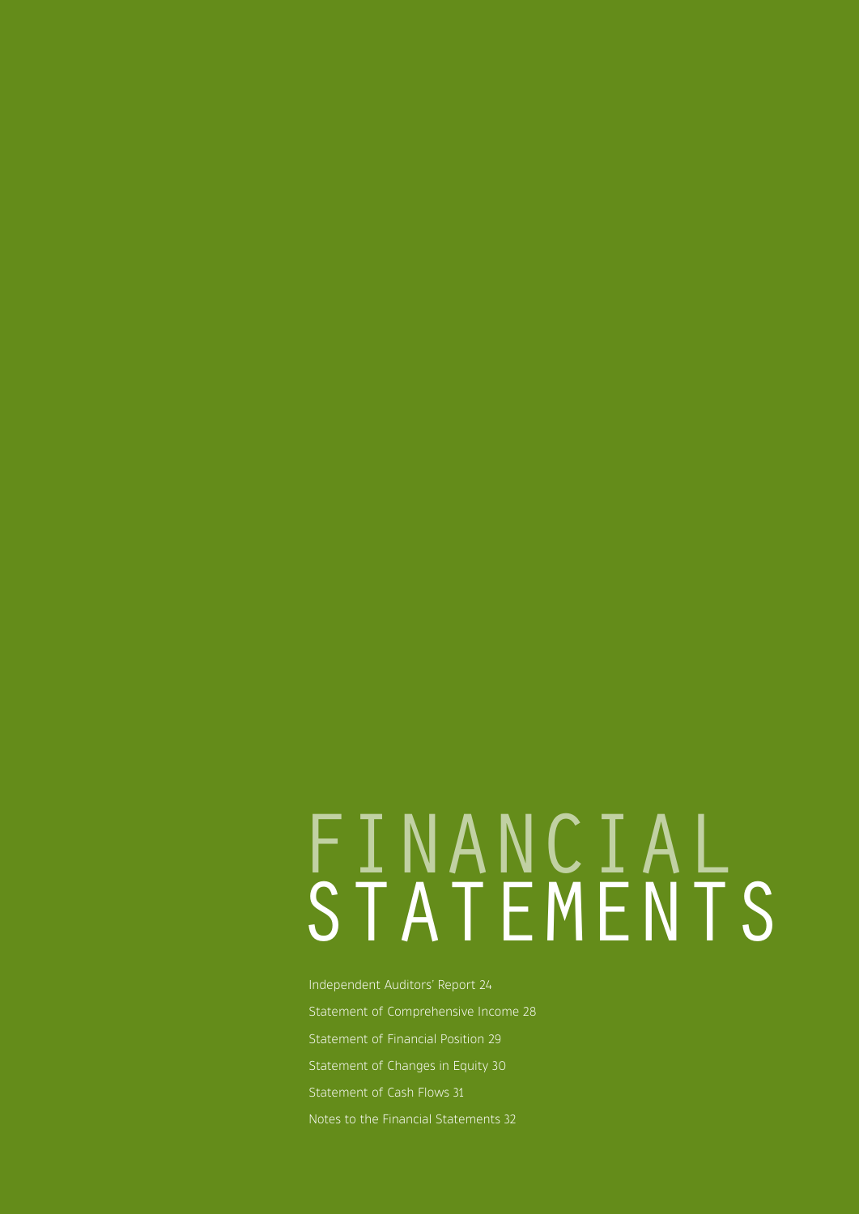# FINANCIAL STATEMENTS

Independent Auditors' Report 24

Statement of Comprehensive Income 28

Statement of Financial Position 29

Statement of Changes in Equity 30

Statement of Cash Flows 31

Notes to the Financial Statements 32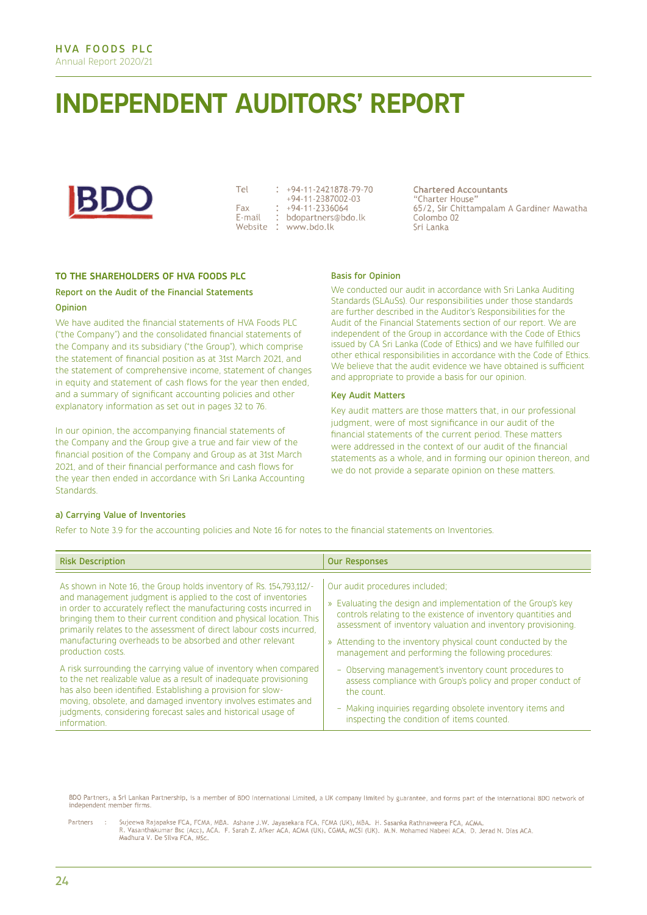# INDEPENDENT AUDITORS' REPORT

BDO

Tel : +94-11-2421878-79-70
+94-11-2387002-03
Fax : +94-11-2336064
E-mail : bdopartners@bdo.lk
Website : www.bdo.lk

Chartered Accountants
"Charter House"
65/2, Sir Chittampalam A Gardiner Mawatha
Colombo 02
Sri Lanka

**TO THE SHAREHOLDERS OF HVA FOODS PLC**

**Report on the Audit of the Financial Statements**

**Opinion**

We have audited the financial statements of HVA Foods PLC ("the Company") and the consolidated financial statements of the Company and its subsidiary ("the Group"), which comprise the statement of financial position as at 31st March 2021, and the statement of comprehensive income, statement of changes in equity and statement of cash flows for the year then ended, and a summary of significant accounting policies and other explanatory information as set out in pages 32 to 76.

In our opinion, the accompanying financial statements of the Company and the Group give a true and fair view of the financial position of the Company and Group as at 31st March 2021, and of their financial performance and cash flows for the year then ended in accordance with Sri Lanka Accounting Standards.

**Basis for Opinion**

We conducted our audit in accordance with Sri Lanka Auditing Standards (SLAuSs). Our responsibilities under those standards are further described in the Auditor's Responsibilities for the Audit of the Financial Statements section of our report. We are independent of the Group in accordance with the Code of Ethics issued by CA Sri Lanka (Code of Ethics) and we have fulfilled our other ethical responsibilities in accordance with the Code of Ethics. We believe that the audit evidence we have obtained is sufficient and appropriate to provide a basis for our opinion.

**Key Audit Matters**

Key audit matters are those matters that, in our professional judgment, were of most significance in our audit of the financial statements of the current period. These matters were addressed in the context of our audit of the financial statements as a whole, and in forming our opinion thereon, and we do not provide a separate opinion on these matters.

**a) Carrying Value of Inventories**

Refer to Note 3.9 for the accounting policies and Note 16 for notes to the financial statements on Inventories.

| Risk Description | Our Responses |
|---|---|
| As shown in Note 16, the Group holds inventory of Rs. 154,793,112/- and management judgment is applied to the cost of inventories in order to accurately reflect the manufacturing costs incurred in bringing them to their current condition and physical location. This primarily relates to the assessment of direct labour costs incurred, manufacturing overheads to be absorbed and other relevant production costs.<br><br>A risk surrounding the carrying value of inventory when compared to the net realizable value as a result of inadequate provisioning has also been identified. Establishing a provision for slow-moving, obsolete, and damaged inventory involves estimates and judgments, considering forecast sales and historical usage of information. | Our audit procedures included;<br><br>» Evaluating the design and implementation of the Group's key controls relating to the existence of inventory quantities and assessment of inventory valuation and inventory provisioning.<br><br>» Attending to the inventory physical count conducted by the management and performing the following procedures:<br><br>- Observing management's inventory count procedures to assess compliance with Group's policy and proper conduct of the count.<br><br>- Making inquiries regarding obsolete inventory items and inspecting the condition of items counted. |

BDO Partners, a Sri Lankan Partnership, is a member of BDO International Limited, a UK company limited by guarantee, and forms part of the international BDO network of independent member firms.

Partners : Sujeewa Rajapakse FCA, FCMA, MBA. Ashane J.W. Jayasekara FCA, FCMA (UK), MBA. H. Sasanka Rathnaweera FCA, ACMA. R. Vasanthakumar Bsc (Acc), ACA. F. Sarah Z. Afker ACA, ACMA (UK), CGMA, MCSI (UK). M.N. Mohamed Nabeel ACA. D. Jerad N. Dias ACA. Madhura V. De Silva FCA, MSc.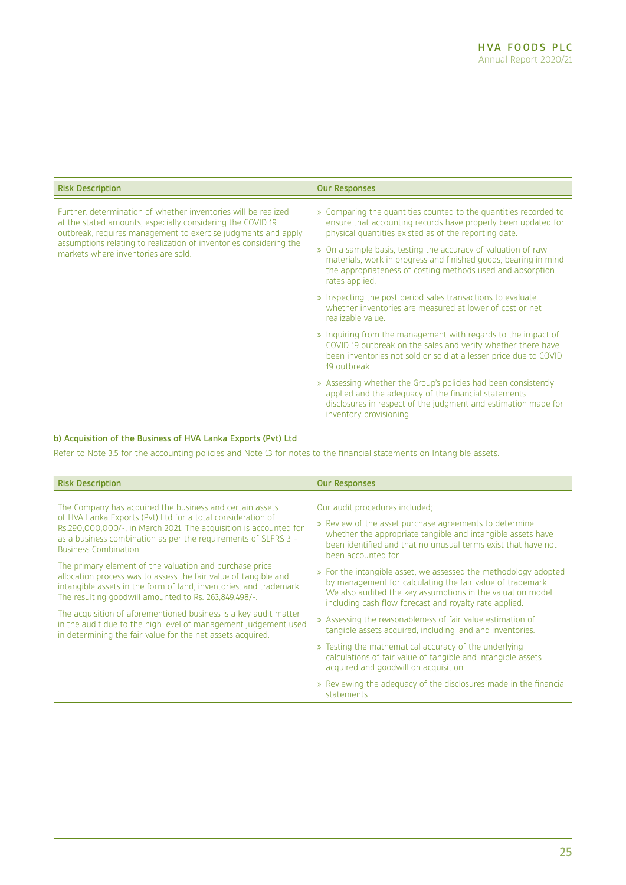| Risk Description | Our Responses |
|---|---|
| Further, determination of whether inventories will be realized at the stated amounts, especially considering the COVID 19 outbreak, requires management to exercise judgments and apply assumptions relating to realization of inventories considering the markets where inventories are sold. | » Comparing the quantities counted to the quantities recorded to ensure that accounting records have properly been updated for physical quantities existed as of the reporting date.<br><br>» On a sample basis, testing the accuracy of valuation of raw materials, work in progress and finished goods, bearing in mind the appropriateness of costing methods used and absorption rates applied.<br><br>» Inspecting the post period sales transactions to evaluate whether inventories are measured at lower of cost or net realizable value.<br><br>» Inquiring from the management with regards to the impact of COVID 19 outbreak on the sales and verify whether there have been inventories not sold or sold at a lesser price due to COVID 19 outbreak.<br><br>» Assessing whether the Group's policies had been consistently applied and the adequacy of the financial statements disclosures in respect of the judgment and estimation made for inventory provisioning. |

**b) Acquisition of the Business of HVA Lanka Exports (Pvt) Ltd**

Refer to Note 3.5 for the accounting policies and Note 13 for notes to the financial statements on Intangible assets.

| Risk Description | Our Responses |
|---|---|
| The Company has acquired the business and certain assets of HVA Lanka Exports (Pvt) Ltd for a total consideration of Rs.290,000,000/-, in March 2021. The acquisition is accounted for as a business combination as per the requirements of SLFRS 3 – Business Combination.<br><br>The primary element of the valuation and purchase price allocation process was to assess the fair value of tangible and intangible assets in the form of land, inventories, and trademark. The resulting goodwill amounted to Rs. 263,849,498/-.<br><br>The acquisition of aforementioned business is a key audit matter in the audit due to the high level of management judgement used in determining the fair value for the net assets acquired. | Our audit procedures included;<br><br>» Review of the asset purchase agreements to determine whether the appropriate tangible and intangible assets have been identified and that no unusual terms exist that have not been accounted for.<br><br>» For the intangible asset, we assessed the methodology adopted by management for calculating the fair value of trademark. We also audited the key assumptions in the valuation model including cash flow forecast and royalty rate applied.<br><br>» Assessing the reasonableness of fair value estimation of tangible assets acquired, including land and inventories.<br><br>» Testing the mathematical accuracy of the underlying calculations of fair value of tangible and intangible assets acquired and goodwill on acquisition.<br><br>» Reviewing the adequacy of the disclosures made in the financial statements. |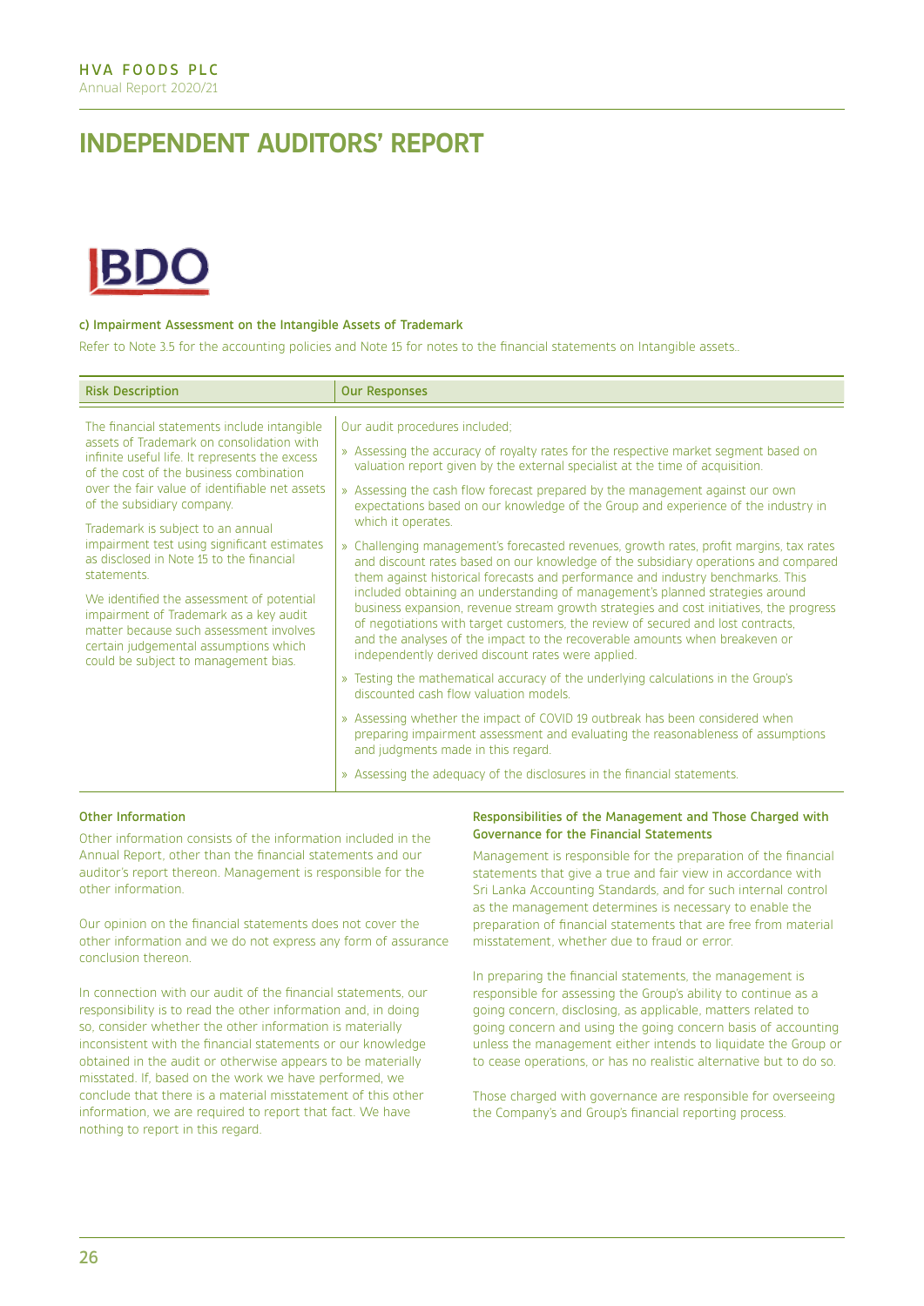# INDEPENDENT AUDITORS' REPORT

BDO

### c) Impairment Assessment on the Intangible Assets of Trademark

Refer to Note 3.5 for the accounting policies and Note 15 for notes to the financial statements on Intangible assets..

| Risk Description | Our Responses |
|---|---|
| The financial statements include intangible assets of Trademark on consolidation with infinite useful life. It represents the excess of the cost of the business combination over the fair value of identifiable net assets of the subsidiary company.<br><br>Trademark is subject to an annual impairment test using significant estimates as disclosed in Note 15 to the financial statements.<br><br>We identified the assessment of potential impairment of Trademark as a key audit matter because such assessment involves certain judgemental assumptions which could be subject to management bias. | Our audit procedures included;<br><br>» Assessing the accuracy of royalty rates for the respective market segment based on valuation report given by the external specialist at the time of acquisition.<br><br>» Assessing the cash flow forecast prepared by the management against our own expectations based on our knowledge of the Group and experience of the industry in which it operates.<br><br>» Challenging management's forecasted revenues, growth rates, profit margins, tax rates and discount rates based on our knowledge of the subsidiary operations and compared them against historical forecasts and performance and industry benchmarks. This included obtaining an understanding of management's planned strategies around business expansion, revenue stream growth strategies and cost initiatives, the progress of negotiations with target customers, the review of secured and lost contracts, and the analyses of the impact to the recoverable amounts when breakeven or independently derived discount rates were applied.<br><br>» Testing the mathematical accuracy of the underlying calculations in the Group's discounted cash flow valuation models.<br><br>» Assessing whether the impact of COVID 19 outbreak has been considered when preparing impairment assessment and evaluating the reasonableness of assumptions and judgments made in this regard.<br><br>» Assessing the adequacy of the disclosures in the financial statements. |

### Other Information

Other information consists of the information included in the Annual Report, other than the financial statements and our auditor's report thereon. Management is responsible for the other information.

Our opinion on the financial statements does not cover the other information and we do not express any form of assurance conclusion thereon.

In connection with our audit of the financial statements, our responsibility is to read the other information and, in doing so, consider whether the other information is materially inconsistent with the financial statements or our knowledge obtained in the audit or otherwise appears to be materially misstated. If, based on the work we have performed, we conclude that there is a material misstatement of this other information, we are required to report that fact. We have nothing to report in this regard.

### Responsibilities of the Management and Those Charged with Governance for the Financial Statements

Management is responsible for the preparation of the financial statements that give a true and fair view in accordance with Sri Lanka Accounting Standards, and for such internal control as the management determines is necessary to enable the preparation of financial statements that are free from material misstatement, whether due to fraud or error.

In preparing the financial statements, the management is responsible for assessing the Group's ability to continue as a going concern, disclosing, as applicable, matters related to going concern and using the going concern basis of accounting unless the management either intends to liquidate the Group or to cease operations, or has no realistic alternative but to do so.

Those charged with governance are responsible for overseeing the Company's and Group's financial reporting process.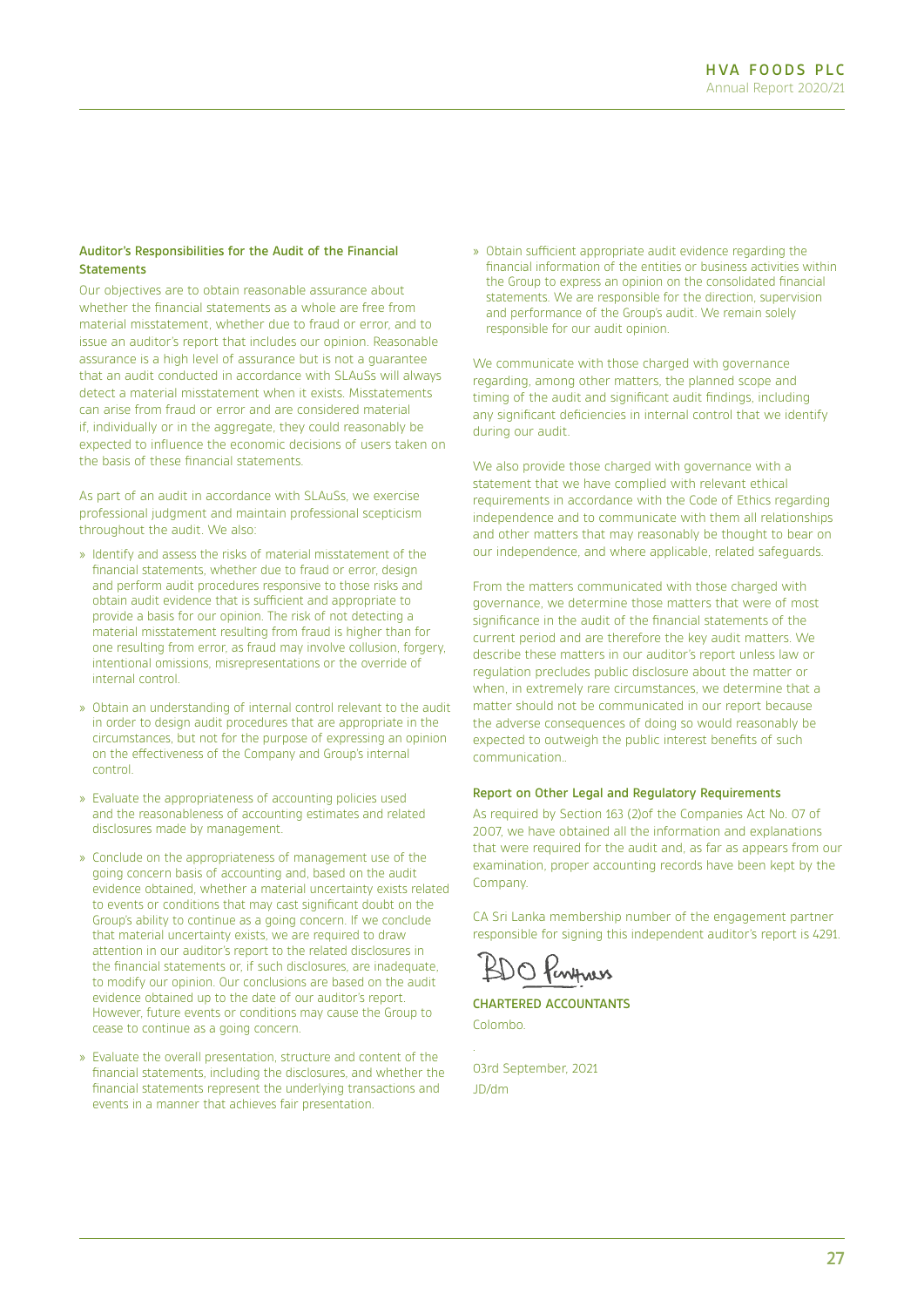### Auditor's Responsibilities for the Audit of the Financial Statements

Our objectives are to obtain reasonable assurance about whether the financial statements as a whole are free from material misstatement, whether due to fraud or error, and to issue an auditor's report that includes our opinion. Reasonable assurance is a high level of assurance but is not a guarantee that an audit conducted in accordance with SLAuSs will always detect a material misstatement when it exists. Misstatements can arise from fraud or error and are considered material if, individually or in the aggregate, they could reasonably be expected to influence the economic decisions of users taken on the basis of these financial statements.

As part of an audit in accordance with SLAuSs, we exercise professional judgment and maintain professional scepticism throughout the audit. We also:

- Identify and assess the risks of material misstatement of the financial statements, whether due to fraud or error, design and perform audit procedures responsive to those risks and obtain audit evidence that is sufficient and appropriate to provide a basis for our opinion. The risk of not detecting a material misstatement resulting from fraud is higher than for one resulting from error, as fraud may involve collusion, forgery, intentional omissions, misrepresentations or the override of internal control.
- Obtain an understanding of internal control relevant to the audit in order to design audit procedures that are appropriate in the circumstances, but not for the purpose of expressing an opinion on the effectiveness of the Company and Group's internal control.
- Evaluate the appropriateness of accounting policies used and the reasonableness of accounting estimates and related disclosures made by management.
- Conclude on the appropriateness of management use of the going concern basis of accounting and, based on the audit evidence obtained, whether a material uncertainty exists related to events or conditions that may cast significant doubt on the Group's ability to continue as a going concern. If we conclude that material uncertainty exists, we are required to draw attention in our auditor's report to the related disclosures in the financial statements or, if such disclosures, are inadequate, to modify our opinion. Our conclusions are based on the audit evidence obtained up to the date of our auditor's report. However, future events or conditions may cause the Group to cease to continue as a going concern.
- Evaluate the overall presentation, structure and content of the financial statements, including the disclosures, and whether the financial statements represent the underlying transactions and events in a manner that achieves fair presentation.
- Obtain sufficient appropriate audit evidence regarding the financial information of the entities or business activities within the Group to express an opinion on the consolidated financial statements. We are responsible for the direction, supervision and performance of the Group's audit. We remain solely responsible for our audit opinion.

We communicate with those charged with governance regarding, among other matters, the planned scope and timing of the audit and significant audit findings, including any significant deficiencies in internal control that we identify during our audit.

We also provide those charged with governance with a statement that we have complied with relevant ethical requirements in accordance with the Code of Ethics regarding independence and to communicate with them all relationships and other matters that may reasonably be thought to bear on our independence, and where applicable, related safeguards.

From the matters communicated with those charged with governance, we determine those matters that were of most significance in the audit of the financial statements of the current period and are therefore the key audit matters. We describe these matters in our auditor's report unless law or regulation precludes public disclosure about the matter or when, in extremely rare circumstances, we determine that a matter should not be communicated in our report because the adverse consequences of doing so would reasonably be expected to outweigh the public interest benefits of such communication..

### Report on Other Legal and Regulatory Requirements

As required by Section 163 (2)of the Companies Act No. 07 of 2007, we have obtained all the information and explanations that were required for the audit and, as far as appears from our examination, proper accounting records have been kept by the Company.

CA Sri Lanka membership number of the engagement partner responsible for signing this independent auditor's report is 4291.

BDO Partners

**CHARTERED ACCOUNTANTS**

Colombo.

03rd September, 2021

JD/dm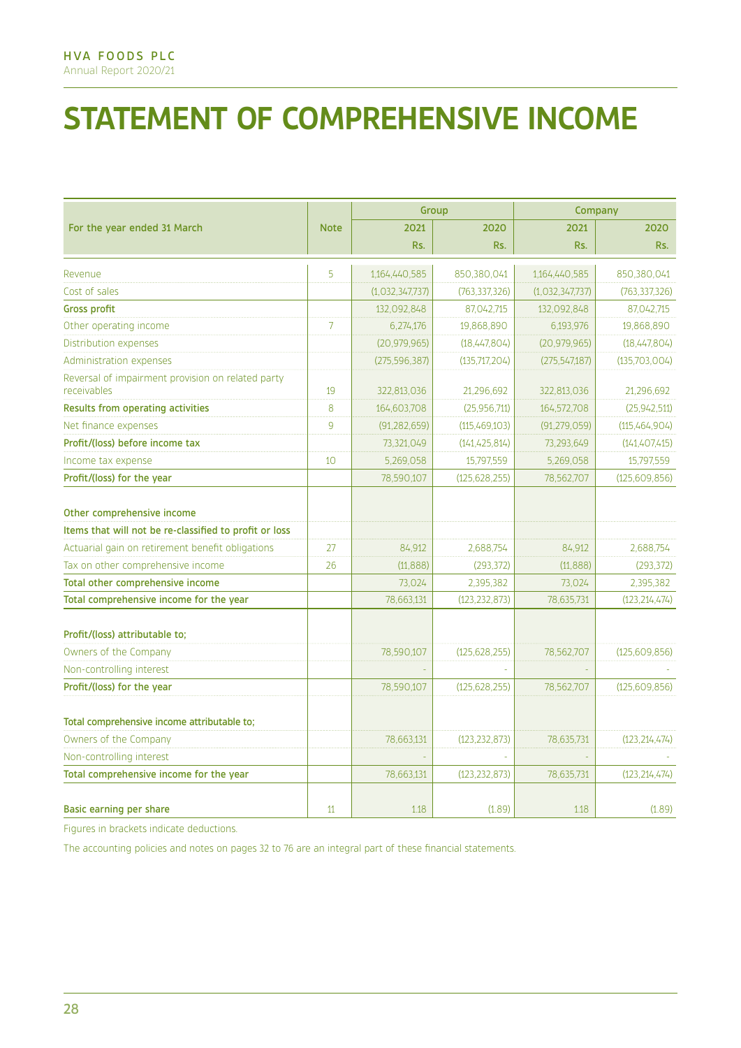# STATEMENT OF COMPREHENSIVE INCOME

| For the year ended 31 March | Note | Group | | Company | |
|---|---|---|---|---|---|
| | | 2021 | 2020 | 2021 | 2020 |
| | | Rs. | Rs. | Rs. | Rs. |
| Revenue | 5 | 1,164,440,585 | 850,380,041 | 1,164,440,585 | 850,380,041 |
| Cost of sales | | (1,032,347,737) | (763,337,326) | (1,032,347,737) | (763,337,326) |
| **Gross profit** | | 132,092,848 | 87,042,715 | 132,092,848 | 87,042,715 |
| Other operating income | 7 | 6,274,176 | 19,868,890 | 6,193,976 | 19,868,890 |
| Distribution expenses | | (20,979,965) | (18,447,804) | (20,979,965) | (18,447,804) |
| Administration expenses | | (275,596,387) | (135,717,204) | (275,547,187) | (135,703,004) |
| Reversal of impairment provision on related party receivables | 19 | 322,813,036 | 21,296,692 | 322,813,036 | 21,296,692 |
| **Results from operating activities** | 8 | 164,603,708 | (25,956,711) | 164,572,708 | (25,942,511) |
| Net finance expenses | 9 | (91,282,659) | (115,469,103) | (91,279,059) | (115,464,904) |
| **Profit/(loss) before income tax** | | 73,321,049 | (141,425,814) | 73,293,649 | (141,407,415) |
| Income tax expense | 10 | 5,269,058 | 15,797,559 | 5,269,058 | 15,797,559 |
| **Profit/(loss) for the year** | | 78,590,107 | (125,628,255) | 78,562,707 | (125,609,856) |
| | | | | | |
| **Other comprehensive income** | | | | | |
| **Items that will not be re-classified to profit or loss** | | | | | |
| Actuarial gain on retirement benefit obligations | 27 | 84,912 | 2,688,754 | 84,912 | 2,688,754 |
| Tax on other comprehensive income | 26 | (11,888) | (293,372) | (11,888) | (293,372) |
| **Total other comprehensive income** | | 73,024 | 2,395,382 | 73,024 | 2,395,382 |
| **Total comprehensive income for the year** | | 78,663,131 | (123,232,873) | 78,635,731 | (123,214,474) |
| | | | | | |
| **Profit/(loss) attributable to;** | | | | | |
| Owners of the Company | | 78,590,107 | (125,628,255) | 78,562,707 | (125,609,856) |
| Non-controlling interest | | - | - | - | - |
| **Profit/(loss) for the year** | | 78,590,107 | (125,628,255) | 78,562,707 | (125,609,856) |
| | | | | | |
| **Total comprehensive income attributable to;** | | | | | |
| Owners of the Company | | 78,663,131 | (123,232,873) | 78,635,731 | (123,214,474) |
| Non-controlling interest | | - | - | - | - |
| **Total comprehensive income for the year** | | 78,663,131 | (123,232,873) | 78,635,731 | (123,214,474) |
| | | | | | |
| **Basic earning per share** | 11 | 1.18 | (1.89) | 1.18 | (1.89) |

Figures in brackets indicate deductions.

The accounting policies and notes on pages 32 to 76 are an integral part of these financial statements.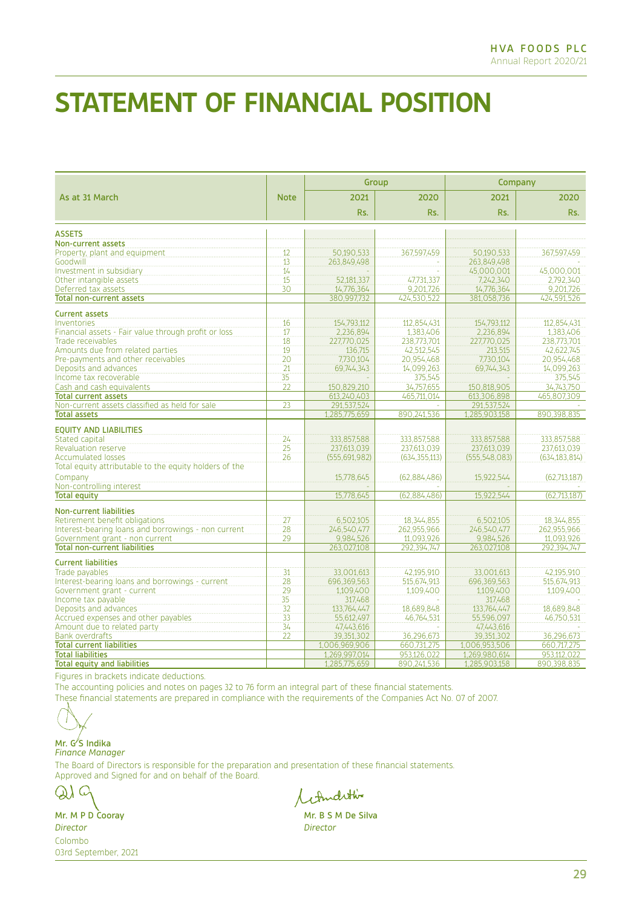# STATEMENT OF FINANCIAL POSITION

| As at 31 March | Note | Group | | Company | |
|---|---|---|---|---|---|
| | | 2021 | 2020 | 2021 | 2020 |
| | | Rs. | Rs. | Rs. | Rs. |
| **ASSETS** | | | | | |
| **Non-current assets** | | | | | |
| Property, plant and equipment | 12 | 50,190,533 | 367,597,459 | 50,190,533 | 367,597,459 |
| Goodwill | 13 | 263,849,498 | - | 263,849,498 | - |
| Investment in subsidiary | 14 | - | - | 45,000,001 | 45,000,001 |
| Other intangible assets | 15 | 52,181,337 | 47,731,337 | 7,242,340 | 2,792,340 |
| Deferred tax assets | 30 | 14,776,364 | 9,201,726 | 14,776,364 | 9,201,726 |
| **Total non-current assets** | | 380,997,732 | 424,530,522 | 381,058,736 | 424,591,526 |
| **Current assets** | | | | | |
| Inventories | 16 | 154,793,112 | 112,854,431 | 154,793,112 | 112,854,431 |
| Financial assets - Fair value through profit or loss | 17 | 2,236,894 | 1,383,406 | 2,236,894 | 1,383,406 |
| Trade receivables | 18 | 227,770,025 | 238,773,701 | 227,770,025 | 238,773,701 |
| Amounts due from related parties | 19 | 136,715 | 42,512,545 | 213,515 | 42,622,745 |
| Pre-payments and other receivables | 20 | 7,730,104 | 20,954,468 | 7,730,104 | 20,954,468 |
| Deposits and advances | 21 | 69,744,343 | 14,099,263 | 69,744,343 | 14,099,263 |
| Income tax recoverable | 35 | - | 375,545 | - | 375,545 |
| Cash and cash equivalents | 22 | 150,829,210 | 34,757,655 | 150,818,905 | 34,743,750 |
| **Total current assets** | | 613,240,403 | 465,711,014 | 613,306,898 | 465,807,309 |
| Non-current assets classified as held for sale | 23 | 291,537,524 | - | 291,537,524 | - |
| **Total assets** | | 1,285,775,659 | 890,241,536 | 1,285,903,158 | 890,398,835 |
| **EQUITY AND LIABILITIES** | | | | | |
| Stated capital | 24 | 333,857,588 | 333,857,588 | 333,857,588 | 333,857,588 |
| Revaluation reserve | 25 | 237,613,039 | 237,613,039 | 237,613,039 | 237,613,039 |
| Accumulated losses | 26 | (555,691,982) | (634,355,113) | (555,548,083) | (634,183,814) |
| Total equity attributable to the equity holders of the Company | | 15,778,645 | (62,884,486) | 15,922,544 | (62,713,187) |
| Non-controlling interest | | - | - | - | - |
| **Total equity** | | 15,778,645 | (62,884,486) | 15,922,544 | (62,713,187) |
| **Non-current liabilities** | | | | | |
| Retirement benefit obligations | 27 | 6,502,105 | 18,344,855 | 6,502,105 | 18,344,855 |
| Interest-bearing loans and borrowings - non current | 28 | 246,540,477 | 262,955,966 | 246,540,477 | 262,955,966 |
| Government grant - non current | 29 | 9,984,526 | 11,093,926 | 9,984,526 | 11,093,926 |
| **Total non-current liabilities** | | 263,027,108 | 292,394,747 | 263,027,108 | 292,394,747 |
| **Current liabilities** | | | | | |
| Trade payables | 31 | 33,001,613 | 42,195,910 | 33,001,613 | 42,195,910 |
| Interest-bearing loans and borrowings - current | 28 | 696,369,563 | 515,674,913 | 696,369,563 | 515,674,913 |
| Government grant - current | 29 | 1,109,400 | 1,109,400 | 1,109,400 | 1,109,400 |
| Income tax payable | 35 | 317,468 | - | 317,468 | - |
| Deposits and advances | 32 | 133,764,447 | 18,689,848 | 133,764,447 | 18,689,848 |
| Accrued expenses and other payables | 33 | 55,612,497 | 46,764,531 | 55,596,097 | 46,750,531 |
| Amount due to related party | 34 | 47,443,616 | - | 47,443,616 | - |
| Bank overdrafts | 22 | 39,351,302 | 36,296,673 | 39,351,302 | 36,296,673 |
| **Total current liabilities** | | 1,006,969,906 | 660,731,275 | 1,006,953,506 | 660,717,275 |
| **Total liabilities** | | 1,269,997,014 | 953,126,022 | 1,269,980,614 | 953,112,022 |
| **Total equity and liabilities** | | 1,285,775,659 | 890,241,536 | 1,285,903,158 | 890,398,835 |

Figures in brackets indicate deductions.

The accounting policies and notes on pages 32 to 76 form an integral part of these financial statements.

These financial statements are prepared in compliance with the requirements of the Companies Act No. 07 of 2007.

**Mr. G S Indika**
*Finance Manager*

The Board of Directors is responsible for the preparation and presentation of these financial statements.
Approved and Signed for and on behalf of the Board.

**Mr. M P D Cooray**
*Director*

**Mr. B S M De Silva**
*Director*

Colombo
03rd September, 2021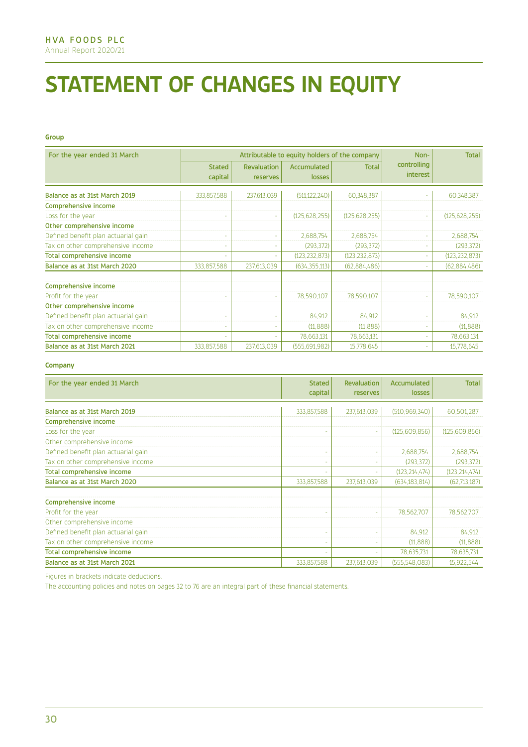# STATEMENT OF CHANGES IN EQUITY

**Group**

| For the year ended 31 March | Attributable to equity holders of the company | | | | Non-controlling interest | Total |
|---|---|---|---|---|---|---|
| | Stated capital | Revaluation reserves | Accumulated losses | Total | | |
| **Balance as at 31st March 2019** | 333,857,588 | 237,613,039 | (511,122,240) | 60,348,387 | - | 60,348,387 |
| **Comprehensive income** | | | | | | |
| Loss for the year | - | - | (125,628,255) | (125,628,255) | - | (125,628,255) |
| **Other comprehensive income** | | | | | | |
| Defined benefit plan actuarial gain | - | - | 2,688,754 | 2,688,754 | - | 2,688,754 |
| Tax on other comprehensive income | - | - | (293,372) | (293,372) | - | (293,372) |
| **Total comprehensive income** | - | - | (123,232,873) | (123,232,873) | - | (123,232,873) |
| **Balance as at 31st March 2020** | 333,857,588 | 237,613,039 | (634,355,113) | (62,884,486) | - | (62,884,486) |
| | | | | | | |
| **Comprehensive income** | | | | | | |
| Profit for the year | - | - | 78,590,107 | 78,590,107 | - | 78,590,107 |
| **Other comprehensive income** | | | | | | |
| Defined benefit plan actuarial gain | - | - | 84,912 | 84,912 | - | 84,912 |
| Tax on other comprehensive income | - | - | (11,888) | (11,888) | - | (11,888) |
| **Total comprehensive income** | - | - | 78,663,131 | 78,663,131 | - | 78,663,131 |
| **Balance as at 31st March 2021** | 333,857,588 | 237,613,039 | (555,691,982) | 15,778,645 | - | 15,778,645 |

**Company**

| For the year ended 31 March | Stated capital | Revaluation reserves | Accumulated losses | Total |
|---|---|---|---|---|
| **Balance as at 31st March 2019** | 333,857,588 | 237,613,039 | (510,969,340) | 60,501,287 |
| **Comprehensive income** | | | | |
| Loss for the year | - | - | (125,609,856) | (125,609,856) |
| Other comprehensive income | | | | |
| Defined benefit plan actuarial gain | - | - | 2,688,754 | 2,688,754 |
| Tax on other comprehensive income | - | - | (293,372) | (293,372) |
| **Total comprehensive income** | - | - | (123,214,474) | (123,214,474) |
| **Balance as at 31st March 2020** | 333,857,588 | 237,613,039 | (634,183,814) | (62,713,187) |
| | | | | |
| **Comprehensive income** | | | | |
| Profit for the year | - | - | 78,562,707 | 78,562,707 |
| Other comprehensive income | | | | |
| Defined benefit plan actuarial gain | - | - | 84,912 | 84,912 |
| Tax on other comprehensive income | - | - | (11,888) | (11,888) |
| **Total comprehensive income** | - | - | 78,635,731 | 78,635,731 |
| **Balance as at 31st March 2021** | 333,857,588 | 237,613,039 | (555,548,083) | 15,922,544 |

Figures in brackets indicate deductions.

The accounting policies and notes on pages 32 to 76 are an integral part of these financial statements.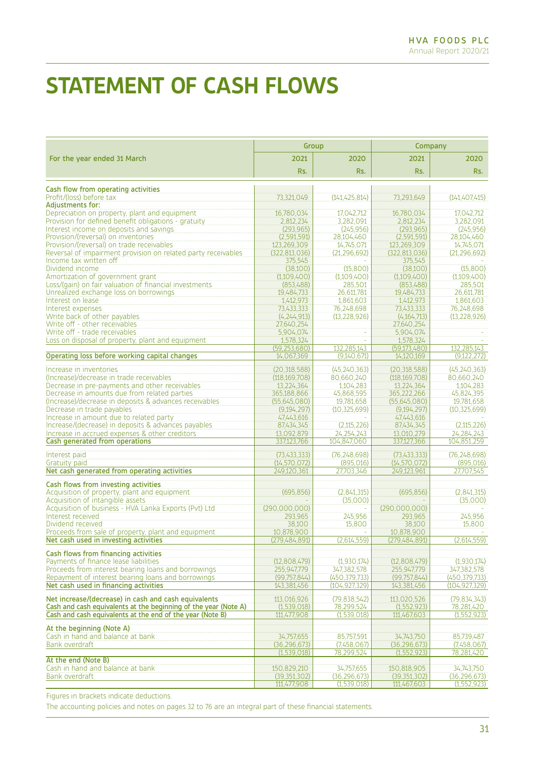# STATEMENT OF CASH FLOWS

| For the year ended 31 March | Group | | Company | |
|---|---|---|---|---|
| | 2021 | 2020 | 2021 | 2020 |
| | Rs. | Rs. | Rs. | Rs. |
| **Cash flow from operating activities** | | | | |
| Profit/(loss) before tax | 73,321,049 | (141,425,814) | 73,293,649 | (141,407,415) |
| **Adjustments for:** | | | | |
| Depreciation on property, plant and equipment | 16,780,034 | 17,042,712 | 16,780,034 | 17,042,712 |
| Provision for defined benefit obligations - gratuity | 2,812,234 | 3,282,091 | 2,812,234 | 3,282,091 |
| Interest income on deposits and savings | (293,965) | (245,956) | (293,965) | (245,956) |
| Provision/(reversal) on inventories | (2,591,591) | 28,104,460 | (2,591,591) | 28,104,460 |
| Provision/(reversal) on trade receivables | 123,269,309 | 14,745,071 | 123,269,309 | 14,745,071 |
| Reversal of impairment provision on related party receivables | (322,813,036) | (21,296,692) | (322,813,036) | (21,296,692) |
| Income tax written off | 375,545 | - | 375,545 | - |
| Dividend income | (38,100) | (15,800) | (38,100) | (15,800) |
| Amortization of government grant | (1,109,400) | (1,109,400) | (1,109,400) | (1,109,400) |
| Loss/(gain) on fair valuation of financial investments | (853,488) | 285,501 | (853,488) | 285,501 |
| Unrealized exchange loss on borrowings | 19,484,733 | 26,611,781 | 19,484,733 | 26,611,781 |
| Interest on lease | 1,412,973 | 1,861,603 | 1,412,973 | 1,861,603 |
| Interest expenses | 73,433,333 | 76,248,698 | 73,433,333 | 76,248,698 |
| Write back of other payables | (4,244,913) | (13,228,926) | (4,164,713) | (13,228,926) |
| Write off - other receivables | 27,640,254 | | 27,640,254 | |
| Write off - trade receivables | 5,904,074 | - | 5,904,074 | - |
| Loss on disposal of property, plant and equipment | 1,578,324 | - | 1,578,324 | - |
| | (59,253,680) | 132,285,143 | (59,173,480) | 132,285,143 |
| **Operating loss before working capital changes** | 14,067,369 | (9,140,671) | 14,120,169 | (9,122,272) |
| Increase in inventories | (20,318,588) | (45,240,363) | (20,318,588) | (45,240,363) |
| (Increase)/decrease in trade receivables | (118,169,708) | 80,660,240 | (118,169,708) | 80,660,240 |
| Decrease in pre-payments and other receivables | 13,224,364 | 1,104,283 | 13,224,364 | 1,104,283 |
| Decrease in amounts due from related parties | 365,188,866 | 45,868,595 | 365,222,266 | 45,824,395 |
| (Increase)/decrease in deposits & advances receivables | (55,645,080) | 19,781,658 | (55,645,080) | 19,781,658 |
| Decrease in trade payables | (9,194,297) | (10,325,699) | (9,194,297) | (10,325,699) |
| Increase in amount due to related party | 47,443,616 | - | 47,443,616 | - |
| Increase/(decrease) in deposits & advances payables | 87,434,345 | (2,115,226) | 87,434,345 | (2,115,226) |
| Increase in accrued expenses & other creditors | 13,092,879 | 24,254,243 | 13,010,279 | 24,284,243 |
| **Cash generated from operations** | 337,123,766 | 104,847,060 | 337,127,366 | 104,851,259 |
| Interest paid | (73,433,333) | (76,248,698) | (73,433,333) | (76,248,698) |
| Gratuity paid | (14,570,072) | (895,016) | (14,570,072) | (895,016) |
| **Net cash generated from operating activities** | 249,120,361 | 27,703,346 | 249,123,961 | 27,707,545 |
| **Cash flows from investing activities** | | | | |
| Acquisition of property, plant and equipment | (695,856) | (2,841,315) | (695,856) | (2,841,315) |
| Acquisition of intangible assets | - | (35,000) | - | (35,000) |
| Acquisition of business - HVA Lanka Exports (Pvt) Ltd | (290,000,000) | - | (290,000,000) | - |
| Interest received | 293,965 | 245,956 | 293,965 | 245,956 |
| Dividend received | 38,100 | 15,800 | 38,100 | 15,800 |
| Proceeds from sale of property, plant and equipment | 10,878,900 | - | 10,878,900 | - |
| **Net cash used in investing activities** | (279,484,891) | (2,614,559) | (279,484,891) | (2,614,559) |
| **Cash flows from financing activities** | | | | |
| Payments of finance lease liabilities | (12,808,479) | (1,930,174) | (12,808,479) | (1,930,174) |
| Proceeds from interest bearing loans and borrowings | 255,947,779 | 347,382,578 | 255,947,779 | 347,382,578 |
| Repayment of interest bearing loans and borrowings | (99,757,844) | (450,379,733) | (99,757,844) | (450,379,733) |
| **Net cash used in financing activities** | 143,381,456 | (104,927,329) | 143,381,456 | (104,927,329) |
| **Net increase/(decrease) in cash and cash equivalents** | 113,016,926 | (79,838,542) | 113,020,526 | (79,834,343) |
| **Cash and cash equivalents at the beginning of the year (Note A)** | (1,539,018) | 78,299,524 | (1,552,923) | 78,281,420 |
| **Cash and cash equivalents at the end of the year (Note B)** | 111,477,908 | (1,539,018) | 111,467,603 | (1,552,923) |
| **At the beginning (Note A)** | | | | |
| Cash in hand and balance at bank | 34,757,655 | 85,757,591 | 34,743,750 | 85,739,487 |
| Bank overdraft | (36,296,673) | (7,458,067) | (36,296,673) | (7,458,067) |
| | (1,539,018) | 78,299,524 | (1,552,923) | 78,281,420 |
| **At the end (Note B)** | | | | |
| Cash in hand and balance at bank | 150,829,210 | 34,757,655 | 150,818,905 | 34,743,750 |
| Bank overdraft | (39,351,302) | (36,296,673) | (39,351,302) | (36,296,673) |
| | 111,477,908 | (1,539,018) | 111,467,603 | (1,552,923) |

Figures in brackets indicate deductions.

The accounting policies and notes on pages 32 to 76 are an integral part of these financial statements.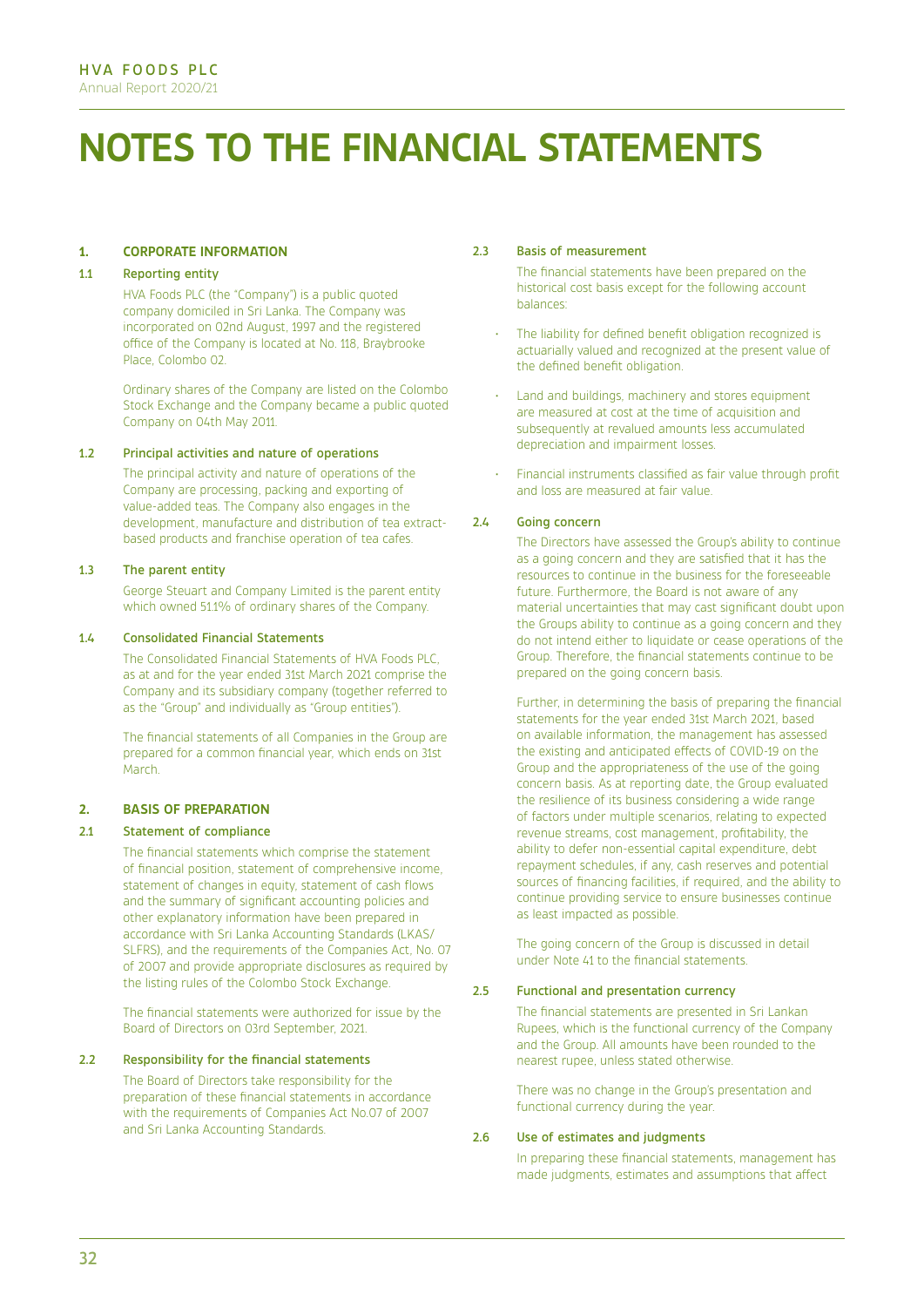# NOTES TO THE FINANCIAL STATEMENTS

## 1. CORPORATE INFORMATION

### 1.1 Reporting entity

HVA Foods PLC (the "Company") is a public quoted company domiciled in Sri Lanka. The Company was incorporated on 02nd August, 1997 and the registered office of the Company is located at No. 118, Braybrooke Place, Colombo 02.

Ordinary shares of the Company are listed on the Colombo Stock Exchange and the Company became a public quoted Company on 04th May 2011.

### 1.2 Principal activities and nature of operations

The principal activity and nature of operations of the Company are processing, packing and exporting of value-added teas. The Company also engages in the development, manufacture and distribution of tea extract-based products and franchise operation of tea cafes.

### 1.3 The parent entity

George Steuart and Company Limited is the parent entity which owned 51.1% of ordinary shares of the Company.

### 1.4 Consolidated Financial Statements

The Consolidated Financial Statements of HVA Foods PLC, as at and for the year ended 31st March 2021 comprise the Company and its subsidiary company (together referred to as the "Group" and individually as "Group entities").

The financial statements of all Companies in the Group are prepared for a common financial year, which ends on 31st March.

## 2. BASIS OF PREPARATION

### 2.1 Statement of compliance

The financial statements which comprise the statement of financial position, statement of comprehensive income, statement of changes in equity, statement of cash flows and the summary of significant accounting policies and other explanatory information have been prepared in accordance with Sri Lanka Accounting Standards (LKAS/ SLFRS), and the requirements of the Companies Act, No. 07 of 2007 and provide appropriate disclosures as required by the listing rules of the Colombo Stock Exchange.

The financial statements were authorized for issue by the Board of Directors on 03rd September, 2021.

### 2.2 Responsibility for the financial statements

The Board of Directors take responsibility for the preparation of these financial statements in accordance with the requirements of Companies Act No.07 of 2007 and Sri Lanka Accounting Standards.

### 2.3 Basis of measurement

The financial statements have been prepared on the historical cost basis except for the following account balances:

- The liability for defined benefit obligation recognized is actuarially valued and recognized at the present value of the defined benefit obligation.
- Land and buildings, machinery and stores equipment are measured at cost at the time of acquisition and subsequently at revalued amounts less accumulated depreciation and impairment losses.
- Financial instruments classified as fair value through profit and loss are measured at fair value.

### 2.4 Going concern

The Directors have assessed the Group's ability to continue as a going concern and they are satisfied that it has the resources to continue in the business for the foreseeable future. Furthermore, the Board is not aware of any material uncertainties that may cast significant doubt upon the Groups ability to continue as a going concern and they do not intend either to liquidate or cease operations of the Group. Therefore, the financial statements continue to be prepared on the going concern basis.

Further, in determining the basis of preparing the financial statements for the year ended 31st March 2021, based on available information, the management has assessed the existing and anticipated effects of COVID-19 on the Group and the appropriateness of the use of the going concern basis. As at reporting date, the Group evaluated the resilience of its business considering a wide range of factors under multiple scenarios, relating to expected revenue streams, cost management, profitability, the ability to defer non-essential capital expenditure, debt repayment schedules, if any, cash reserves and potential sources of financing facilities, if required, and the ability to continue providing service to ensure businesses continue as least impacted as possible.

The going concern of the Group is discussed in detail under Note 41 to the financial statements.

### 2.5 Functional and presentation currency

The financial statements are presented in Sri Lankan Rupees, which is the functional currency of the Company and the Group. All amounts have been rounded to the nearest rupee, unless stated otherwise.

There was no change in the Group's presentation and functional currency during the year.

### 2.6 Use of estimates and judgments

In preparing these financial statements, management has made judgments, estimates and assumptions that affect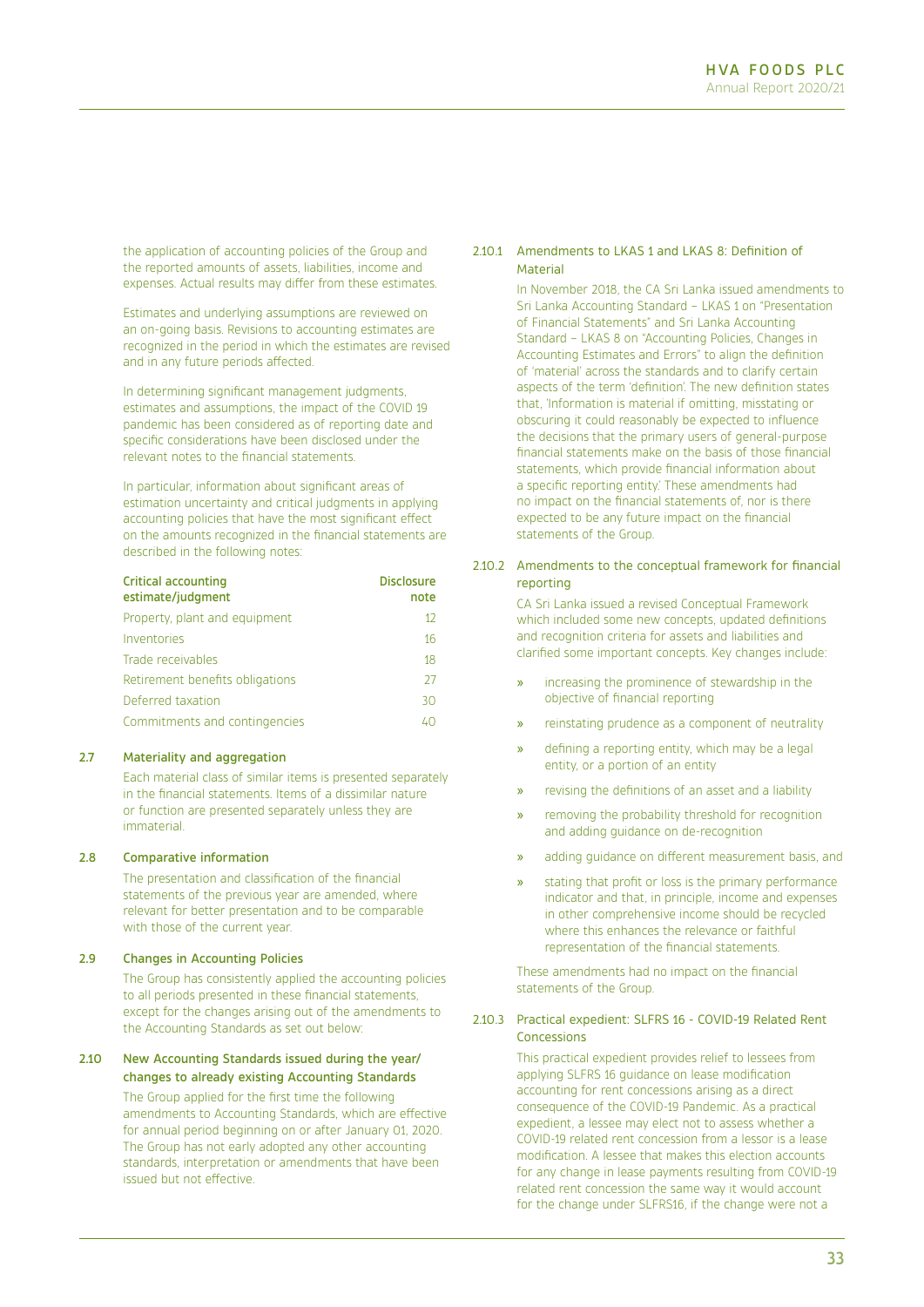the application of accounting policies of the Group and the reported amounts of assets, liabilities, income and expenses. Actual results may differ from these estimates.

Estimates and underlying assumptions are reviewed on an on-going basis. Revisions to accounting estimates are recognized in the period in which the estimates are revised and in any future periods affected.

In determining significant management judgments, estimates and assumptions, the impact of the COVID 19 pandemic has been considered as of reporting date and specific considerations have been disclosed under the relevant notes to the financial statements.

In particular, information about significant areas of estimation uncertainty and critical judgments in applying accounting policies that have the most significant effect on the amounts recognized in the financial statements are described in the following notes:

| Critical accounting estimate/judgment | Disclosure note |
|---|---|
| Property, plant and equipment | 12 |
| Inventories | 16 |
| Trade receivables | 18 |
| Retirement benefits obligations | 27 |
| Deferred taxation | 30 |
| Commitments and contingencies | 40 |

### 2.7 Materiality and aggregation

Each material class of similar items is presented separately in the financial statements. Items of a dissimilar nature or function are presented separately unless they are immaterial.

### 2.8 Comparative information

The presentation and classification of the financial statements of the previous year are amended, where relevant for better presentation and to be comparable with those of the current year.

### 2.9 Changes in Accounting Policies

The Group has consistently applied the accounting policies to all periods presented in these financial statements, except for the changes arising out of the amendments to the Accounting Standards as set out below:

### 2.10 New Accounting Standards issued during the year/ changes to already existing Accounting Standards

The Group applied for the first time the following amendments to Accounting Standards, which are effective for annual period beginning on or after January 01, 2020. The Group has not early adopted any other accounting standards, interpretation or amendments that have been issued but not effective.

#### 2.10.1 Amendments to LKAS 1 and LKAS 8: Definition of Material

In November 2018, the CA Sri Lanka issued amendments to Sri Lanka Accounting Standard – LKAS 1 on "Presentation of Financial Statements" and Sri Lanka Accounting Standard – LKAS 8 on "Accounting Policies, Changes in Accounting Estimates and Errors" to align the definition of 'material' across the standards and to clarify certain aspects of the term 'definition'. The new definition states that, 'Information is material if omitting, misstating or obscuring it could reasonably be expected to influence the decisions that the primary users of general-purpose financial statements make on the basis of those financial statements, which provide financial information about a specific reporting entity.' These amendments had no impact on the financial statements of, nor is there expected to be any future impact on the financial statements of the Group.

#### 2.10.2 Amendments to the conceptual framework for financial reporting

CA Sri Lanka issued a revised Conceptual Framework which included some new concepts, updated definitions and recognition criteria for assets and liabilities and clarified some important concepts. Key changes include:

- increasing the prominence of stewardship in the objective of financial reporting
- reinstating prudence as a component of neutrality
- defining a reporting entity, which may be a legal entity, or a portion of an entity
- revising the definitions of an asset and a liability
- removing the probability threshold for recognition and adding guidance on de-recognition
- adding guidance on different measurement basis, and
- stating that profit or loss is the primary performance indicator and that, in principle, income and expenses in other comprehensive income should be recycled where this enhances the relevance or faithful representation of the financial statements.

These amendments had no impact on the financial statements of the Group.

#### 2.10.3 Practical expedient: SLFRS 16 - COVID-19 Related Rent Concessions

This practical expedient provides relief to lessees from applying SLFRS 16 guidance on lease modification accounting for rent concessions arising as a direct consequence of the COVID-19 Pandemic. As a practical expedient, a lessee may elect not to assess whether a COVID-19 related rent concession from a lessor is a lease modification. A lessee that makes this election accounts for any change in lease payments resulting from COVID-19 related rent concession the same way it would account for the change under SLFRS16, if the change were not a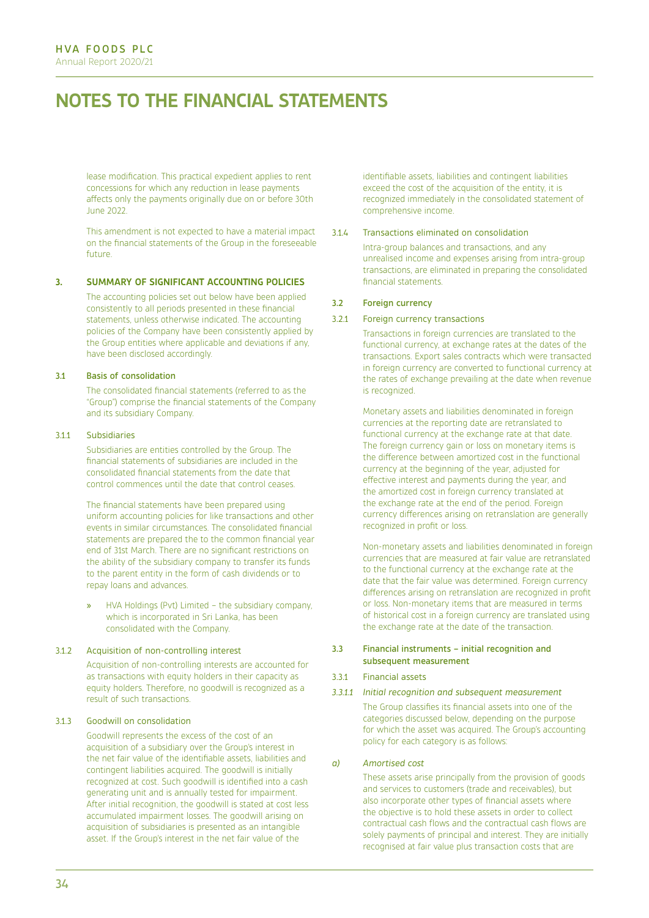# NOTES TO THE FINANCIAL STATEMENTS

lease modification. This practical expedient applies to rent concessions for which any reduction in lease payments affects only the payments originally due on or before 30th June 2022.

This amendment is not expected to have a material impact on the financial statements of the Group in the foreseeable future.

## 3. SUMMARY OF SIGNIFICANT ACCOUNTING POLICIES

The accounting policies set out below have been applied consistently to all periods presented in these financial statements, unless otherwise indicated. The accounting policies of the Company have been consistently applied by the Group entities where applicable and deviations if any, have been disclosed accordingly.

### 3.1 Basis of consolidation

The consolidated financial statements (referred to as the "Group") comprise the financial statements of the Company and its subsidiary Company.

#### 3.1.1 Subsidiaries

Subsidiaries are entities controlled by the Group. The financial statements of subsidiaries are included in the consolidated financial statements from the date that control commences until the date that control ceases.

The financial statements have been prepared using uniform accounting policies for like transactions and other events in similar circumstances. The consolidated financial statements are prepared the to the common financial year end of 31st March. There are no significant restrictions on the ability of the subsidiary company to transfer its funds to the parent entity in the form of cash dividends or to repay loans and advances.

- HVA Holdings (Pvt) Limited – the subsidiary company, which is incorporated in Sri Lanka, has been consolidated with the Company.

#### 3.1.2 Acquisition of non-controlling interest

Acquisition of non-controlling interests are accounted for as transactions with equity holders in their capacity as equity holders. Therefore, no goodwill is recognized as a result of such transactions.

#### 3.1.3 Goodwill on consolidation

Goodwill represents the excess of the cost of an acquisition of a subsidiary over the Group's interest in the net fair value of the identifiable assets, liabilities and contingent liabilities acquired. The goodwill is initially recognized at cost. Such goodwill is identified into a cash generating unit and is annually tested for impairment. After initial recognition, the goodwill is stated at cost less accumulated impairment losses. The goodwill arising on acquisition of subsidiaries is presented as an intangible asset. If the Group's interest in the net fair value of the identifiable assets, liabilities and contingent liabilities exceed the cost of the acquisition of the entity, it is recognized immediately in the consolidated statement of comprehensive income.

#### 3.1.4 Transactions eliminated on consolidation

Intra-group balances and transactions, and any unrealised income and expenses arising from intra-group transactions, are eliminated in preparing the consolidated financial statements.

### 3.2 Foreign currency

#### 3.2.1 Foreign currency transactions

Transactions in foreign currencies are translated to the functional currency, at exchange rates at the dates of the transactions. Export sales contracts which were transacted in foreign currency are converted to functional currency at the rates of exchange prevailing at the date when revenue is recognized.

Monetary assets and liabilities denominated in foreign currencies at the reporting date are retranslated to functional currency at the exchange rate at that date. The foreign currency gain or loss on monetary items is the difference between amortized cost in the functional currency at the beginning of the year, adjusted for effective interest and payments during the year, and the amortized cost in foreign currency translated at the exchange rate at the end of the period. Foreign currency differences arising on retranslation are generally recognized in profit or loss.

Non-monetary assets and liabilities denominated in foreign currencies that are measured at fair value are retranslated to the functional currency at the exchange rate at the date that the fair value was determined. Foreign currency differences arising on retranslation are recognized in profit or loss. Non-monetary items that are measured in terms of historical cost in a foreign currency are translated using the exchange rate at the date of the transaction.

### 3.3 Financial instruments – initial recognition and subsequent measurement

#### 3.3.1 Financial assets

*3.3.1.1 Initial recognition and subsequent measurement*

The Group classifies its financial assets into one of the categories discussed below, depending on the purpose for which the asset was acquired. The Group's accounting policy for each category is as follows:

*a) Amortised cost*

These assets arise principally from the provision of goods and services to customers (trade and receivables), but also incorporate other types of financial assets where the objective is to hold these assets in order to collect contractual cash flows and the contractual cash flows are solely payments of principal and interest. They are initially recognised at fair value plus transaction costs that are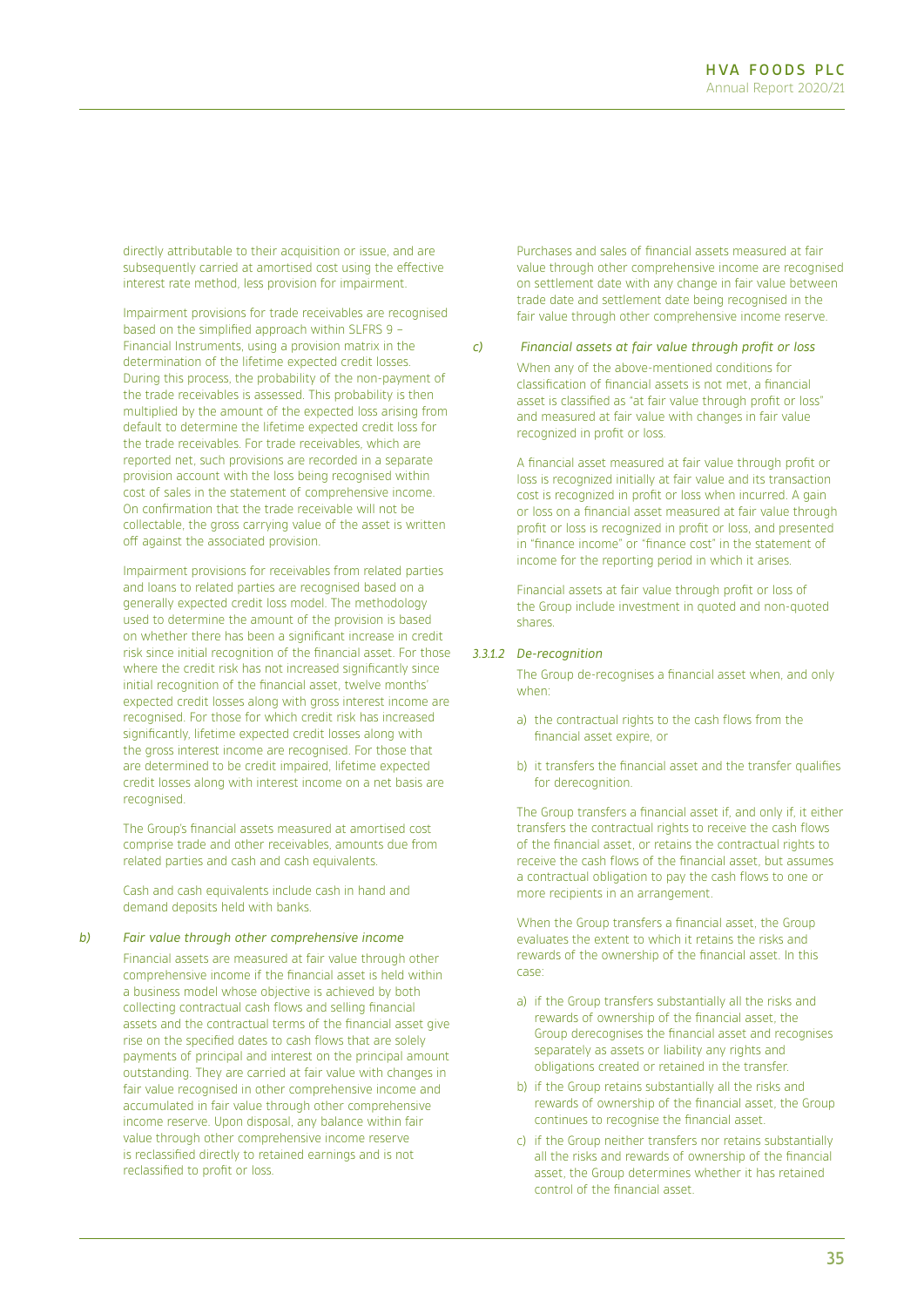directly attributable to their acquisition or issue, and are subsequently carried at amortised cost using the effective interest rate method, less provision for impairment.

Impairment provisions for trade receivables are recognised based on the simplified approach within SLFRS 9 – Financial Instruments, using a provision matrix in the determination of the lifetime expected credit losses. During this process, the probability of the non-payment of the trade receivables is assessed. This probability is then multiplied by the amount of the expected loss arising from default to determine the lifetime expected credit loss for the trade receivables. For trade receivables, which are reported net, such provisions are recorded in a separate provision account with the loss being recognised within cost of sales in the statement of comprehensive income. On confirmation that the trade receivable will not be collectable, the gross carrying value of the asset is written off against the associated provision.

Impairment provisions for receivables from related parties and loans to related parties are recognised based on a generally expected credit loss model. The methodology used to determine the amount of the provision is based on whether there has been a significant increase in credit risk since initial recognition of the financial asset. For those where the credit risk has not increased significantly since initial recognition of the financial asset, twelve months' expected credit losses along with gross interest income are recognised. For those for which credit risk has increased significantly, lifetime expected credit losses along with the gross interest income are recognised. For those that are determined to be credit impaired, lifetime expected credit losses along with interest income on a net basis are recognised.

The Group's financial assets measured at amortised cost comprise trade and other receivables, amounts due from related parties and cash and cash equivalents.

Cash and cash equivalents include cash in hand and demand deposits held with banks.

*b) Fair value through other comprehensive income*

Financial assets are measured at fair value through other comprehensive income if the financial asset is held within a business model whose objective is achieved by both collecting contractual cash flows and selling financial assets and the contractual terms of the financial asset give rise on the specified dates to cash flows that are solely payments of principal and interest on the principal amount outstanding. They are carried at fair value with changes in fair value recognised in other comprehensive income and accumulated in fair value through other comprehensive income reserve. Upon disposal, any balance within fair value through other comprehensive income reserve is reclassified directly to retained earnings and is not reclassified to profit or loss.

Purchases and sales of financial assets measured at fair value through other comprehensive income are recognised on settlement date with any change in fair value between trade date and settlement date being recognised in the fair value through other comprehensive income reserve.

*c) Financial assets at fair value through profit or loss*

When any of the above-mentioned conditions for classification of financial assets is not met, a financial asset is classified as "at fair value through profit or loss" and measured at fair value with changes in fair value recognized in profit or loss.

A financial asset measured at fair value through profit or loss is recognized initially at fair value and its transaction cost is recognized in profit or loss when incurred. A gain or loss on a financial asset measured at fair value through profit or loss is recognized in profit or loss, and presented in "finance income" or "finance cost" in the statement of income for the reporting period in which it arises.

Financial assets at fair value through profit or loss of the Group include investment in quoted and non-quoted shares.

*3.3.1.2 De-recognition*

The Group de-recognises a financial asset when, and only when:

a) the contractual rights to the cash flows from the financial asset expire, or

b) it transfers the financial asset and the transfer qualifies for derecognition.

The Group transfers a financial asset if, and only if, it either transfers the contractual rights to receive the cash flows of the financial asset, or retains the contractual rights to receive the cash flows of the financial asset, but assumes a contractual obligation to pay the cash flows to one or more recipients in an arrangement.

When the Group transfers a financial asset, the Group evaluates the extent to which it retains the risks and rewards of the ownership of the financial asset. In this case:

a) if the Group transfers substantially all the risks and rewards of ownership of the financial asset, the Group derecognises the financial asset and recognises separately as assets or liability any rights and obligations created or retained in the transfer.

b) if the Group retains substantially all the risks and rewards of ownership of the financial asset, the Group continues to recognise the financial asset.

c) if the Group neither transfers nor retains substantially all the risks and rewards of ownership of the financial asset, the Group determines whether it has retained control of the financial asset.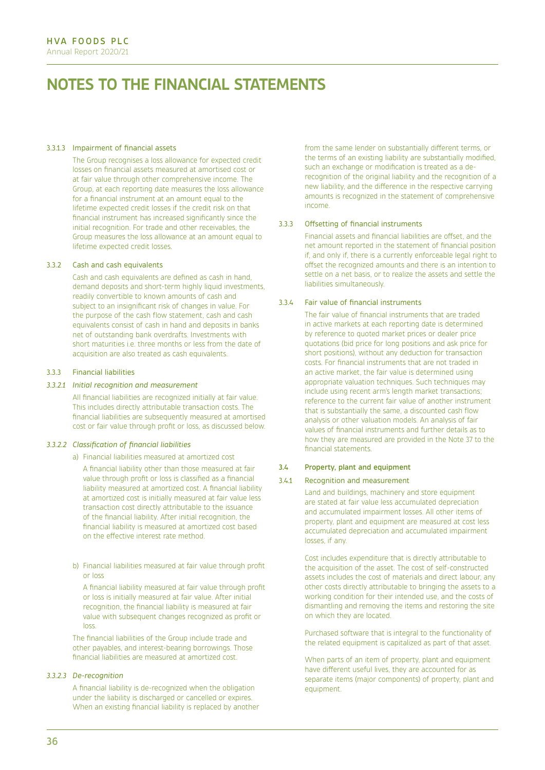# NOTES TO THE FINANCIAL STATEMENTS

#### 3.3.1.3 Impairment of financial assets

The Group recognises a loss allowance for expected credit losses on financial assets measured at amortised cost or at fair value through other comprehensive income. The Group, at each reporting date measures the loss allowance for a financial instrument at an amount equal to the lifetime expected credit losses if the credit risk on that financial instrument has increased significantly since the initial recognition. For trade and other receivables, the Group measures the loss allowance at an amount equal to lifetime expected credit losses.

### 3.3.2 Cash and cash equivalents

Cash and cash equivalents are defined as cash in hand, demand deposits and short-term highly liquid investments, readily convertible to known amounts of cash and subject to an insignificant risk of changes in value. For the purpose of the cash flow statement, cash and cash equivalents consist of cash in hand and deposits in banks net of outstanding bank overdrafts. Investments with short maturities i.e. three months or less from the date of acquisition are also treated as cash equivalents.

### 3.3.3 Financial liabilities

#### *3.3.2.1 Initial recognition and measurement*

All financial liabilities are recognized initially at fair value. This includes directly attributable transaction costs. The financial liabilities are subsequently measured at amortised cost or fair value through profit or loss, as discussed below.

#### *3.3.2.2 Classification of financial liabilities*

a) Financial liabilities measured at amortized cost

A financial liability other than those measured at fair value through profit or loss is classified as a financial liability measured at amortized cost. A financial liability at amortized cost is initially measured at fair value less transaction cost directly attributable to the issuance of the financial liability. After initial recognition, the financial liability is measured at amortized cost based on the effective interest rate method.

b) Financial liabilities measured at fair value through profit or loss

A financial liability measured at fair value through profit or loss is initially measured at fair value. After initial recognition, the financial liability is measured at fair value with subsequent changes recognized as profit or loss.

The financial liabilities of the Group include trade and other payables, and interest-bearing borrowings. Those financial liabilities are measured at amortized cost.

#### *3.3.2.3 De-recognition*

A financial liability is de-recognized when the obligation under the liability is discharged or cancelled or expires. When an existing financial liability is replaced by another from the same lender on substantially different terms, or the terms of an existing liability are substantially modified, such an exchange or modification is treated as a de-recognition of the original liability and the recognition of a new liability, and the difference in the respective carrying amounts is recognized in the statement of comprehensive income.

### 3.3.3 Offsetting of financial instruments

Financial assets and financial liabilities are offset, and the net amount reported in the statement of financial position if, and only if, there is a currently enforceable legal right to offset the recognized amounts and there is an intention to settle on a net basis, or to realize the assets and settle the liabilities simultaneously.

### 3.3.4 Fair value of financial instruments

The fair value of financial instruments that are traded in active markets at each reporting date is determined by reference to quoted market prices or dealer price quotations (bid price for long positions and ask price for short positions), without any deduction for transaction costs. For financial instruments that are not traded in an active market, the fair value is determined using appropriate valuation techniques. Such techniques may include using recent arm's length market transactions; reference to the current fair value of another instrument that is substantially the same, a discounted cash flow analysis or other valuation models. An analysis of fair values of financial instruments and further details as to how they are measured are provided in the Note 37 to the financial statements.

## 3.4 Property, plant and equipment

### 3.4.1 Recognition and measurement

Land and buildings, machinery and store equipment are stated at fair value less accumulated depreciation and accumulated impairment losses. All other items of property, plant and equipment are measured at cost less accumulated depreciation and accumulated impairment losses, if any.

Cost includes expenditure that is directly attributable to the acquisition of the asset. The cost of self-constructed assets includes the cost of materials and direct labour, any other costs directly attributable to bringing the assets to a working condition for their intended use, and the costs of dismantling and removing the items and restoring the site on which they are located.

Purchased software that is integral to the functionality of the related equipment is capitalized as part of that asset.

When parts of an item of property, plant and equipment have different useful lives, they are accounted for as separate items (major components) of property, plant and equipment.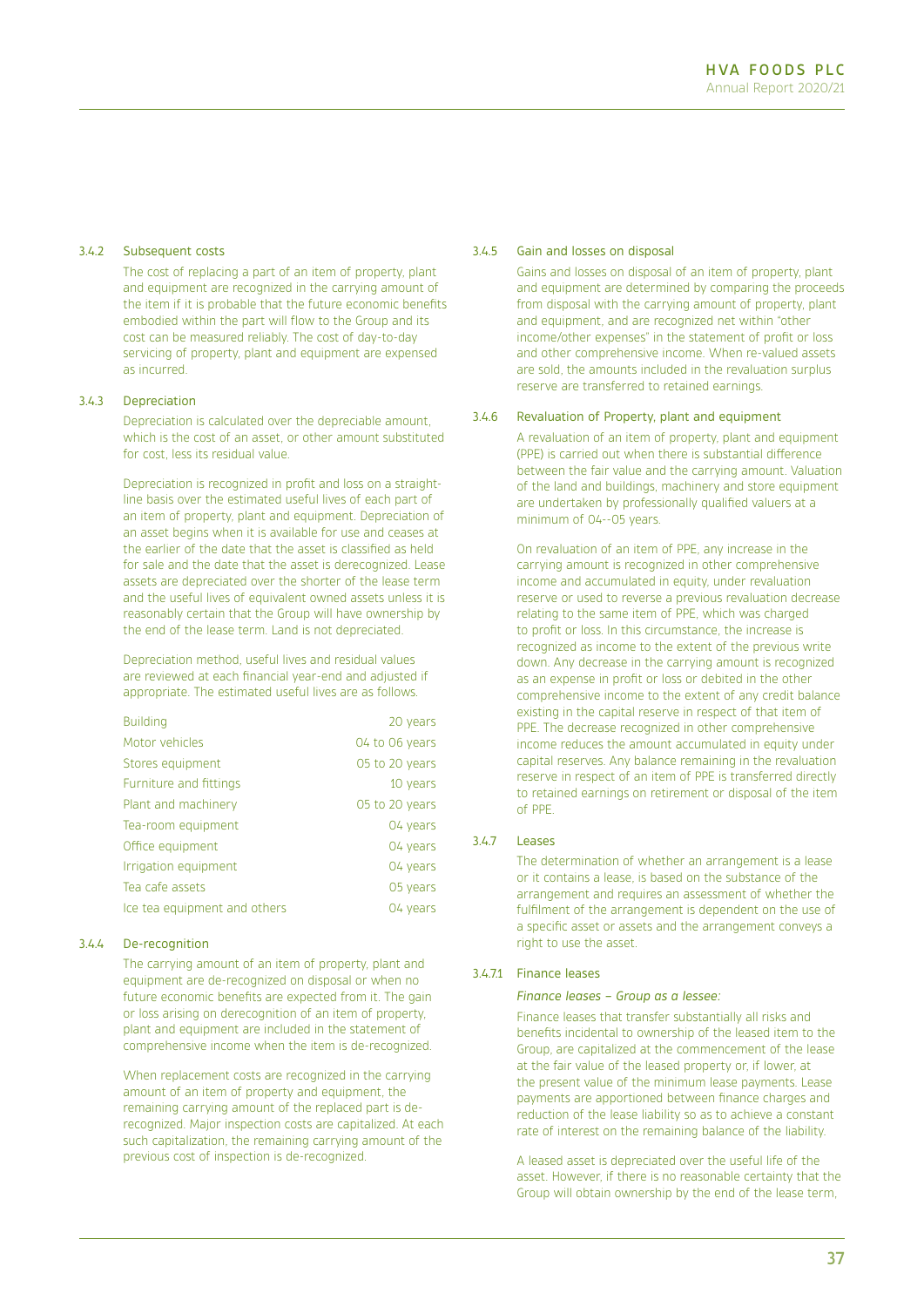### 3.4.2 Subsequent costs

The cost of replacing a part of an item of property, plant and equipment are recognized in the carrying amount of the item if it is probable that the future economic benefits embodied within the part will flow to the Group and its cost can be measured reliably. The cost of day-to-day servicing of property, plant and equipment are expensed as incurred.

### 3.4.3 Depreciation

Depreciation is calculated over the depreciable amount, which is the cost of an asset, or other amount substituted for cost, less its residual value.

Depreciation is recognized in profit and loss on a straight-line basis over the estimated useful lives of each part of an item of property, plant and equipment. Depreciation of an asset begins when it is available for use and ceases at the earlier of the date that the asset is classified as held for sale and the date that the asset is derecognized. Lease assets are depreciated over the shorter of the lease term and the useful lives of equivalent owned assets unless it is reasonably certain that the Group will have ownership by the end of the lease term. Land is not depreciated.

Depreciation method, useful lives and residual values are reviewed at each financial year-end and adjusted if appropriate. The estimated useful lives are as follows.

| | |
|---|---|
| Building | 20 years |
| Motor vehicles | 04 to 06 years |
| Stores equipment | 05 to 20 years |
| Furniture and fittings | 10 years |
| Plant and machinery | 05 to 20 years |
| Tea-room equipment | 04 years |
| Office equipment | 04 years |
| Irrigation equipment | 04 years |
| Tea cafe assets | 05 years |
| Ice tea equipment and others | 04 years |

### 3.4.4 De-recognition

The carrying amount of an item of property, plant and equipment are de-recognized on disposal or when no future economic benefits are expected from it. The gain or loss arising on derecognition of an item of property, plant and equipment are included in the statement of comprehensive income when the item is de-recognized.

When replacement costs are recognized in the carrying amount of an item of property and equipment, the remaining carrying amount of the replaced part is de-recognized. Major inspection costs are capitalized. At each such capitalization, the remaining carrying amount of the previous cost of inspection is de-recognized.

### 3.4.5 Gain and losses on disposal

Gains and losses on disposal of an item of property, plant and equipment are determined by comparing the proceeds from disposal with the carrying amount of property, plant and equipment, and are recognized net within "other income/other expenses" in the statement of profit or loss and other comprehensive income. When re-valued assets are sold, the amounts included in the revaluation surplus reserve are transferred to retained earnings.

### 3.4.6 Revaluation of Property, plant and equipment

A revaluation of an item of property, plant and equipment (PPE) is carried out when there is substantial difference between the fair value and the carrying amount. Valuation of the land and buildings, machinery and store equipment are undertaken by professionally qualified valuers at a minimum of 04--05 years.

On revaluation of an item of PPE, any increase in the carrying amount is recognized in other comprehensive income and accumulated in equity, under revaluation reserve or used to reverse a previous revaluation decrease relating to the same item of PPE, which was charged to profit or loss. In this circumstance, the increase is recognized as income to the extent of the previous write down. Any decrease in the carrying amount is recognized as an expense in profit or loss or debited in the other comprehensive income to the extent of any credit balance existing in the capital reserve in respect of that item of PPE. The decrease recognized in other comprehensive income reduces the amount accumulated in equity under capital reserves. Any balance remaining in the revaluation reserve in respect of an item of PPE is transferred directly to retained earnings on retirement or disposal of the item of PPE.

### 3.4.7 Leases

The determination of whether an arrangement is a lease or it contains a lease, is based on the substance of the arrangement and requires an assessment of whether the fulfilment of the arrangement is dependent on the use of a specific asset or assets and the arrangement conveys a right to use the asset.

#### 3.4.7.1 Finance leases

*Finance leases – Group as a lessee:*

Finance leases that transfer substantially all risks and benefits incidental to ownership of the leased item to the Group, are capitalized at the commencement of the lease at the fair value of the leased property or, if lower, at the present value of the minimum lease payments. Lease payments are apportioned between finance charges and reduction of the lease liability so as to achieve a constant rate of interest on the remaining balance of the liability.

A leased asset is depreciated over the useful life of the asset. However, if there is no reasonable certainty that the Group will obtain ownership by the end of the lease term,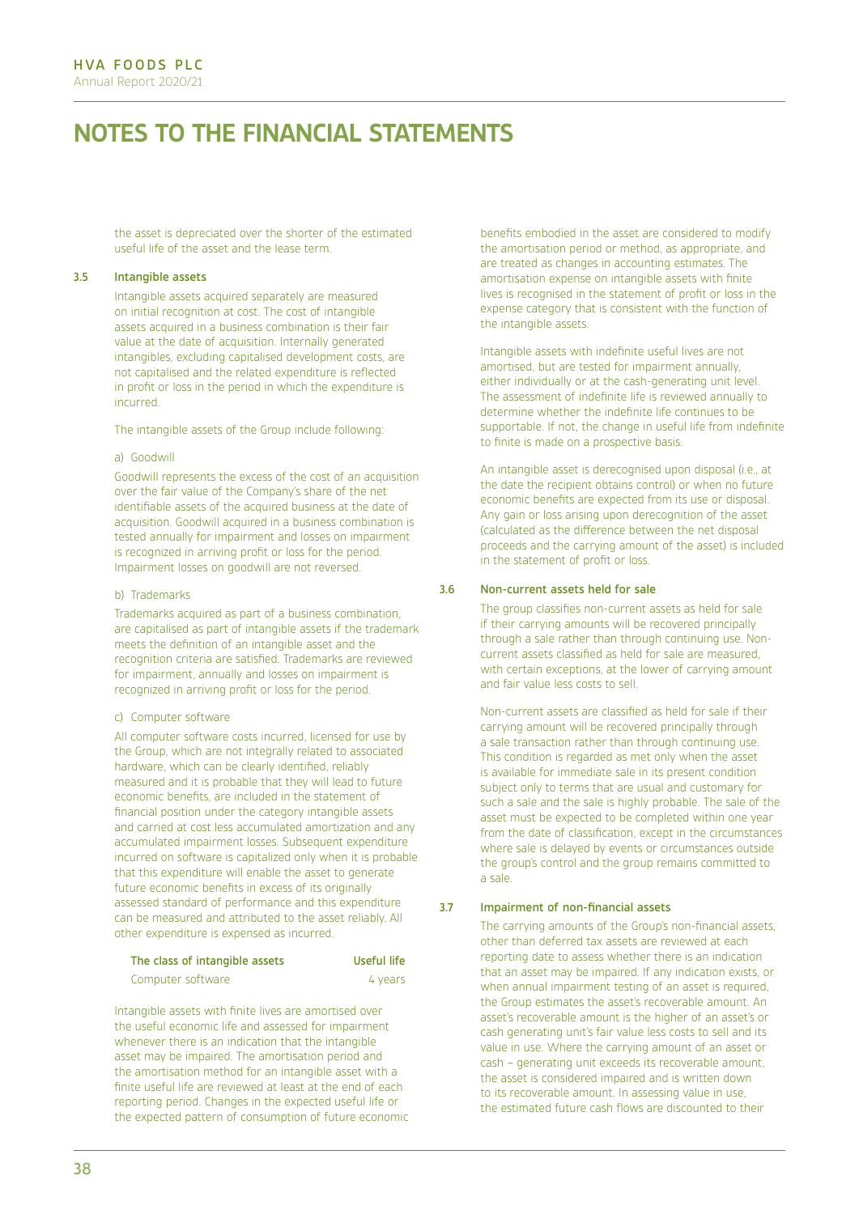# NOTES TO THE FINANCIAL STATEMENTS

the asset is depreciated over the shorter of the estimated useful life of the asset and the lease term.

### 3.5 Intangible assets

Intangible assets acquired separately are measured on initial recognition at cost. The cost of intangible assets acquired in a business combination is their fair value at the date of acquisition. Internally generated intangibles, excluding capitalised development costs, are not capitalised and the related expenditure is reflected in profit or loss in the period in which the expenditure is incurred.

The intangible assets of the Group include following:

a) Goodwill

Goodwill represents the excess of the cost of an acquisition over the fair value of the Company's share of the net identifiable assets of the acquired business at the date of acquisition. Goodwill acquired in a business combination is tested annually for impairment and losses on impairment is recognized in arriving profit or loss for the period. Impairment losses on goodwill are not reversed.

b) Trademarks

Trademarks acquired as part of a business combination, are capitalised as part of intangible assets if the trademark meets the definition of an intangible asset and the recognition criteria are satisfied. Trademarks are reviewed for impairment, annually and losses on impairment is recognized in arriving profit or loss for the period.

c) Computer software

All computer software costs incurred, licensed for use by the Group, which are not integrally related to associated hardware, which can be clearly identified, reliably measured and it is probable that they will lead to future economic benefits, are included in the statement of financial position under the category intangible assets and carried at cost less accumulated amortization and any accumulated impairment losses. Subsequent expenditure incurred on software is capitalized only when it is probable that this expenditure will enable the asset to generate future economic benefits in excess of its originally assessed standard of performance and this expenditure can be measured and attributed to the asset reliably. All other expenditure is expensed as incurred.

| The class of intangible assets | Useful life |
|---|---|
| Computer software | 4 years |

Intangible assets with finite lives are amortised over the useful economic life and assessed for impairment whenever there is an indication that the intangible asset may be impaired. The amortisation period and the amortisation method for an intangible asset with a finite useful life are reviewed at least at the end of each reporting period. Changes in the expected useful life or the expected pattern of consumption of future economic benefits embodied in the asset are considered to modify the amortisation period or method, as appropriate, and are treated as changes in accounting estimates. The amortisation expense on intangible assets with finite lives is recognised in the statement of profit or loss in the expense category that is consistent with the function of the intangible assets.

Intangible assets with indefinite useful lives are not amortised, but are tested for impairment annually, either individually or at the cash-generating unit level. The assessment of indefinite life is reviewed annually to determine whether the indefinite life continues to be supportable. If not, the change in useful life from indefinite to finite is made on a prospective basis.

An intangible asset is derecognised upon disposal (i.e., at the date the recipient obtains control) or when no future economic benefits are expected from its use or disposal. Any gain or loss arising upon derecognition of the asset (calculated as the difference between the net disposal proceeds and the carrying amount of the asset) is included in the statement of profit or loss.

### 3.6 Non-current assets held for sale

The group classifies non-current assets as held for sale if their carrying amounts will be recovered principally through a sale rather than through continuing use. Non-current assets classified as held for sale are measured, with certain exceptions, at the lower of carrying amount and fair value less costs to sell.

Non-current assets are classified as held for sale if their carrying amount will be recovered principally through a sale transaction rather than through continuing use. This condition is regarded as met only when the asset is available for immediate sale in its present condition subject only to terms that are usual and customary for such a sale and the sale is highly probable. The sale of the asset must be expected to be completed within one year from the date of classification, except in the circumstances where sale is delayed by events or circumstances outside the group's control and the group remains committed to a sale.

### 3.7 Impairment of non-financial assets

The carrying amounts of the Group's non-financial assets, other than deferred tax assets are reviewed at each reporting date to assess whether there is an indication that an asset may be impaired. If any indication exists, or when annual impairment testing of an asset is required, the Group estimates the asset's recoverable amount. An asset's recoverable amount is the higher of an asset's or cash generating unit's fair value less costs to sell and its value in use. Where the carrying amount of an asset or cash – generating unit exceeds its recoverable amount, the asset is considered impaired and is written down to its recoverable amount. In assessing value in use, the estimated future cash flows are discounted to their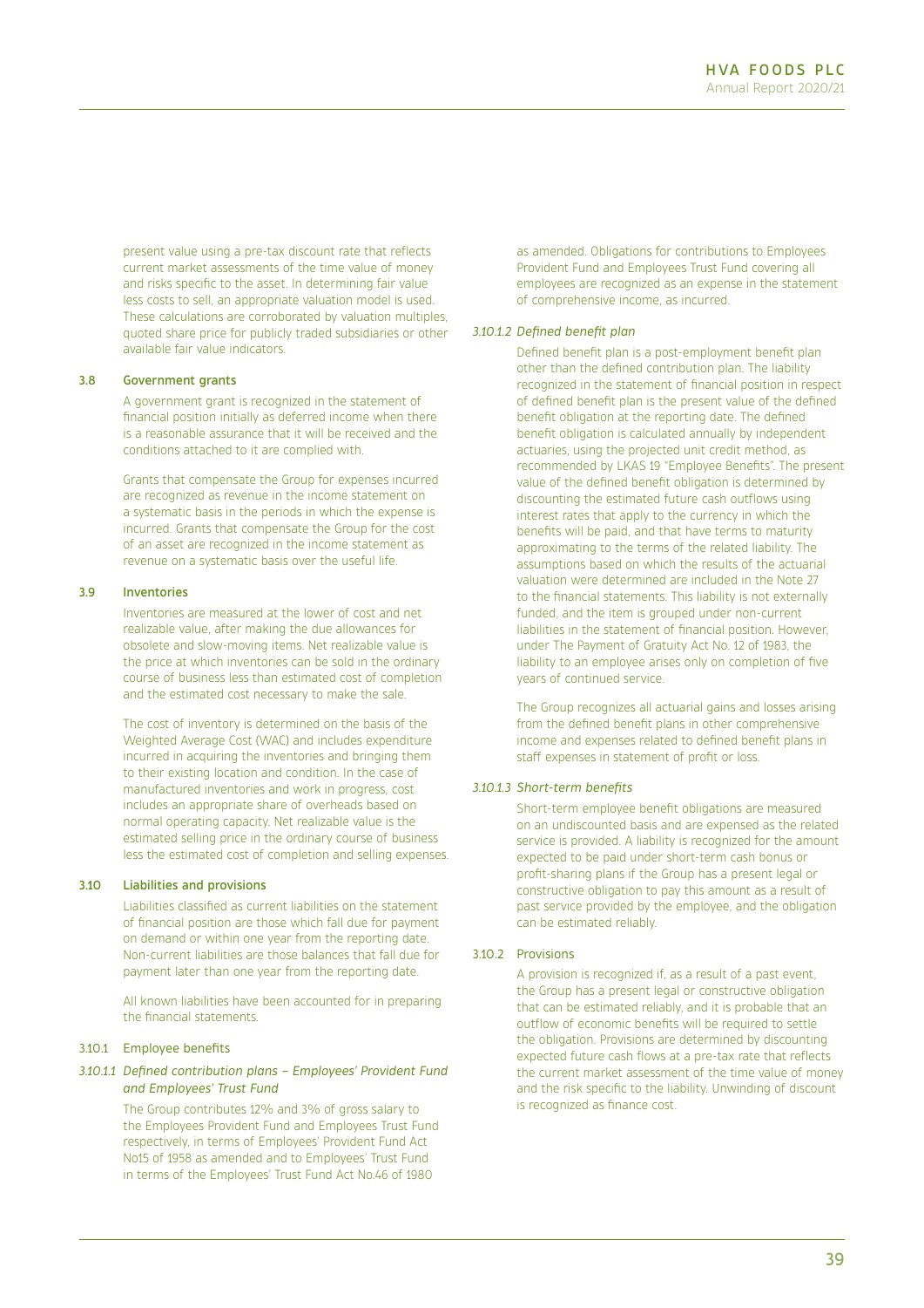present value using a pre-tax discount rate that reflects current market assessments of the time value of money and risks specific to the asset. In determining fair value less costs to sell, an appropriate valuation model is used. These calculations are corroborated by valuation multiples, quoted share price for publicly traded subsidiaries or other available fair value indicators.

### 3.8 Government grants

A government grant is recognized in the statement of financial position initially as deferred income when there is a reasonable assurance that it will be received and the conditions attached to it are complied with.

Grants that compensate the Group for expenses incurred are recognized as revenue in the income statement on a systematic basis in the periods in which the expense is incurred. Grants that compensate the Group for the cost of an asset are recognized in the income statement as revenue on a systematic basis over the useful life.

### 3.9 Inventories

Inventories are measured at the lower of cost and net realizable value, after making the due allowances for obsolete and slow-moving items. Net realizable value is the price at which inventories can be sold in the ordinary course of business less than estimated cost of completion and the estimated cost necessary to make the sale.

The cost of inventory is determined on the basis of the Weighted Average Cost (WAC) and includes expenditure incurred in acquiring the inventories and bringing them to their existing location and condition. In the case of manufactured inventories and work in progress, cost includes an appropriate share of overheads based on normal operating capacity. Net realizable value is the estimated selling price in the ordinary course of business less the estimated cost of completion and selling expenses.

### 3.10 Liabilities and provisions

Liabilities classified as current liabilities on the statement of financial position are those which fall due for payment on demand or within one year from the reporting date. Non-current liabilities are those balances that fall due for payment later than one year from the reporting date.

All known liabilities have been accounted for in preparing the financial statements.

#### 3.10.1 Employee benefits

##### *3.10.1.1 Defined contribution plans – Employees' Provident Fund and Employees' Trust Fund*

The Group contributes 12% and 3% of gross salary to the Employees Provident Fund and Employees Trust Fund respectively, in terms of Employees' Provident Fund Act No15 of 1958 as amended and to Employees' Trust Fund in terms of the Employees' Trust Fund Act No.46 of 1980 as amended. Obligations for contributions to Employees Provident Fund and Employees Trust Fund covering all employees are recognized as an expense in the statement of comprehensive income, as incurred.

##### *3.10.1.2 Defined benefit plan*

Defined benefit plan is a post-employment benefit plan other than the defined contribution plan. The liability recognized in the statement of financial position in respect of defined benefit plan is the present value of the defined benefit obligation at the reporting date. The defined benefit obligation is calculated annually by independent actuaries, using the projected unit credit method, as recommended by LKAS 19 "Employee Benefits". The present value of the defined benefit obligation is determined by discounting the estimated future cash outflows using interest rates that apply to the currency in which the benefits will be paid, and that have terms to maturity approximating to the terms of the related liability. The assumptions based on which the results of the actuarial valuation were determined are included in the Note 27 to the financial statements. This liability is not externally funded, and the item is grouped under non-current liabilities in the statement of financial position. However, under The Payment of Gratuity Act No. 12 of 1983, the liability to an employee arises only on completion of five years of continued service.

The Group recognizes all actuarial gains and losses arising from the defined benefit plans in other comprehensive income and expenses related to defined benefit plans in staff expenses in statement of profit or loss.

##### *3.10.1.3 Short-term benefits*

Short-term employee benefit obligations are measured on an undiscounted basis and are expensed as the related service is provided. A liability is recognized for the amount expected to be paid under short-term cash bonus or profit-sharing plans if the Group has a present legal or constructive obligation to pay this amount as a result of past service provided by the employee, and the obligation can be estimated reliably.

#### 3.10.2 Provisions

A provision is recognized if, as a result of a past event, the Group has a present legal or constructive obligation that can be estimated reliably, and it is probable that an outflow of economic benefits will be required to settle the obligation. Provisions are determined by discounting expected future cash flows at a pre-tax rate that reflects the current market assessment of the time value of money and the risk specific to the liability. Unwinding of discount is recognized as finance cost.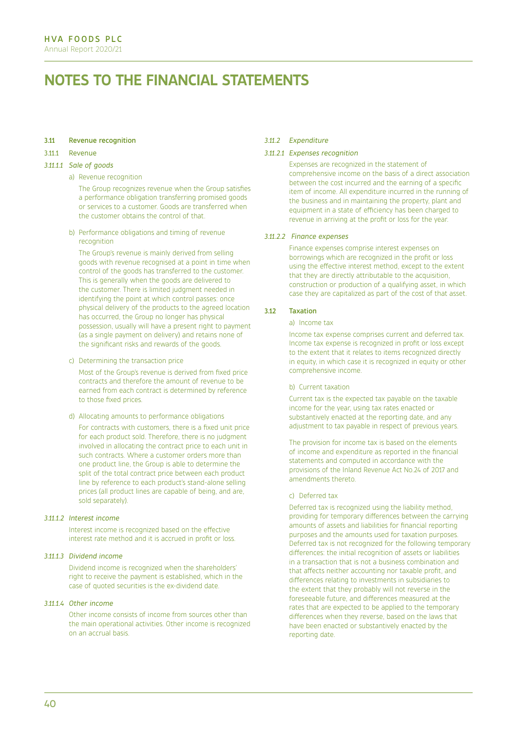# NOTES TO THE FINANCIAL STATEMENTS

### 3.11 Revenue recognition

#### 3.11.1 Revenue

##### *3.11.1.1 Sale of goods*

a) Revenue recognition

The Group recognizes revenue when the Group satisfies a performance obligation transferring promised goods or services to a customer. Goods are transferred when the customer obtains the control of that.

b) Performance obligations and timing of revenue recognition

The Group's revenue is mainly derived from selling goods with revenue recognised at a point in time when control of the goods has transferred to the customer. This is generally when the goods are delivered to the customer. There is limited judgment needed in identifying the point at which control passes: once physical delivery of the products to the agreed location has occurred, the Group no longer has physical possession, usually will have a present right to payment (as a single payment on delivery) and retains none of the significant risks and rewards of the goods.

c) Determining the transaction price

Most of the Group's revenue is derived from fixed price contracts and therefore the amount of revenue to be earned from each contract is determined by reference to those fixed prices.

d) Allocating amounts to performance obligations

For contracts with customers, there is a fixed unit price for each product sold. Therefore, there is no judgment involved in allocating the contract price to each unit in such contracts. Where a customer orders more than one product line, the Group is able to determine the split of the total contract price between each product line by reference to each product's stand-alone selling prices (all product lines are capable of being, and are, sold separately).

##### *3.11.1.2 Interest income*

Interest income is recognized based on the effective interest rate method and it is accrued in profit or loss.

##### *3.11.1.3 Dividend income*

Dividend income is recognized when the shareholders' right to receive the payment is established, which in the case of quoted securities is the ex-dividend date.

##### *3.11.1.4 Other income*

Other income consists of income from sources other than the main operational activities. Other income is recognized on an accrual basis.

#### *3.11.2 Expenditure*

##### *3.11.2.1 Expenses recognition*

Expenses are recognized in the statement of comprehensive income on the basis of a direct association between the cost incurred and the earning of a specific item of income. All expenditure incurred in the running of the business and in maintaining the property, plant and equipment in a state of efficiency has been charged to revenue in arriving at the profit or loss for the year.

##### *3.11.2.2 Finance expenses*

Finance expenses comprise interest expenses on borrowings which are recognized in the profit or loss using the effective interest method, except to the extent that they are directly attributable to the acquisition, construction or production of a qualifying asset, in which case they are capitalized as part of the cost of that asset.

### 3.12 Taxation

a) Income tax

Income tax expense comprises current and deferred tax. Income tax expense is recognized in profit or loss except to the extent that it relates to items recognized directly in equity, in which case it is recognized in equity or other comprehensive income.

b) Current taxation

Current tax is the expected tax payable on the taxable income for the year, using tax rates enacted or substantively enacted at the reporting date, and any adjustment to tax payable in respect of previous years.

The provision for income tax is based on the elements of income and expenditure as reported in the financial statements and computed in accordance with the provisions of the Inland Revenue Act No.24 of 2017 and amendments thereto.

c) Deferred tax

Deferred tax is recognized using the liability method, providing for temporary differences between the carrying amounts of assets and liabilities for financial reporting purposes and the amounts used for taxation purposes. Deferred tax is not recognized for the following temporary differences: the initial recognition of assets or liabilities in a transaction that is not a business combination and that affects neither accounting nor taxable profit, and differences relating to investments in subsidiaries to the extent that they probably will not reverse in the foreseeable future, and differences measured at the rates that are expected to be applied to the temporary differences when they reverse, based on the laws that have been enacted or substantively enacted by the reporting date.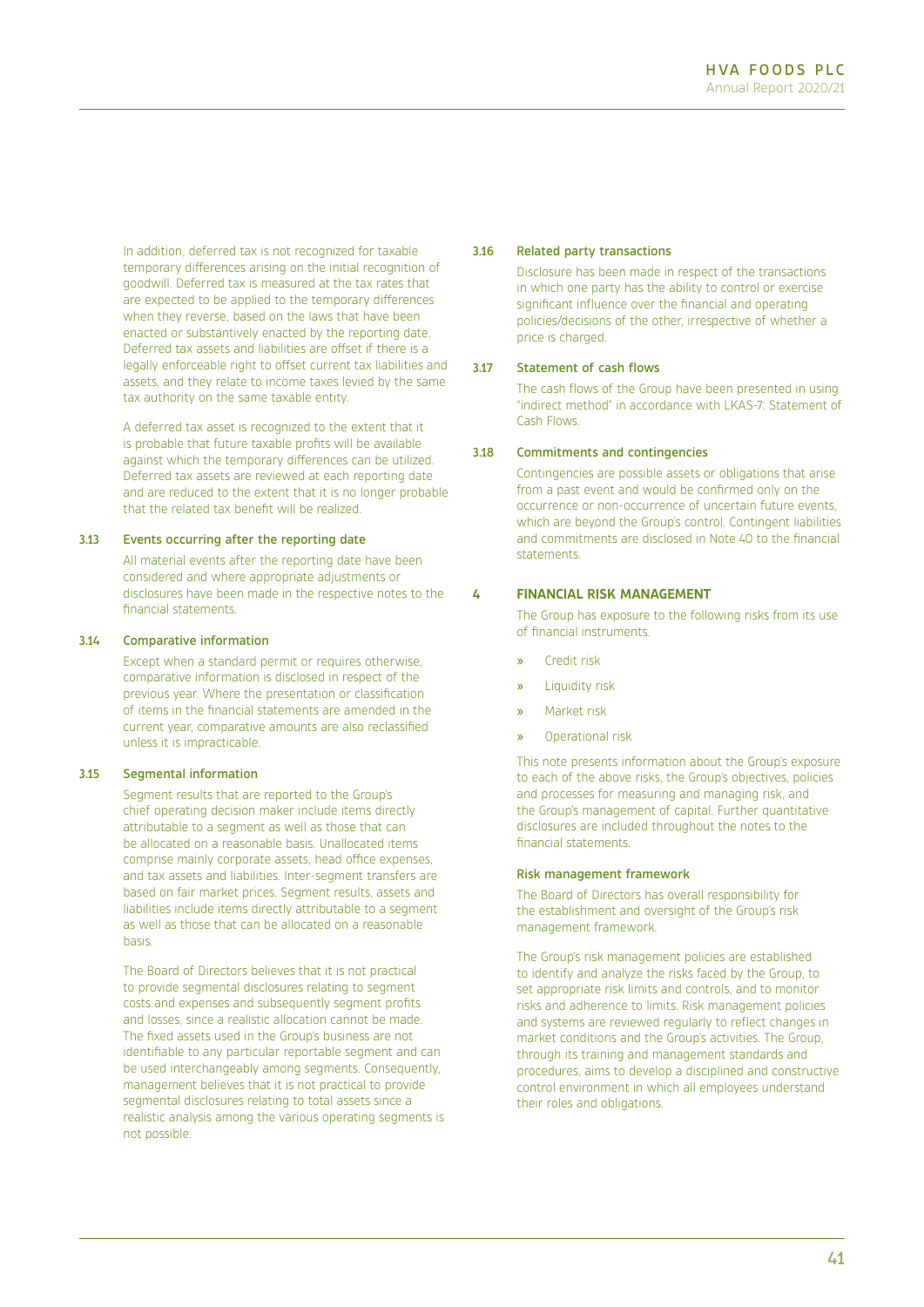In addition, deferred tax is not recognized for taxable temporary differences arising on the initial recognition of goodwill. Deferred tax is measured at the tax rates that are expected to be applied to the temporary differences when they reverse, based on the laws that have been enacted or substantively enacted by the reporting date. Deferred tax assets and liabilities are offset if there is a legally enforceable right to offset current tax liabilities and assets, and they relate to income taxes levied by the same tax authority on the same taxable entity.

A deferred tax asset is recognized to the extent that it is probable that future taxable profits will be available against which the temporary differences can be utilized. Deferred tax assets are reviewed at each reporting date and are reduced to the extent that it is no longer probable that the related tax benefit will be realized.

### 3.13 Events occurring after the reporting date

All material events after the reporting date have been considered and where appropriate adjustments or disclosures have been made in the respective notes to the financial statements.

### 3.14 Comparative information

Except when a standard permit or requires otherwise, comparative information is disclosed in respect of the previous year. Where the presentation or classification of items in the financial statements are amended in the current year, comparative amounts are also reclassified unless it is impracticable.

### 3.15 Segmental information

Segment results that are reported to the Group's chief operating decision maker include items directly attributable to a segment as well as those that can be allocated on a reasonable basis. Unallocated items comprise mainly corporate assets, head office expenses, and tax assets and liabilities. Inter-segment transfers are based on fair market prices. Segment results, assets and liabilities include items directly attributable to a segment as well as those that can be allocated on a reasonable basis.

The Board of Directors believes that it is not practical to provide segmental disclosures relating to segment costs and expenses and subsequently segment profits and losses, since a realistic allocation cannot be made. The fixed assets used in the Group's business are not identifiable to any particular reportable segment and can be used interchangeably among segments. Consequently, management believes that it is not practical to provide segmental disclosures relating to total assets since a realistic analysis among the various operating segments is not possible.

### 3.16 Related party transactions

Disclosure has been made in respect of the transactions in which one party has the ability to control or exercise significant influence over the financial and operating policies/decisions of the other, irrespective of whether a price is charged.

### 3.17 Statement of cash flows

The cash flows of the Group have been presented in using "indirect method" in accordance with LKAS-7: Statement of Cash Flows.

### 3.18 Commitments and contingencies

Contingencies are possible assets or obligations that arise from a past event and would be confirmed only on the occurrence or non-occurrence of uncertain future events, which are beyond the Group's control. Contingent liabilities and commitments are disclosed in Note 40 to the financial statements.

## 4 FINANCIAL RISK MANAGEMENT

The Group has exposure to the following risks from its use of financial instruments.

- Credit risk
- Liquidity risk
- Market risk
- Operational risk

This note presents information about the Group's exposure to each of the above risks, the Group's objectives, policies and processes for measuring and managing risk, and the Group's management of capital. Further quantitative disclosures are included throughout the notes to the financial statements.

### Risk management framework

The Board of Directors has overall responsibility for the establishment and oversight of the Group's risk management framework.

The Group's risk management policies are established to identify and analyze the risks faced by the Group, to set appropriate risk limits and controls, and to monitor risks and adherence to limits. Risk management policies and systems are reviewed regularly to reflect changes in market conditions and the Group's activities. The Group, through its training and management standards and procedures, aims to develop a disciplined and constructive control environment in which all employees understand their roles and obligations.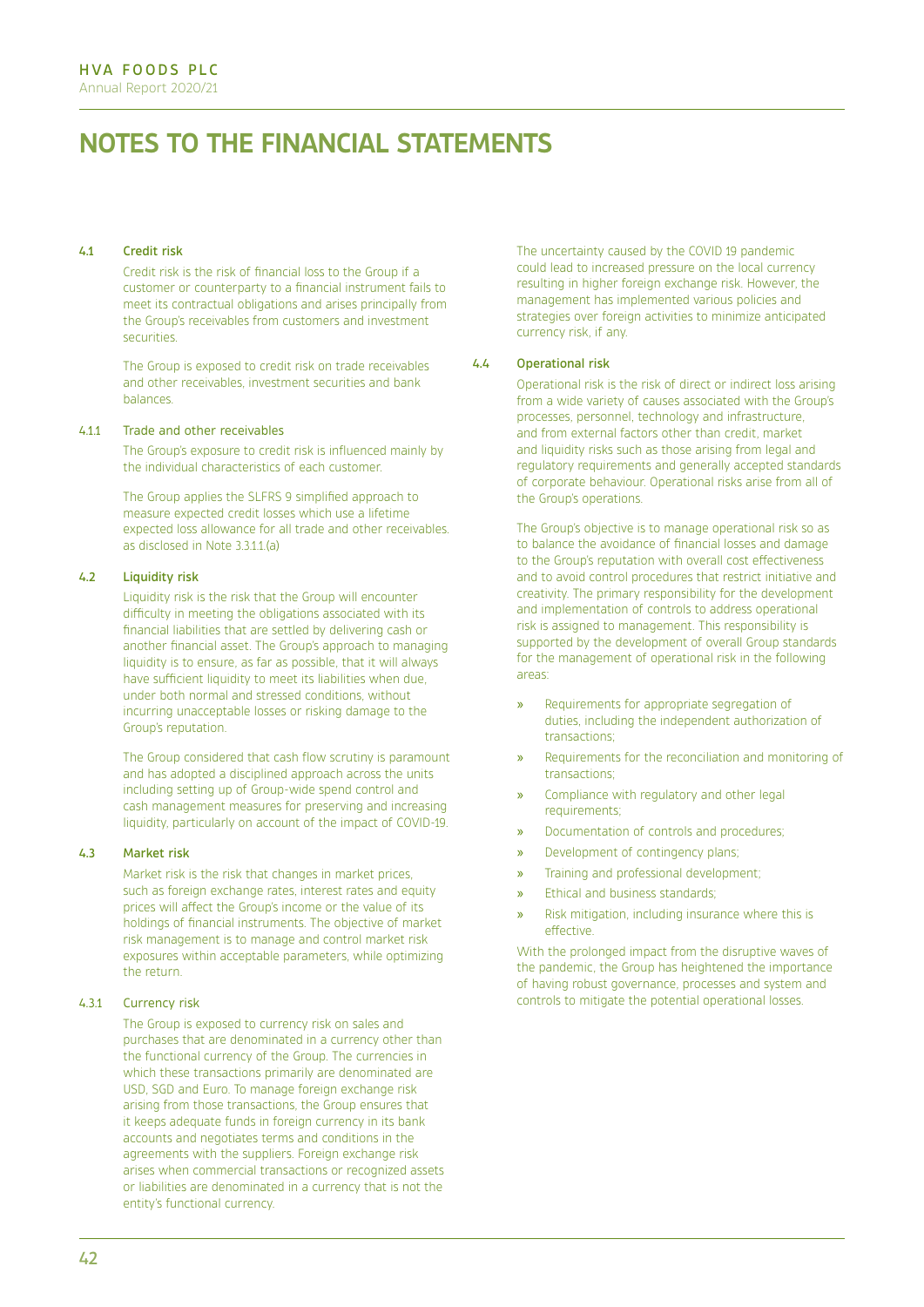# NOTES TO THE FINANCIAL STATEMENTS

### 4.1 Credit risk

Credit risk is the risk of financial loss to the Group if a customer or counterparty to a financial instrument fails to meet its contractual obligations and arises principally from the Group's receivables from customers and investment securities.

The Group is exposed to credit risk on trade receivables and other receivables, investment securities and bank balances.

#### 4.1.1 Trade and other receivables

The Group's exposure to credit risk is influenced mainly by the individual characteristics of each customer.

The Group applies the SLFRS 9 simplified approach to measure expected credit losses which use a lifetime expected loss allowance for all trade and other receivables. as disclosed in Note 3.3.1.1.(a)

### 4.2 Liquidity risk

Liquidity risk is the risk that the Group will encounter difficulty in meeting the obligations associated with its financial liabilities that are settled by delivering cash or another financial asset. The Group's approach to managing liquidity is to ensure, as far as possible, that it will always have sufficient liquidity to meet its liabilities when due, under both normal and stressed conditions, without incurring unacceptable losses or risking damage to the Group's reputation.

The Group considered that cash flow scrutiny is paramount and has adopted a disciplined approach across the units including setting up of Group-wide spend control and cash management measures for preserving and increasing liquidity, particularly on account of the impact of COVID-19.

### 4.3 Market risk

Market risk is the risk that changes in market prices, such as foreign exchange rates, interest rates and equity prices will affect the Group's income or the value of its holdings of financial instruments. The objective of market risk management is to manage and control market risk exposures within acceptable parameters, while optimizing the return.

#### 4.3.1 Currency risk

The Group is exposed to currency risk on sales and purchases that are denominated in a currency other than the functional currency of the Group. The currencies in which these transactions primarily are denominated are USD, SGD and Euro. To manage foreign exchange risk arising from those transactions, the Group ensures that it keeps adequate funds in foreign currency in its bank accounts and negotiates terms and conditions in the agreements with the suppliers. Foreign exchange risk arises when commercial transactions or recognized assets or liabilities are denominated in a currency that is not the entity's functional currency.

The uncertainty caused by the COVID 19 pandemic could lead to increased pressure on the local currency resulting in higher foreign exchange risk. However, the management has implemented various policies and strategies over foreign activities to minimize anticipated currency risk, if any.

### 4.4 Operational risk

Operational risk is the risk of direct or indirect loss arising from a wide variety of causes associated with the Group's processes, personnel, technology and infrastructure, and from external factors other than credit, market and liquidity risks such as those arising from legal and regulatory requirements and generally accepted standards of corporate behaviour. Operational risks arise from all of the Group's operations.

The Group's objective is to manage operational risk so as to balance the avoidance of financial losses and damage to the Group's reputation with overall cost effectiveness and to avoid control procedures that restrict initiative and creativity. The primary responsibility for the development and implementation of controls to address operational risk is assigned to management. This responsibility is supported by the development of overall Group standards for the management of operational risk in the following areas:

- Requirements for appropriate segregation of duties, including the independent authorization of transactions;
- Requirements for the reconciliation and monitoring of transactions;
- Compliance with regulatory and other legal requirements;
- Documentation of controls and procedures;
- Development of contingency plans;
- Training and professional development;
- Ethical and business standards;
- Risk mitigation, including insurance where this is effective.

With the prolonged impact from the disruptive waves of the pandemic, the Group has heightened the importance of having robust governance, processes and system and controls to mitigate the potential operational losses.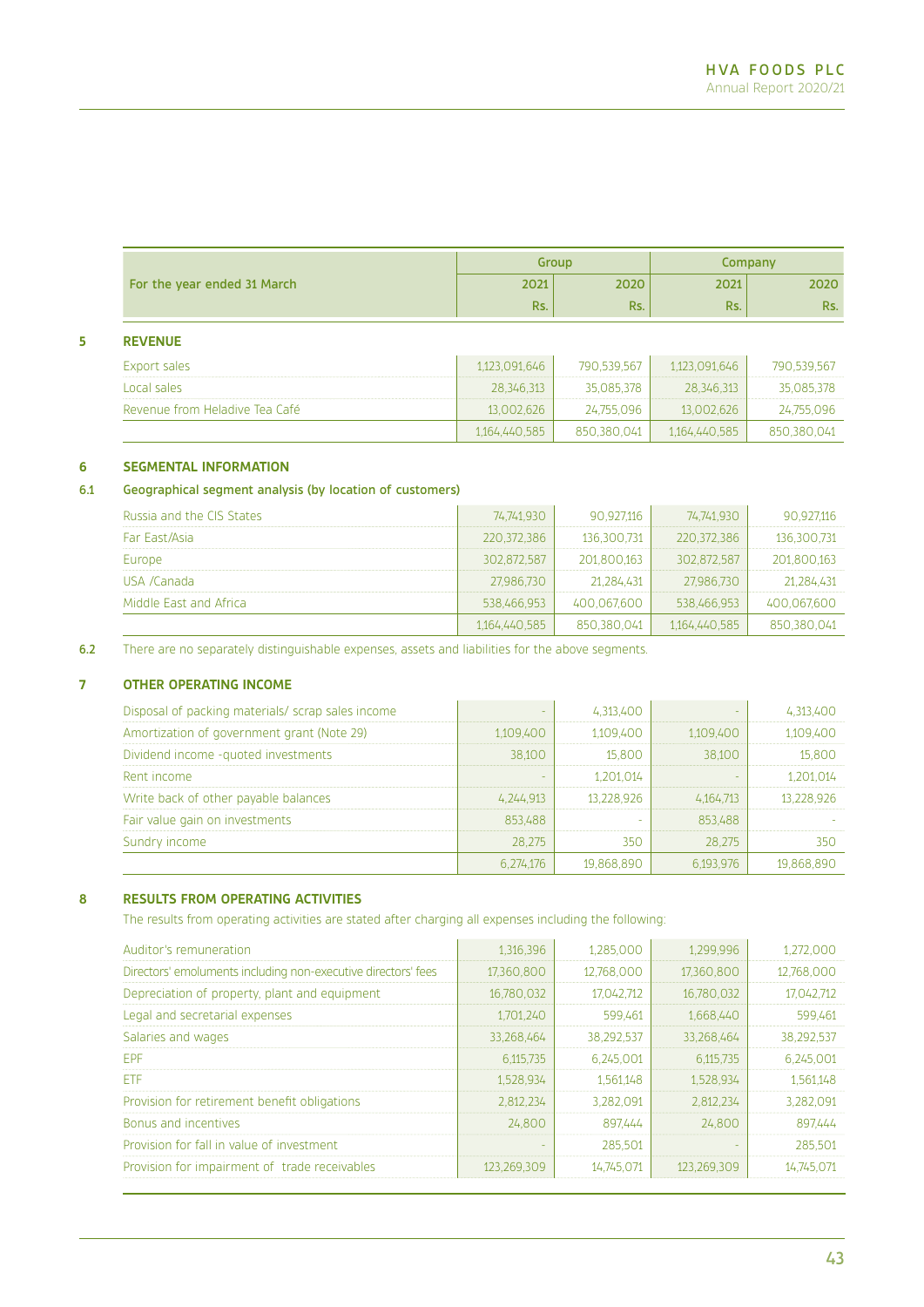| For the year ended 31 March | Group | | Company | |
|---|---|---|---|---|
| | 2021 | 2020 | 2021 | 2020 |
| | Rs. | Rs. | Rs. | Rs. |

## 5 REVENUE

| | | | | |
|---|---|---|---|---|
| Export sales | 1,123,091,646 | 790,539,567 | 1,123,091,646 | 790,539,567 |
| Local sales | 28,346,313 | 35,085,378 | 28,346,313 | 35,085,378 |
| Revenue from Heladive Tea Café | 13,002,626 | 24,755,096 | 13,002,626 | 24,755,096 |
| | 1,164,440,585 | 850,380,041 | 1,164,440,585 | 850,380,041 |

## 6 SEGMENTAL INFORMATION

### 6.1 Geographical segment analysis (by location of customers)

| | | | | |
|---|---|---|---|---|
| Russia and the CIS States | 74,741,930 | 90,927,116 | 74,741,930 | 90,927,116 |
| Far East/Asia | 220,372,386 | 136,300,731 | 220,372,386 | 136,300,731 |
| Europe | 302,872,587 | 201,800,163 | 302,872,587 | 201,800,163 |
| USA /Canada | 27,986,730 | 21,284,431 | 27,986,730 | 21,284,431 |
| Middle East and Africa | 538,466,953 | 400,067,600 | 538,466,953 | 400,067,600 |
| | 1,164,440,585 | 850,380,041 | 1,164,440,585 | 850,380,041 |

6.2 There are no separately distinguishable expenses, assets and liabilities for the above segments.

## 7 OTHER OPERATING INCOME

| | | | | |
|---|---|---|---|---|
| Disposal of packing materials/ scrap sales income | - | 4,313,400 | - | 4,313,400 |
| Amortization of government grant (Note 29) | 1,109,400 | 1,109,400 | 1,109,400 | 1,109,400 |
| Dividend income -quoted investments | 38,100 | 15,800 | 38,100 | 15,800 |
| Rent income | - | 1,201,014 | - | 1,201,014 |
| Write back of other payable balances | 4,244,913 | 13,228,926 | 4,164,713 | 13,228,926 |
| Fair value gain on investments | 853,488 | - | 853,488 | - |
| Sundry income | 28,275 | 350 | 28,275 | 350 |
| | 6,274,176 | 19,868,890 | 6,193,976 | 19,868,890 |

## 8 RESULTS FROM OPERATING ACTIVITIES

The results from operating activities are stated after charging all expenses including the following:

| | | | | |
|---|---|---|---|---|
| Auditor's remuneration | 1,316,396 | 1,285,000 | 1,299,996 | 1,272,000 |
| Directors' emoluments including non-executive directors' fees | 17,360,800 | 12,768,000 | 17,360,800 | 12,768,000 |
| Depreciation of property, plant and equipment | 16,780,032 | 17,042,712 | 16,780,032 | 17,042,712 |
| Legal and secretarial expenses | 1,701,240 | 599,461 | 1,668,440 | 599,461 |
| Salaries and wages | 33,268,464 | 38,292,537 | 33,268,464 | 38,292,537 |
| EPF | 6,115,735 | 6,245,001 | 6,115,735 | 6,245,001 |
| ETF | 1,528,934 | 1,561,148 | 1,528,934 | 1,561,148 |
| Provision for retirement benefit obligations | 2,812,234 | 3,282,091 | 2,812,234 | 3,282,091 |
| Bonus and incentives | 24,800 | 897,444 | 24,800 | 897,444 |
| Provision for fall in value of investment | - | 285,501 | - | 285,501 |
| Provision for impairment of trade receivables | 123,269,309 | 14,745,071 | 123,269,309 | 14,745,071 |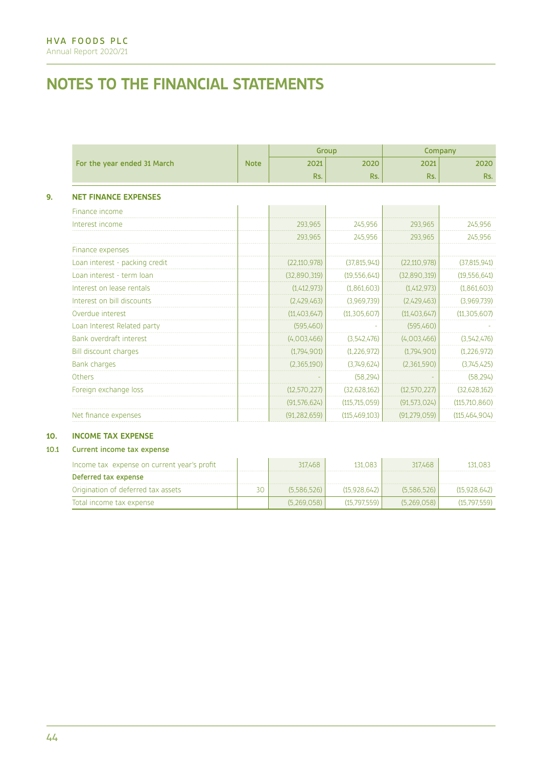# NOTES TO THE FINANCIAL STATEMENTS

| For the year ended 31 March | Note | Group | | Company | |
|---|---|---|---|---|---|
| | | 2021 | 2020 | 2021 | 2020 |
| | | Rs. | Rs. | Rs. | Rs. |
| **9. NET FINANCE EXPENSES** | | | | | |
| Finance income | | | | | |
| Interest income | | 293,965 | 245,956 | 293,965 | 245,956 |
| | | 293,965 | 245,956 | 293,965 | 245,956 |
| Finance expenses | | | | | |
| Loan interest - packing credit | | (22,110,978) | (37,815,941) | (22,110,978) | (37,815,941) |
| Loan interest - term loan | | (32,890,319) | (19,556,641) | (32,890,319) | (19,556,641) |
| Interest on lease rentals | | (1,412,973) | (1,861,603) | (1,412,973) | (1,861,603) |
| Interest on bill discounts | | (2,429,463) | (3,969,739) | (2,429,463) | (3,969,739) |
| Overdue interest | | (11,403,647) | (11,305,607) | (11,403,647) | (11,305,607) |
| Loan Interest Related party | | (595,460) | - | (595,460) | - |
| Bank overdraft interest | | (4,003,466) | (3,542,476) | (4,003,466) | (3,542,476) |
| Bill discount charges | | (1,794,901) | (1,226,972) | (1,794,901) | (1,226,972) |
| Bank charges | | (2,365,190) | (3,749,624) | (2,361,590) | (3,745,425) |
| Others | | - | (58,294) | - | (58,294) |
| Foreign exchange loss | | (12,570,227) | (32,628,162) | (12,570,227) | (32,628,162) |
| | | (91,576,624) | (115,715,059) | (91,573,024) | (115,710,860) |
| Net finance expenses | | (91,282,659) | (115,469,103) | (91,279,059) | (115,464,904) |

## 10. INCOME TAX EXPENSE

### 10.1 Current income tax expense

| | Note | Group 2021 Rs. | Group 2020 Rs. | Company 2021 Rs. | Company 2020 Rs. |
|---|---|---|---|---|---|
| Income tax expense on current year's profit | | 317,468 | 131,083 | 317,468 | 131,083 |
| **Deferred tax expense** | | | | | |
| Origination of deferred tax assets | 30 | (5,586,526) | (15,928,642) | (5,586,526) | (15,928,642) |
| Total income tax expense | | (5,269,058) | (15,797,559) | (5,269,058) | (15,797,559) |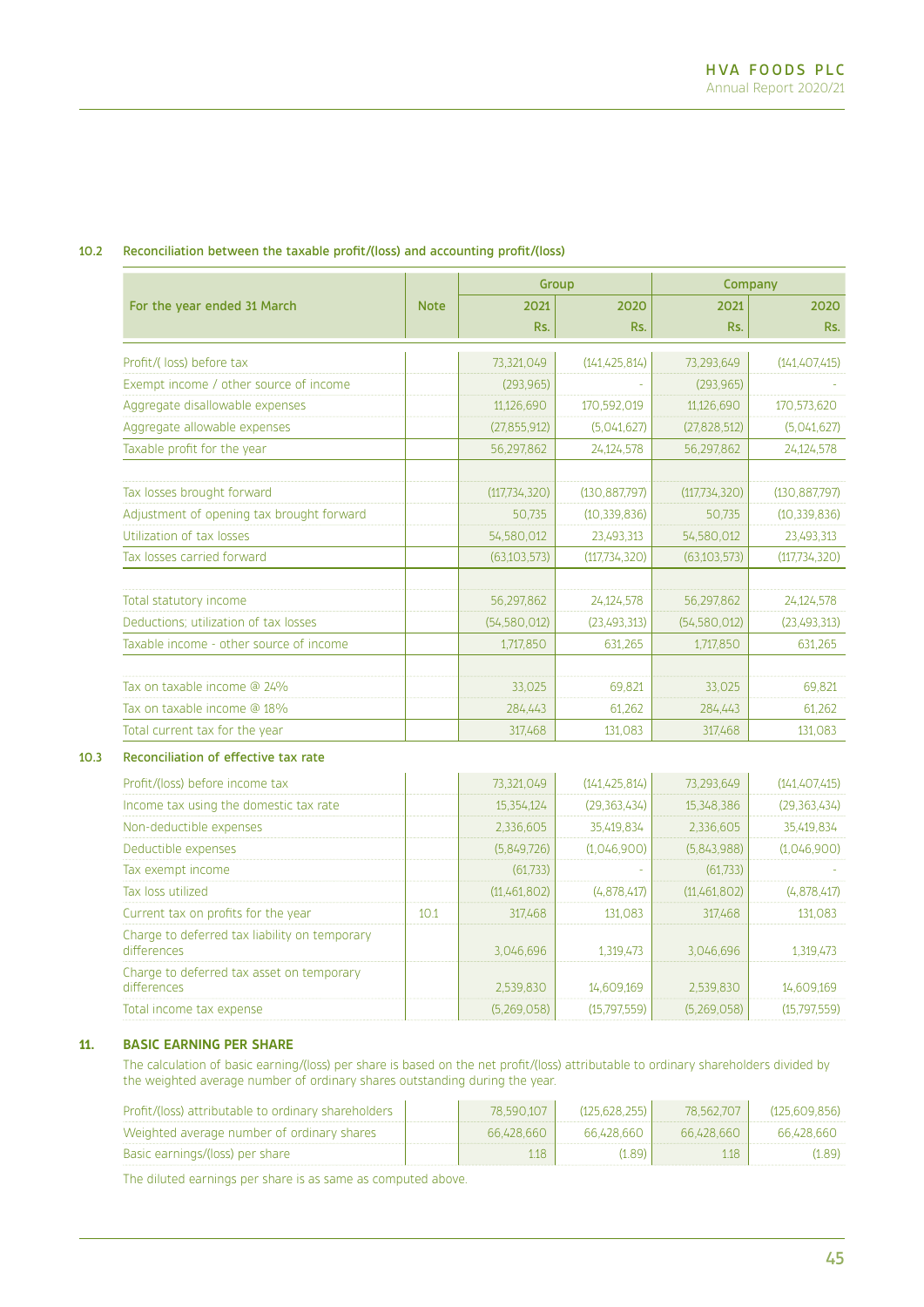### 10.2 Reconciliation between the taxable profit/(loss) and accounting profit/(loss)

| For the year ended 31 March | Note | Group | | Company | |
|---|---|---|---|---|---|
| | | 2021 | 2020 | 2021 | 2020 |
| | | Rs. | Rs. | Rs. | Rs. |
| Profit/( loss) before tax | | 73,321,049 | (141,425,814) | 73,293,649 | (141,407,415) |
| Exempt income / other source of income | | (293,965) | - | (293,965) | - |
| Aggregate disallowable expenses | | 11,126,690 | 170,592,019 | 11,126,690 | 170,573,620 |
| Aggregate allowable expenses | | (27,855,912) | (5,041,627) | (27,828,512) | (5,041,627) |
| Taxable profit for the year | | 56,297,862 | 24,124,578 | 56,297,862 | 24,124,578 |
| | | | | | |
| Tax losses brought forward | | (117,734,320) | (130,887,797) | (117,734,320) | (130,887,797) |
| Adjustment of opening tax brought forward | | 50,735 | (10,339,836) | 50,735 | (10,339,836) |
| Utilization of tax losses | | 54,580,012 | 23,493,313 | 54,580,012 | 23,493,313 |
| Tax losses carried forward | | (63,103,573) | (117,734,320) | (63,103,573) | (117,734,320) |
| | | | | | |
| Total statutory income | | 56,297,862 | 24,124,578 | 56,297,862 | 24,124,578 |
| Deductions; utilization of tax losses | | (54,580,012) | (23,493,313) | (54,580,012) | (23,493,313) |
| Taxable income - other source of income | | 1,717,850 | 631,265 | 1,717,850 | 631,265 |
| | | | | | |
| Tax on taxable income @ 24% | | 33,025 | 69,821 | 33,025 | 69,821 |
| Tax on taxable income @ 18% | | 284,443 | 61,262 | 284,443 | 61,262 |
| Total current tax for the year | | 317,468 | 131,083 | 317,468 | 131,083 |

### 10.3 Reconciliation of effective tax rate

| | Note | Group 2021 | Group 2020 | Company 2021 | Company 2020 |
|---|---|---|---|---|---|
| Profit/(loss) before income tax | | 73,321,049 | (141,425,814) | 73,293,649 | (141,407,415) |
| Income tax using the domestic tax rate | | 15,354,124 | (29,363,434) | 15,348,386 | (29,363,434) |
| Non-deductible expenses | | 2,336,605 | 35,419,834 | 2,336,605 | 35,419,834 |
| Deductible expenses | | (5,849,726) | (1,046,900) | (5,843,988) | (1,046,900) |
| Tax exempt income | | (61,733) | - | (61,733) | - |
| Tax loss utilized | | (11,461,802) | (4,878,417) | (11,461,802) | (4,878,417) |
| Current tax on profits for the year | 10.1 | 317,468 | 131,083 | 317,468 | 131,083 |
| Charge to deferred tax liability on temporary differences | | 3,046,696 | 1,319,473 | 3,046,696 | 1,319,473 |
| Charge to deferred tax asset on temporary differences | | 2,539,830 | 14,609,169 | 2,539,830 | 14,609,169 |
| Total income tax expense | | (5,269,058) | (15,797,559) | (5,269,058) | (15,797,559) |

## 11. BASIC EARNING PER SHARE

The calculation of basic earning/(loss) per share is based on the net profit/(loss) attributable to ordinary shareholders divided by the weighted average number of ordinary shares outstanding during the year.

| | | Group 2021 | Group 2020 | Company 2021 | Company 2020 |
|---|---|---|---|---|---|
| Profit/(loss) attributable to ordinary shareholders | | 78,590,107 | (125,628,255) | 78,562,707 | (125,609,856) |
| Weighted average number of ordinary shares | | 66,428,660 | 66,428,660 | 66,428,660 | 66,428,660 |
| Basic earnings/(loss) per share | | 1.18 | (1.89) | 1.18 | (1.89) |

The diluted earnings per share is as same as computed above.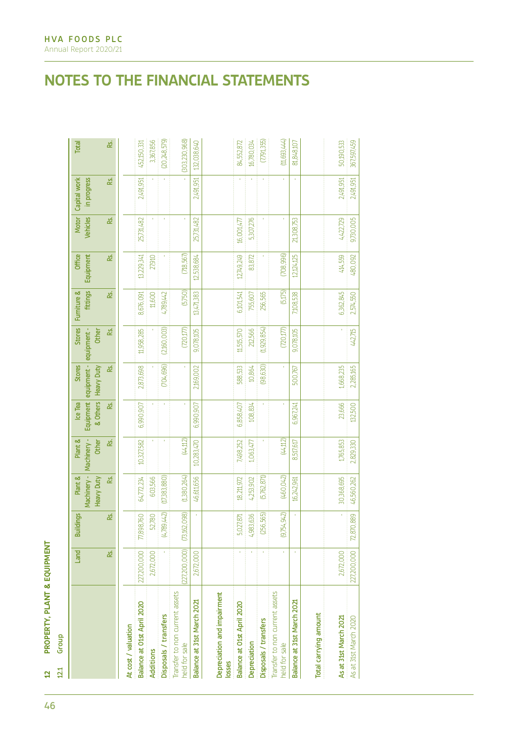# NOTES TO THE FINANCIAL STATEMENTS

## 12 PROPERTY, PLANT & EQUIPMENT

### 12.1 Group

| | Land | Buildings | Plant & Machinery - Heavy Duty | Plant & Machinery - Other | Ice Tea Equipment & Others | Stores equipment - Heavy Duty | Stores equipment - Other | Furniture & fittings | Office Equipment | Motor Vehicles | Capital work in progress | Total |
|---|---|---|---|---|---|---|---|---|---|---|---|---|
| | Rs. | Rs. | Rs. | Rs. | Rs. | Rs. | Rs. | Rs. | Rs. | Rs. | Rs. | Rs. |
| **At cost / valuation** | | | | | | | | | | | | |
| Balance at 01st April 2020 | 227,200,000 | 77,898,760 | 64,772,234 | 10,327,582 | 6,990,907 | 2,873,698 | 11,958,285 | 8,676,091 | 13,229,341 | 25,731,482 | 2,491,951 | 452,150,331 |
| Additions | 2,672,000 | 52,780 | 603,566 | - | - | - | - | 11,600 | 27,910 | - | - | 3,367,856 |
| Disposals / transfers | - | (4,789,442) | (17,383,880) | - | - | (704,696) | (2,160,003) | 4,789,442 | - | - | - | (20,248,579) |
| Transfer to non current assets held for sale | (227,200,000) | (73,162,098) | (1,380,264) | (44,112) | - | - | (720,177) | (5,750) | (718,567) | - | - | (303,230,968) |
| Balance at 31st March 2021 | 2,672,000 | - | 46,611,656 | 10,283,470 | 6,990,907 | 2,169,002 | 9,078,105 | 13,471,383 | 12,538,684 | 25,731,482 | 2,491,951 | 132,038,640 |
| **Depreciation and impairment losses** | | | | | | | | | | | | |
| Balance at 01st April 2020 | - | 5,027,871 | 18,211,972 | 7,498,252 | 6,858,407 | 588,533 | 11,515,570 | 6,101,541 | 12,749,249 | 16,001,477 | - | 84,552,872 |
| Depreciation | - | 4,983,636 | 4,253,902 | 1,063,477 | 108,834 | 10,864 | 212,566 | 755,607 | 83,872 | 5,307,276 | - | 16,780,034 |
| Disposals / transfers | - | (256,565) | (5,762,871) | - | - | (98,630) | (1,929,854) | 256,565 | - | - | - | (7,791,355) |
| Transfer to non current assets held for sale | - | (9,754,942) | (460,042) | (44,112) | - | - | (720,177) | (5,175) | (708,996) | - | - | (11,693,444) |
| Balance at 31st March 2021 | - | - | 16,242,961 | 8,517,617 | 6,967,241 | 500,767 | 9,078,105 | 7,108,538 | 12,124,125 | 21,308,753 | - | 81,848,107 |
| **Total carrying amount** | | | | | | | | | | | | |
| As at 31st March 2021 | 2,672,000 | - | 30,368,695 | 1,765,853 | 23,666 | 1,668,235 | - | 6,362,845 | 414,559 | 4,422,729 | 2,491,951 | 50,190,533 |
| As at 31st March 2020 | 227,200,000 | 72,870,889 | 46,560,262 | 2,829,330 | 132,500 | 2,285,165 | 442,715 | 2,574,550 | 480,092 | 9,730,005 | 2,491,951 | 367,597,459 |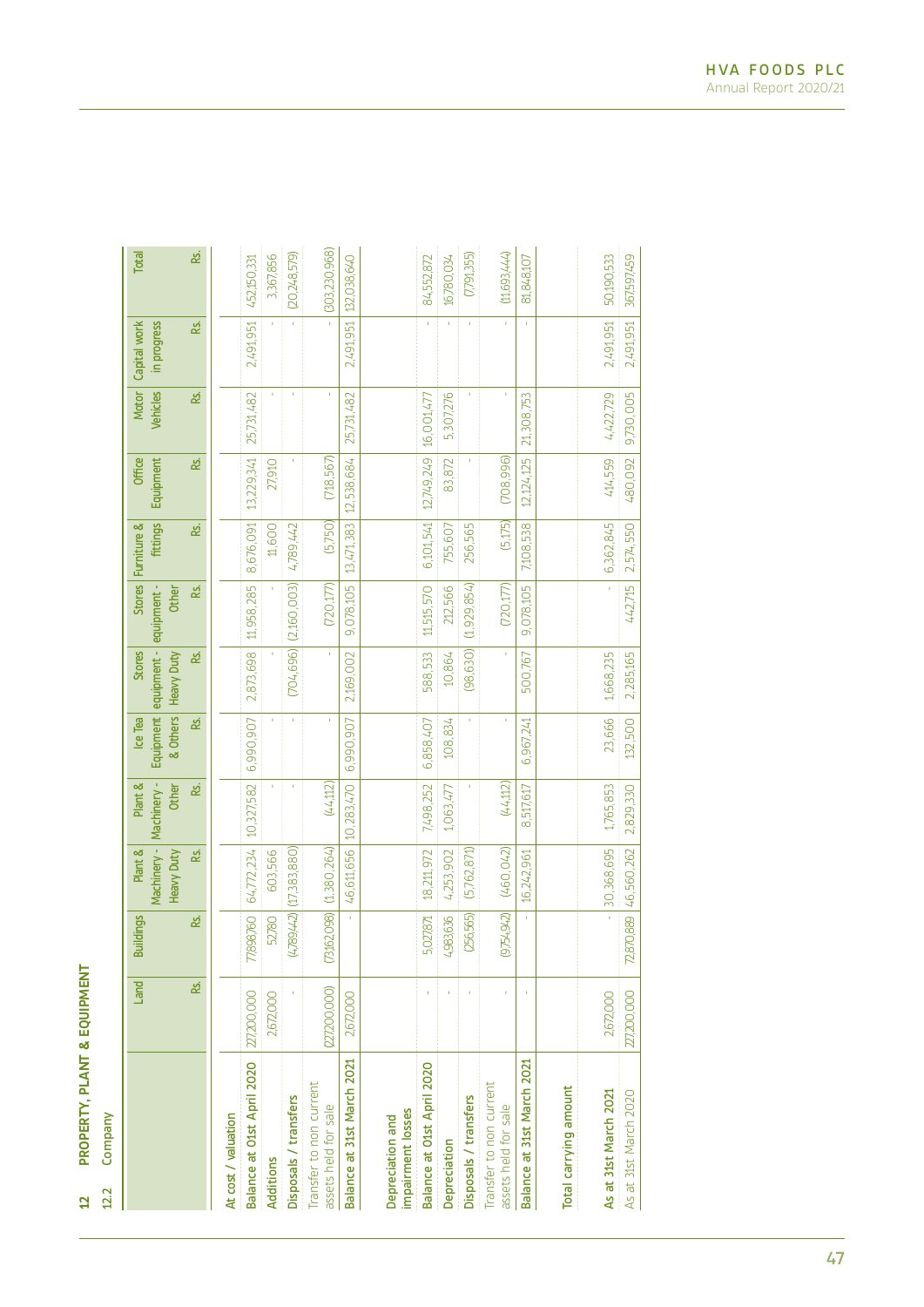## 12 PROPERTY, PLANT & EQUIPMENT

### 12.2 Company

| | Land | Buildings | Plant & Machinery - Heavy Duty | Plant & Machinery - Other | Ice Tea Equipment & Others | Stores equipment - Heavy Duty | Stores equipment - Other | Furniture & fittings | Office Equipment | Motor Vehicles | Capital work in progress | Total |
|---|---|---|---|---|---|---|---|---|---|---|---|---|
| | Rs. | Rs. | Rs. | Rs. | Rs. | Rs. | Rs. | Rs. | Rs. | Rs. | Rs. | Rs. |
| **At cost / valuation** | | | | | | | | | | | | |
| Balance at 01st April 2020 | 227,200,000 | 77,898,760 | 64,772,234 | 10,327,582 | 6,990,907 | 2,873,698 | 11,958,285 | 8,676,091 | 13,229,341 | 25,731,482 | 2,491,951 | 452,150,331 |
| Additions | 2,672,000 | 52,780 | 603,566 | - | - | - | - | 11,600 | 27,910 | - | - | 3,367,856 |
| Disposals / transfers | - | (4,789,442) | (17,383,880) | - | - | (704,696) | (2,160,003) | 4,789,442 | - | - | - | (20,248,579) |
| Transfer to non current assets held for sale | (227,200,000) | (73,162,098) | (1,380,264) | (44,112) | - | - | (720,177) | (5,750) | (718,567) | - | - | (303,230,968) |
| Balance at 31st March 2021 | 2,672,000 | - | 46,611,656 | 10,283,470 | 6,990,907 | 2,169,002 | 9,078,105 | 13,471,383 | 12,538,684 | 25,731,482 | 2,491,951 | 132,038,640 |
| **Depreciation and impairment losses** | | | | | | | | | | | | |
| Balance at 01st April 2020 | - | 5,027,871 | 18,211,972 | 7,498,252 | 6,858,407 | 588,533 | 11,515,570 | 6,101,541 | 12,749,249 | 16,001,477 | - | 84,552,872 |
| Depreciation | - | 4,983,636 | 4,253,902 | 1,063,477 | 108,834 | 10,864 | 212,566 | 755,607 | 83,872 | 5,307,276 | - | 16,780,034 |
| Disposals / transfers | - | (256,565) | (5,762,871) | - | - | (98,630) | (1,929,854) | 256,565 | - | - | - | (7,791,355) |
| Transfer to non current assets held for sale | - | (9,754,942) | (460,042) | (44,112) | - | - | (720,177) | (5,175) | (708,996) | - | - | (11,693,444) |
| Balance at 31st March 2021 | - | - | 16,242,961 | 8,517,617 | 6,967,241 | 500,767 | 9,078,105 | 7,108,538 | 12,124,125 | 21,308,753 | - | 81,848,107 |
| **Total carrying amount** | | | | | | | | | | | | |
| As at 31st March 2021 | 2,672,000 | - | 30,368,695 | 1,765,853 | 23,666 | 1,668,235 | - | 6,362,845 | 414,559 | 4,422,729 | 2,491,951 | 50,190,533 |
| As at 31st March 2020 | 227,200,000 | 72,870,889 | 46,560,262 | 2,829,330 | 132,500 | 2,285,165 | 442,715 | 2,574,550 | 480,092 | 9,730,005 | 2,491,951 | 367,597,459 |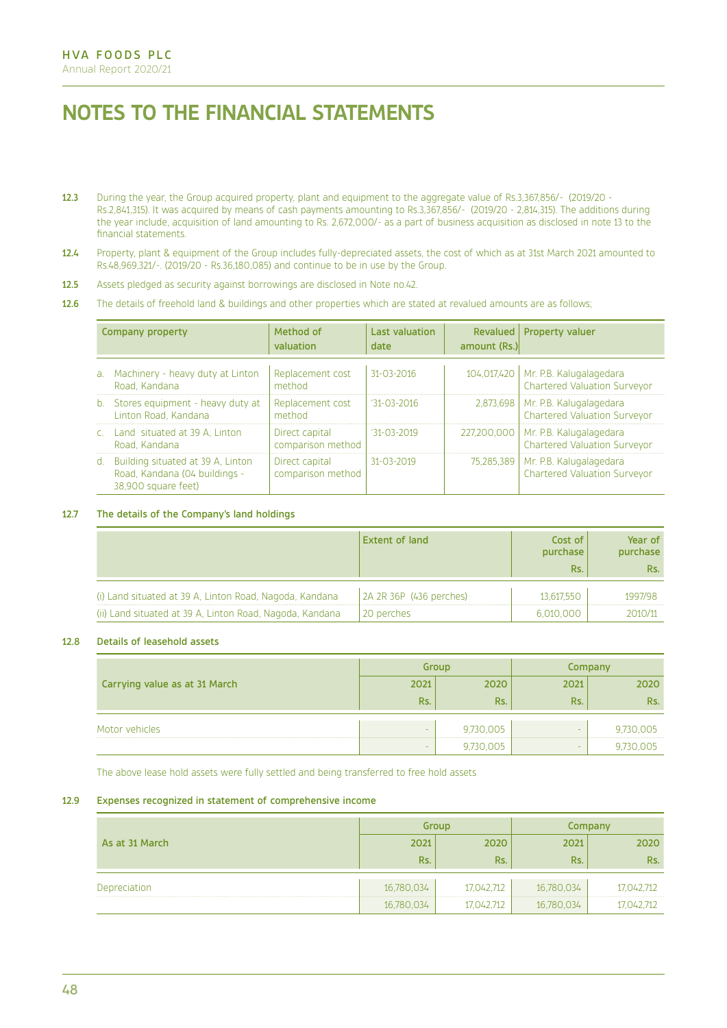# NOTES TO THE FINANCIAL STATEMENTS

**12.3** During the year, the Group acquired property, plant and equipment to the aggregate value of Rs.3,367,856/- (2019/20 - Rs.2,841,315). It was acquired by means of cash payments amounting to Rs.3,367,856/- (2019/20 - 2,814,315). The additions during the year include, acquisition of land amounting to Rs. 2,672,000/- as a part of business acquisition as disclosed in note 13 to the financial statements.

**12.4** Property, plant & equipment of the Group includes fully-depreciated assets, the cost of which as at 31st March 2021 amounted to Rs.48,969,321/-. (2019/20 - Rs.36,180,085) and continue to be in use by the Group.

**12.5** Assets pledged as security against borrowings are disclosed in Note no.42.

**12.6** The details of freehold land & buildings and other properties which are stated at revalued amounts are as follows;

| Company property | Method of valuation | Last valuation date | Revalued amount (Rs.) | Property valuer |
|---|---|---|---|---|
| a. Machinery - heavy duty at Linton Road, Kandana | Replacement cost method | 31-03-2016 | 104,017,420 | Mr. P.B. Kalugalagedara Chartered Valuation Surveyor |
| b. Stores equipment - heavy duty at Linton Road, Kandana | Replacement cost method | '31-03-2016 | 2,873,698 | Mr. P.B. Kalugalagedara Chartered Valuation Surveyor |
| c. Land situated at 39 A, Linton Road, Kandana | Direct capital comparison method | '31-03-2019 | 227,200,000 | Mr. P.B. Kalugalagedara Chartered Valuation Surveyor |
| d. Building situated at 39 A, Linton Road, Kandana (04 buildings - 38,900 square feet) | Direct capital comparison method | 31-03-2019 | 75,285,389 | Mr. P.B. Kalugalagedara Chartered Valuation Surveyor |

**12.7** **The details of the Company's land holdings**

| | Extent of land | Cost of purchase Rs. | Year of purchase Rs. |
|---|---|---|---|
| (i) Land situated at 39 A, Linton Road, Nagoda, Kandana | 2A 2R 36P (436 perches) | 13,617,550 | 1997/98 |
| (ii) Land situated at 39 A, Linton Road, Nagoda, Kandana | 20 perches | 6,010,000 | 2010/11 |

**12.8** **Details of leasehold assets**

| Carrying value as at 31 March | Group | | Company | |
|---|---|---|---|---|
| | 2021 Rs. | 2020 Rs. | 2021 Rs. | 2020 Rs. |
| Motor vehicles | - | 9,730,005 | - | 9,730,005 |
| | - | 9,730,005 | - | 9,730,005 |

The above lease hold assets were fully settled and being transferred to free hold assets

**12.9** **Expenses recognized in statement of comprehensive income**

| As at 31 March | Group | | Company | |
|---|---|---|---|---|
| | 2021 Rs. | 2020 Rs. | 2021 Rs. | 2020 Rs. |
| Depreciation | 16,780,034 | 17,042,712 | 16,780,034 | 17,042,712 |
| | 16,780,034 | 17,042,712 | 16,780,034 | 17,042,712 |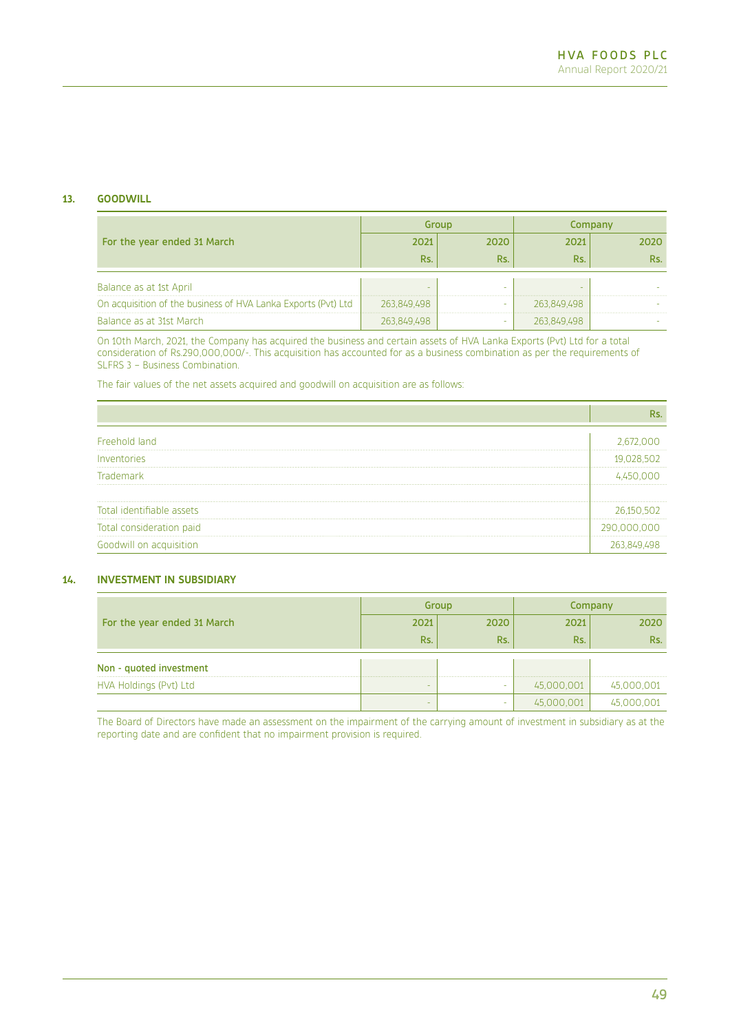## 13. GOODWILL

| For the year ended 31 March | Group | | Company | |
|---|---|---|---|---|
| | 2021 | 2020 | 2021 | 2020 |
| | Rs. | Rs. | Rs. | Rs. |
| Balance as at 1st April | - | - | - | - |
| On acquisition of the business of HVA Lanka Exports (Pvt) Ltd | 263,849,498 | - | 263,849,498 | - |
| Balance as at 31st March | 263,849,498 | - | 263,849,498 | - |

On 10th March, 2021, the Company has acquired the business and certain assets of HVA Lanka Exports (Pvt) Ltd for a total consideration of Rs.290,000,000/-. This acquisition has accounted for as a business combination as per the requirements of SLFRS 3 – Business Combination.

The fair values of the net assets acquired and goodwill on acquisition are as follows:

| | Rs. |
|---|---|
| Freehold land | 2,672,000 |
| Inventories | 19,028,502 |
| Trademark | 4,450,000 |
| | |
| Total identifiable assets | 26,150,502 |
| Total consideration paid | 290,000,000 |
| Goodwill on acquisition | 263,849,498 |

## 14. INVESTMENT IN SUBSIDIARY

| For the year ended 31 March | Group | | Company | |
|---|---|---|---|---|
| | 2021 | 2020 | 2021 | 2020 |
| | Rs. | Rs. | Rs. | Rs. |
| **Non - quoted investment** | | | | |
| HVA Holdings (Pvt) Ltd | - | - | 45,000,001 | 45,000,001 |
| | - | - | 45,000,001 | 45,000,001 |

The Board of Directors have made an assessment on the impairment of the carrying amount of investment in subsidiary as at the reporting date and are confident that no impairment provision is required.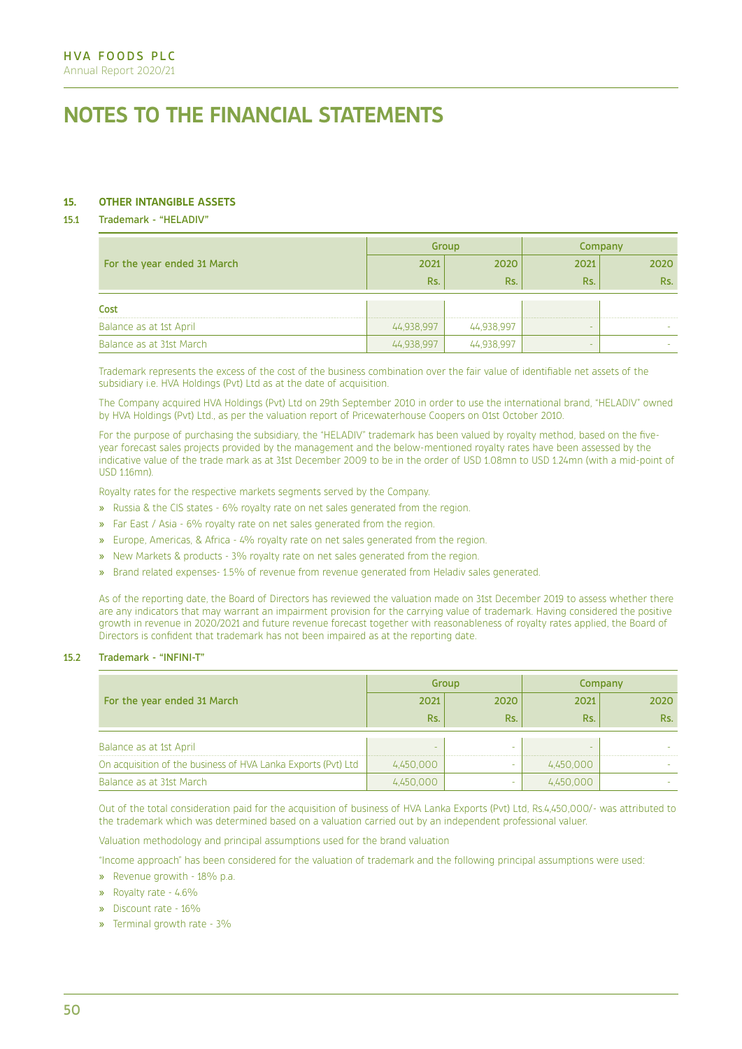# NOTES TO THE FINANCIAL STATEMENTS

## 15. OTHER INTANGIBLE ASSETS

### 15.1 Trademark - "HELADIV"

| For the year ended 31 March | Group | | Company | |
|---|---|---|---|---|
| | 2021 | 2020 | 2021 | 2020 |
| | Rs. | Rs. | Rs. | Rs. |
| **Cost** | | | | |
| Balance as at 1st April | 44,938,997 | 44,938,997 | - | - |
| Balance as at 31st March | 44,938,997 | 44,938,997 | - | - |

Trademark represents the excess of the cost of the business combination over the fair value of identifiable net assets of the subsidiary i.e. HVA Holdings (Pvt) Ltd as at the date of acquisition.

The Company acquired HVA Holdings (Pvt) Ltd on 29th September 2010 in order to use the international brand, "HELADIV" owned by HVA Holdings (Pvt) Ltd., as per the valuation report of Pricewaterhouse Coopers on 01st October 2010.

For the purpose of purchasing the subsidiary, the "HELADIV" trademark has been valued by royalty method, based on the five-year forecast sales projects provided by the management and the below-mentioned royalty rates have been assessed by the indicative value of the trade mark as at 31st December 2009 to be in the order of USD 1.08mn to USD 1.24mn (with a mid-point of USD 1.16mn).

Royalty rates for the respective markets segments served by the Company.

- Russia & the CIS states - 6% royalty rate on net sales generated from the region.
- Far East / Asia - 6% royalty rate on net sales generated from the region.
- Europe, Americas, & Africa - 4% royalty rate on net sales generated from the region.
- New Markets & products - 3% royalty rate on net sales generated from the region.
- Brand related expenses- 1.5% of revenue from revenue generated from Heladiv sales generated.

As of the reporting date, the Board of Directors has reviewed the valuation made on 31st December 2019 to assess whether there are any indicators that may warrant an impairment provision for the carrying value of trademark. Having considered the positive growth in revenue in 2020/2021 and future revenue forecast together with reasonableness of royalty rates applied, the Board of Directors is confident that trademark has not been impaired as at the reporting date.

### 15.2 Trademark - "INFINI-T"

| For the year ended 31 March | Group | | Company | |
|---|---|---|---|---|
| | 2021 | 2020 | 2021 | 2020 |
| | Rs. | Rs. | Rs. | Rs. |
| Balance as at 1st April | - | - | - | - |
| On acquisition of the business of HVA Lanka Exports (Pvt) Ltd | 4,450,000 | - | 4,450,000 | - |
| Balance as at 31st March | 4,450,000 | - | 4,450,000 | - |

Out of the total consideration paid for the acquisition of business of HVA Lanka Exports (Pvt) Ltd, Rs.4,450,000/- was attributed to the trademark which was determined based on a valuation carried out by an independent professional valuer.

Valuation methodology and principal assumptions used for the brand valuation

"Income approach" has been considered for the valuation of trademark and the following principal assumptions were used:

- Revenue growth - 18% p.a.
- Royalty rate - 4.6%
- Discount rate - 16%
- Terminal growth rate - 3%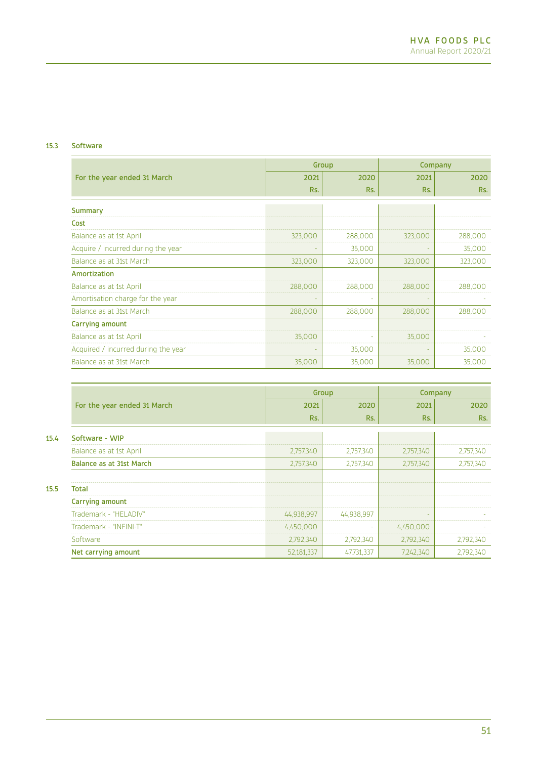### 15.3 Software

| For the year ended 31 March | Group | | Company | |
|---|---|---|---|---|
| | 2021 | 2020 | 2021 | 2020 |
| | Rs. | Rs. | Rs. | Rs. |
| **Summary** | | | | |
| **Cost** | | | | |
| Balance as at 1st April | 323,000 | 288,000 | 323,000 | 288,000 |
| Acquire / incurred during the year | - | 35,000 | - | 35,000 |
| Balance as at 31st March | 323,000 | 323,000 | 323,000 | 323,000 |
| **Amortization** | | | | |
| Balance as at 1st April | 288,000 | 288,000 | 288,000 | 288,000 |
| Amortisation charge for the year | - | - | - | - |
| Balance as at 31st March | 288,000 | 288,000 | 288,000 | 288,000 |
| **Carrying amount** | | | | |
| Balance as at 1st April | 35,000 | - | 35,000 | - |
| Acquired / incurred during the year | - | 35,000 | - | 35,000 |
| Balance as at 31st March | 35,000 | 35,000 | 35,000 | 35,000 |

| | For the year ended 31 March | Group | | Company | |
|---|---|---|---|---|---|
| | | 2021 | 2020 | 2021 | 2020 |
| | | Rs. | Rs. | Rs. | Rs. |
| 15.4 | **Software - WIP** | | | | |
| | Balance as at 1st April | 2,757,340 | 2,757,340 | 2,757,340 | 2,757,340 |
| | **Balance as at 31st March** | 2,757,340 | 2,757,340 | 2,757,340 | 2,757,340 |
| | | | | | |
| 15.5 | **Total** | | | | |
| | **Carrying amount** | | | | |
| | Trademark - "HELADIV" | 44,938,997 | 44,938,997 | - | - |
| | Trademark - "INFINI-T" | 4,450,000 | - | 4,450,000 | - |
| | Software | 2,792,340 | 2,792,340 | 2,792,340 | 2,792,340 |
| | **Net carrying amount** | 52,181,337 | 47,731,337 | 7,242,340 | 2,792,340 |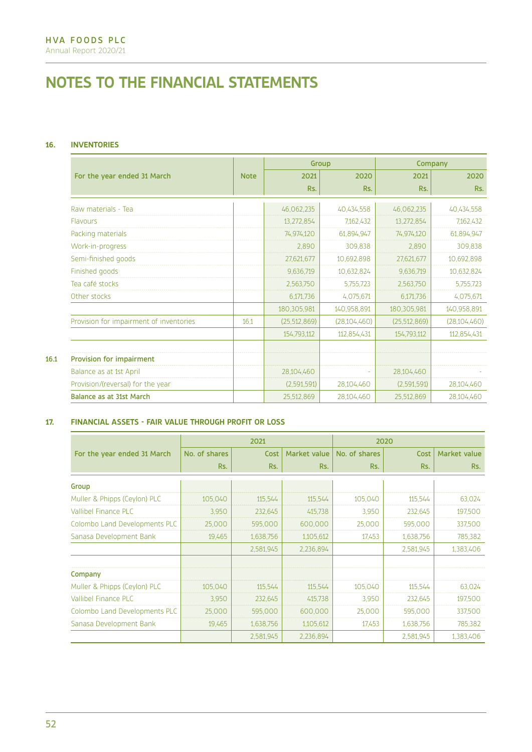# NOTES TO THE FINANCIAL STATEMENTS

## 16. INVENTORIES

| For the year ended 31 March | Note | Group | | Company | |
|---|---|---|---|---|---|
| | | 2021 | 2020 | 2021 | 2020 |
| | | Rs. | Rs. | Rs. | Rs. |
| Raw materials - Tea | | 46,062,235 | 40,434,558 | 46,062,235 | 40,434,558 |
| Flavours | | 13,272,854 | 7,162,432 | 13,272,854 | 7,162,432 |
| Packing materials | | 74,974,120 | 61,894,947 | 74,974,120 | 61,894,947 |
| Work-in-progress | | 2,890 | 309,838 | 2,890 | 309,838 |
| Semi-finished goods | | 27,621,677 | 10,692,898 | 27,621,677 | 10,692,898 |
| Finished goods | | 9,636,719 | 10,632,824 | 9,636,719 | 10,632,824 |
| Tea café stocks | | 2,563,750 | 5,755,723 | 2,563,750 | 5,755,723 |
| Other stocks | | 6,171,736 | 4,075,671 | 6,171,736 | 4,075,671 |
| | | 180,305,981 | 140,958,891 | 180,305,981 | 140,958,891 |
| Provision for impairment of inventories | 16.1 | (25,512,869) | (28,104,460) | (25,512,869) | (28,104,460) |
| | | 154,793,112 | 112,854,431 | 154,793,112 | 112,854,431 |

### 16.1 Provision for impairment

| | | Group 2021 | Group 2020 | Company 2021 | Company 2020 |
|---|---|---|---|---|---|
| Balance as at 1st April | | 28,104,460 | - | 28,104,460 | - |
| Provision/(reversal) for the year | | (2,591,591) | 28,104,460 | (2,591,591) | 28,104,460 |
| **Balance as at 31st March** | | 25,512,869 | 28,104,460 | 25,512,869 | 28,104,460 |

## 17. FINANCIAL ASSETS - FAIR VALUE THROUGH PROFIT OR LOSS

| For the year ended 31 March | 2021 | | | 2020 | | |
|---|---|---|---|---|---|---|
| | No. of shares | Cost | Market value | No. of shares | Cost | Market value |
| | Rs. | Rs. | Rs. | Rs. | Rs. | Rs. |
| **Group** | | | | | | |
| Muller & Phipps (Ceylon) PLC | 105,040 | 115,544 | 115,544 | 105,040 | 115,544 | 63,024 |
| Vallibel Finance PLC | 3,950 | 232,645 | 415,738 | 3,950 | 232,645 | 197,500 |
| Colombo Land Developments PLC | 25,000 | 595,000 | 600,000 | 25,000 | 595,000 | 337,500 |
| Sanasa Development Bank | 19,465 | 1,638,756 | 1,105,612 | 17,453 | 1,638,756 | 785,382 |
| | | 2,581,945 | 2,236,894 | | 2,581,945 | 1,383,406 |
| **Company** | | | | | | |
| Muller & Phipps (Ceylon) PLC | 105,040 | 115,544 | 115,544 | 105,040 | 115,544 | 63,024 |
| Vallibel Finance PLC | 3,950 | 232,645 | 415,738 | 3,950 | 232,645 | 197,500 |
| Colombo Land Developments PLC | 25,000 | 595,000 | 600,000 | 25,000 | 595,000 | 337,500 |
| Sanasa Development Bank | 19,465 | 1,638,756 | 1,105,612 | 17,453 | 1,638,756 | 785,382 |
| | | 2,581,945 | 2,236,894 | | 2,581,945 | 1,383,406 |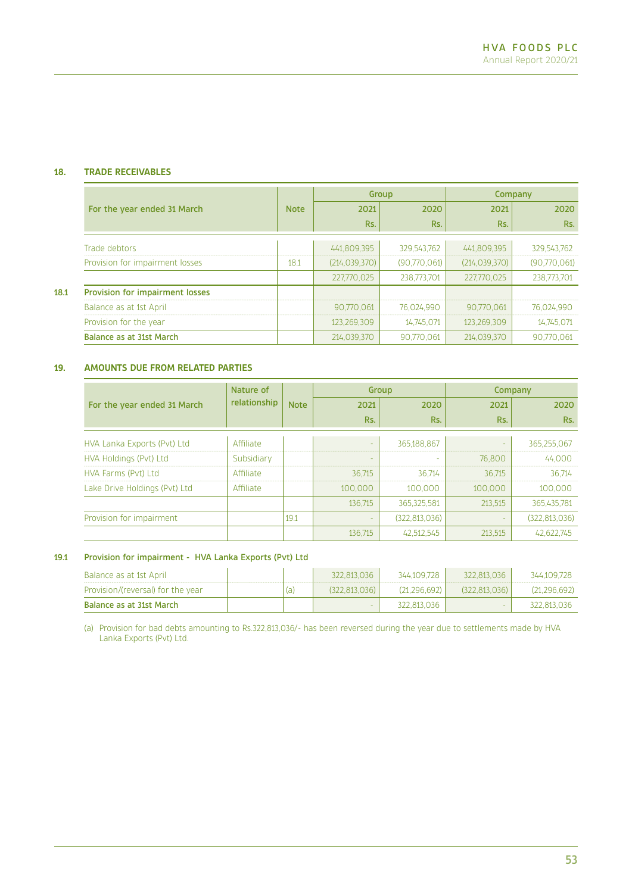## 18. TRADE RECEIVABLES

| For the year ended 31 March | Note | Group | | Company | |
|---|---|---|---|---|---|
| | | 2021 | 2020 | 2021 | 2020 |
| | | Rs. | Rs. | Rs. | Rs. |
| Trade debtors | | 441,809,395 | 329,543,762 | 441,809,395 | 329,543,762 |
| Provision for impairment losses | 18.1 | (214,039,370) | (90,770,061) | (214,039,370) | (90,770,061) |
| | | 227,770,025 | 238,773,701 | 227,770,025 | 238,773,701 |

### 18.1 Provision for impairment losses

| | | 2021 | 2020 | 2021 | 2020 |
|---|---|---|---|---|---|
| Balance as at 1st April | | 90,770,061 | 76,024,990 | 90,770,061 | 76,024,990 |
| Provision for the year | | 123,269,309 | 14,745,071 | 123,269,309 | 14,745,071 |
| **Balance as at 31st March** | | 214,039,370 | 90,770,061 | 214,039,370 | 90,770,061 |

## 19. AMOUNTS DUE FROM RELATED PARTIES

| For the year ended 31 March | Nature of relationship | Note | Group | | Company | |
|---|---|---|---|---|---|---|
| | | | 2021 | 2020 | 2021 | 2020 |
| | | | Rs. | Rs. | Rs. | Rs. |
| HVA Lanka Exports (Pvt) Ltd | Affiliate | | - | 365,188,867 | - | 365,255,067 |
| HVA Holdings (Pvt) Ltd | Subsidiary | | - | - | 76,800 | 44,000 |
| HVA Farms (Pvt) Ltd | Affiliate | | 36,715 | 36,714 | 36,715 | 36,714 |
| Lake Drive Holdings (Pvt) Ltd | Affiliate | | 100,000 | 100,000 | 100,000 | 100,000 |
| | | | 136,715 | 365,325,581 | 213,515 | 365,435,781 |
| Provision for impairment | | 19.1 | - | (322,813,036) | - | (322,813,036) |
| | | | 136,715 | 42,512,545 | 213,515 | 42,622,745 |

### 19.1 Provision for impairment - HVA Lanka Exports (Pvt) Ltd

| | | | 2021 | 2020 | 2021 | 2020 |
|---|---|---|---|---|---|---|
| Balance as at 1st April | | | 322,813,036 | 344,109,728 | 322,813,036 | 344,109,728 |
| Provision/(reversal) for the year | | (a) | (322,813,036) | (21,296,692) | (322,813,036) | (21,296,692) |
| **Balance as at 31st March** | | | - | 322,813,036 | - | 322,813,036 |

(a) Provision for bad debts amounting to Rs.322,813,036/- has been reversed during the year due to settlements made by HVA Lanka Exports (Pvt) Ltd.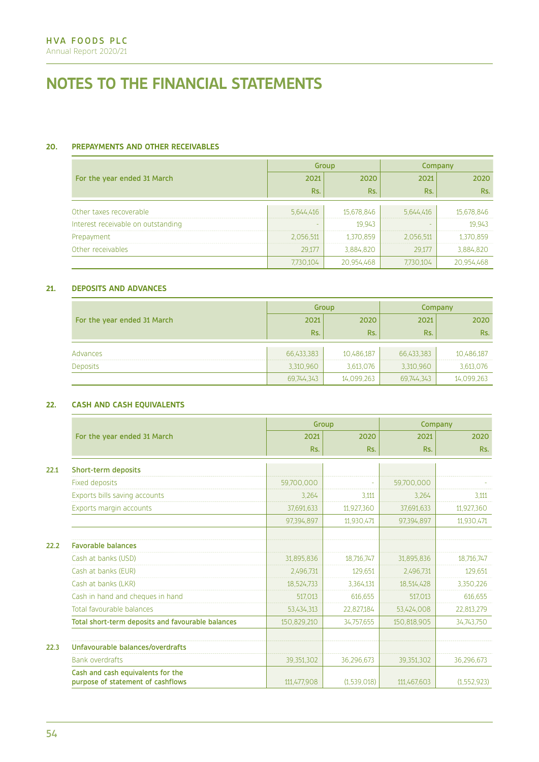# NOTES TO THE FINANCIAL STATEMENTS

## 20. PREPAYMENTS AND OTHER RECEIVABLES

| For the year ended 31 March | Group | | Company | |
|---|---|---|---|---|
| | 2021 | 2020 | 2021 | 2020 |
| | Rs. | Rs. | Rs. | Rs. |
| Other taxes recoverable | 5,644,416 | 15,678,846 | 5,644,416 | 15,678,846 |
| Interest receivable on outstanding | - | 19,943 | - | 19,943 |
| Prepayment | 2,056,511 | 1,370,859 | 2,056,511 | 1,370,859 |
| Other receivables | 29,177 | 3,884,820 | 29,177 | 3,884,820 |
| | 7,730,104 | 20,954,468 | 7,730,104 | 20,954,468 |

## 21. DEPOSITS AND ADVANCES

| For the year ended 31 March | Group | | Company | |
|---|---|---|---|---|
| | 2021 | 2020 | 2021 | 2020 |
| | Rs. | Rs. | Rs. | Rs. |
| Advances | 66,433,383 | 10,486,187 | 66,433,383 | 10,486,187 |
| Deposits | 3,310,960 | 3,613,076 | 3,310,960 | 3,613,076 |
| | 69,744,343 | 14,099,263 | 69,744,343 | 14,099,263 |

## 22. CASH AND CASH EQUIVALENTS

| | For the year ended 31 March | Group | | Company | |
|---|---|---|---|---|---|
| | | 2021 | 2020 | 2021 | 2020 |
| | | Rs. | Rs. | Rs. | Rs. |
| 22.1 | **Short-term deposits** | | | | |
| | Fixed deposits | 59,700,000 | - | 59,700,000 | - |
| | Exports bills saving accounts | 3,264 | 3,111 | 3,264 | 3,111 |
| | Exports margin accounts | 37,691,633 | 11,927,360 | 37,691,633 | 11,927,360 |
| | | 97,394,897 | 11,930,471 | 97,394,897 | 11,930,471 |
| 22.2 | **Favorable balances** | | | | |
| | Cash at banks (USD) | 31,895,836 | 18,716,747 | 31,895,836 | 18,716,747 |
| | Cash at banks (EUR) | 2,496,731 | 129,651 | 2,496,731 | 129,651 |
| | Cash at banks (LKR) | 18,524,733 | 3,364,131 | 18,514,428 | 3,350,226 |
| | Cash in hand and cheques in hand | 517,013 | 616,655 | 517,013 | 616,655 |
| | Total favourable balances | 53,434,313 | 22,827,184 | 53,424,008 | 22,813,279 |
| | **Total short-term deposits and favourable balances** | 150,829,210 | 34,757,655 | 150,818,905 | 34,743,750 |
| 22.3 | **Unfavourable balances/overdrafts** | | | | |
| | Bank overdrafts | 39,351,302 | 36,296,673 | 39,351,302 | 36,296,673 |
| | **Cash and cash equivalents for the purpose of statement of cashflows** | 111,477,908 | (1,539,018) | 111,467,603 | (1,552,923) |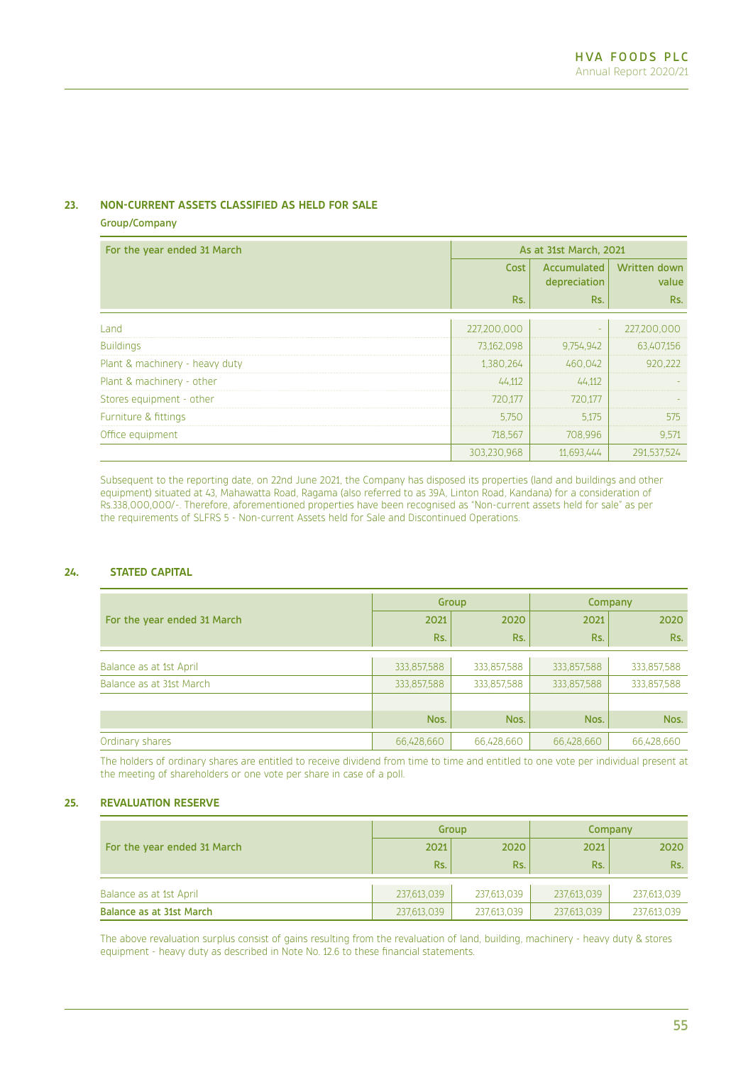## 23. NON-CURRENT ASSETS CLASSIFIED AS HELD FOR SALE

**Group/Company**

| For the year ended 31 March | As at 31st March, 2021 | | |
|---|---|---|---|
| | Cost | Accumulated depreciation | Written down value |
| | Rs. | Rs. | Rs. |
| Land | 227,200,000 | - | 227,200,000 |
| Buildings | 73,162,098 | 9,754,942 | 63,407,156 |
| Plant & machinery - heavy duty | 1,380,264 | 460,042 | 920,222 |
| Plant & machinery - other | 44,112 | 44,112 | - |
| Stores equipment - other | 720,177 | 720,177 | - |
| Furniture & fittings | 5,750 | 5,175 | 575 |
| Office equipment | 718,567 | 708,996 | 9,571 |
| | 303,230,968 | 11,693,444 | 291,537,524 |

Subsequent to the reporting date, on 22nd June 2021, the Company has disposed its properties (land and buildings and other equipment) situated at 43, Mahawatta Road, Ragama (also referred to as 39A, Linton Road, Kandana) for a consideration of Rs.338,000,000/-. Therefore, aforementioned properties have been recognised as "Non-current assets held for sale" as per the requirements of SLFRS 5 - Non-current Assets held for Sale and Discontinued Operations.

## 24. STATED CAPITAL

| For the year ended 31 March | Group | | Company | |
|---|---|---|---|---|
| | 2021 | 2020 | 2021 | 2020 |
| | Rs. | Rs. | Rs. | Rs. |
| Balance as at 1st April | 333,857,588 | 333,857,588 | 333,857,588 | 333,857,588 |
| Balance as at 31st March | 333,857,588 | 333,857,588 | 333,857,588 | 333,857,588 |
| | | | | |
| | Nos. | Nos. | Nos. | Nos. |
| Ordinary shares | 66,428,660 | 66,428,660 | 66,428,660 | 66,428,660 |

The holders of ordinary shares are entitled to receive dividend from time to time and entitled to one vote per individual present at the meeting of shareholders or one vote per share in case of a poll.

## 25. REVALUATION RESERVE

| For the year ended 31 March | Group | | Company | |
|---|---|---|---|---|
| | 2021 | 2020 | 2021 | 2020 |
| | Rs. | Rs. | Rs. | Rs. |
| Balance as at 1st April | 237,613,039 | 237,613,039 | 237,613,039 | 237,613,039 |
| **Balance as at 31st March** | 237,613,039 | 237,613,039 | 237,613,039 | 237,613,039 |

The above revaluation surplus consist of gains resulting from the revaluation of land, building, machinery - heavy duty & stores equipment - heavy duty as described in Note No. 12.6 to these financial statements.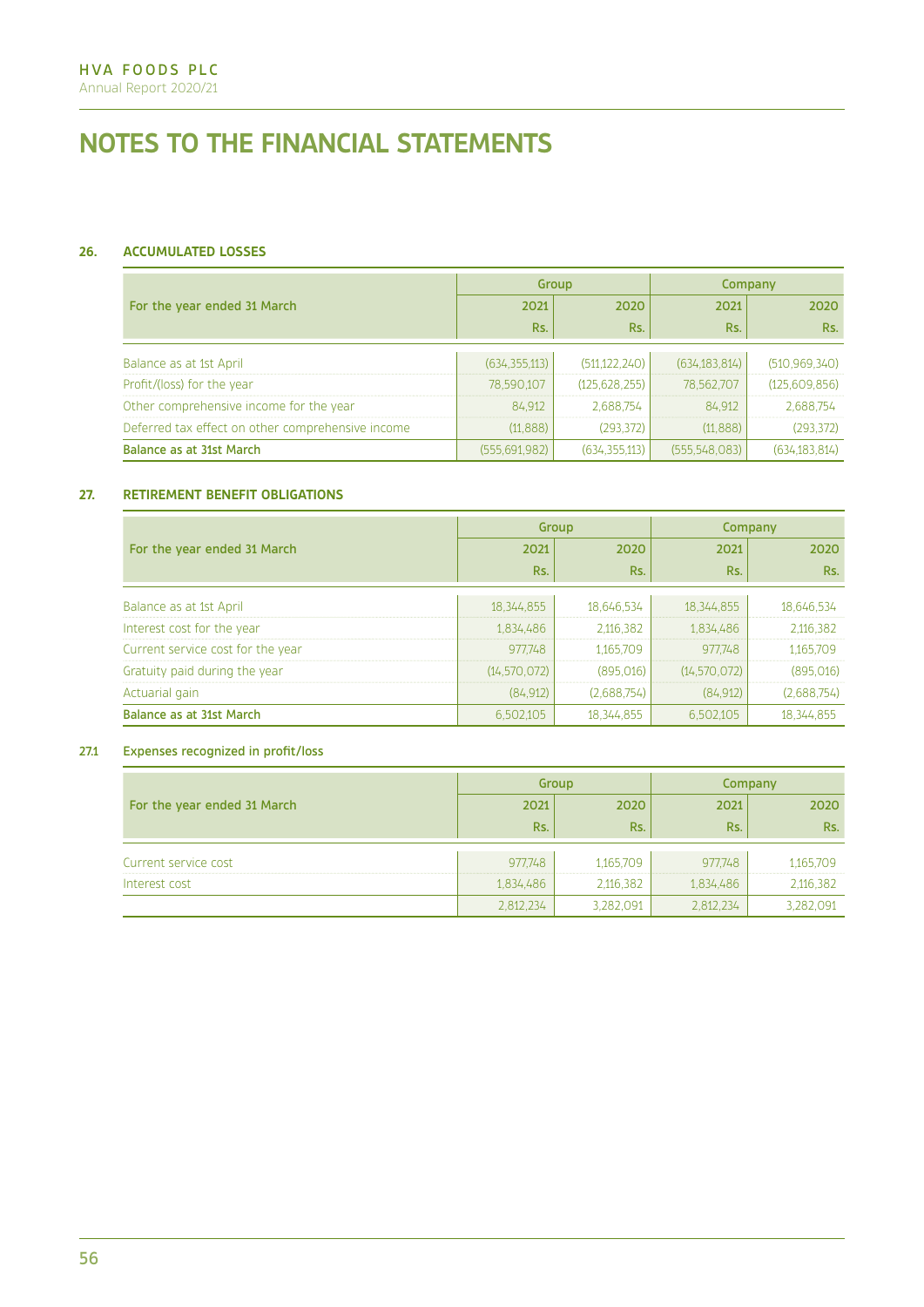# NOTES TO THE FINANCIAL STATEMENTS

## 26. ACCUMULATED LOSSES

| For the year ended 31 March | Group | | Company | |
|---|---|---|---|---|
| | 2021 | 2020 | 2021 | 2020 |
| | Rs. | Rs. | Rs. | Rs. |
| Balance as at 1st April | (634,355,113) | (511,122,240) | (634,183,814) | (510,969,340) |
| Profit/(loss) for the year | 78,590,107 | (125,628,255) | 78,562,707 | (125,609,856) |
| Other comprehensive income for the year | 84,912 | 2,688,754 | 84,912 | 2,688,754 |
| Deferred tax effect on other comprehensive income | (11,888) | (293,372) | (11,888) | (293,372) |
| **Balance as at 31st March** | (555,691,982) | (634,355,113) | (555,548,083) | (634,183,814) |

## 27. RETIREMENT BENEFIT OBLIGATIONS

| For the year ended 31 March | Group | | Company | |
|---|---|---|---|---|
| | 2021 | 2020 | 2021 | 2020 |
| | Rs. | Rs. | Rs. | Rs. |
| Balance as at 1st April | 18,344,855 | 18,646,534 | 18,344,855 | 18,646,534 |
| Interest cost for the year | 1,834,486 | 2,116,382 | 1,834,486 | 2,116,382 |
| Current service cost for the year | 977,748 | 1,165,709 | 977,748 | 1,165,709 |
| Gratuity paid during the year | (14,570,072) | (895,016) | (14,570,072) | (895,016) |
| Actuarial gain | (84,912) | (2,688,754) | (84,912) | (2,688,754) |
| **Balance as at 31st March** | 6,502,105 | 18,344,855 | 6,502,105 | 18,344,855 |

### 27.1 Expenses recognized in profit/loss

| For the year ended 31 March | Group | | Company | |
|---|---|---|---|---|
| | 2021 | 2020 | 2021 | 2020 |
| | Rs. | Rs. | Rs. | Rs. |
| Current service cost | 977,748 | 1,165,709 | 977,748 | 1,165,709 |
| Interest cost | 1,834,486 | 2,116,382 | 1,834,486 | 2,116,382 |
| | 2,812,234 | 3,282,091 | 2,812,234 | 3,282,091 |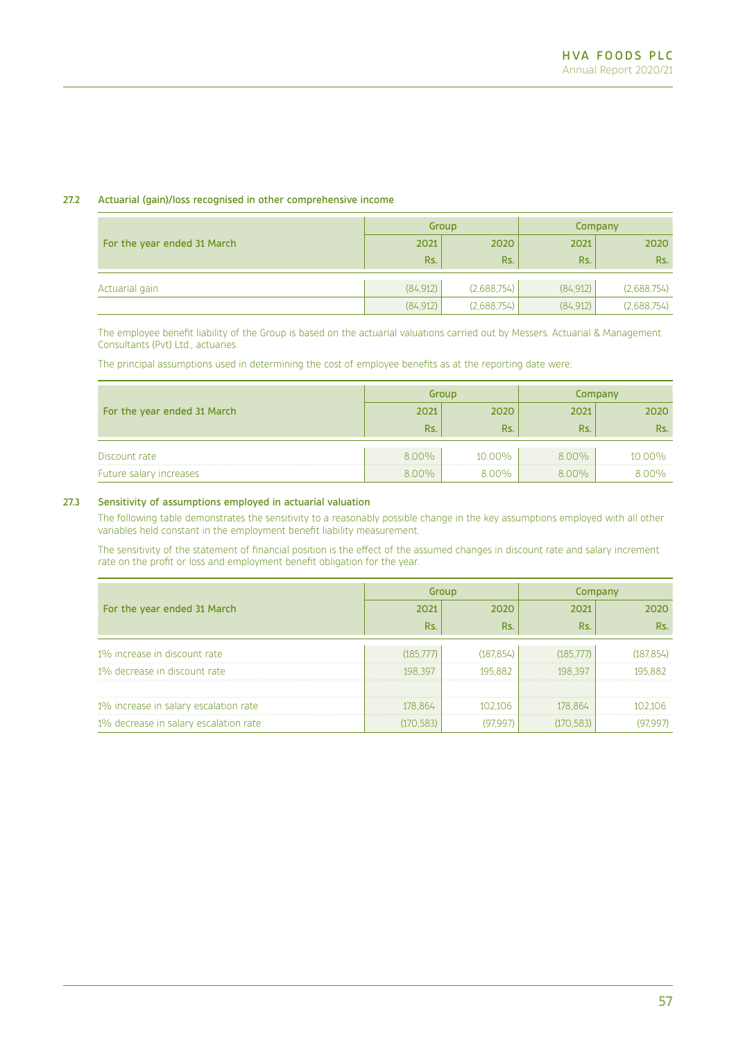### 27.2 Actuarial (gain)/loss recognised in other comprehensive income

| For the year ended 31 March | Group | | Company | |
|---|---|---|---|---|
| | 2021 | 2020 | 2021 | 2020 |
| | Rs. | Rs. | Rs. | Rs. |
| Actuarial gain | (84,912) | (2,688,754) | (84,912) | (2,688,754) |
| | (84,912) | (2,688,754) | (84,912) | (2,688,754) |

The employee benefit liability of the Group is based on the actuarial valuations carried out by Messers. Actuarial & Management Consultants (Pvt) Ltd., actuaries.

The principal assumptions used in determining the cost of employee benefits as at the reporting date were;

| For the year ended 31 March | Group | | Company | |
|---|---|---|---|---|
| | 2021 | 2020 | 2021 | 2020 |
| | Rs. | Rs. | Rs. | Rs. |
| Discount rate | 8.00% | 10.00% | 8.00% | 10.00% |
| Future salary increases | 8.00% | 8.00% | 8.00% | 8.00% |

### 27.3 Sensitivity of assumptions employed in actuarial valuation

The following table demonstrates the sensitivity to a reasonably possible change in the key assumptions employed with all other variables held constant in the employment benefit liability measurement.

The sensitivity of the statement of financial position is the effect of the assumed changes in discount rate and salary increment rate on the profit or loss and employment benefit obligation for the year.

| For the year ended 31 March | Group | | Company | |
|---|---|---|---|---|
| | 2021 | 2020 | 2021 | 2020 |
| | Rs. | Rs. | Rs. | Rs. |
| 1% increase in discount rate | (185,777) | (187,854) | (185,777) | (187,854) |
| 1% decrease in discount rate | 198,397 | 195,882 | 198,397 | 195,882 |
| | | | | |
| 1% increase in salary escalation rate | 178,864 | 102,106 | 178,864 | 102,106 |
| 1% decrease in salary escalation rate | (170,583) | (97,997) | (170,583) | (97,997) |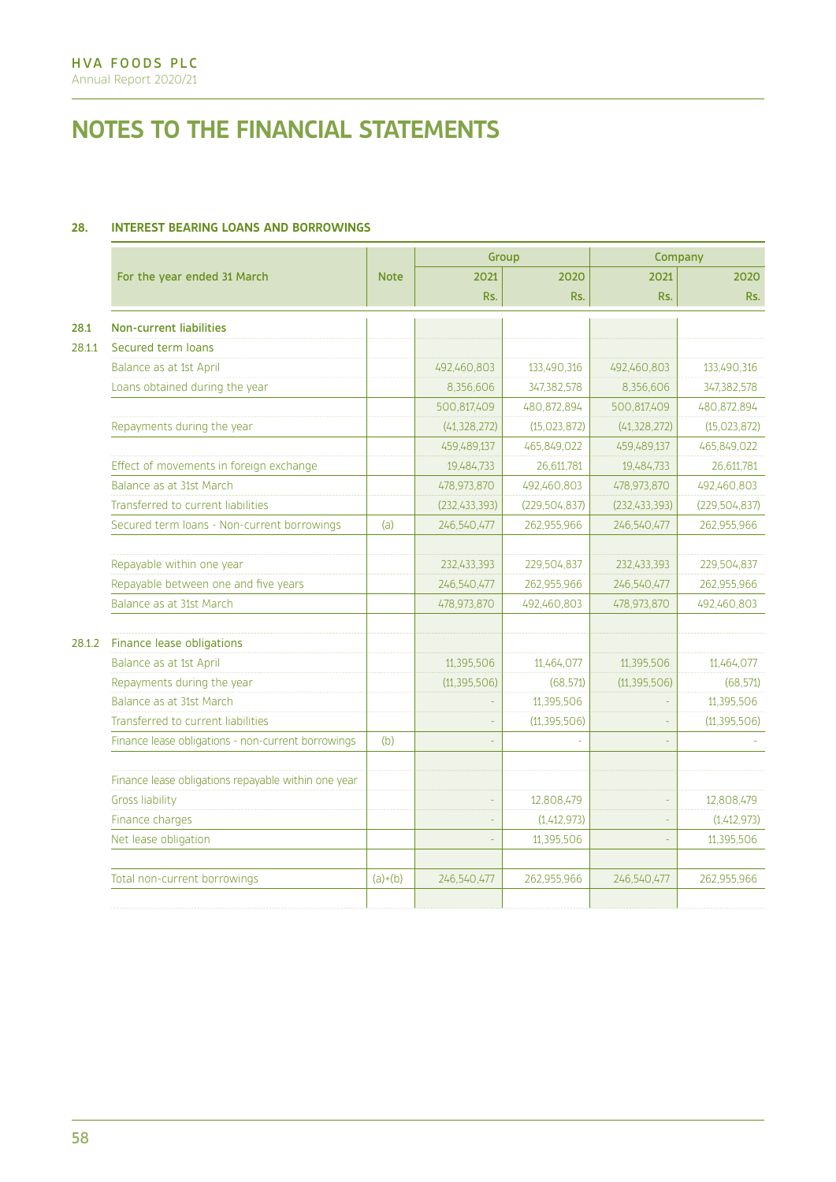# NOTES TO THE FINANCIAL STATEMENTS

## 28. INTEREST BEARING LOANS AND BORROWINGS

| | For the year ended 31 March | Note | Group | | Company | |
|---|---|---|---|---|---|---|
| | | | 2021 | 2020 | 2021 | 2020 |
| | | | Rs. | Rs. | Rs. | Rs. |
| 28.1 | Non-current liabilities | | | | | |
| 28.1.1 | Secured term loans | | | | | |
| | Balance as at 1st April | | 492,460,803 | 133,490,316 | 492,460,803 | 133,490,316 |
| | Loans obtained during the year | | 8,356,606 | 347,382,578 | 8,356,606 | 347,382,578 |
| | | | 500,817,409 | 480,872,894 | 500,817,409 | 480,872,894 |
| | Repayments during the year | | (41,328,272) | (15,023,872) | (41,328,272) | (15,023,872) |
| | | | 459,489,137 | 465,849,022 | 459,489,137 | 465,849,022 |
| | Effect of movements in foreign exchange | | 19,484,733 | 26,611,781 | 19,484,733 | 26,611,781 |
| | Balance as at 31st March | | 478,973,870 | 492,460,803 | 478,973,870 | 492,460,803 |
| | Transferred to current liabilities | | (232,433,393) | (229,504,837) | (232,433,393) | (229,504,837) |
| | Secured term loans - Non-current borrowings | (a) | 246,540,477 | 262,955,966 | 246,540,477 | 262,955,966 |
| | | | | | | |
| | Repayable within one year | | 232,433,393 | 229,504,837 | 232,433,393 | 229,504,837 |
| | Repayable between one and five years | | 246,540,477 | 262,955,966 | 246,540,477 | 262,955,966 |
| | Balance as at 31st March | | 478,973,870 | 492,460,803 | 478,973,870 | 492,460,803 |
| | | | | | | |
| 28.1.2 | Finance lease obligations | | | | | |
| | Balance as at 1st April | | 11,395,506 | 11,464,077 | 11,395,506 | 11,464,077 |
| | Repayments during the year | | (11,395,506) | (68,571) | (11,395,506) | (68,571) |
| | Balance as at 31st March | | - | 11,395,506 | - | 11,395,506 |
| | Transferred to current liabilities | | - | (11,395,506) | - | (11,395,506) |
| | Finance lease obligations - non-current borrowings | (b) | - | - | - | - |
| | | | | | | |
| | Finance lease obligations repayable within one year | | | | | |
| | Gross liability | | - | 12,808,479 | - | 12,808,479 |
| | Finance charges | | - | (1,412,973) | - | (1,412,973) |
| | Net lease obligation | | - | 11,395,506 | - | 11,395,506 |
| | | | | | | |
| | Total non-current borrowings | (a)+(b) | 246,540,477 | 262,955,966 | 246,540,477 | 262,955,966 |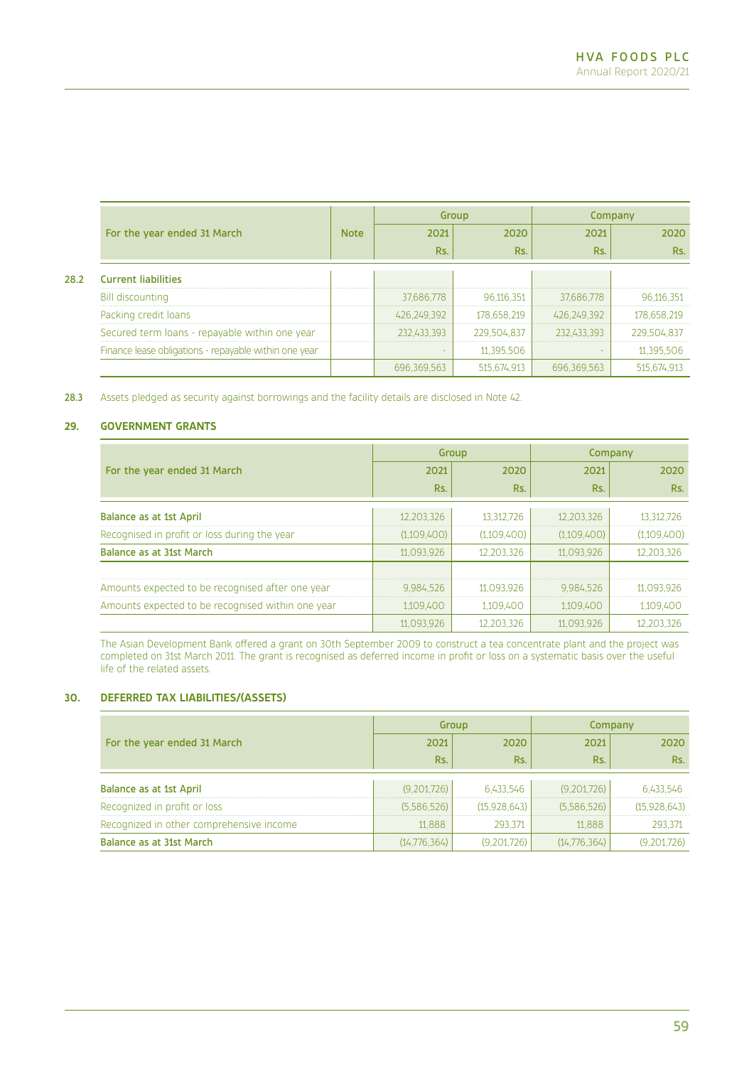| For the year ended 31 March | Note | Group | | Company | |
|---|---|---|---|---|---|
| | | 2021 | 2020 | 2021 | 2020 |
| | | Rs. | Rs. | Rs. | Rs. |
| **28.2 Current liabilities** | | | | | |
| Bill discounting | | 37,686,778 | 96,116,351 | 37,686,778 | 96,116,351 |
| Packing credit loans | | 426,249,392 | 178,658,219 | 426,249,392 | 178,658,219 |
| Secured term loans - repayable within one year | | 232,433,393 | 229,504,837 | 232,433,393 | 229,504,837 |
| Finance lease obligations - repayable within one year | | - | 11,395,506 | - | 11,395,506 |
| | | 696,369,563 | 515,674,913 | 696,369,563 | 515,674,913 |

**28.3** Assets pledged as security against borrowings and the facility details are disclosed in Note 42.

## 29. GOVERNMENT GRANTS

| For the year ended 31 March | Group | | Company | |
|---|---|---|---|---|
| | 2021 | 2020 | 2021 | 2020 |
| | Rs. | Rs. | Rs. | Rs. |
| **Balance as at 1st April** | 12,203,326 | 13,312,726 | 12,203,326 | 13,312,726 |
| Recognised in profit or loss during the year | (1,109,400) | (1,109,400) | (1,109,400) | (1,109,400) |
| **Balance as at 31st March** | 11,093,926 | 12,203,326 | 11,093,926 | 12,203,326 |
| | | | | |
| Amounts expected to be recognised after one year | 9,984,526 | 11,093,926 | 9,984,526 | 11,093,926 |
| Amounts expected to be recognised within one year | 1,109,400 | 1,109,400 | 1,109,400 | 1,109,400 |
| | 11,093,926 | 12,203,326 | 11,093,926 | 12,203,326 |

The Asian Development Bank offered a grant on 30th September 2009 to construct a tea concentrate plant and the project was completed on 31st March 2011. The grant is recognised as deferred income in profit or loss on a systematic basis over the useful life of the related assets.

## 30. DEFERRED TAX LIABILITIES/(ASSETS)

| For the year ended 31 March | Group | | Company | |
|---|---|---|---|---|
| | 2021 | 2020 | 2021 | 2020 |
| | Rs. | Rs. | Rs. | Rs. |
| **Balance as at 1st April** | (9,201,726) | 6,433,546 | (9,201,726) | 6,433,546 |
| Recognized in profit or loss | (5,586,526) | (15,928,643) | (5,586,526) | (15,928,643) |
| Recognized in other comprehensive income | 11,888 | 293,371 | 11,888 | 293,371 |
| **Balance as at 31st March** | (14,776,364) | (9,201,726) | (14,776,364) | (9,201,726) |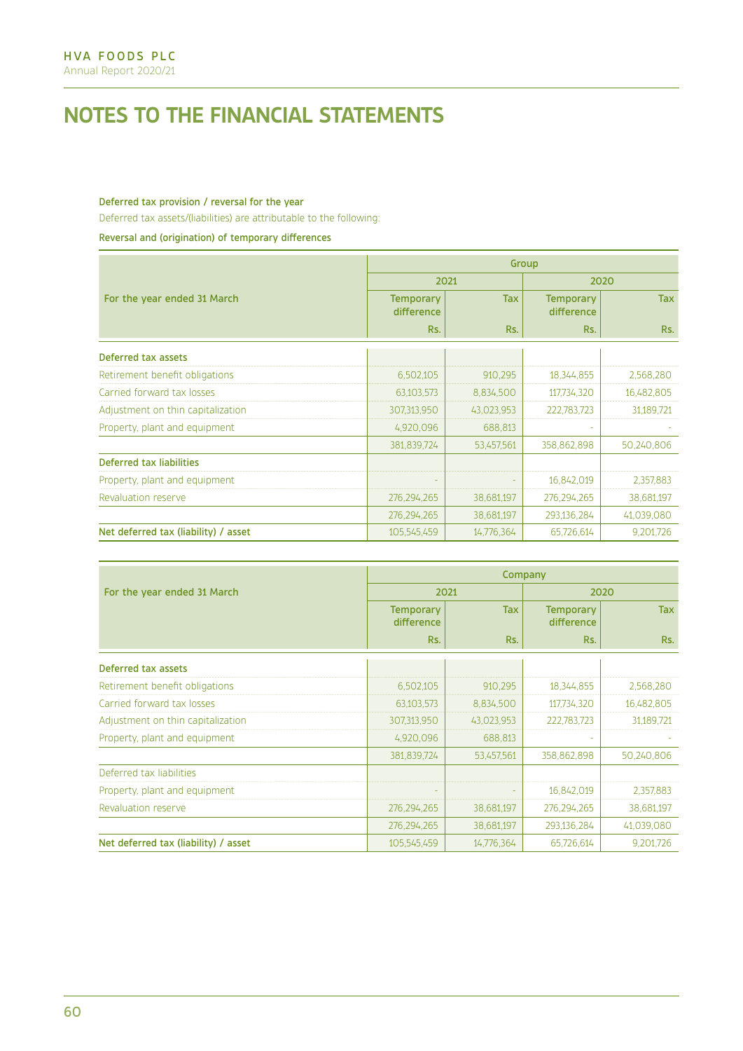# NOTES TO THE FINANCIAL STATEMENTS

**Deferred tax provision / reversal for the year**

Deferred tax assets/(liabilities) are attributable to the following:

**Reversal and (origination) of temporary differences**

| For the year ended 31 March | Group | | | |
|---|---|---|---|---|
| | 2021 | | 2020 | |
| | Temporary difference | Tax | Temporary difference | Tax |
| | Rs. | Rs. | Rs. | Rs. |
| **Deferred tax assets** | | | | |
| Retirement benefit obligations | 6,502,105 | 910,295 | 18,344,855 | 2,568,280 |
| Carried forward tax losses | 63,103,573 | 8,834,500 | 117,734,320 | 16,482,805 |
| Adjustment on thin capitalization | 307,313,950 | 43,023,953 | 222,783,723 | 31,189,721 |
| Property, plant and equipment | 4,920,096 | 688,813 | - | - |
| | 381,839,724 | 53,457,561 | 358,862,898 | 50,240,806 |
| **Deferred tax liabilities** | | | | |
| Property, plant and equipment | - | - | 16,842,019 | 2,357,883 |
| Revaluation reserve | 276,294,265 | 38,681,197 | 276,294,265 | 38,681,197 |
| | 276,294,265 | 38,681,197 | 293,136,284 | 41,039,080 |
| **Net deferred tax (liability) / asset** | 105,545,459 | 14,776,364 | 65,726,614 | 9,201,726 |

| For the year ended 31 March | Company | | | |
|---|---|---|---|---|
| | 2021 | | 2020 | |
| | Temporary difference | Tax | Temporary difference | Tax |
| | Rs. | Rs. | Rs. | Rs. |
| **Deferred tax assets** | | | | |
| Retirement benefit obligations | 6,502,105 | 910,295 | 18,344,855 | 2,568,280 |
| Carried forward tax losses | 63,103,573 | 8,834,500 | 117,734,320 | 16,482,805 |
| Adjustment on thin capitalization | 307,313,950 | 43,023,953 | 222,783,723 | 31,189,721 |
| Property, plant and equipment | 4,920,096 | 688,813 | - | - |
| | 381,839,724 | 53,457,561 | 358,862,898 | 50,240,806 |
| Deferred tax liabilities | | | | |
| Property, plant and equipment | - | - | 16,842,019 | 2,357,883 |
| Revaluation reserve | 276,294,265 | 38,681,197 | 276,294,265 | 38,681,197 |
| | 276,294,265 | 38,681,197 | 293,136,284 | 41,039,080 |
| **Net deferred tax (liability) / asset** | 105,545,459 | 14,776,364 | 65,726,614 | 9,201,726 |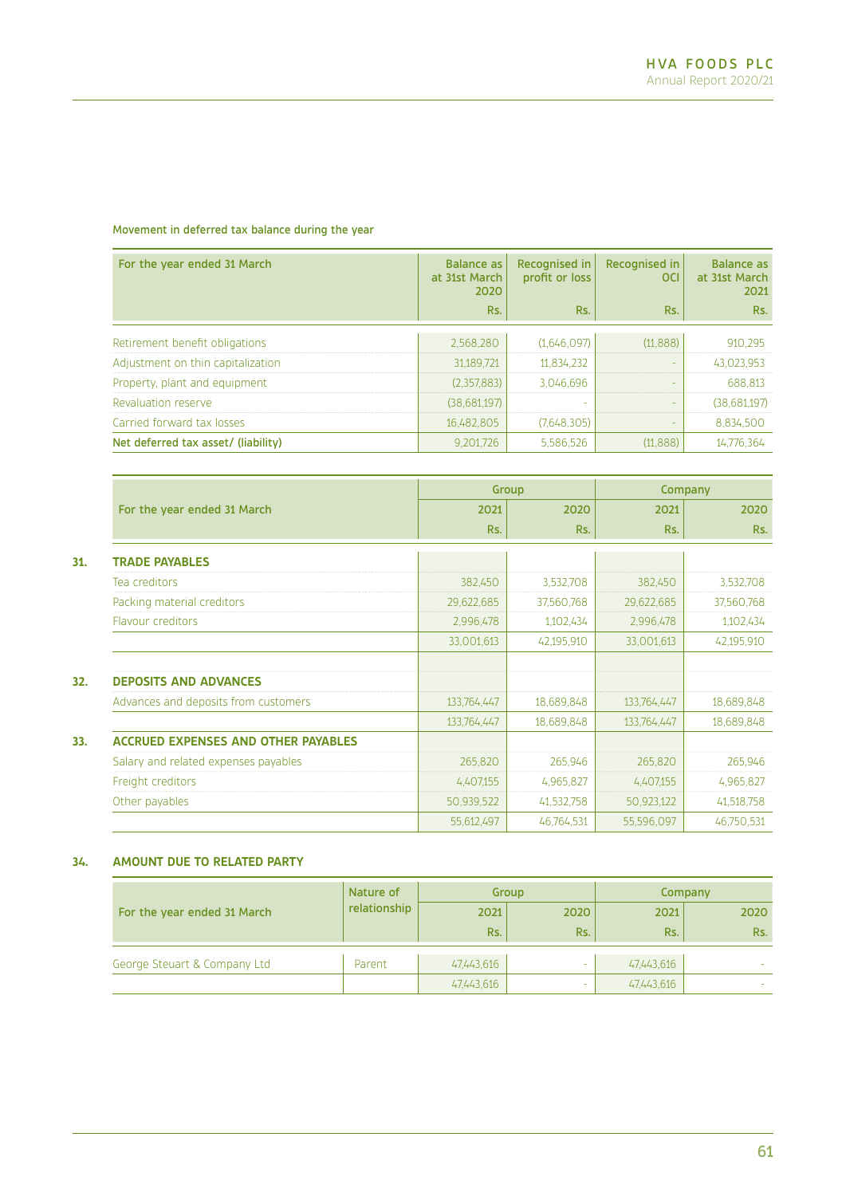#### Movement in deferred tax balance during the year

| For the year ended 31 March | Balance as at 31st March 2020 | Recognised in profit or loss | Recognised in OCI | Balance as at 31st March 2021 |
|---|---|---|---|---|
| | Rs. | Rs. | Rs. | Rs. |
| Retirement benefit obligations | 2,568,280 | (1,646,097) | (11,888) | 910,295 |
| Adjustment on thin capitalization | 31,189,721 | 11,834,232 | - | 43,023,953 |
| Property, plant and equipment | (2,357,883) | 3,046,696 | - | 688,813 |
| Revaluation reserve | (38,681,197) | - | - | (38,681,197) |
| Carried forward tax losses | 16,482,805 | (7,648,305) | - | 8,834,500 |
| **Net deferred tax asset/ (liability)** | 9,201,726 | 5,586,526 | (11,888) | 14,776,364 |

| For the year ended 31 March | Group | | Company | |
|---|---|---|---|---|
| | 2021 | 2020 | 2021 | 2020 |
| | Rs. | Rs. | Rs. | Rs. |
| **31. TRADE PAYABLES** | | | | |
| Tea creditors | 382,450 | 3,532,708 | 382,450 | 3,532,708 |
| Packing material creditors | 29,622,685 | 37,560,768 | 29,622,685 | 37,560,768 |
| Flavour creditors | 2,996,478 | 1,102,434 | 2,996,478 | 1,102,434 |
| | 33,001,613 | 42,195,910 | 33,001,613 | 42,195,910 |
| **32. DEPOSITS AND ADVANCES** | | | | |
| Advances and deposits from customers | 133,764,447 | 18,689,848 | 133,764,447 | 18,689,848 |
| | 133,764,447 | 18,689,848 | 133,764,447 | 18,689,848 |
| **33. ACCRUED EXPENSES AND OTHER PAYABLES** | | | | |
| Salary and related expenses payables | 265,820 | 265,946 | 265,820 | 265,946 |
| Freight creditors | 4,407,155 | 4,965,827 | 4,407,155 | 4,965,827 |
| Other payables | 50,939,522 | 41,532,758 | 50,923,122 | 41,518,758 |
| | 55,612,497 | 46,764,531 | 55,596,097 | 46,750,531 |

## 34. AMOUNT DUE TO RELATED PARTY

| For the year ended 31 March | Nature of relationship | Group | | Company | |
|---|---|---|---|---|---|
| | | 2021 | 2020 | 2021 | 2020 |
| | | Rs. | Rs. | Rs. | Rs. |
| George Steuart & Company Ltd | Parent | 47,443,616 | - | 47,443,616 | - |
| | | 47,443,616 | - | 47,443,616 | - |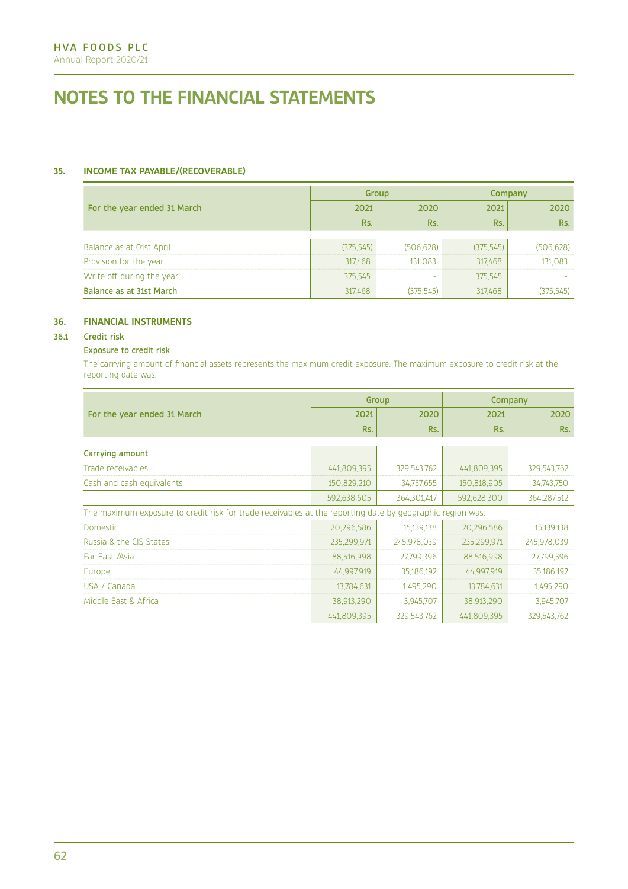# NOTES TO THE FINANCIAL STATEMENTS

## 35. INCOME TAX PAYABLE/(RECOVERABLE)

| For the year ended 31 March | Group | | Company | |
|---|---|---|---|---|
| | 2021 | 2020 | 2021 | 2020 |
| | Rs. | Rs. | Rs. | Rs. |
| Balance as at 01st April | (375,545) | (506,628) | (375,545) | (506,628) |
| Provision for the year | 317,468 | 131,083 | 317,468 | 131,083 |
| Write off during the year | 375,545 | - | 375,545 | - |
| **Balance as at 31st March** | 317,468 | (375,545) | 317,468 | (375,545) |

## 36. FINANCIAL INSTRUMENTS

### 36.1 Credit risk

**Exposure to credit risk**

The carrying amount of financial assets represents the maximum credit exposure. The maximum exposure to credit risk at the reporting date was:

| For the year ended 31 March | Group | | Company | |
|---|---|---|---|---|
| | 2021 | 2020 | 2021 | 2020 |
| | Rs. | Rs. | Rs. | Rs. |
| **Carrying amount** | | | | |
| Trade receivables | 441,809,395 | 329,543,762 | 441,809,395 | 329,543,762 |
| Cash and cash equivalents | 150,829,210 | 34,757,655 | 150,818,905 | 34,743,750 |
| | 592,638,605 | 364,301,417 | 592,628,300 | 364,287,512 |
| The maximum exposure to credit risk for trade receivables at the reporting date by geographic region was: | | | | |
| Domestic | 20,296,586 | 15,139,138 | 20,296,586 | 15,139,138 |
| Russia & the CIS States | 235,299,971 | 245,978,039 | 235,299,971 | 245,978,039 |
| Far East /Asia | 88,516,998 | 27,799,396 | 88,516,998 | 27,799,396 |
| Europe | 44,997,919 | 35,186,192 | 44,997,919 | 35,186,192 |
| USA / Canada | 13,784,631 | 1,495,290 | 13,784,631 | 1,495,290 |
| Middle East & Africa | 38,913,290 | 3,945,707 | 38,913,290 | 3,945,707 |
| | 441,809,395 | 329,543,762 | 441,809,395 | 329,543,762 |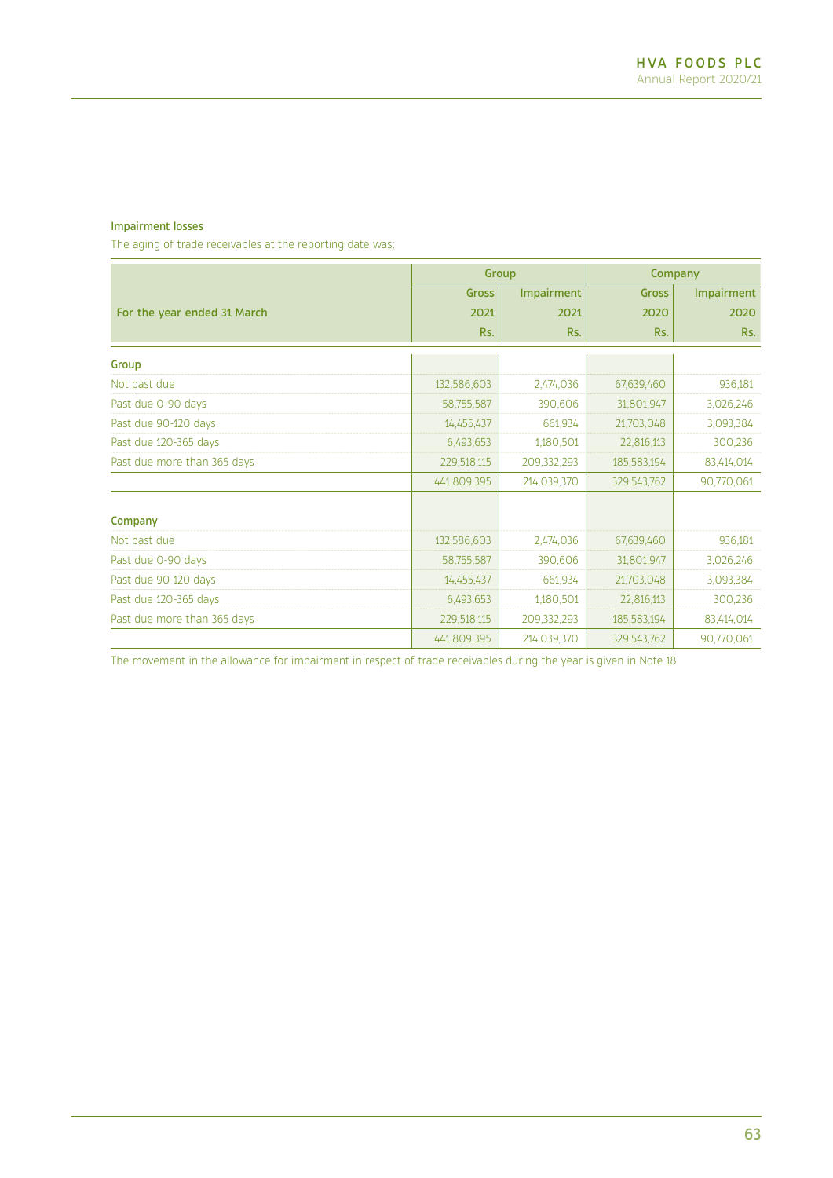### Impairment losses

The aging of trade receivables at the reporting date was;

| For the year ended 31 March | Group | | Company | |
|---|---|---|---|---|
| | Gross | Impairment | Gross | Impairment |
| | 2021 | 2021 | 2020 | 2020 |
| | Rs. | Rs. | Rs. | Rs. |
| **Group** | | | | |
| Not past due | 132,586,603 | 2,474,036 | 67,639,460 | 936,181 |
| Past due 0-90 days | 58,755,587 | 390,606 | 31,801,947 | 3,026,246 |
| Past due 90-120 days | 14,455,437 | 661,934 | 21,703,048 | 3,093,384 |
| Past due 120-365 days | 6,493,653 | 1,180,501 | 22,816,113 | 300,236 |
| Past due more than 365 days | 229,518,115 | 209,332,293 | 185,583,194 | 83,414,014 |
| | 441,809,395 | 214,039,370 | 329,543,762 | 90,770,061 |
| **Company** | | | | |
| Not past due | 132,586,603 | 2,474,036 | 67,639,460 | 936,181 |
| Past due 0-90 days | 58,755,587 | 390,606 | 31,801,947 | 3,026,246 |
| Past due 90-120 days | 14,455,437 | 661,934 | 21,703,048 | 3,093,384 |
| Past due 120-365 days | 6,493,653 | 1,180,501 | 22,816,113 | 300,236 |
| Past due more than 365 days | 229,518,115 | 209,332,293 | 185,583,194 | 83,414,014 |
| | 441,809,395 | 214,039,370 | 329,543,762 | 90,770,061 |

The movement in the allowance for impairment in respect of trade receivables during the year is given in Note 18.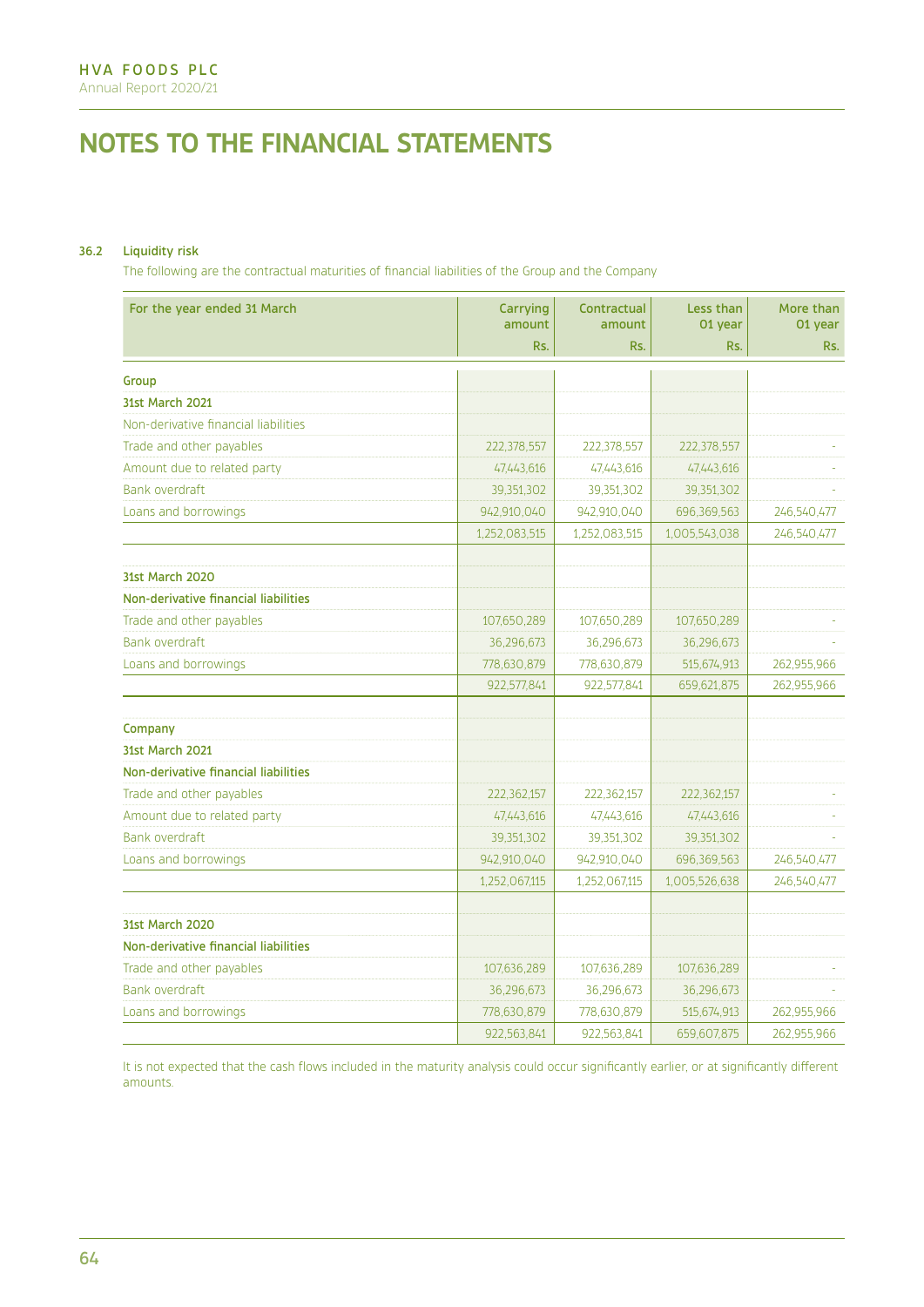# NOTES TO THE FINANCIAL STATEMENTS

### 36.2 Liquidity risk

The following are the contractual maturities of financial liabilities of the Group and the Company

| For the year ended 31 March | Carrying amount Rs. | Contractual amount Rs. | Less than 01 year Rs. | More than 01 year Rs. |
|---|---|---|---|---|
| **Group** | | | | |
| **31st March 2021** | | | | |
| Non-derivative financial liabilities | | | | |
| Trade and other payables | 222,378,557 | 222,378,557 | 222,378,557 | - |
| Amount due to related party | 47,443,616 | 47,443,616 | 47,443,616 | - |
| Bank overdraft | 39,351,302 | 39,351,302 | 39,351,302 | - |
| Loans and borrowings | 942,910,040 | 942,910,040 | 696,369,563 | 246,540,477 |
| | 1,252,083,515 | 1,252,083,515 | 1,005,543,038 | 246,540,477 |
| **31st March 2020** | | | | |
| **Non-derivative financial liabilities** | | | | |
| Trade and other payables | 107,650,289 | 107,650,289 | 107,650,289 | - |
| Bank overdraft | 36,296,673 | 36,296,673 | 36,296,673 | - |
| Loans and borrowings | 778,630,879 | 778,630,879 | 515,674,913 | 262,955,966 |
| | 922,577,841 | 922,577,841 | 659,621,875 | 262,955,966 |
| **Company** | | | | |
| **31st March 2021** | | | | |
| **Non-derivative financial liabilities** | | | | |
| Trade and other payables | 222,362,157 | 222,362,157 | 222,362,157 | - |
| Amount due to related party | 47,443,616 | 47,443,616 | 47,443,616 | - |
| Bank overdraft | 39,351,302 | 39,351,302 | 39,351,302 | - |
| Loans and borrowings | 942,910,040 | 942,910,040 | 696,369,563 | 246,540,477 |
| | 1,252,067,115 | 1,252,067,115 | 1,005,526,638 | 246,540,477 |
| **31st March 2020** | | | | |
| **Non-derivative financial liabilities** | | | | |
| Trade and other payables | 107,636,289 | 107,636,289 | 107,636,289 | - |
| Bank overdraft | 36,296,673 | 36,296,673 | 36,296,673 | - |
| Loans and borrowings | 778,630,879 | 778,630,879 | 515,674,913 | 262,955,966 |
| | 922,563,841 | 922,563,841 | 659,607,875 | 262,955,966 |

It is not expected that the cash flows included in the maturity analysis could occur significantly earlier, or at significantly different amounts.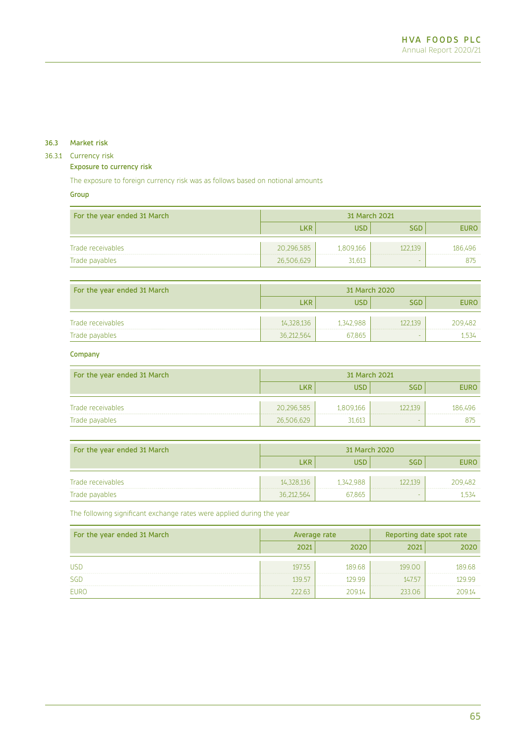### 36.3 Market risk

#### 36.3.1 Currency risk

**Exposure to currency risk**

The exposure to foreign currency risk was as follows based on notional amounts

**Group**

| For the year ended 31 March | 31 March 2021 | | | |
|---|---|---|---|---|
| | LKR | USD | SGD | EURO |
| Trade receivables | 20,296,585 | 1,809,166 | 122,139 | 186,496 |
| Trade payables | 26,506,629 | 31,613 | - | 875 |

| For the year ended 31 March | 31 March 2020 | | | |
|---|---|---|---|---|
| | LKR | USD | SGD | EURO |
| Trade receivables | 14,328,136 | 1,342,988 | 122,139 | 209,482 |
| Trade payables | 36,212,564 | 67,865 | - | 1,534 |

**Company**

| For the year ended 31 March | 31 March 2021 | | | |
|---|---|---|---|---|
| | LKR | USD | SGD | EURO |
| Trade receivables | 20,296,585 | 1,809,166 | 122,139 | 186,496 |
| Trade payables | 26,506,629 | 31,613 | - | 875 |

| For the year ended 31 March | 31 March 2020 | | | |
|---|---|---|---|---|
| | LKR | USD | SGD | EURO |
| Trade receivables | 14,328,136 | 1,342,988 | 122,139 | 209,482 |
| Trade payables | 36,212,564 | 67,865 | - | 1,534 |

The following significant exchange rates were applied during the year

| For the year ended 31 March | Average rate | | Reporting date spot rate | |
|---|---|---|---|---|
| | 2021 | 2020 | 2021 | 2020 |
| USD | 197.55 | 189.68 | 199.00 | 189.68 |
| SGD | 139.57 | 129.99 | 147.57 | 129.99 |
| EURO | 222.63 | 209.14 | 233.06 | 209.14 |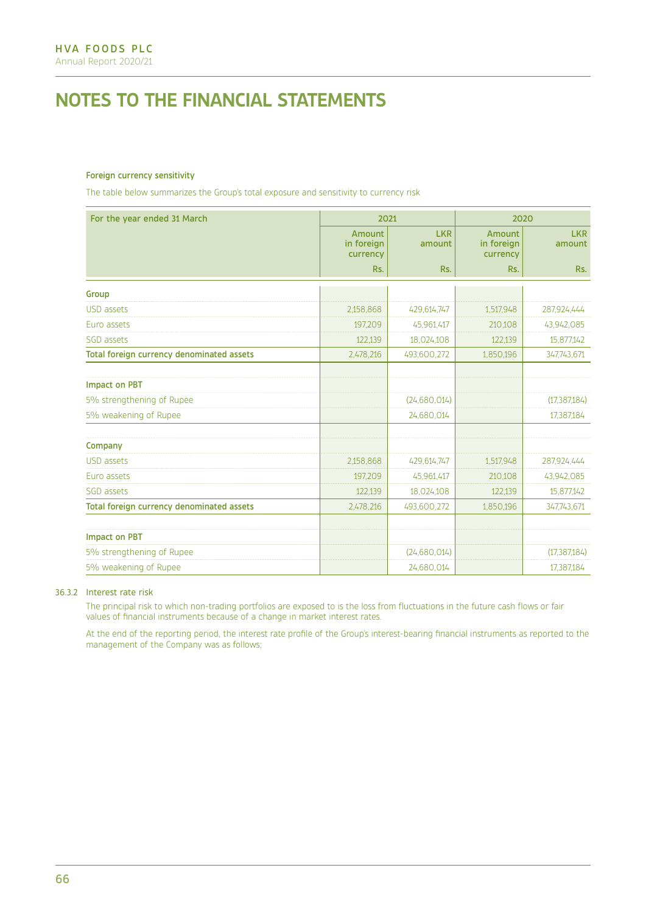# NOTES TO THE FINANCIAL STATEMENTS

**Foreign currency sensitivity**

The table below summarizes the Group's total exposure and sensitivity to currency risk

| For the year ended 31 March | 2021 | | 2020 | |
|---|---|---|---|---|
| | Amount in foreign currency | LKR amount | Amount in foreign currency | LKR amount |
| | Rs. | Rs. | Rs. | Rs. |
| **Group** | | | | |
| USD assets | 2,158,868 | 429,614,747 | 1,517,948 | 287,924,444 |
| Euro assets | 197,209 | 45,961,417 | 210,108 | 43,942,085 |
| SGD assets | 122,139 | 18,024,108 | 122,139 | 15,877,142 |
| **Total foreign currency denominated assets** | 2,478,216 | 493,600,272 | 1,850,196 | 347,743,671 |
| | | | | |
| **Impact on PBT** | | | | |
| 5% strengthening of Rupee | | (24,680,014) | | (17,387,184) |
| 5% weakening of Rupee | | 24,680,014 | | 17,387,184 |
| | | | | |
| **Company** | | | | |
| USD assets | 2,158,868 | 429,614,747 | 1,517,948 | 287,924,444 |
| Euro assets | 197,209 | 45,961,417 | 210,108 | 43,942,085 |
| SGD assets | 122,139 | 18,024,108 | 122,139 | 15,877,142 |
| **Total foreign currency denominated assets** | 2,478,216 | 493,600,272 | 1,850,196 | 347,743,671 |
| | | | | |
| **Impact on PBT** | | | | |
| 5% strengthening of Rupee | | (24,680,014) | | (17,387,184) |
| 5% weakening of Rupee | | 24,680,014 | | 17,387,184 |

36.3.2 Interest rate risk

The principal risk to which non-trading portfolios are exposed to is the loss from fluctuations in the future cash flows or fair values of financial instruments because of a change in market interest rates.

At the end of the reporting period, the interest rate profile of the Group's interest-bearing financial instruments as reported to the management of the Company was as follows;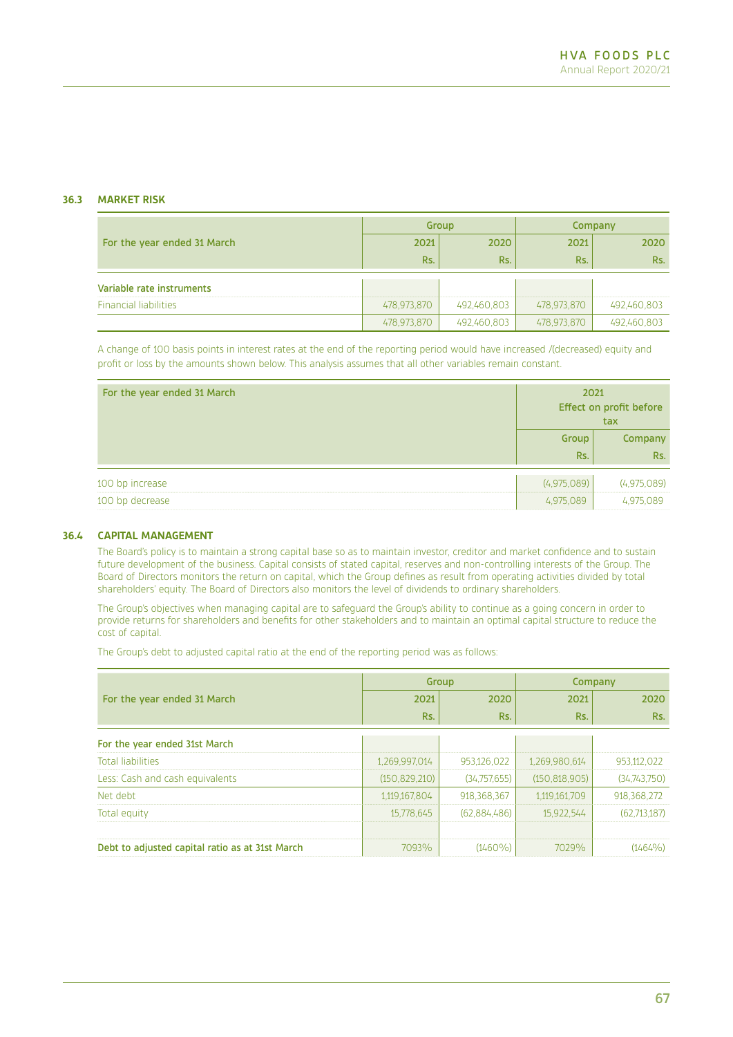### 36.3 MARKET RISK

| For the year ended 31 March | Group | | Company | |
|---|---|---|---|---|
| | 2021 | 2020 | 2021 | 2020 |
| | Rs. | Rs. | Rs. | Rs. |
| **Variable rate instruments** | | | | |
| Financial liabilities | 478,973,870 | 492,460,803 | 478,973,870 | 492,460,803 |
| | 478,973,870 | 492,460,803 | 478,973,870 | 492,460,803 |

A change of 100 basis points in interest rates at the end of the reporting period would have increased /(decreased) equity and profit or loss by the amounts shown below. This analysis assumes that all other variables remain constant.

| For the year ended 31 March | 2021 Effect on profit before tax | |
|---|---|---|
| | Group | Company |
| | Rs. | Rs. |
| 100 bp increase | (4,975,089) | (4,975,089) |
| 100 bp decrease | 4,975,089 | 4,975,089 |

### 36.4 CAPITAL MANAGEMENT

The Board's policy is to maintain a strong capital base so as to maintain investor, creditor and market confidence and to sustain future development of the business. Capital consists of stated capital, reserves and non-controlling interests of the Group. The Board of Directors monitors the return on capital, which the Group defines as result from operating activities divided by total shareholders' equity. The Board of Directors also monitors the level of dividends to ordinary shareholders.

The Group's objectives when managing capital are to safeguard the Group's ability to continue as a going concern in order to provide returns for shareholders and benefits for other stakeholders and to maintain an optimal capital structure to reduce the cost of capital.

The Group's debt to adjusted capital ratio at the end of the reporting period was as follows:

| For the year ended 31 March | Group | | Company | |
|---|---|---|---|---|
| | 2021 | 2020 | 2021 | 2020 |
| | Rs. | Rs. | Rs. | Rs. |
| **For the year ended 31st March** | | | | |
| Total liabilities | 1,269,997,014 | 953,126,022 | 1,269,980,614 | 953,112,022 |
| Less: Cash and cash equivalents | (150,829,210) | (34,757,655) | (150,818,905) | (34,743,750) |
| Net debt | 1,119,167,804 | 918,368,367 | 1,119,161,709 | 918,368,272 |
| Total equity | 15,778,645 | (62,884,486) | 15,922,544 | (62,713,187) |
| | | | | |
| **Debt to adjusted capital ratio as at 31st March** | 7093% | (1460%) | 7029% | (1464%) |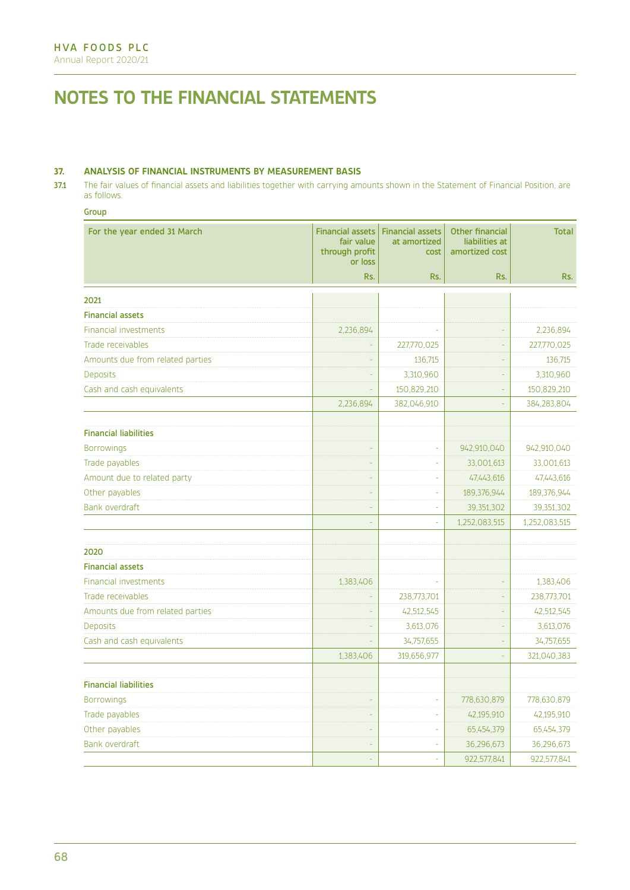# NOTES TO THE FINANCIAL STATEMENTS

## 37. ANALYSIS OF FINANCIAL INSTRUMENTS BY MEASUREMENT BASIS

37.1 The fair values of financial assets and liabilities together with carrying amounts shown in the Statement of Financial Position, are as follows.

**Group**

| For the year ended 31 March | Financial assets fair value through profit or loss | Financial assets at amortized cost | Other financial liabilities at amortized cost | Total |
|---|---|---|---|---|
| | Rs. | Rs. | Rs. | Rs. |
| **2021** | | | | |
| **Financial assets** | | | | |
| Financial investments | 2,236,894 | - | - | 2,236,894 |
| Trade receivables | - | 227,770,025 | - | 227,770,025 |
| Amounts due from related parties | - | 136,715 | - | 136,715 |
| Deposits | - | 3,310,960 | - | 3,310,960 |
| Cash and cash equivalents | - | 150,829,210 | - | 150,829,210 |
| | 2,236,894 | 382,046,910 | - | 384,283,804 |
| **Financial liabilities** | | | | |
| Borrowings | - | - | 942,910,040 | 942,910,040 |
| Trade payables | - | - | 33,001,613 | 33,001,613 |
| Amount due to related party | - | - | 47,443,616 | 47,443,616 |
| Other payables | - | - | 189,376,944 | 189,376,944 |
| Bank overdraft | - | - | 39,351,302 | 39,351,302 |
| | - | - | 1,252,083,515 | 1,252,083,515 |
| **2020** | | | | |
| **Financial assets** | | | | |
| Financial investments | 1,383,406 | - | - | 1,383,406 |
| Trade receivables | - | 238,773,701 | - | 238,773,701 |
| Amounts due from related parties | - | 42,512,545 | - | 42,512,545 |
| Deposits | - | 3,613,076 | - | 3,613,076 |
| Cash and cash equivalents | - | 34,757,655 | - | 34,757,655 |
| | 1,383,406 | 319,656,977 | - | 321,040,383 |
| **Financial liabilities** | | | | |
| Borrowings | - | - | 778,630,879 | 778,630,879 |
| Trade payables | - | - | 42,195,910 | 42,195,910 |
| Other payables | - | - | 65,454,379 | 65,454,379 |
| Bank overdraft | - | - | 36,296,673 | 36,296,673 |
| | - | - | 922,577,841 | 922,577,841 |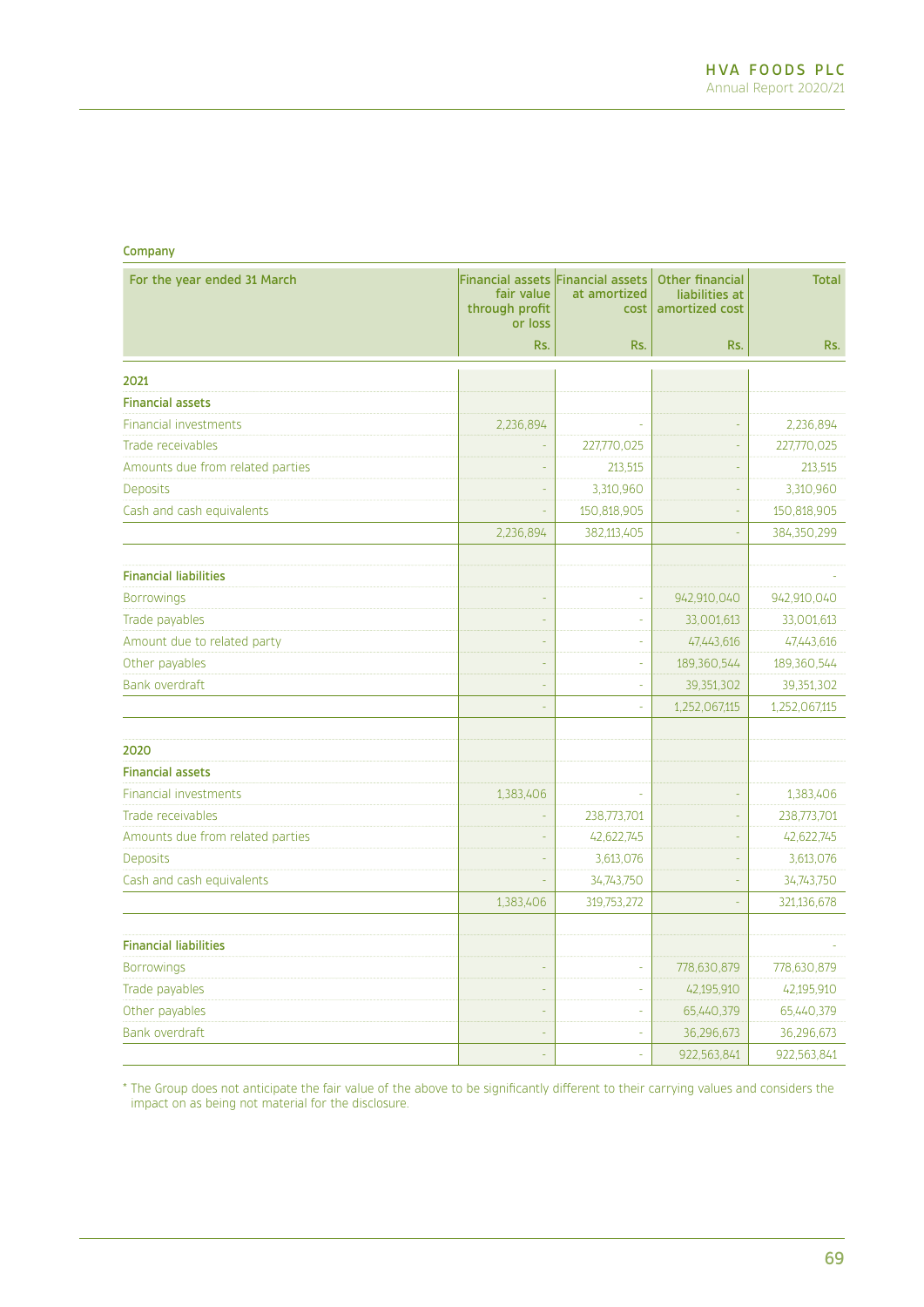### Company

| For the year ended 31 March | Financial assets fair value through profit or loss | Financial assets at amortized cost | Other financial liabilities at amortized cost | Total |
|---|---|---|---|---|
| | Rs. | Rs. | Rs. | Rs. |
| **2021** | | | | |
| **Financial assets** | | | | |
| Financial investments | 2,236,894 | - | - | 2,236,894 |
| Trade receivables | - | 227,770,025 | - | 227,770,025 |
| Amounts due from related parties | - | 213,515 | - | 213,515 |
| Deposits | - | 3,310,960 | - | 3,310,960 |
| Cash and cash equivalents | - | 150,818,905 | - | 150,818,905 |
| | 2,236,894 | 382,113,405 | - | 384,350,299 |
| **Financial liabilities** | | | | - |
| Borrowings | - | - | 942,910,040 | 942,910,040 |
| Trade payables | - | - | 33,001,613 | 33,001,613 |
| Amount due to related party | - | - | 47,443,616 | 47,443,616 |
| Other payables | - | - | 189,360,544 | 189,360,544 |
| Bank overdraft | - | - | 39,351,302 | 39,351,302 |
| | - | - | 1,252,067,115 | 1,252,067,115 |
| **2020** | | | | |
| **Financial assets** | | | | |
| Financial investments | 1,383,406 | - | - | 1,383,406 |
| Trade receivables | - | 238,773,701 | - | 238,773,701 |
| Amounts due from related parties | - | 42,622,745 | - | 42,622,745 |
| Deposits | - | 3,613,076 | - | 3,613,076 |
| Cash and cash equivalents | - | 34,743,750 | - | 34,743,750 |
| | 1,383,406 | 319,753,272 | - | 321,136,678 |
| **Financial liabilities** | | | | - |
| Borrowings | - | - | 778,630,879 | 778,630,879 |
| Trade payables | - | - | 42,195,910 | 42,195,910 |
| Other payables | - | - | 65,440,379 | 65,440,379 |
| Bank overdraft | - | - | 36,296,673 | 36,296,673 |
| | - | - | 922,563,841 | 922,563,841 |

* The Group does not anticipate the fair value of the above to be significantly different to their carrying values and considers the impact on as being not material for the disclosure.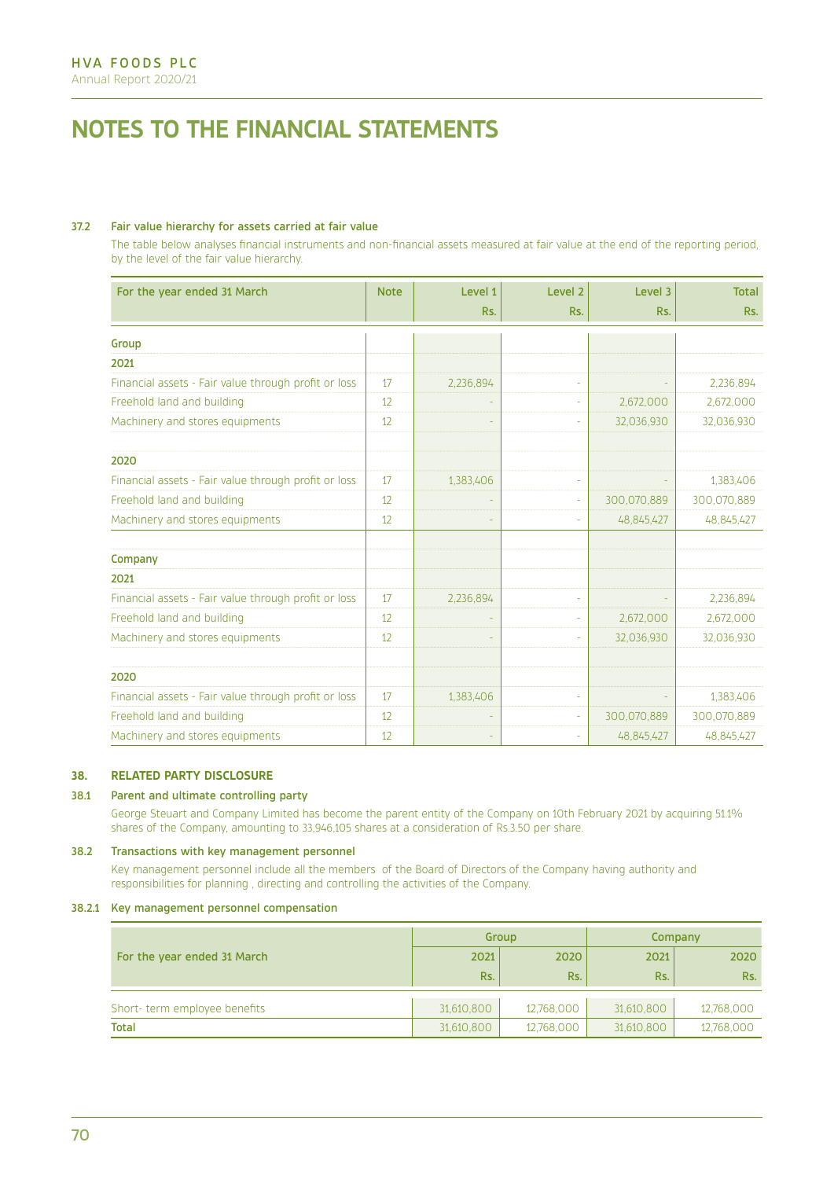# NOTES TO THE FINANCIAL STATEMENTS

#### 37.2 Fair value hierarchy for assets carried at fair value

The table below analyses financial instruments and non-financial assets measured at fair value at the end of the reporting period, by the level of the fair value hierarchy.

| For the year ended 31 March | Note | Level 1 Rs. | Level 2 Rs. | Level 3 Rs. | Total Rs. |
|---|---|---|---|---|---|
| **Group** | | | | | |
| **2021** | | | | | |
| Financial assets - Fair value through profit or loss | 17 | 2,236,894 | - | - | 2,236,894 |
| Freehold land and building | 12 | - | - | 2,672,000 | 2,672,000 |
| Machinery and stores equipments | 12 | - | - | 32,036,930 | 32,036,930 |
| **2020** | | | | | |
| Financial assets - Fair value through profit or loss | 17 | 1,383,406 | - | - | 1,383,406 |
| Freehold land and building | 12 | - | - | 300,070,889 | 300,070,889 |
| Machinery and stores equipments | 12 | - | - | 48,845,427 | 48,845,427 |
| **Company** | | | | | |
| **2021** | | | | | |
| Financial assets - Fair value through profit or loss | 17 | 2,236,894 | - | - | 2,236,894 |
| Freehold land and building | 12 | - | - | 2,672,000 | 2,672,000 |
| Machinery and stores equipments | 12 | - | - | 32,036,930 | 32,036,930 |
| **2020** | | | | | |
| Financial assets - Fair value through profit or loss | 17 | 1,383,406 | - | - | 1,383,406 |
| Freehold land and building | 12 | - | - | 300,070,889 | 300,070,889 |
| Machinery and stores equipments | 12 | - | - | 48,845,427 | 48,845,427 |

### 38. RELATED PARTY DISCLOSURE

#### 38.1 Parent and ultimate controlling party

George Steuart and Company Limited has become the parent entity of the Company on 10th February 2021 by acquiring 51.1% shares of the Company, amounting to 33,946,105 shares at a consideration of Rs.3.50 per share.

#### 38.2 Transactions with key management personnel

Key management personnel include all the members of the Board of Directors of the Company having authority and responsibilities for planning , directing and controlling the activities of the Company.

#### 38.2.1 Key management personnel compensation

| For the year ended 31 March | Group | | Company | |
|---|---|---|---|---|
| | 2021 Rs. | 2020 Rs. | 2021 Rs. | 2020 Rs. |
| Short- term employee benefits | 31,610,800 | 12,768,000 | 31,610,800 | 12,768,000 |
| **Total** | 31,610,800 | 12,768,000 | 31,610,800 | 12,768,000 |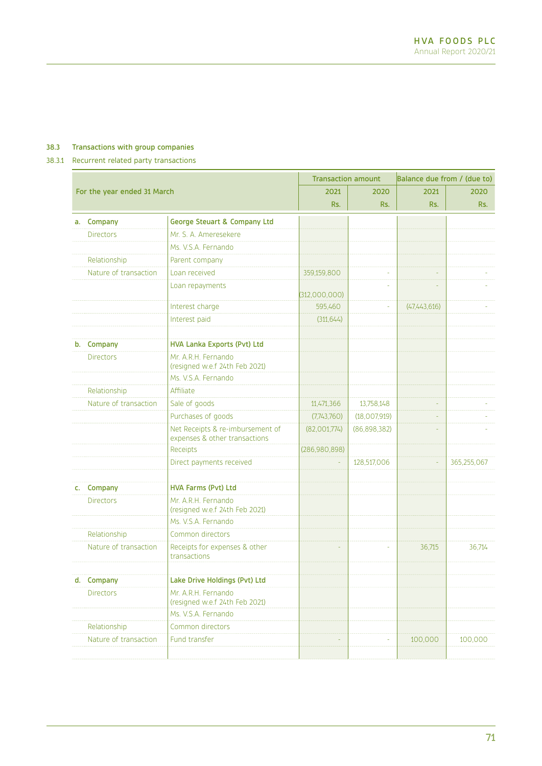### 38.3 Transactions with group companies

#### 38.3.1 Recurrent related party transactions

| For the year ended 31 March | | Transaction amount | | Balance due from / (due to) | |
|---|---|---|---|---|---|
| | | 2021 | 2020 | 2021 | 2020 |
| | | Rs. | Rs. | Rs. | Rs. |
| **a. Company** | **George Steuart & Company Ltd** | | | | |
| Directors | Mr. S. A. Ameresekere | | | | |
| | Ms. V.S.A. Fernando | | | | |
| Relationship | Parent company | | | | |
| Nature of transaction | Loan received | 359,159,800 | - | - | - |
| | Loan repayments | (312,000,000) | - | - | - |
| | Interest charge | 595,460 | - | (47,443,616) | - |
| | Interest paid | (311,644) | | | |
| **b. Company** | **HVA Lanka Exports (Pvt) Ltd** | | | | |
| Directors | Mr. A.R.H. Fernando (resigned w.e.f 24th Feb 2021) | | | | |
| | Ms. V.S.A. Fernando | | | | |
| Relationship | Affiliate | | | | |
| Nature of transaction | Sale of goods | 11,471,366 | 13,758,148 | - | - |
| | Purchases of goods | (7,743,760) | (18,007,919) | - | - |
| | Net Receipts & re-imbursement of expenses & other transactions | (82,001,774) | (86,898,382) | - | - |
| | Receipts | (286,980,898) | | | |
| | Direct payments received | - | 128,517,006 | - | 365,255,067 |
| **c. Company** | **HVA Farms (Pvt) Ltd** | | | | |
| Directors | Mr. A.R.H. Fernando (resigned w.e.f 24th Feb 2021) | | | | |
| | Ms. V.S.A. Fernando | | | | |
| Relationship | Common directors | | | | |
| Nature of transaction | Receipts for expenses & other transactions | - | - | 36,715 | 36,714 |
| **d. Company** | **Lake Drive Holdings (Pvt) Ltd** | | | | |
| Directors | Mr. A.R.H. Fernando (resigned w.e.f 24th Feb 2021) | | | | |
| | Ms. V.S.A. Fernando | | | | |
| Relationship | Common directors | | | | |
| Nature of transaction | Fund transfer | - | - | 100,000 | 100,000 |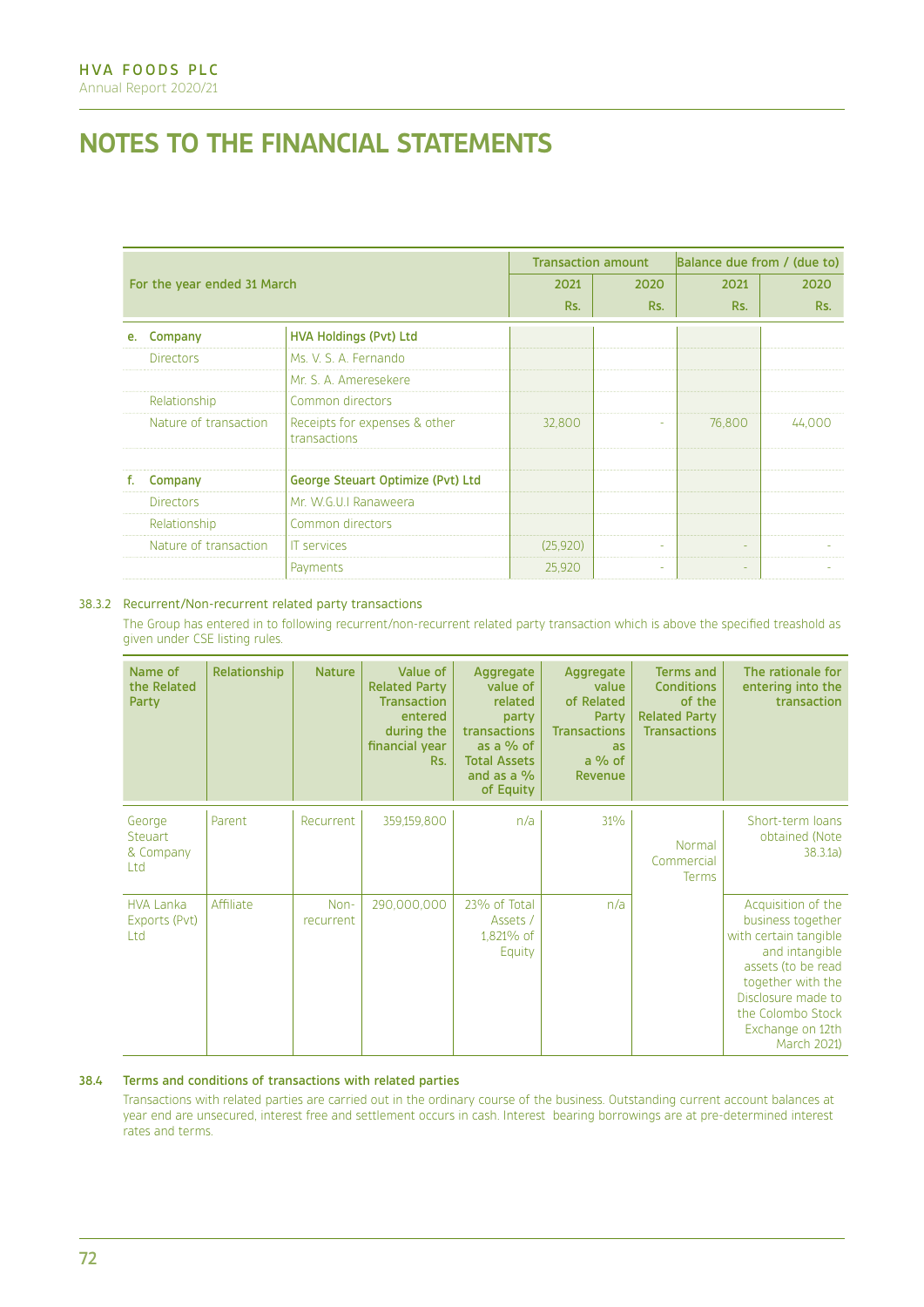# NOTES TO THE FINANCIAL STATEMENTS

| For the year ended 31 March | | Transaction amount | | Balance due from / (due to) | |
|---|---|---|---|---|---|
| | | 2021 | 2020 | 2021 | 2020 |
| | | Rs. | Rs. | Rs. | Rs. |
| **e. Company** | **HVA Holdings (Pvt) Ltd** | | | | |
| Directors | Ms. V. S. A. Fernando | | | | |
| | Mr. S. A. Ameresekere | | | | |
| Relationship | Common directors | | | | |
| Nature of transaction | Receipts for expenses & other transactions | 32,800 | - | 76,800 | 44,000 |
| | | | | | |
| **f. Company** | **George Steuart Optimize (Pvt) Ltd** | | | | |
| Directors | Mr. W.G.U.I Ranaweera | | | | |
| Relationship | Common directors | | | | |
| Nature of transaction | IT services | (25,920) | - | - | - |
| | Payments | 25,920 | - | - | - |

38.3.2 Recurrent/Non-recurrent related party transactions

The Group has entered in to following recurrent/non-recurrent related party transaction which is above the specified treashold as given under CSE listing rules.

| Name of the Related Party | Relationship | Nature | Value of Related Party Transaction entered during the financial year Rs. | Aggregate value of related party transactions as a % of Total Assets and as a % of Equity | Aggregate value of Related Party Transactions as a % of Revenue | Terms and Conditions of the Related Party Transactions | The rationale for entering into the transaction |
|---|---|---|---|---|---|---|---|
| George Steuart & Company Ltd | Parent | Recurrent | 359,159,800 | n/a | 31% | Normal Commercial Terms | Short-term loans obtained (Note 38.3.1a) |
| HVA Lanka Exports (Pvt) Ltd | Affiliate | Non-recurrent | 290,000,000 | 23% of Total Assets / 1,821% of Equity | n/a | | Acquisition of the business together with certain tangible and intangible assets (to be read together with the Disclosure made to the Colombo Stock Exchange on 12th March 2021) |

### 38.4 Terms and conditions of transactions with related parties

Transactions with related parties are carried out in the ordinary course of the business. Outstanding current account balances at year end are unsecured, interest free and settlement occurs in cash. Interest bearing borrowings are at pre-determined interest rates and terms.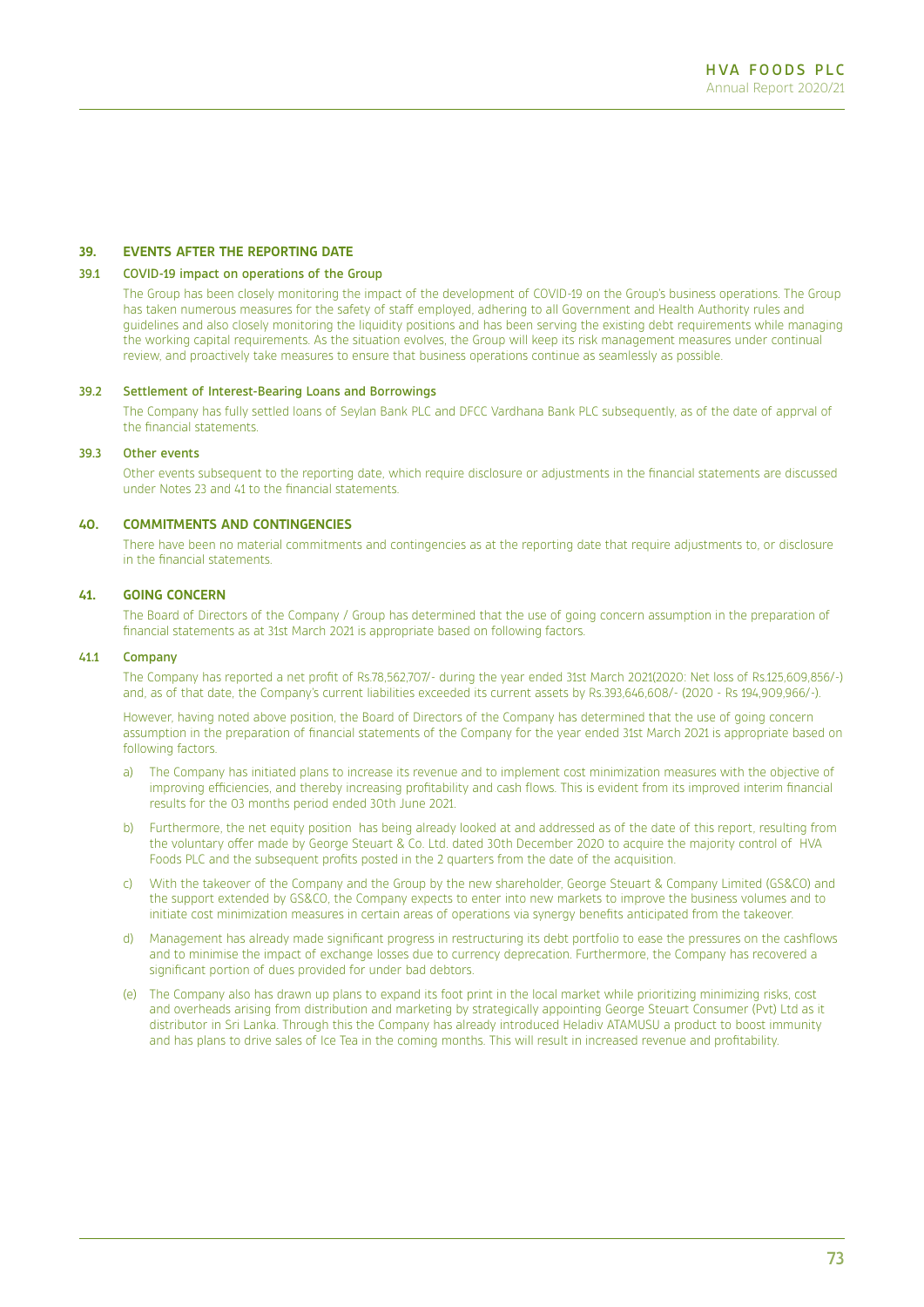## 39. EVENTS AFTER THE REPORTING DATE

### 39.1 COVID-19 impact on operations of the Group

The Group has been closely monitoring the impact of the development of COVID-19 on the Group's business operations. The Group has taken numerous measures for the safety of staff employed, adhering to all Government and Health Authority rules and guidelines and also closely monitoring the liquidity positions and has been serving the existing debt requirements while managing the working capital requirements. As the situation evolves, the Group will keep its risk management measures under continual review, and proactively take measures to ensure that business operations continue as seamlessly as possible.

### 39.2 Settlement of Interest-Bearing Loans and Borrowings

The Company has fully settled loans of Seylan Bank PLC and DFCC Vardhana Bank PLC subsequently, as of the date of apprval of the financial statements.

### 39.3 Other events

Other events subsequent to the reporting date, which require disclosure or adjustments in the financial statements are discussed under Notes 23 and 41 to the financial statements.

## 40. COMMITMENTS AND CONTINGENCIES

There have been no material commitments and contingencies as at the reporting date that require adjustments to, or disclosure in the financial statements.

## 41. GOING CONCERN

The Board of Directors of the Company / Group has determined that the use of going concern assumption in the preparation of financial statements as at 31st March 2021 is appropriate based on following factors.

### 41.1 Company

The Company has reported a net profit of Rs.78,562,707/- during the year ended 31st March 2021(2020: Net loss of Rs.125,609,856/-) and, as of that date, the Company's current liabilities exceeded its current assets by Rs.393,646,608/- (2020 - Rs 194,909,966/-).

However, having noted above position, the Board of Directors of the Company has determined that the use of going concern assumption in the preparation of financial statements of the Company for the year ended 31st March 2021 is appropriate based on following factors.

a) The Company has initiated plans to increase its revenue and to implement cost minimization measures with the objective of improving efficiencies, and thereby increasing profitability and cash flows. This is evident from its improved interim financial results for the 03 months period ended 30th June 2021.

b) Furthermore, the net equity position has being already looked at and addressed as of the date of this report, resulting from the voluntary offer made by George Steuart & Co. Ltd. dated 30th December 2020 to acquire the majority control of HVA Foods PLC and the subsequent profits posted in the 2 quarters from the date of the acquisition.

c) With the takeover of the Company and the Group by the new shareholder, George Steuart & Company Limited (GS&CO) and the support extended by GS&CO, the Company expects to enter into new markets to improve the business volumes and to initiate cost minimization measures in certain areas of operations via synergy benefits anticipated from the takeover.

d) Management has already made significant progress in restructuring its debt portfolio to ease the pressures on the cashflows and to minimise the impact of exchange losses due to currency deprecation. Furthermore, the Company has recovered a significant portion of dues provided for under bad debtors.

(e) The Company also has drawn up plans to expand its foot print in the local market while prioritizing minimizing risks, cost and overheads arising from distribution and marketing by strategically appointing George Steuart Consumer (Pvt) Ltd as it distributor in Sri Lanka. Through this the Company has already introduced Heladiv ATAMUSU a product to boost immunity and has plans to drive sales of Ice Tea in the coming months. This will result in increased revenue and profitability.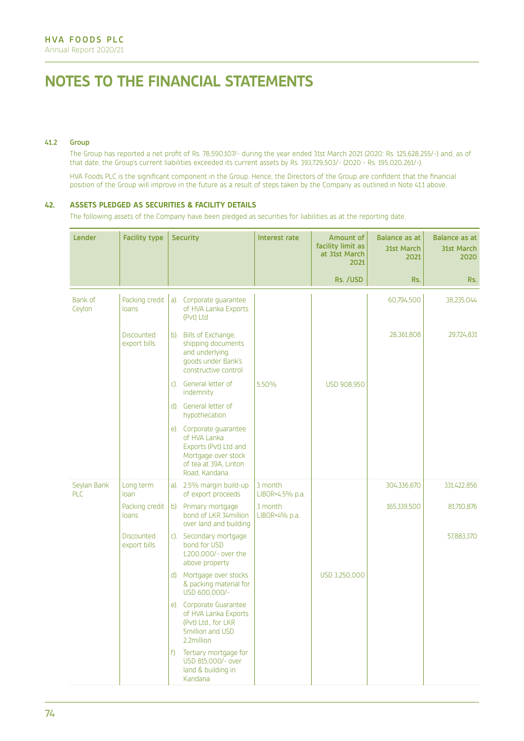# NOTES TO THE FINANCIAL STATEMENTS

### 41.2 Group

The Group has reported a net profit of Rs. 78,590,107/- during the year ended 31st March 2021 (2020: Rs. 125,628,255/-) and, as of that date, the Group's current liabilities exceeded its current assets by Rs. 393,729,503/- (2020 - Rs. 195,020,261/-).

HVA Foods PLC is the significant component in the Group. Hence, the Directors of the Group are confident that the financial position of the Group will improve in the future as a result of steps taken by the Company as outlined in Note 41.1 above.

## 42. ASSETS PLEDGED AS SECURITIES & FACILITY DETAILS

The following assets of the Company have been pledged as securities for liabilities as at the reporting date.

| Lender | Facility type | Security | Interest rate | Amount of facility limit as at 31st March 2021 | Balance as at 31st March 2021 | Balance as at 31st March 2020 |
|---|---|---|---|---|---|---|
| | | | | Rs. /USD | Rs. | Rs. |
| Bank of Ceylon | Packing credit loans | a). Corporate guarantee of HVA Lanka Exports (Pvt) Ltd | | | 60,794,500 | 38,235,044 |
| | Discounted export bills | b). Bills of Exchange, shipping documents and underlying goods under Bank's constructive control | | | 28,361,808 | 29,724,831 |
| | | c). General letter of indemnity | 5.50% | USD 908,950 | | |
| | | d). General letter of hypothecation | | | | |
| | | e). Corporate guarantee of HVA Lanka Exports (Pvt) Ltd and Mortgage over stock of tea at 39A, Linton Road, Kandana | | | | |
| Seylan Bank PLC | Long term loan | a). 2.5% margin build-up of export proceeds | 3 month LIBOR+4.5% p.a. | | 304,336,670 | 331,422,856 |
| | Packing credit loans | b). Primary mortgage bond of LKR 34million over land and building | 3 month LIBOR+4% p.a. | | 165,339,500 | 81,710,876 |
| | Discounted export bills | c). Secondary mortgage bond for USD 1,200,000/- over the above property | | | | 57,883,370 |
| | | d). Mortgage over stocks & packing material for USD 600,000/- | | USD 3,250,000 | | |
| | | e). Corporate Guarantee of HVA Lanka Exports (Pvt) Ltd., for LKR 5million and USD 2.2million | | | | |
| | | f) Tertiary mortgage for USD 815,000/- over land & building in Kandana | | | | |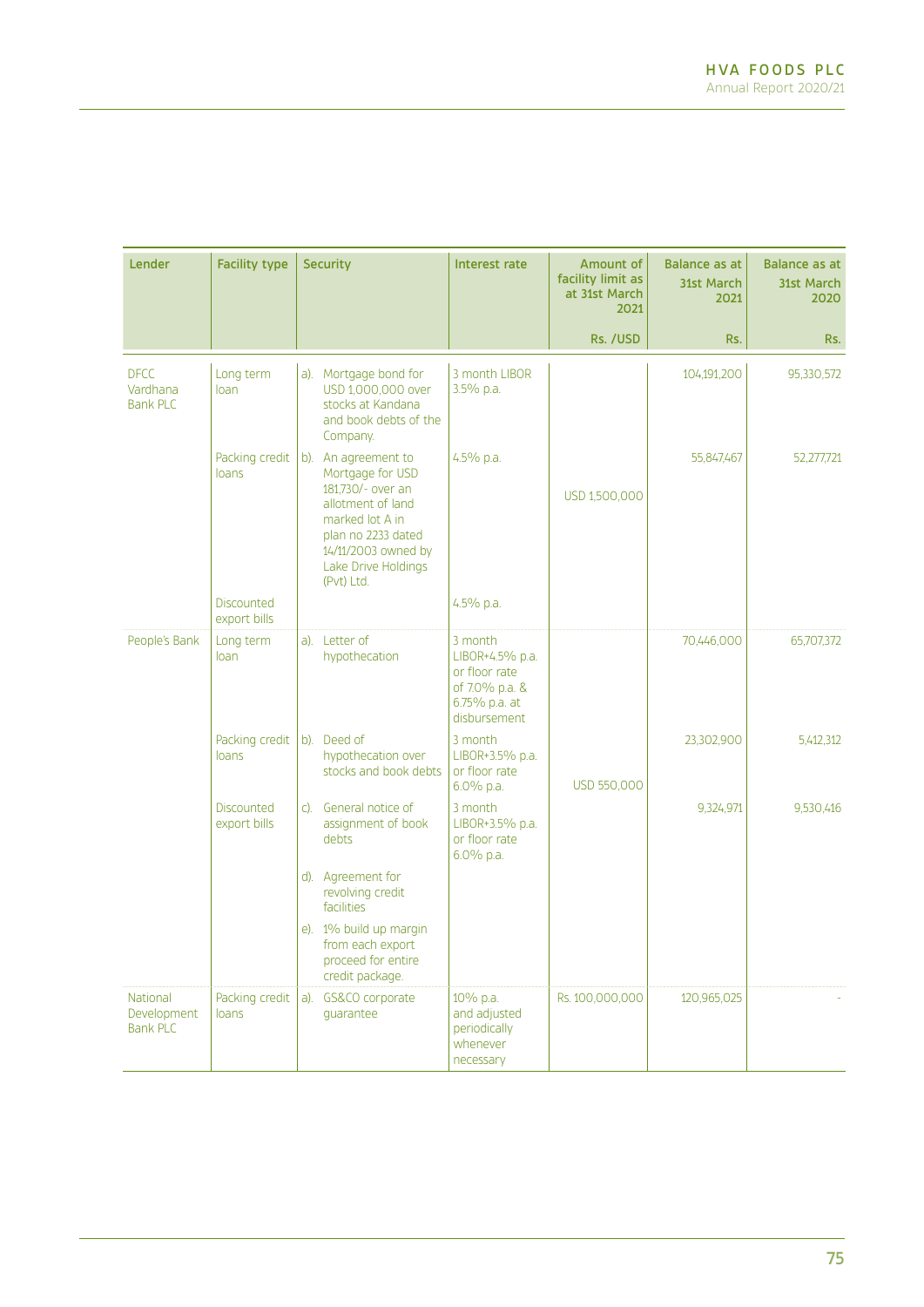| Lender | Facility type | Security | Interest rate | Amount of facility limit as at 31st March 2021 | Balance as at 31st March 2021 | Balance as at 31st March 2020 |
|---|---|---|---|---|---|---|
| | | | | Rs. /USD | Rs. | Rs. |
| DFCC Vardhana Bank PLC | Long term loan | a). Mortgage bond for USD 1,000,000 over stocks at Kandana and book debts of the Company. | 3 month LIBOR 3.5% p.a. | | 104,191,200 | 95,330,572 |
| | Packing credit loans | b). An agreement to Mortgage for USD 181,730/- over an allotment of land marked lot A in plan no 2233 dated 14/11/2003 owned by Lake Drive Holdings (Pvt) Ltd. | 4.5% p.a. | USD 1,500,000 | 55,847,467 | 52,277,721 |
| | Discounted export bills | | 4.5% p.a. | | | |
| People's Bank | Long term loan | a). Letter of hypothecation | 3 month LIBOR+4.5% p.a. or floor rate of 7.0% p.a. & 6.75% p.a. at disbursement | | 70,446,000 | 65,707,372 |
| | Packing credit loans | b). Deed of hypothecation over stocks and book debts | 3 month LIBOR+3.5% p.a. or floor rate 6.0% p.a. | USD 550,000 | 23,302,900 | 5,412,312 |
| | Discounted export bills | c). General notice of assignment of book debts | 3 month LIBOR+3.5% p.a. or floor rate 6.0% p.a. | | 9,324,971 | 9,530,416 |
| | | d). Agreement for revolving credit facilities | | | | |
| | | e). 1% build up margin from each export proceed for entire credit package. | | | | |
| National Development Bank PLC | Packing credit loans | a). GS&CO corporate guarantee | 10% p.a. and adjusted periodically whenever necessary | Rs. 100,000,000 | 120,965,025 | - |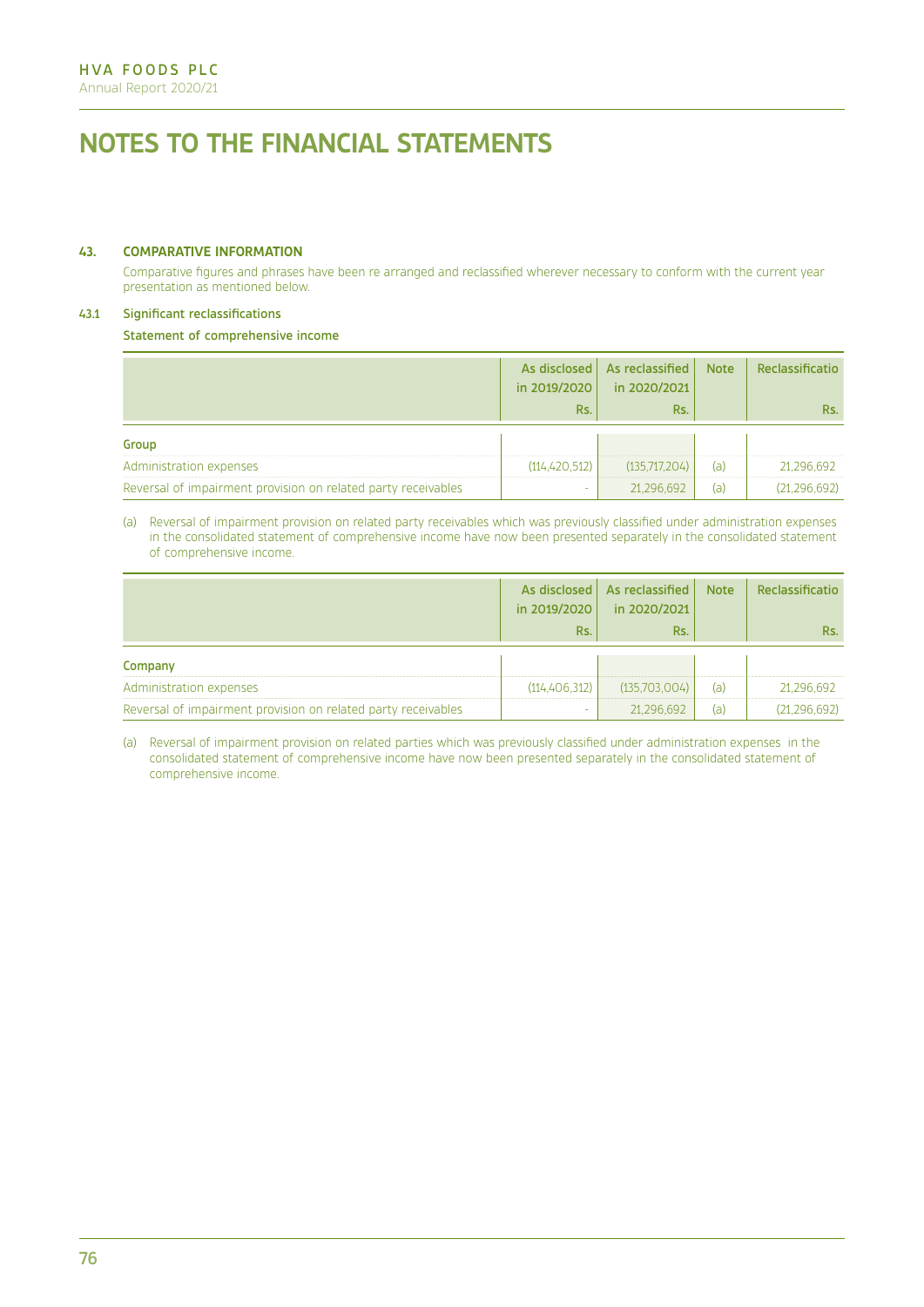# NOTES TO THE FINANCIAL STATEMENTS

## 43. COMPARATIVE INFORMATION

Comparative figures and phrases have been re arranged and reclassified wherever necessary to conform with the current year presentation as mentioned below.

### 43.1 Significant reclassifications

**Statement of comprehensive income**

| | As disclosed in 2019/2020 Rs. | As reclassified in 2020/2021 Rs. | Note | Reclassificatio Rs. |
|---|---|---|---|---|
| **Group** | | | | |
| Administration expenses | (114,420,512) | (135,717,204) | (a) | 21,296,692 |
| Reversal of impairment provision on related party receivables | - | 21,296,692 | (a) | (21,296,692) |

(a) Reversal of impairment provision on related party receivables which was previously classified under administration expenses in the consolidated statement of comprehensive income have now been presented separately in the consolidated statement of comprehensive income.

| | As disclosed in 2019/2020 Rs. | As reclassified in 2020/2021 Rs. | Note | Reclassificatio Rs. |
|---|---|---|---|---|
| **Company** | | | | |
| Administration expenses | (114,406,312) | (135,703,004) | (a) | 21,296,692 |
| Reversal of impairment provision on related party receivables | - | 21,296,692 | (a) | (21,296,692) |

(a) Reversal of impairment provision on related parties which was previously classified under administration expenses in the consolidated statement of comprehensive income have now been presented separately in the consolidated statement of comprehensive income.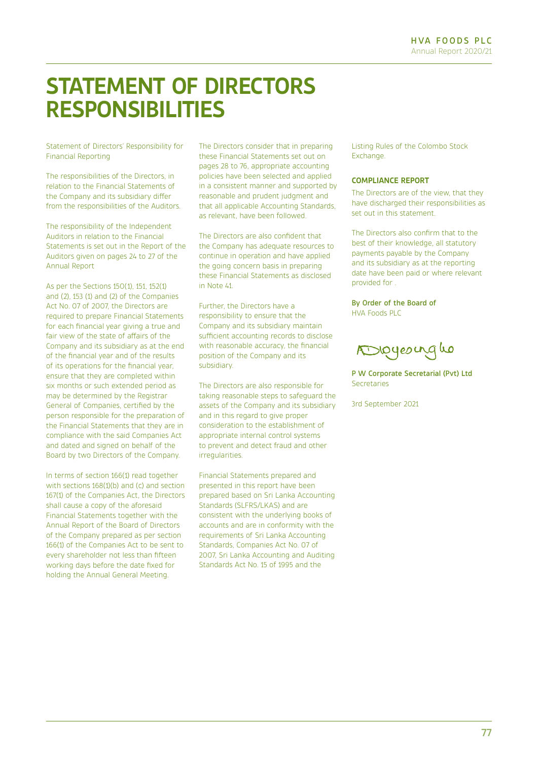# STATEMENT OF DIRECTORS RESPONSIBILITIES

Statement of Directors' Responsibility for Financial Reporting

The responsibilities of the Directors, in relation to the Financial Statements of the Company and its subsidiary differ from the responsibilities of the Auditors.

The responsibility of the Independent Auditors in relation to the Financial Statements is set out in the Report of the Auditors given on pages 24 to 27 of the Annual Report

As per the Sections 150(1), 151, 152(1) and (2), 153 (1) and (2) of the Companies Act No. 07 of 2007, the Directors are required to prepare Financial Statements for each financial year giving a true and fair view of the state of affairs of the Company and its subsidiary as at the end of the financial year and of the results of its operations for the financial year, ensure that they are completed within six months or such extended period as may be determined by the Registrar General of Companies, certified by the person responsible for the preparation of the Financial Statements that they are in compliance with the said Companies Act and dated and signed on behalf of the Board by two Directors of the Company.

In terms of section 166(1) read together with sections 168(1)(b) and (c) and section 167(1) of the Companies Act, the Directors shall cause a copy of the aforesaid Financial Statements together with the Annual Report of the Board of Directors of the Company prepared as per section 166(1) of the Companies Act to be sent to every shareholder not less than fifteen working days before the date fixed for holding the Annual General Meeting.

The Directors consider that in preparing these Financial Statements set out on pages 28 to 76, appropriate accounting policies have been selected and applied in a consistent manner and supported by reasonable and prudent judgment and that all applicable Accounting Standards, as relevant, have been followed.

The Directors are also confident that the Company has adequate resources to continue in operation and have applied the going concern basis in preparing these Financial Statements as disclosed in Note 41.

Further, the Directors have a responsibility to ensure that the Company and its subsidiary maintain sufficient accounting records to disclose with reasonable accuracy, the financial position of the Company and its subsidiary.

The Directors are also responsible for taking reasonable steps to safeguard the assets of the Company and its subsidiary and in this regard to give proper consideration to the establishment of appropriate internal control systems to prevent and detect fraud and other irregularities.

Financial Statements prepared and presented in this report have been prepared based on Sri Lanka Accounting Standards (SLFRS/LKAS) and are consistent with the underlying books of accounts and are in conformity with the requirements of Sri Lanka Accounting Standards, Companies Act No. 07 of 2007, Sri Lanka Accounting and Auditing Standards Act No. 15 of 1995 and the Listing Rules of the Colombo Stock Exchange.

### COMPLIANCE REPORT

The Directors are of the view, that they have discharged their responsibilities as set out in this statement.

The Directors also confirm that to the best of their knowledge, all statutory payments payable by the Company and its subsidiary as at the reporting date have been paid or where relevant provided for .

**By Order of the Board of**
HVA Foods PLC

**P W Corporate Secretarial (Pvt) Ltd**
Secretaries

3rd September 2021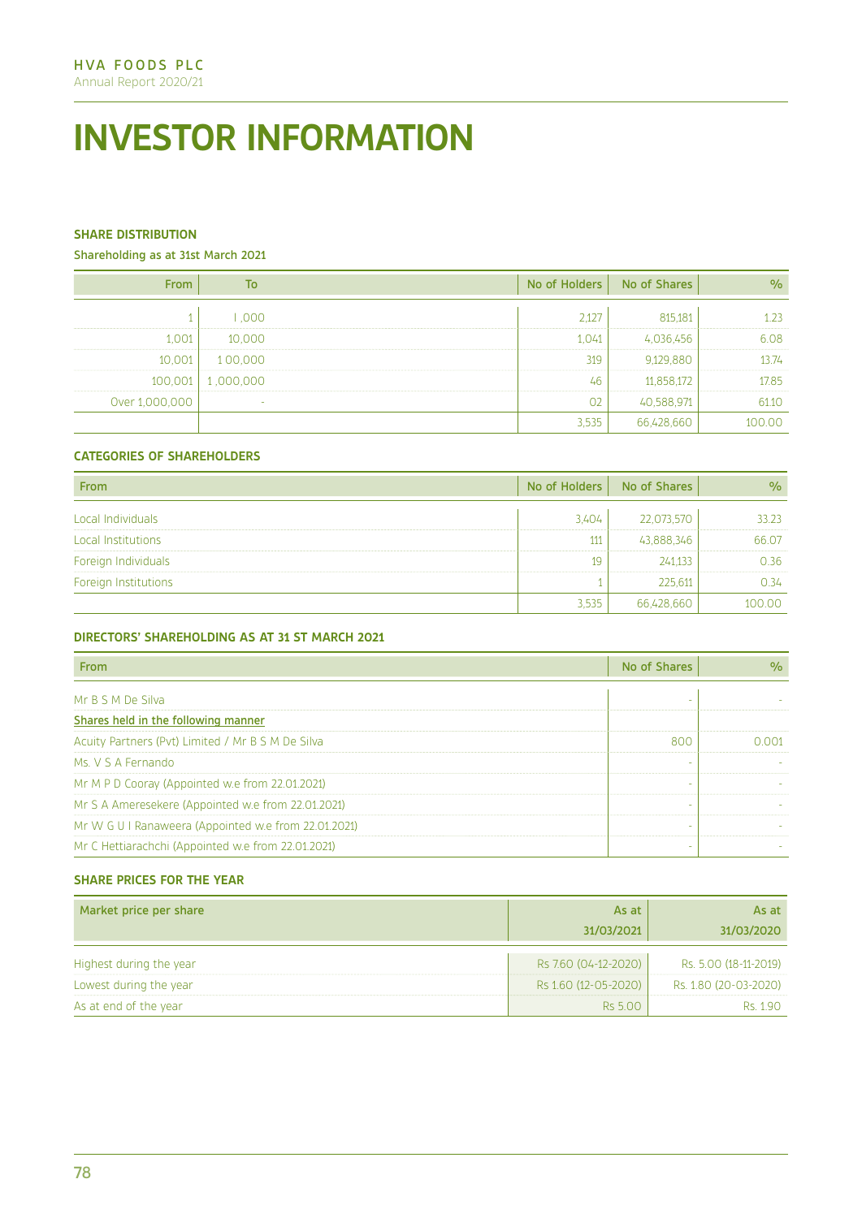# INVESTOR INFORMATION

### SHARE DISTRIBUTION

Shareholding as at 31st March 2021

| From | To | No of Holders | No of Shares | % |
|---|---|---|---|---|
| 1 | I ,000 | 2,127 | 815,181 | 1.23 |
| 1,001 | 10,000 | 1,041 | 4,036,456 | 6.08 |
| 10,001 | 1 00,000 | 319 | 9,129,880 | 13.74 |
| 100,001 | 1 ,000,000 | 46 | 11,858,172 | 17.85 |
| Over 1,000,000 | - | 02 | 40,588,971 | 61.10 |
| | | 3,535 | 66,428,660 | 100.00 |

### CATEGORIES OF SHAREHOLDERS

| From | No of Holders | No of Shares | % |
|---|---|---|---|
| Local Individuals | 3,404 | 22,073,570 | 33.23 |
| Local Institutions | 111 | 43,888,346 | 66.07 |
| Foreign Individuals | 19 | 241,133 | 0.36 |
| Foreign Institutions | 1 | 225,611 | 0.34 |
| | 3,535 | 66,428,660 | 100.00 |

### DIRECTORS' SHAREHOLDING AS AT 31 ST MARCH 2021

| From | No of Shares | % |
|---|---|---|
| Mr B S M De Silva | - | - |
| Shares held in the following manner | | |
| Acuity Partners (Pvt) Limited / Mr B S M De Silva | 800 | 0.001 |
| Ms. V S A Fernando | - | - |
| Mr M P D Cooray (Appointed w.e from 22.01.2021) | - | - |
| Mr S A Ameresekere (Appointed w.e from 22.01.2021) | - | - |
| Mr W G U I Ranaweera (Appointed w.e from 22.01.2021) | - | - |
| Mr C Hettiarachchi (Appointed w.e from 22.01.2021) | - | - |

### SHARE PRICES FOR THE YEAR

| Market price per share | As at 31/03/2021 | As at 31/03/2020 |
|---|---|---|
| Highest during the year | Rs 7.60 (04-12-2020) | Rs. 5.00 (18-11-2019) |
| Lowest during the year | Rs 1.60 (12-05-2020) | Rs. 1.80 (20-03-2020) |
| As at end of the year | Rs 5.00 | Rs. 1.90 |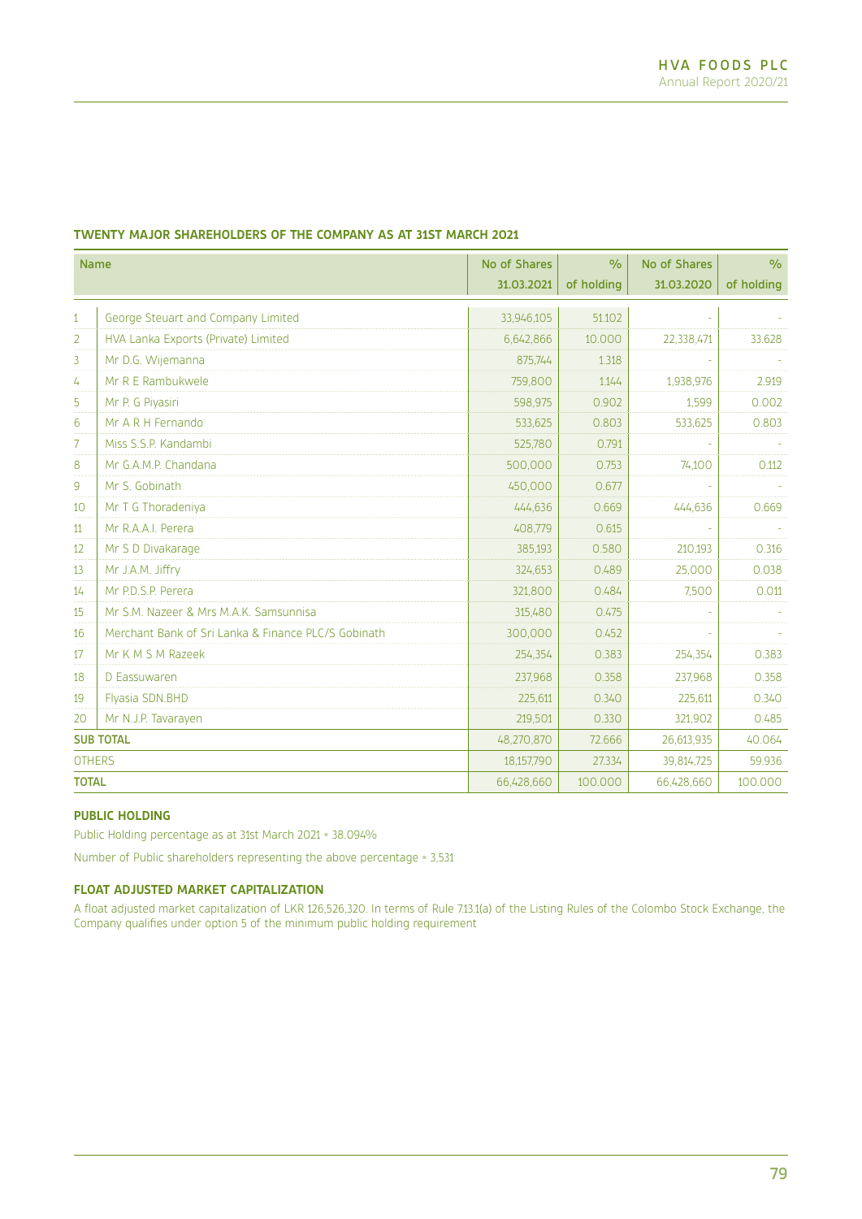## TWENTY MAJOR SHAREHOLDERS OF THE COMPANY AS AT 31ST MARCH 2021

| | Name | No of Shares 31.03.2021 | % of holding | No of Shares 31.03.2020 | % of holding |
|---|---|---|---|---|---|
| 1 | George Steuart and Company Limited | 33,946,105 | 51.102 | - | - |
| 2 | HVA Lanka Exports (Private) Limited | 6,642,866 | 10.000 | 22,338,471 | 33.628 |
| 3 | Mr D.G. Wijemanna | 875,744 | 1.318 | - | - |
| 4 | Mr R E Rambukwele | 759,800 | 1.144 | 1,938,976 | 2.919 |
| 5 | Mr P. G Piyasiri | 598,975 | 0.902 | 1,599 | 0.002 |
| 6 | Mr A R H Fernando | 533,625 | 0.803 | 533,625 | 0.803 |
| 7 | Miss S.S.P. Kandambi | 525,780 | 0.791 | - | - |
| 8 | Mr G.A.M.P. Chandana | 500,000 | 0.753 | 74,100 | 0.112 |
| 9 | Mr S. Gobinath | 450,000 | 0.677 | - | - |
| 10 | Mr T G Thoradeniya | 444,636 | 0.669 | 444,636 | 0.669 |
| 11 | Mr R.A.A.I. Perera | 408,779 | 0.615 | - | - |
| 12 | Mr S D Divakarage | 385,193 | 0.580 | 210,193 | 0.316 |
| 13 | Mr J.A.M. Jiffry | 324,653 | 0.489 | 25,000 | 0.038 |
| 14 | Mr P.D.S.P. Perera | 321,800 | 0.484 | 7,500 | 0.011 |
| 15 | Mr S.M. Nazeer & Mrs M.A.K. Samsunnisa | 315,480 | 0.475 | - | - |
| 16 | Merchant Bank of Sri Lanka & Finance PLC/S Gobinath | 300,000 | 0.452 | - | - |
| 17 | Mr K M S M Razeek | 254,354 | 0.383 | 254,354 | 0.383 |
| 18 | D Eassuwaren | 237,968 | 0.358 | 237,968 | 0.358 |
| 19 | Flyasia SDN.BHD | 225,611 | 0.340 | 225,611 | 0.340 |
| 20 | Mr N.J.P. Tavarayen | 219,501 | 0.330 | 321,902 | 0.485 |
| **SUB TOTAL** | | 48,270,870 | 72.666 | 26,613,935 | 40.064 |
| OTHERS | | 18,157,790 | 27.334 | 39,814,725 | 59.936 |
| **TOTAL** | | 66,428,660 | 100.000 | 66,428,660 | 100.000 |

### PUBLIC HOLDING

Public Holding percentage as at 31st March 2021 = 38.094%

Number of Public shareholders representing the above percentage = 3,531

### FLOAT ADJUSTED MARKET CAPITALIZATION

A float adjusted market capitalization of LKR 126,526,320. In terms of Rule 7.13.1(a) of the Listing Rules of the Colombo Stock Exchange, the Company qualifies under option 5 of the minimum public holding requirement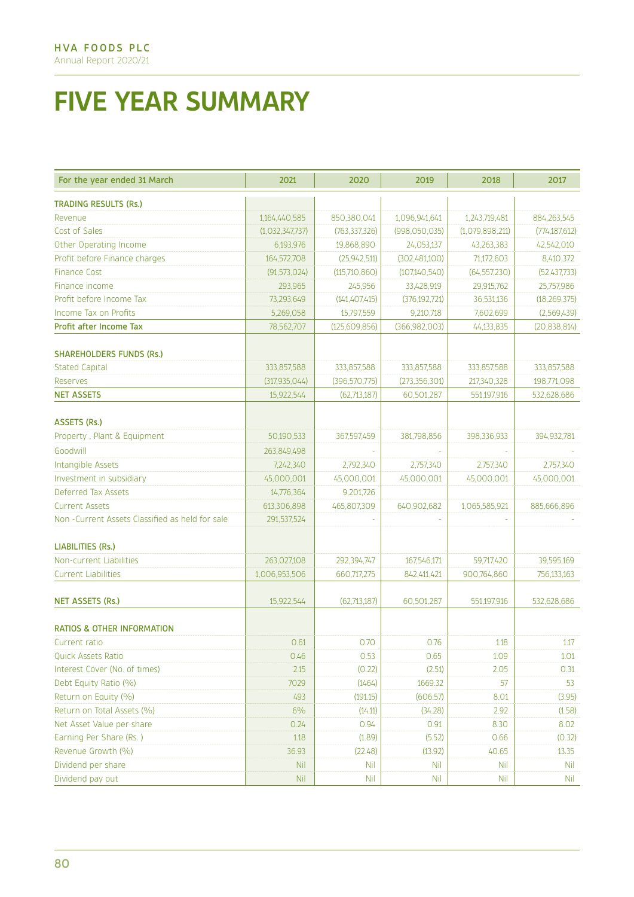# FIVE YEAR SUMMARY

| For the year ended 31 March | 2021 | 2020 | 2019 | 2018 | 2017 |
|---|---|---|---|---|---|
| **TRADING RESULTS (Rs.)** | | | | | |
| Revenue | 1,164,440,585 | 850,380,041 | 1,096,941,641 | 1,243,719,481 | 884,263,545 |
| Cost of Sales | (1,032,347,737) | (763,337,326) | (998,050,035) | (1,079,898,211) | (774,187,612) |
| Other Operating Income | 6,193,976 | 19,868,890 | 24,053,137 | 43,263,383 | 42,542,010 |
| Profit before Finance charges | 164,572,708 | (25,942,511) | (302,481,100) | 71,172,603 | 8,410,372 |
| Finance Cost | (91,573,024) | (115,710,860) | (107,140,540) | (64,557,230) | (52,437,733) |
| Finance income | 293,965 | 245,956 | 33,428,919 | 29,915,762 | 25,757,986 |
| Profit before Income Tax | 73,293,649 | (141,407,415) | (376,192,721) | 36,531,136 | (18,269,375) |
| Income Tax on Profits | 5,269,058 | 15,797,559 | 9,210,718 | 7,602,699 | (2,569,439) |
| **Profit after Income Tax** | 78,562,707 | (125,609,856) | (366,982,003) | 44,133,835 | (20,838,814) |
| **SHAREHOLDERS FUNDS (Rs.)** | | | | | |
| Stated Capital | 333,857,588 | 333,857,588 | 333,857,588 | 333,857,588 | 333,857,588 |
| Reserves | (317,935,044) | (396,570,775) | (273,356,301) | 217,340,328 | 198,771,098 |
| **NET ASSETS** | 15,922,544 | (62,713,187) | 60,501,287 | 551,197,916 | 532,628,686 |
| **ASSETS (Rs.)** | | | | | |
| Property , Plant & Equipment | 50,190,533 | 367,597,459 | 381,798,856 | 398,336,933 | 394,932,781 |
| Goodwill | 263,849,498 | - | - | - | - |
| Intangible Assets | 7,242,340 | 2,792,340 | 2,757,340 | 2,757,340 | 2,757,340 |
| Investment in subsidiary | 45,000,001 | 45,000,001 | 45,000,001 | 45,000,001 | 45,000,001 |
| Deferred Tax Assets | 14,776,364 | 9,201,726 | | | |
| Current Assets | 613,306,898 | 465,807,309 | 640,902,682 | 1,065,585,921 | 885,666,896 |
| Non -Current Assets Classified as held for sale | 291,537,524 | - | - | - | - |
| **LIABILITIES (Rs.)** | | | | | |
| Non-current Liabilities | 263,027,108 | 292,394,747 | 167,546,171 | 59,717,420 | 39,595,169 |
| Current Liabilities | 1,006,953,506 | 660,717,275 | 842,411,421 | 900,764,860 | 756,133,163 |
| **NET ASSETS (Rs.)** | 15,922,544 | (62,713,187) | 60,501,287 | 551,197,916 | 532,628,686 |
| **RATIOS & OTHER INFORMATION** | | | | | |
| Current ratio | 0.61 | 0.70 | 0.76 | 1.18 | 1.17 |
| Quick Assets Ratio | 0.46 | 0.53 | 0.65 | 1.09 | 1.01 |
| Interest Cover (No. of times) | 2.15 | (0.22) | (2.51) | 2.05 | 0.31 |
| Debt Equity Ratio (%) | 7029 | (1464) | 1669.32 | 57 | 53 |
| Return on Equity (%) | 493 | (191.15) | (606.57) | 8.01 | (3.95) |
| Return on Total Assets (%) | 6% | (14.11) | (34.28) | 2.92 | (1.58) |
| Net Asset Value per share | 0.24 | 0.94 | 0.91 | 8.30 | 8.02 |
| Earning Per Share (Rs. ) | 1.18 | (1.89) | (5.52) | 0.66 | (0.32) |
| Revenue Growth (%) | 36.93 | (22.48) | (13.92) | 40.65 | 13.35 |
| Dividend per share | Nil | Nil | Nil | Nil | Nil |
| Dividend pay out | Nil | Nil | Nil | Nil | Nil |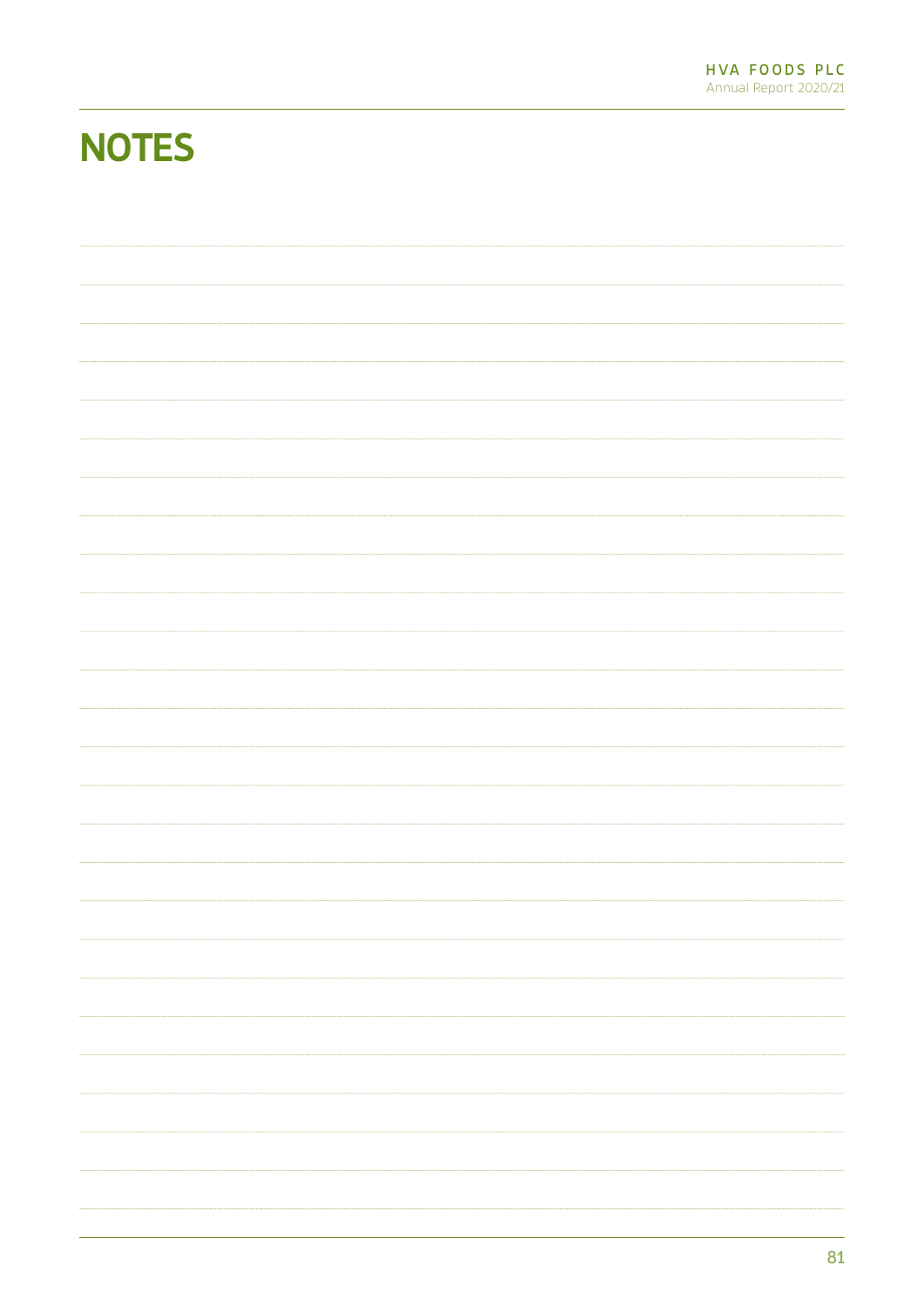# NOTES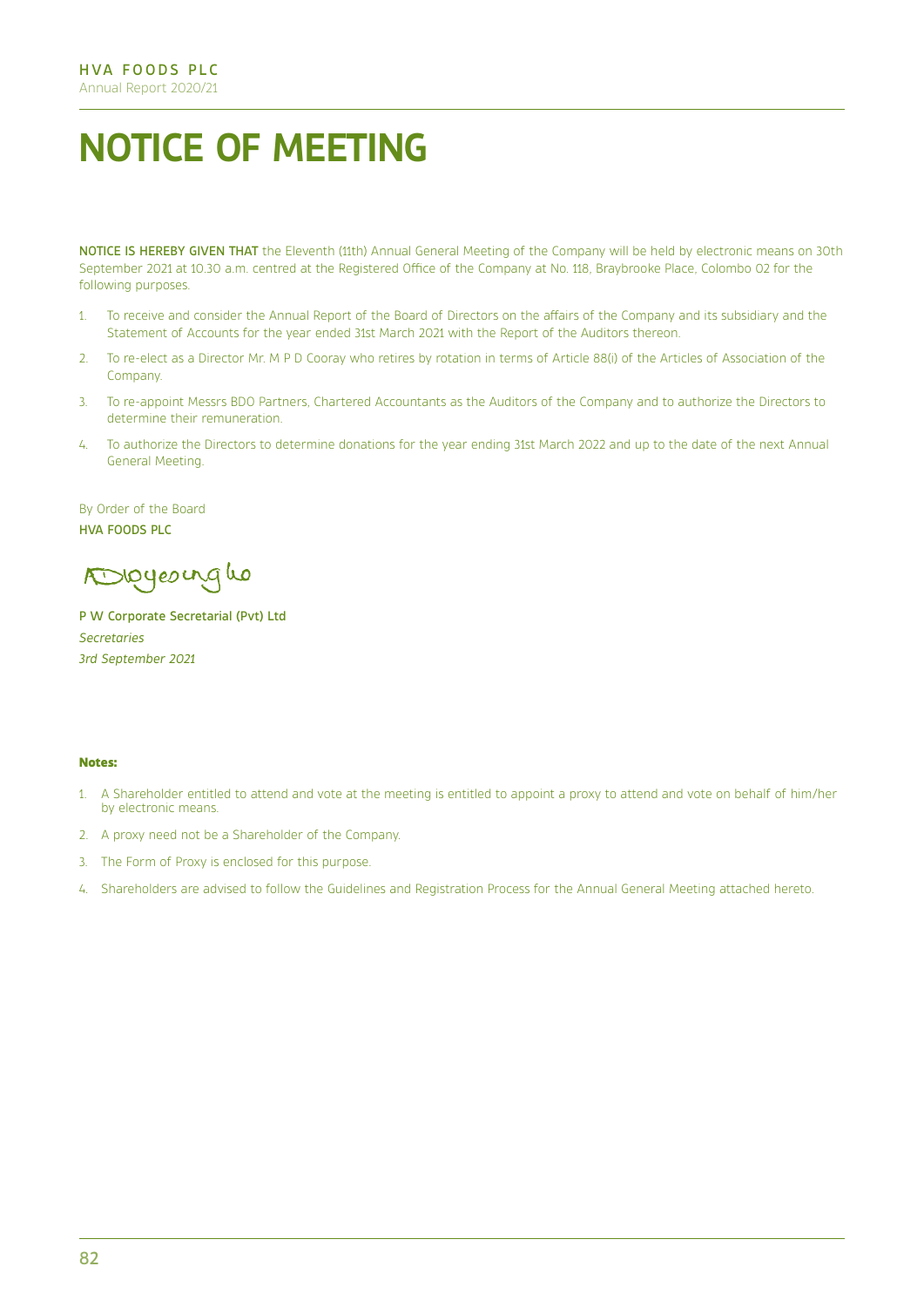# NOTICE OF MEETING

**NOTICE IS HEREBY GIVEN THAT** the Eleventh (11th) Annual General Meeting of the Company will be held by electronic means on 30th September 2021 at 10.30 a.m. centred at the Registered Office of the Company at No. 118, Braybrooke Place, Colombo 02 for the following purposes.

1. To receive and consider the Annual Report of the Board of Directors on the affairs of the Company and its subsidiary and the Statement of Accounts for the year ended 31st March 2021 with the Report of the Auditors thereon.
2. To re-elect as a Director Mr. M P D Cooray who retires by rotation in terms of Article 88(i) of the Articles of Association of the Company.
3. To re-appoint Messrs BDO Partners, Chartered Accountants as the Auditors of the Company and to authorize the Directors to determine their remuneration.
4. To authorize the Directors to determine donations for the year ending 31st March 2022 and up to the date of the next Annual General Meeting.

By Order of the Board
**HVA FOODS PLC**

**P W Corporate Secretarial (Pvt) Ltd**
*Secretaries*
*3rd September 2021*

**Notes:**

1. A Shareholder entitled to attend and vote at the meeting is entitled to appoint a proxy to attend and vote on behalf of him/her by electronic means.
2. A proxy need not be a Shareholder of the Company.
3. The Form of Proxy is enclosed for this purpose.
4. Shareholders are advised to follow the Guidelines and Registration Process for the Annual General Meeting attached hereto.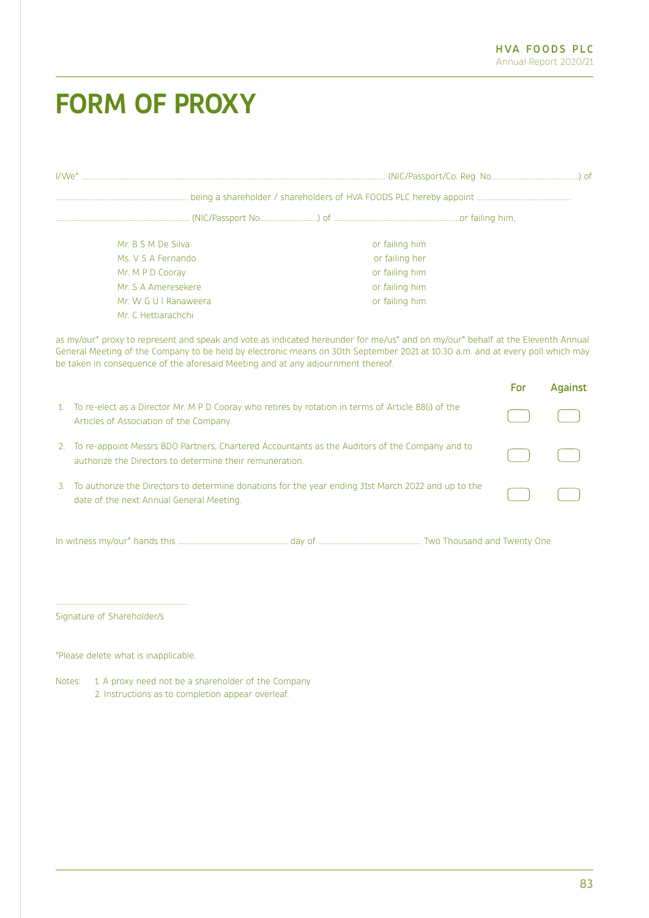# FORM OF PROXY

I/We* ........................................................................................................................................................................ (NIC/Passport/Co. Reg. No................................................) of

......................................................................... being a shareholder / shareholders of HVA FOODS PLC hereby appoint ....................................................

.......................................................................... (NIC/Passport No................................) of .......................................................................or failing him,

| | |
|---|---|
| Mr. B S M De Silva | or failing him |
| Ms. V S A Fernando | or failing her |
| Mr. M P D Cooray | or failing him |
| Mr. S A Ameresekere | or failing him |
| Mr. W G U I Ranaweera | or failing him |
| Mr. C Hettiarachchi | |

as my/our* proxy to represent and speak and vote as indicated hereunder for me/us* and on my/our* behalf at the Eleventh Annual General Meeting of the Company to be held by electronic means on 30th September 2021 at 10.30 a.m. and at every poll which may be taken in consequence of the aforesaid Meeting and at any adjournment thereof.

| | | For | Against |
|---|---|---|---|
| 1. | To re-elect as a Director Mr. M P D Cooray who retires by rotation in terms of Article 88(i) of the Articles of Association of the Company. | | |
| 2. | To re-appoint Messrs BDO Partners, Chartered Accountants as the Auditors of the Company and to authorize the Directors to determine their remuneration. | | |
| 3. | To authorize the Directors to determine donations for the year ending 31st March 2022 and up to the date of the next Annual General Meeting. | | |

In witness my/our* hands this ............................................................ day of ........................................................ Two Thousand and Twenty One.

.........................................................................
Signature of Shareholder/s

*Please delete what is inapplicable.

Notes: 1. A proxy need not be a shareholder of the Company
2. Instructions as to completion appear overleaf.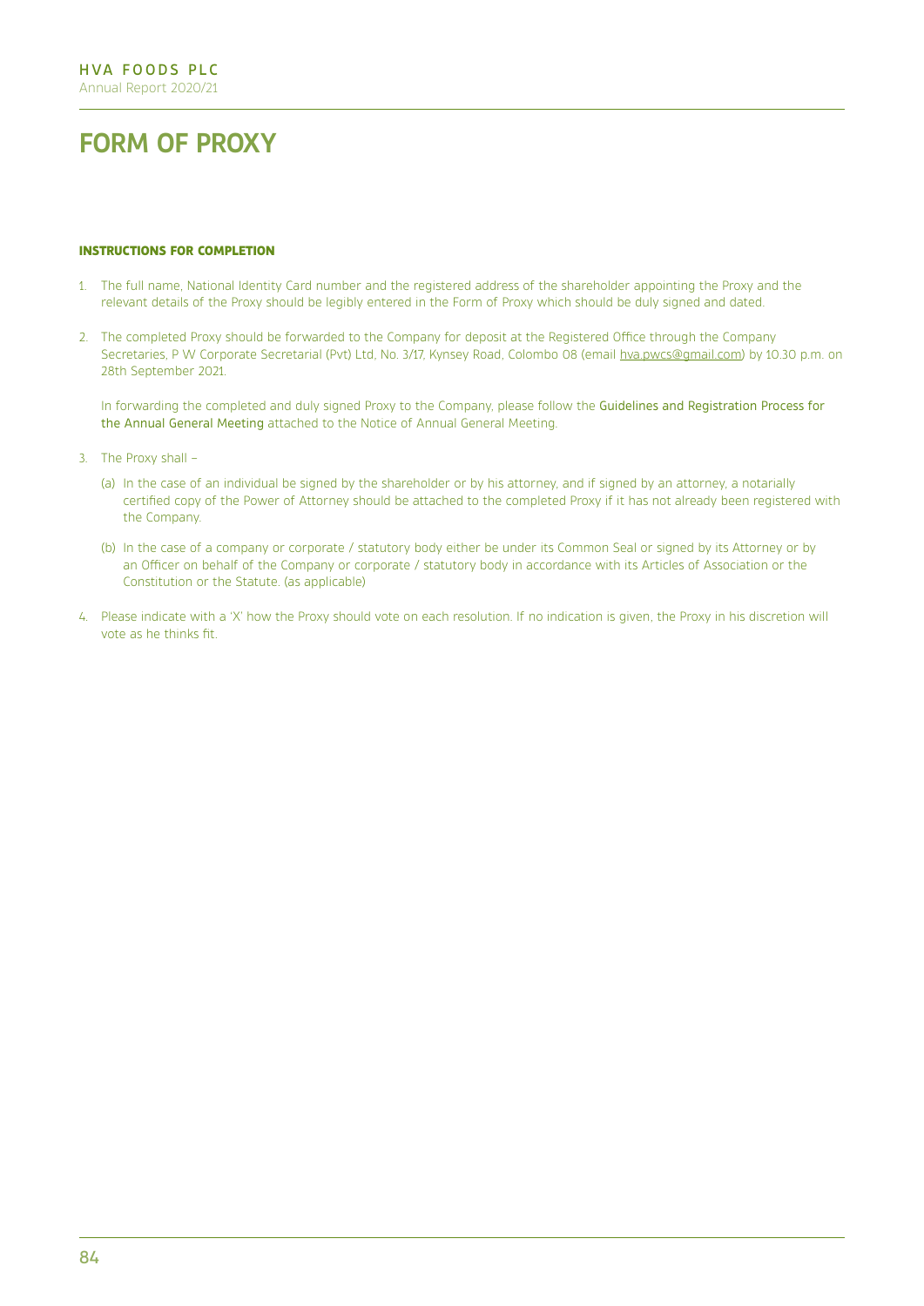# FORM OF PROXY

#### INSTRUCTIONS FOR COMPLETION

1. The full name, National Identity Card number and the registered address of the shareholder appointing the Proxy and the relevant details of the Proxy should be legibly entered in the Form of Proxy which should be duly signed and dated.

2. The completed Proxy should be forwarded to the Company for deposit at the Registered Office through the Company Secretaries, P W Corporate Secretarial (Pvt) Ltd, No. 3/17, Kynsey Road, Colombo 08 (email hva.pwcs@gmail.com) by 10.30 p.m. on 28th September 2021.

   In forwarding the completed and duly signed Proxy to the Company, please follow the Guidelines and Registration Process for the Annual General Meeting attached to the Notice of Annual General Meeting.

3. The Proxy shall –

   (a) In the case of an individual be signed by the shareholder or by his attorney, and if signed by an attorney, a notarially certified copy of the Power of Attorney should be attached to the completed Proxy if it has not already been registered with the Company.

   (b) In the case of a company or corporate / statutory body either be under its Common Seal or signed by its Attorney or by an Officer on behalf of the Company or corporate / statutory body in accordance with its Articles of Association or the Constitution or the Statute. (as applicable)

4. Please indicate with a 'X' how the Proxy should vote on each resolution. If no indication is given, the Proxy in his discretion will vote as he thinks fit.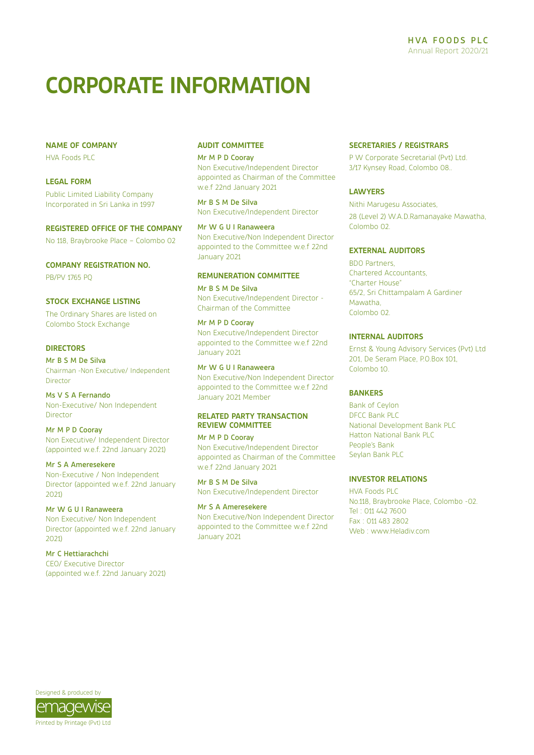# CORPORATE INFORMATION

**NAME OF COMPANY**

HVA Foods PLC

**LEGAL FORM**

Public Limited Liability Company
Incorporated in Sri Lanka in 1997

**REGISTERED OFFICE OF THE COMPANY**

No 118, Braybrooke Place – Colombo 02

**COMPANY REGISTRATION NO.**

PB/PV 1765 PQ

**STOCK EXCHANGE LISTING**

The Ordinary Shares are listed on Colombo Stock Exchange

**DIRECTORS**

**Mr B S M De Silva**
Chairman -Non Executive/ Independent Director

**Ms V S A Fernando**
Non-Executive/ Non Independent Director

**Mr M P D Cooray**
Non Executive/ Independent Director (appointed w.e.f. 22nd January 2021)

**Mr S A Ameresekere**
Non-Executive / Non Independent Director (appointed w.e.f. 22nd January 2021)

**Mr W G U I Ranaweera**
Non Executive/ Non Independent Director (appointed w.e.f. 22nd January 2021)

**Mr C Hettiarachchi**
CEO/ Executive Director (appointed w.e.f. 22nd January 2021)

**AUDIT COMMITTEE**

**Mr M P D Cooray**
Non Executive/Independent Director appointed as Chairman of the Committee w.e.f 22nd January 2021

**Mr B S M De Silva**
Non Executive/Independent Director

**Mr W G U I Ranaweera**
Non Executive/Non Independent Director appointed to the Committee w.e.f 22nd January 2021

**REMUNERATION COMMITTEE**

**Mr B S M De Silva**
Non Executive/Independent Director - Chairman of the Committee

**Mr M P D Cooray**
Non Executive/Independent Director appointed to the Committee w.e.f 22nd January 2021

**Mr W G U I Ranaweera**
Non Executive/Non Independent Director appointed to the Committee w.e.f 22nd January 2021 Member

**RELATED PARTY TRANSACTION REVIEW COMMITTEE**

**Mr M P D Cooray**
Non Executive/Independent Director appointed as Chairman of the Committee w.e.f 22nd January 2021

**Mr B S M De Silva**
Non Executive/Independent Director

**Mr S A Ameresekere**
Non Executive/Non Independent Director appointed to the Committee w.e.f 22nd January 2021

**SECRETARIES / REGISTRARS**

P W Corporate Secretarial (Pvt) Ltd.
3/17 Kynsey Road, Colombo 08..

**LAWYERS**

Nithi Marugesu Associates,
28 (Level 2) W.A.D.Ramanayake Mawatha, Colombo 02.

**EXTERNAL AUDITORS**

BDO Partners,
Chartered Accountants,
"Charter House"
65/2, Sri Chittampalam A Gardiner Mawatha,
Colombo 02.

**INTERNAL AUDITORS**

Ernst & Young Advisory Services (Pvt) Ltd
201, De Seram Place, P.O.Box 101,
Colombo 10.

**BANKERS**

Bank of Ceylon
DFCC Bank PLC
National Development Bank PLC
Hatton National Bank PLC
People's Bank
Seylan Bank PLC

**INVESTOR RELATIONS**

HVA Foods PLC
No.118, Braybrooke Place, Colombo -02.
Tel : 011 442 7600
Fax : 011 483 2802
Web : www.Heladiv.com

Designed & produced by emagewise
Printed by Printage (Pvt) Ltd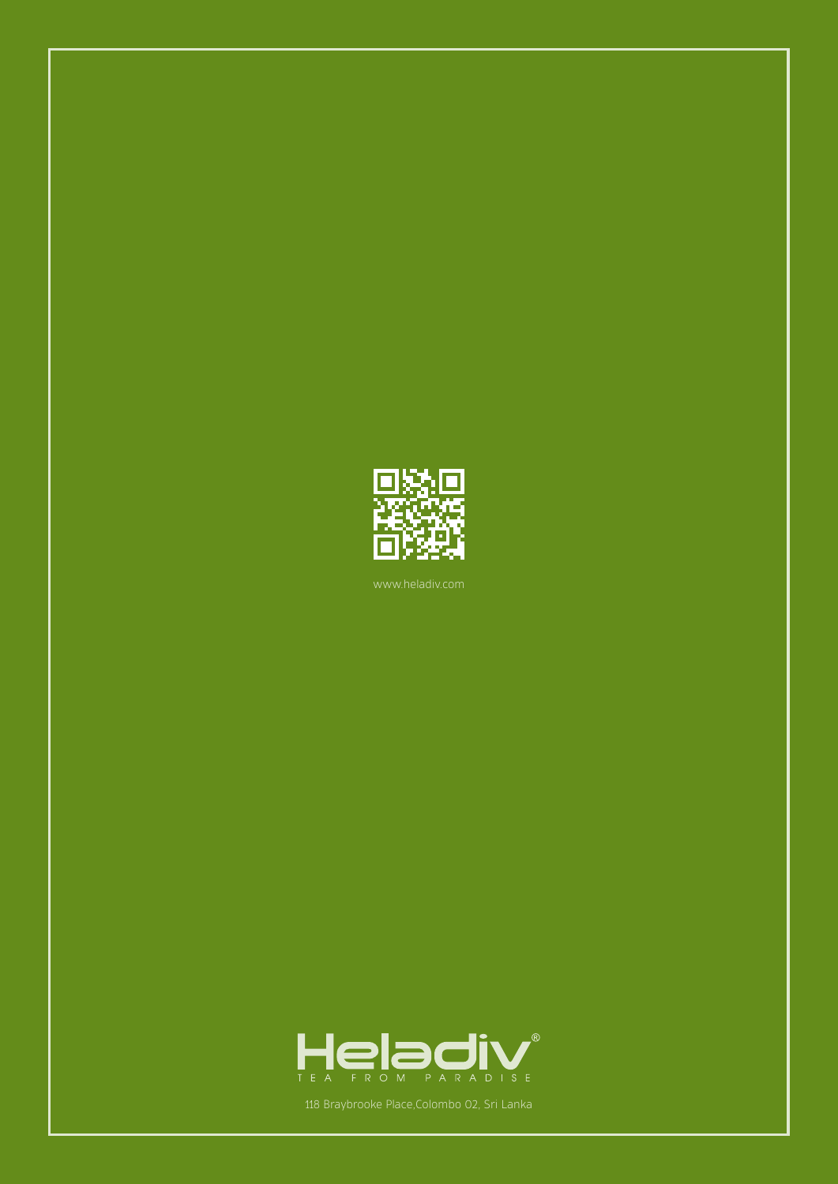www.heladiv.com

Heladiv®

TEA FROM PARADISE

118 Braybrooke Place,Colombo 02, Sri Lanka